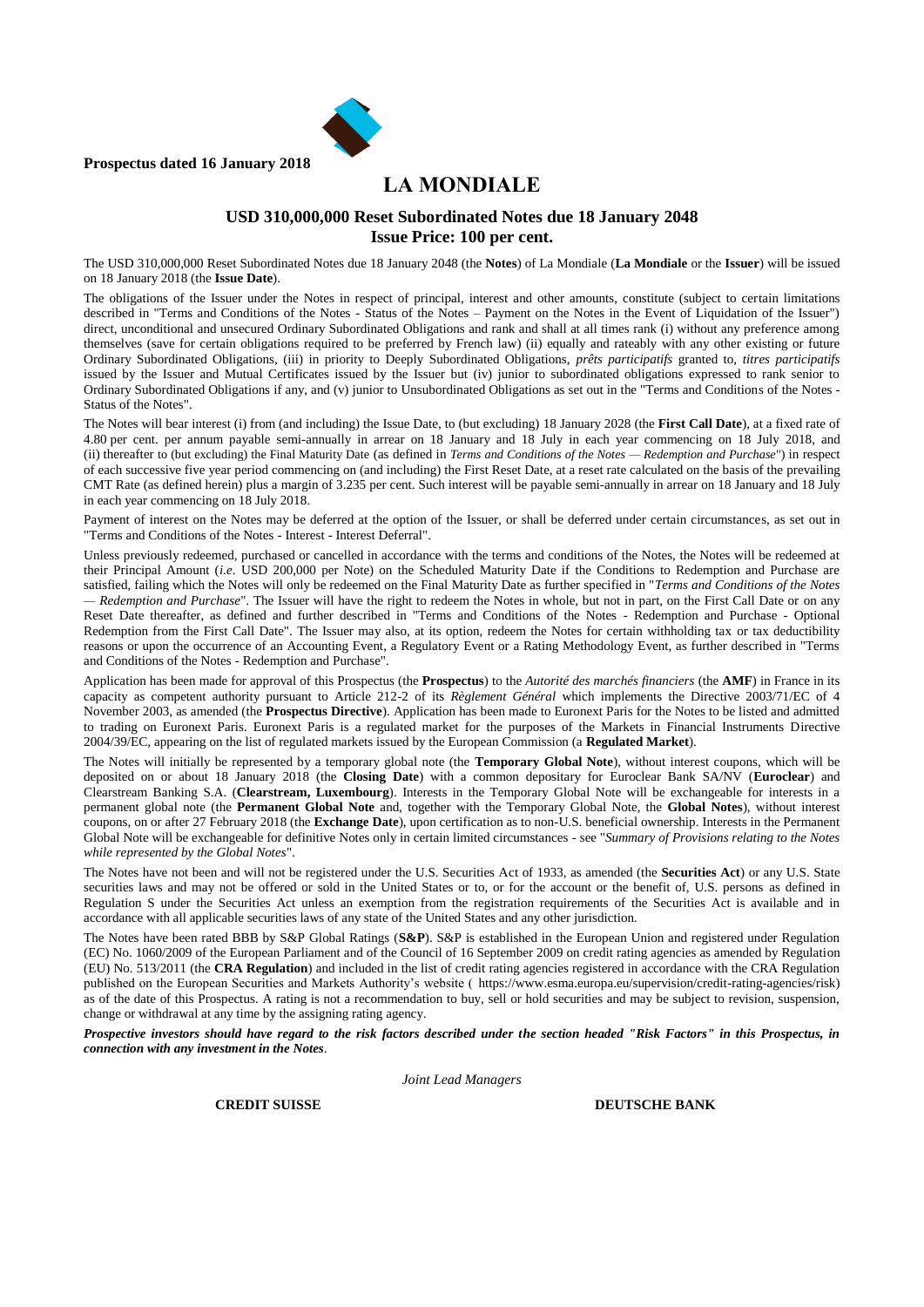**Prospectus dated 16 January 2018**

# LA MONDIALE

## USD 310,000,000 Reset Subordinated Notes due 18 January 2048
## Issue Price: 100 per cent.

The USD 310,000,000 Reset Subordinated Notes due 18 January 2048 (the **Notes**) of La Mondiale (**La Mondiale** or the **Issuer**) will be issued on 18 January 2018 (the **Issue Date**).

The obligations of the Issuer under the Notes in respect of principal, interest and other amounts, constitute (subject to certain limitations described in "Terms and Conditions of the Notes - Status of the Notes – Payment on the Notes in the Event of Liquidation of the Issuer") direct, unconditional and unsecured Ordinary Subordinated Obligations and rank and shall at all times rank (i) without any preference among themselves (save for certain obligations required to be preferred by French law) (ii) equally and rateably with any other existing or future Ordinary Subordinated Obligations, (iii) in priority to Deeply Subordinated Obligations, *prêts participatifs* granted to, *titres participatifs* issued by the Issuer and Mutual Certificates issued by the Issuer but (iv) junior to subordinated obligations expressed to rank senior to Ordinary Subordinated Obligations if any, and (v) junior to Unsubordinated Obligations as set out in the "Terms and Conditions of the Notes - Status of the Notes".

The Notes will bear interest (i) from (and including) the Issue Date, to (but excluding) 18 January 2028 (the **First Call Date**), at a fixed rate of 4.80 per cent. per annum payable semi-annually in arrear on 18 January and 18 July in each year commencing on 18 July 2018, and (ii) thereafter to (but excluding) the Final Maturity Date (as defined in *Terms and Conditions of the Notes — Redemption and Purchase*") in respect of each successive five year period commencing on (and including) the First Reset Date, at a reset rate calculated on the basis of the prevailing CMT Rate (as defined herein) plus a margin of 3.235 per cent. Such interest will be payable semi-annually in arrear on 18 January and 18 July in each year commencing on 18 July 2018.

Payment of interest on the Notes may be deferred at the option of the Issuer, or shall be deferred under certain circumstances, as set out in "Terms and Conditions of the Notes - Interest - Interest Deferral".

Unless previously redeemed, purchased or cancelled in accordance with the terms and conditions of the Notes, the Notes will be redeemed at their Principal Amount (*i.e.* USD 200,000 per Note) on the Scheduled Maturity Date if the Conditions to Redemption and Purchase are satisfied, failing which the Notes will only be redeemed on the Final Maturity Date as further specified in "*Terms and Conditions of the Notes — Redemption and Purchase*". The Issuer will have the right to redeem the Notes in whole, but not in part, on the First Call Date or on any Reset Date thereafter, as defined and further described in "Terms and Conditions of the Notes - Redemption and Purchase - Optional Redemption from the First Call Date". The Issuer may also, at its option, redeem the Notes for certain withholding tax or tax deductibility reasons or upon the occurrence of an Accounting Event, a Regulatory Event or a Rating Methodology Event, as further described in "Terms and Conditions of the Notes - Redemption and Purchase".

Application has been made for approval of this Prospectus (the **Prospectus**) to the *Autorité des marchés financiers* (the **AMF**) in France in its capacity as competent authority pursuant to Article 212-2 of its *Règlement Général* which implements the Directive 2003/71/EC of 4 November 2003, as amended (the **Prospectus Directive**). Application has been made to Euronext Paris for the Notes to be listed and admitted to trading on Euronext Paris. Euronext Paris is a regulated market for the purposes of the Markets in Financial Instruments Directive 2004/39/EC, appearing on the list of regulated markets issued by the European Commission (a **Regulated Market**).

The Notes will initially be represented by a temporary global note (the **Temporary Global Note**), without interest coupons, which will be deposited on or about 18 January 2018 (the **Closing Date**) with a common depositary for Euroclear Bank SA/NV (**Euroclear**) and Clearstream Banking S.A. (**Clearstream, Luxembourg**). Interests in the Temporary Global Note will be exchangeable for interests in a permanent global note (the **Permanent Global Note** and, together with the Temporary Global Note, the **Global Notes**), without interest coupons, on or after 27 February 2018 (the **Exchange Date**), upon certification as to non-U.S. beneficial ownership. Interests in the Permanent Global Note will be exchangeable for definitive Notes only in certain limited circumstances - see "*Summary of Provisions relating to the Notes while represented by the Global Notes*".

The Notes have not been and will not be registered under the U.S. Securities Act of 1933, as amended (the **Securities Act**) or any U.S. State securities laws and may not be offered or sold in the United States or to, or for the account or the benefit of, U.S. persons as defined in Regulation S under the Securities Act unless an exemption from the registration requirements of the Securities Act is available and in accordance with all applicable securities laws of any state of the United States and any other jurisdiction.

The Notes have been rated BBB by S&P Global Ratings (**S&P**). S&P is established in the European Union and registered under Regulation (EC) No. 1060/2009 of the European Parliament and of the Council of 16 September 2009 on credit rating agencies as amended by Regulation (EU) No. 513/2011 (the **CRA Regulation**) and included in the list of credit rating agencies registered in accordance with the CRA Regulation published on the European Securities and Markets Authority's website ( https://www.esma.europa.eu/supervision/credit-rating-agencies/risk) as of the date of this Prospectus. A rating is not a recommendation to buy, sell or hold securities and may be subject to revision, suspension, change or withdrawal at any time by the assigning rating agency.

***Prospective investors should have regard to the risk factors described under the section headed "Risk Factors" in this Prospectus, in connection with any investment in the Notes*.**

*Joint Lead Managers*

**CREDIT SUISSE** **DEUTSCHE BANK**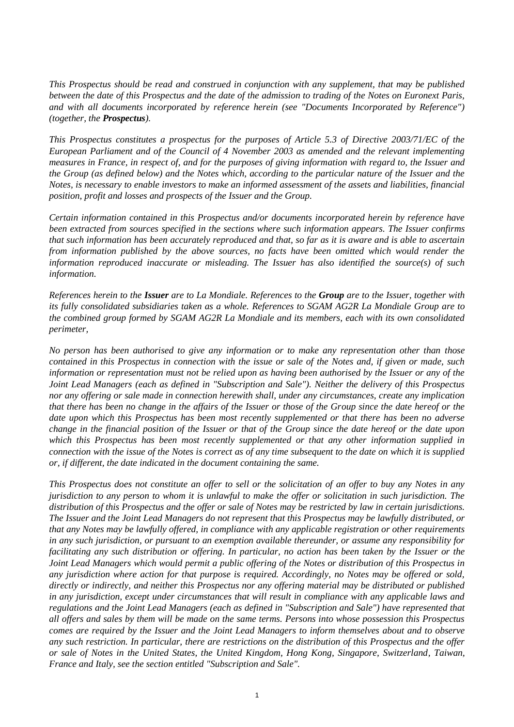*This Prospectus should be read and construed in conjunction with any supplement, that may be published between the date of this Prospectus and the date of the admission to trading of the Notes on Euronext Paris, and with all documents incorporated by reference herein (see "Documents Incorporated by Reference") (together, the* ***Prospectus****).*

*This Prospectus constitutes a prospectus for the purposes of Article 5.3 of Directive 2003/71/EC of the European Parliament and of the Council of 4 November 2003 as amended and the relevant implementing measures in France, in respect of, and for the purposes of giving information with regard to, the Issuer and the Group (as defined below) and the Notes which, according to the particular nature of the Issuer and the Notes, is necessary to enable investors to make an informed assessment of the assets and liabilities, financial position, profit and losses and prospects of the Issuer and the Group.*

*Certain information contained in this Prospectus and/or documents incorporated herein by reference have been extracted from sources specified in the sections where such information appears. The Issuer confirms that such information has been accurately reproduced and that, so far as it is aware and is able to ascertain from information published by the above sources, no facts have been omitted which would render the information reproduced inaccurate or misleading. The Issuer has also identified the source(s) of such information.*

*References herein to the* ***Issuer*** *are to La Mondiale. References to the* ***Group*** *are to the Issuer, together with its fully consolidated subsidiaries taken as a whole. References to SGAM AG2R La Mondiale Group are to the combined group formed by SGAM AG2R La Mondiale and its members, each with its own consolidated perimeter,*

*No person has been authorised to give any information or to make any representation other than those contained in this Prospectus in connection with the issue or sale of the Notes and, if given or made, such information or representation must not be relied upon as having been authorised by the Issuer or any of the Joint Lead Managers (each as defined in "Subscription and Sale"). Neither the delivery of this Prospectus nor any offering or sale made in connection herewith shall, under any circumstances, create any implication that there has been no change in the affairs of the Issuer or those of the Group since the date hereof or the date upon which this Prospectus has been most recently supplemented or that there has been no adverse change in the financial position of the Issuer or that of the Group since the date hereof or the date upon which this Prospectus has been most recently supplemented or that any other information supplied in connection with the issue of the Notes is correct as of any time subsequent to the date on which it is supplied or, if different, the date indicated in the document containing the same.*

*This Prospectus does not constitute an offer to sell or the solicitation of an offer to buy any Notes in any jurisdiction to any person to whom it is unlawful to make the offer or solicitation in such jurisdiction. The distribution of this Prospectus and the offer or sale of Notes may be restricted by law in certain jurisdictions. The Issuer and the Joint Lead Managers do not represent that this Prospectus may be lawfully distributed, or that any Notes may be lawfully offered, in compliance with any applicable registration or other requirements in any such jurisdiction, or pursuant to an exemption available thereunder, or assume any responsibility for facilitating any such distribution or offering. In particular, no action has been taken by the Issuer or the Joint Lead Managers which would permit a public offering of the Notes or distribution of this Prospectus in any jurisdiction where action for that purpose is required. Accordingly, no Notes may be offered or sold, directly or indirectly, and neither this Prospectus nor any offering material may be distributed or published in any jurisdiction, except under circumstances that will result in compliance with any applicable laws and regulations and the Joint Lead Managers (each as defined in "Subscription and Sale") have represented that all offers and sales by them will be made on the same terms. Persons into whose possession this Prospectus comes are required by the Issuer and the Joint Lead Managers to inform themselves about and to observe any such restriction. In particular, there are restrictions on the distribution of this Prospectus and the offer or sale of Notes in the United States, the United Kingdom, Hong Kong, Singapore, Switzerland, Taiwan, France and Italy, see the section entitled "Subscription and Sale".*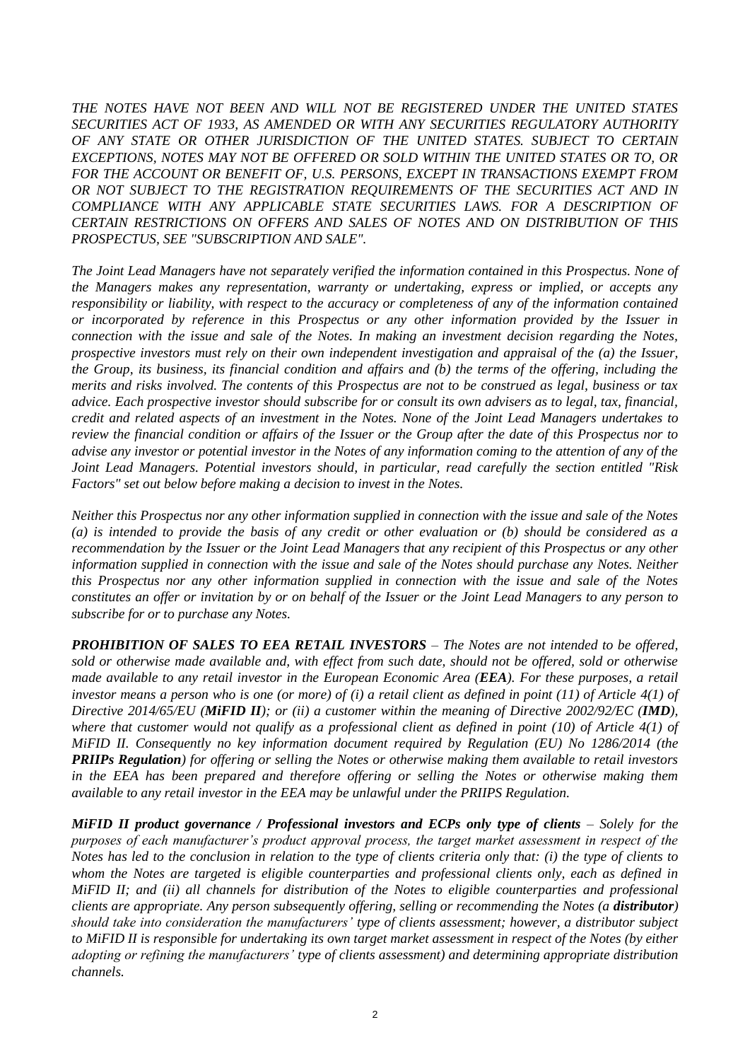*THE NOTES HAVE NOT BEEN AND WILL NOT BE REGISTERED UNDER THE UNITED STATES SECURITIES ACT OF 1933, AS AMENDED OR WITH ANY SECURITIES REGULATORY AUTHORITY OF ANY STATE OR OTHER JURISDICTION OF THE UNITED STATES. SUBJECT TO CERTAIN EXCEPTIONS, NOTES MAY NOT BE OFFERED OR SOLD WITHIN THE UNITED STATES OR TO, OR FOR THE ACCOUNT OR BENEFIT OF, U.S. PERSONS, EXCEPT IN TRANSACTIONS EXEMPT FROM OR NOT SUBJECT TO THE REGISTRATION REQUIREMENTS OF THE SECURITIES ACT AND IN COMPLIANCE WITH ANY APPLICABLE STATE SECURITIES LAWS. FOR A DESCRIPTION OF CERTAIN RESTRICTIONS ON OFFERS AND SALES OF NOTES AND ON DISTRIBUTION OF THIS PROSPECTUS, SEE "SUBSCRIPTION AND SALE".*

*The Joint Lead Managers have not separately verified the information contained in this Prospectus. None of the Managers makes any representation, warranty or undertaking, express or implied, or accepts any responsibility or liability, with respect to the accuracy or completeness of any of the information contained or incorporated by reference in this Prospectus or any other information provided by the Issuer in connection with the issue and sale of the Notes. In making an investment decision regarding the Notes, prospective investors must rely on their own independent investigation and appraisal of the (a) the Issuer, the Group, its business, its financial condition and affairs and (b) the terms of the offering, including the merits and risks involved. The contents of this Prospectus are not to be construed as legal, business or tax advice. Each prospective investor should subscribe for or consult its own advisers as to legal, tax, financial, credit and related aspects of an investment in the Notes. None of the Joint Lead Managers undertakes to review the financial condition or affairs of the Issuer or the Group after the date of this Prospectus nor to advise any investor or potential investor in the Notes of any information coming to the attention of any of the Joint Lead Managers. Potential investors should, in particular, read carefully the section entitled "Risk Factors" set out below before making a decision to invest in the Notes.*

*Neither this Prospectus nor any other information supplied in connection with the issue and sale of the Notes (a) is intended to provide the basis of any credit or other evaluation or (b) should be considered as a recommendation by the Issuer or the Joint Lead Managers that any recipient of this Prospectus or any other information supplied in connection with the issue and sale of the Notes should purchase any Notes. Neither this Prospectus nor any other information supplied in connection with the issue and sale of the Notes constitutes an offer or invitation by or on behalf of the Issuer or the Joint Lead Managers to any person to subscribe for or to purchase any Notes.*

***PROHIBITION OF SALES TO EEA RETAIL INVESTORS** – The Notes are not intended to be offered, sold or otherwise made available and, with effect from such date, should not be offered, sold or otherwise made available to any retail investor in the European Economic Area (**EEA**). For these purposes, a retail investor means a person who is one (or more) of (i) a retail client as defined in point (11) of Article 4(1) of Directive 2014/65/EU (**MiFID II**); or (ii) a customer within the meaning of Directive 2002/92/EC (**IMD**), where that customer would not qualify as a professional client as defined in point (10) of Article 4(1) of MiFID II. Consequently no key information document required by Regulation (EU) No 1286/2014 (the **PRIIPs Regulation**) for offering or selling the Notes or otherwise making them available to retail investors in the EEA has been prepared and therefore offering or selling the Notes or otherwise making them available to any retail investor in the EEA may be unlawful under the PRIIPS Regulation.*

***MiFID II product governance / Professional investors and ECPs only type of clients** – Solely for the purposes of each manufacturer's product approval process, the target market assessment in respect of the Notes has led to the conclusion in relation to the type of clients criteria only that: (i) the type of clients to whom the Notes are targeted is eligible counterparties and professional clients only, each as defined in MiFID II; and (ii) all channels for distribution of the Notes to eligible counterparties and professional clients are appropriate. Any person subsequently offering, selling or recommending the Notes (a **distributor**) should take into consideration the manufacturers' type of clients assessment; however, a distributor subject to MiFID II is responsible for undertaking its own target market assessment in respect of the Notes (by either adopting or refining the manufacturers' type of clients assessment) and determining appropriate distribution channels.*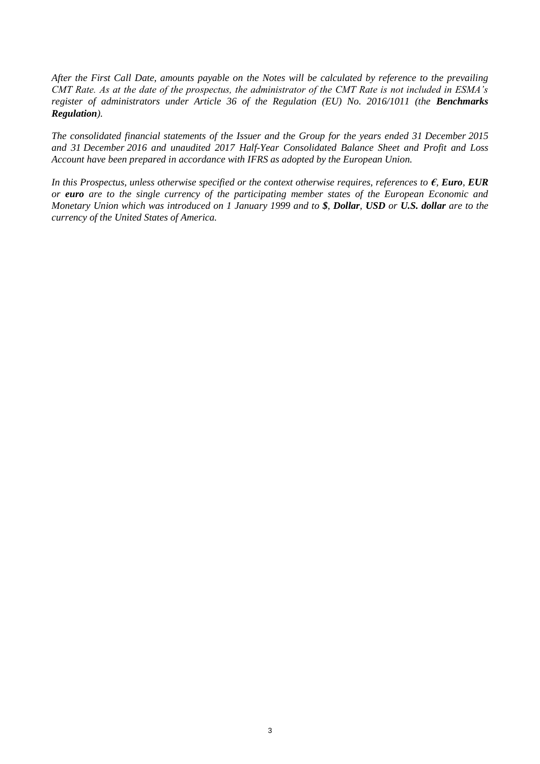*After the First Call Date, amounts payable on the Notes will be calculated by reference to the prevailing CMT Rate. As at the date of the prospectus, the administrator of the CMT Rate is not included in ESMA's register of administrators under Article 36 of the Regulation (EU) No. 2016/1011 (the **Benchmarks Regulation**).*

*The consolidated financial statements of the Issuer and the Group for the years ended 31 December 2015 and 31 December 2016 and unaudited 2017 Half-Year Consolidated Balance Sheet and Profit and Loss Account have been prepared in accordance with IFRS as adopted by the European Union.*

*In this Prospectus, unless otherwise specified or the context otherwise requires, references to **€**, **Euro**, **EUR** or **euro** are to the single currency of the participating member states of the European Economic and Monetary Union which was introduced on 1 January 1999 and to **$**, **Dollar**, **USD** or **U.S. dollar** are to the currency of the United States of America.*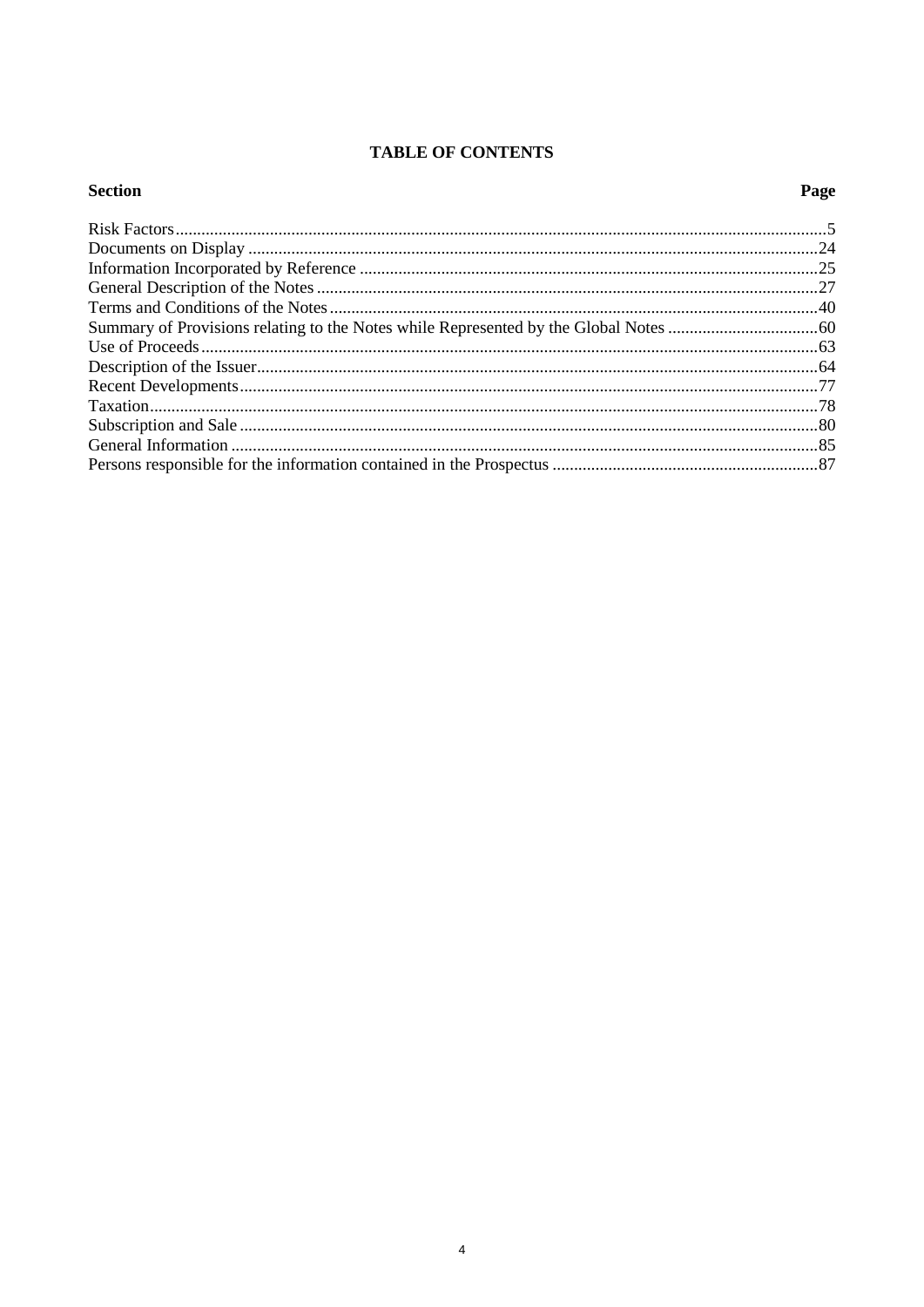# TABLE OF CONTENTS

| Section | Page |
| --- | --- |
| Risk Factors | 5 |
| Documents on Display | 24 |
| Information Incorporated by Reference | 25 |
| General Description of the Notes | 27 |
| Terms and Conditions of the Notes | 40 |
| Summary of Provisions relating to the Notes while Represented by the Global Notes | 60 |
| Use of Proceeds | 63 |
| Description of the Issuer | 64 |
| Recent Developments | 77 |
| Taxation | 78 |
| Subscription and Sale | 80 |
| General Information | 85 |
| Persons responsible for the information contained in the Prospectus | 87 |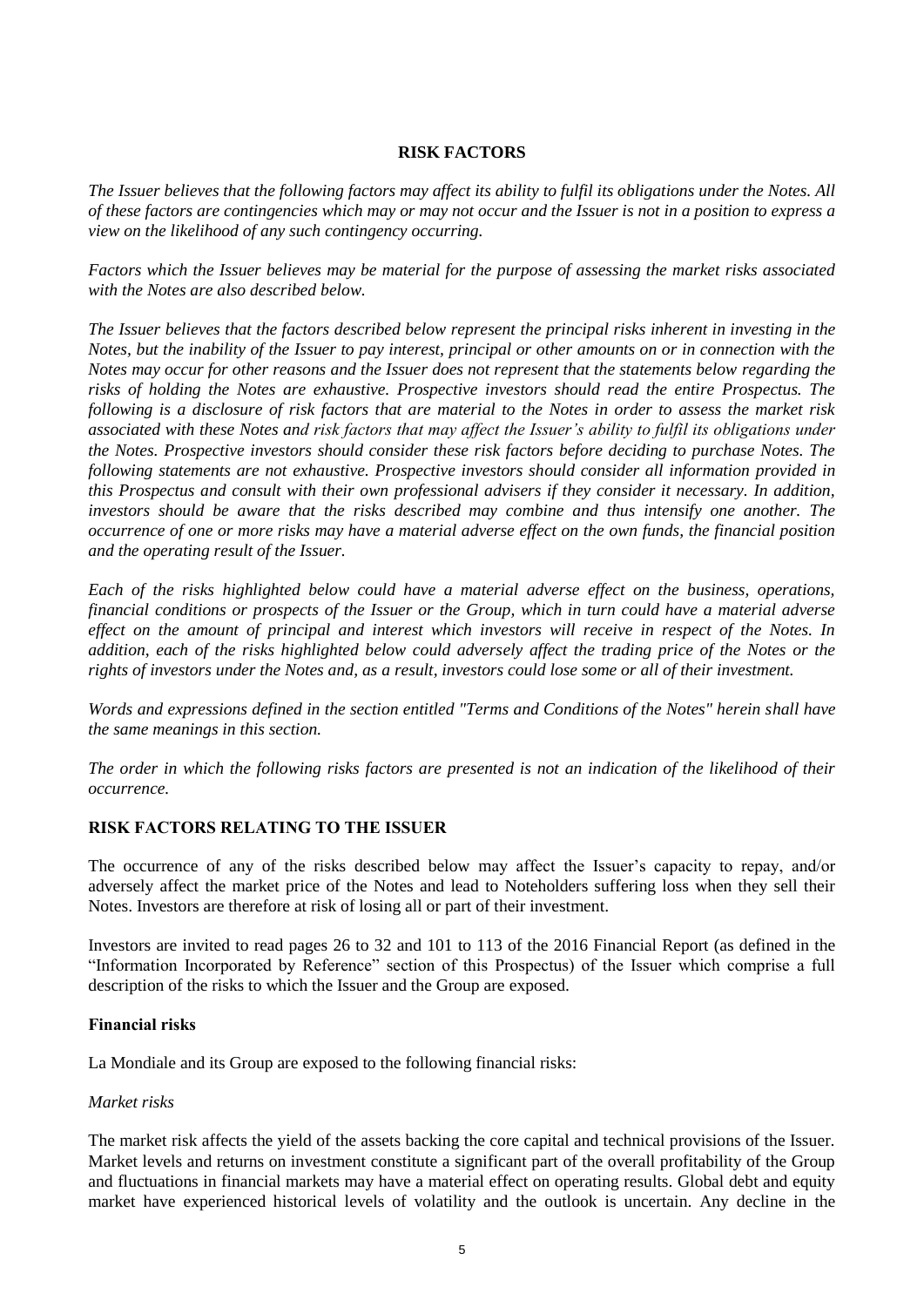## RISK FACTORS

*The Issuer believes that the following factors may affect its ability to fulfil its obligations under the Notes. All of these factors are contingencies which may or may not occur and the Issuer is not in a position to express a view on the likelihood of any such contingency occurring.*

*Factors which the Issuer believes may be material for the purpose of assessing the market risks associated with the Notes are also described below.*

*The Issuer believes that the factors described below represent the principal risks inherent in investing in the Notes, but the inability of the Issuer to pay interest, principal or other amounts on or in connection with the Notes may occur for other reasons and the Issuer does not represent that the statements below regarding the risks of holding the Notes are exhaustive. Prospective investors should read the entire Prospectus. The following is a disclosure of risk factors that are material to the Notes in order to assess the market risk associated with these Notes and risk factors that may affect the Issuer's ability to fulfil its obligations under the Notes. Prospective investors should consider these risk factors before deciding to purchase Notes. The following statements are not exhaustive. Prospective investors should consider all information provided in this Prospectus and consult with their own professional advisers if they consider it necessary. In addition, investors should be aware that the risks described may combine and thus intensify one another. The occurrence of one or more risks may have a material adverse effect on the own funds, the financial position and the operating result of the Issuer.*

*Each of the risks highlighted below could have a material adverse effect on the business, operations, financial conditions or prospects of the Issuer or the Group, which in turn could have a material adverse effect on the amount of principal and interest which investors will receive in respect of the Notes. In addition, each of the risks highlighted below could adversely affect the trading price of the Notes or the rights of investors under the Notes and, as a result, investors could lose some or all of their investment.*

*Words and expressions defined in the section entitled "Terms and Conditions of the Notes" herein shall have the same meanings in this section.*

*The order in which the following risks factors are presented is not an indication of the likelihood of their occurrence.*

### RISK FACTORS RELATING TO THE ISSUER

The occurrence of any of the risks described below may affect the Issuer's capacity to repay, and/or adversely affect the market price of the Notes and lead to Noteholders suffering loss when they sell their Notes. Investors are therefore at risk of losing all or part of their investment.

Investors are invited to read pages 26 to 32 and 101 to 113 of the 2016 Financial Report (as defined in the "Information Incorporated by Reference" section of this Prospectus) of the Issuer which comprise a full description of the risks to which the Issuer and the Group are exposed.

#### Financial risks

La Mondiale and its Group are exposed to the following financial risks:

*Market risks*

The market risk affects the yield of the assets backing the core capital and technical provisions of the Issuer. Market levels and returns on investment constitute a significant part of the overall profitability of the Group and fluctuations in financial markets may have a material effect on operating results. Global debt and equity market have experienced historical levels of volatility and the outlook is uncertain. Any decline in the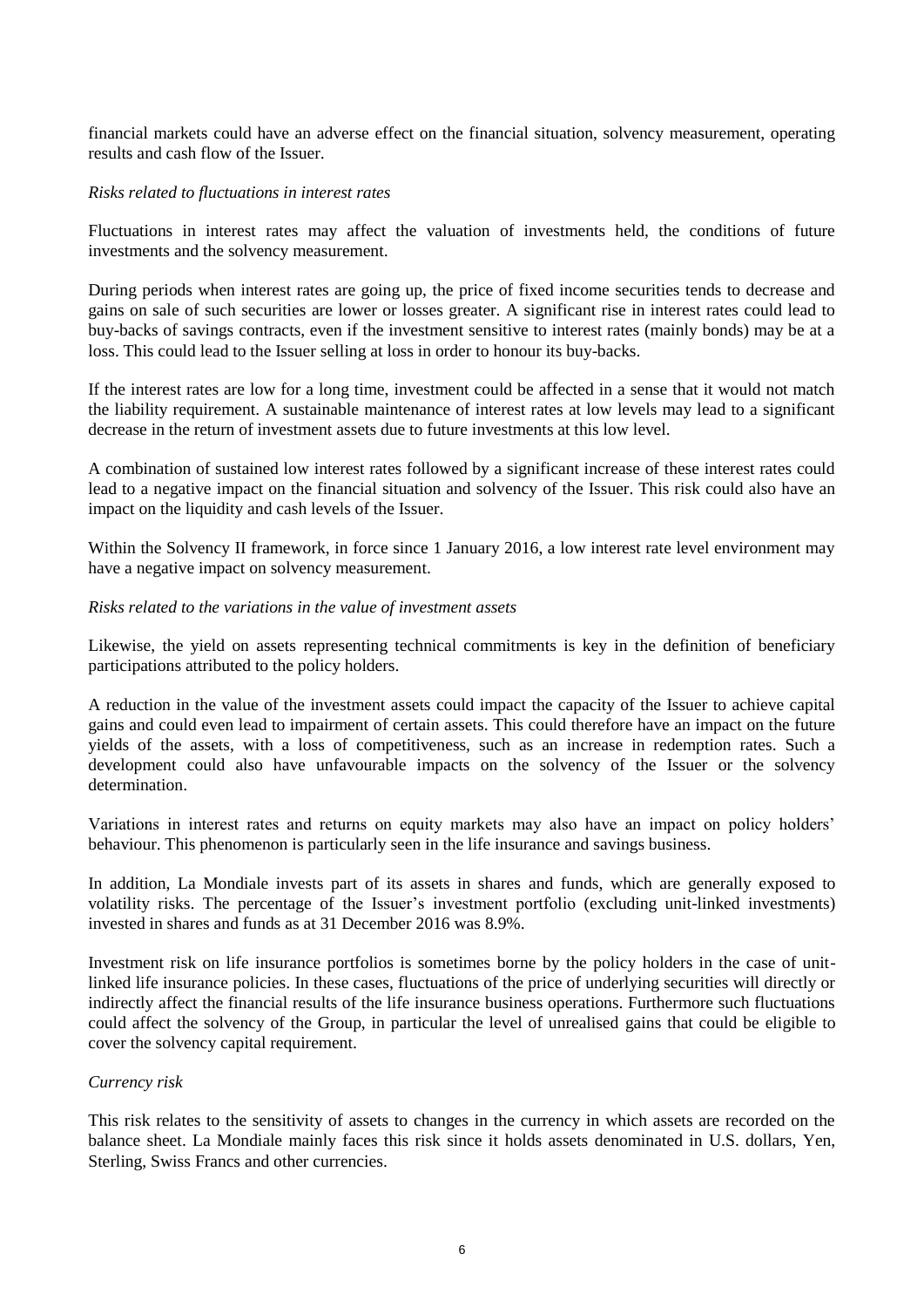financial markets could have an adverse effect on the financial situation, solvency measurement, operating results and cash flow of the Issuer.

*Risks related to fluctuations in interest rates*

Fluctuations in interest rates may affect the valuation of investments held, the conditions of future investments and the solvency measurement.

During periods when interest rates are going up, the price of fixed income securities tends to decrease and gains on sale of such securities are lower or losses greater. A significant rise in interest rates could lead to buy-backs of savings contracts, even if the investment sensitive to interest rates (mainly bonds) may be at a loss. This could lead to the Issuer selling at loss in order to honour its buy-backs.

If the interest rates are low for a long time, investment could be affected in a sense that it would not match the liability requirement. A sustainable maintenance of interest rates at low levels may lead to a significant decrease in the return of investment assets due to future investments at this low level.

A combination of sustained low interest rates followed by a significant increase of these interest rates could lead to a negative impact on the financial situation and solvency of the Issuer. This risk could also have an impact on the liquidity and cash levels of the Issuer.

Within the Solvency II framework, in force since 1 January 2016, a low interest rate level environment may have a negative impact on solvency measurement.

*Risks related to the variations in the value of investment assets*

Likewise, the yield on assets representing technical commitments is key in the definition of beneficiary participations attributed to the policy holders.

A reduction in the value of the investment assets could impact the capacity of the Issuer to achieve capital gains and could even lead to impairment of certain assets. This could therefore have an impact on the future yields of the assets, with a loss of competitiveness, such as an increase in redemption rates. Such a development could also have unfavourable impacts on the solvency of the Issuer or the solvency determination.

Variations in interest rates and returns on equity markets may also have an impact on policy holders' behaviour. This phenomenon is particularly seen in the life insurance and savings business.

In addition, La Mondiale invests part of its assets in shares and funds, which are generally exposed to volatility risks. The percentage of the Issuer's investment portfolio (excluding unit-linked investments) invested in shares and funds as at 31 December 2016 was 8.9%.

Investment risk on life insurance portfolios is sometimes borne by the policy holders in the case of unit-linked life insurance policies. In these cases, fluctuations of the price of underlying securities will directly or indirectly affect the financial results of the life insurance business operations. Furthermore such fluctuations could affect the solvency of the Group, in particular the level of unrealised gains that could be eligible to cover the solvency capital requirement.

*Currency risk*

This risk relates to the sensitivity of assets to changes in the currency in which assets are recorded on the balance sheet. La Mondiale mainly faces this risk since it holds assets denominated in U.S. dollars, Yen, Sterling, Swiss Francs and other currencies.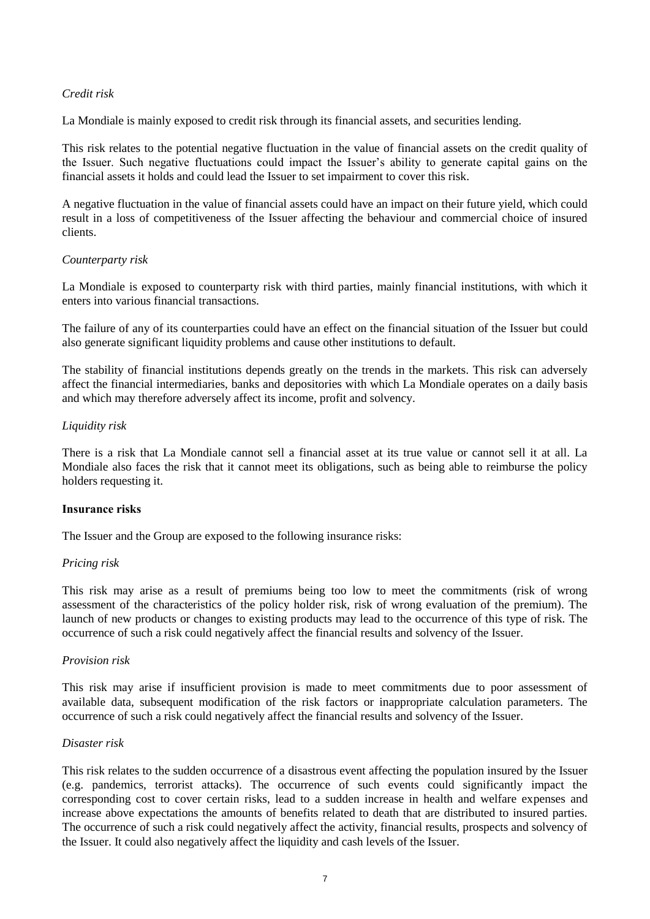*Credit risk*

La Mondiale is mainly exposed to credit risk through its financial assets, and securities lending.

This risk relates to the potential negative fluctuation in the value of financial assets on the credit quality of the Issuer. Such negative fluctuations could impact the Issuer's ability to generate capital gains on the financial assets it holds and could lead the Issuer to set impairment to cover this risk.

A negative fluctuation in the value of financial assets could have an impact on their future yield, which could result in a loss of competitiveness of the Issuer affecting the behaviour and commercial choice of insured clients.

*Counterparty risk*

La Mondiale is exposed to counterparty risk with third parties, mainly financial institutions, with which it enters into various financial transactions.

The failure of any of its counterparties could have an effect on the financial situation of the Issuer but could also generate significant liquidity problems and cause other institutions to default.

The stability of financial institutions depends greatly on the trends in the markets. This risk can adversely affect the financial intermediaries, banks and depositories with which La Mondiale operates on a daily basis and which may therefore adversely affect its income, profit and solvency.

*Liquidity risk*

There is a risk that La Mondiale cannot sell a financial asset at its true value or cannot sell it at all. La Mondiale also faces the risk that it cannot meet its obligations, such as being able to reimburse the policy holders requesting it.

**Insurance risks**

The Issuer and the Group are exposed to the following insurance risks:

*Pricing risk*

This risk may arise as a result of premiums being too low to meet the commitments (risk of wrong assessment of the characteristics of the policy holder risk, risk of wrong evaluation of the premium). The launch of new products or changes to existing products may lead to the occurrence of this type of risk. The occurrence of such a risk could negatively affect the financial results and solvency of the Issuer.

*Provision risk*

This risk may arise if insufficient provision is made to meet commitments due to poor assessment of available data, subsequent modification of the risk factors or inappropriate calculation parameters. The occurrence of such a risk could negatively affect the financial results and solvency of the Issuer.

*Disaster risk*

This risk relates to the sudden occurrence of a disastrous event affecting the population insured by the Issuer (e.g. pandemics, terrorist attacks). The occurrence of such events could significantly impact the corresponding cost to cover certain risks, lead to a sudden increase in health and welfare expenses and increase above expectations the amounts of benefits related to death that are distributed to insured parties. The occurrence of such a risk could negatively affect the activity, financial results, prospects and solvency of the Issuer. It could also negatively affect the liquidity and cash levels of the Issuer.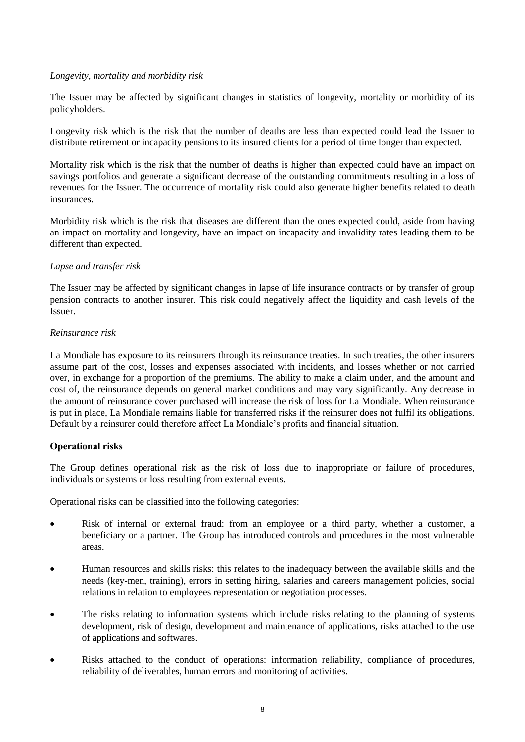*Longevity, mortality and morbidity risk*

The Issuer may be affected by significant changes in statistics of longevity, mortality or morbidity of its policyholders.

Longevity risk which is the risk that the number of deaths are less than expected could lead the Issuer to distribute retirement or incapacity pensions to its insured clients for a period of time longer than expected.

Mortality risk which is the risk that the number of deaths is higher than expected could have an impact on savings portfolios and generate a significant decrease of the outstanding commitments resulting in a loss of revenues for the Issuer. The occurrence of mortality risk could also generate higher benefits related to death insurances.

Morbidity risk which is the risk that diseases are different than the ones expected could, aside from having an impact on mortality and longevity, have an impact on incapacity and invalidity rates leading them to be different than expected.

*Lapse and transfer risk*

The Issuer may be affected by significant changes in lapse of life insurance contracts or by transfer of group pension contracts to another insurer. This risk could negatively affect the liquidity and cash levels of the Issuer.

*Reinsurance risk*

La Mondiale has exposure to its reinsurers through its reinsurance treaties. In such treaties, the other insurers assume part of the cost, losses and expenses associated with incidents, and losses whether or not carried over, in exchange for a proportion of the premiums. The ability to make a claim under, and the amount and cost of, the reinsurance depends on general market conditions and may vary significantly. Any decrease in the amount of reinsurance cover purchased will increase the risk of loss for La Mondiale. When reinsurance is put in place, La Mondiale remains liable for transferred risks if the reinsurer does not fulfil its obligations. Default by a reinsurer could therefore affect La Mondiale's profits and financial situation.

**Operational risks**

The Group defines operational risk as the risk of loss due to inappropriate or failure of procedures, individuals or systems or loss resulting from external events.

Operational risks can be classified into the following categories:

- Risk of internal or external fraud: from an employee or a third party, whether a customer, a beneficiary or a partner. The Group has introduced controls and procedures in the most vulnerable areas.
- Human resources and skills risks: this relates to the inadequacy between the available skills and the needs (key-men, training), errors in setting hiring, salaries and careers management policies, social relations in relation to employees representation or negotiation processes.
- The risks relating to information systems which include risks relating to the planning of systems development, risk of design, development and maintenance of applications, risks attached to the use of applications and softwares.
- Risks attached to the conduct of operations: information reliability, compliance of procedures, reliability of deliverables, human errors and monitoring of activities.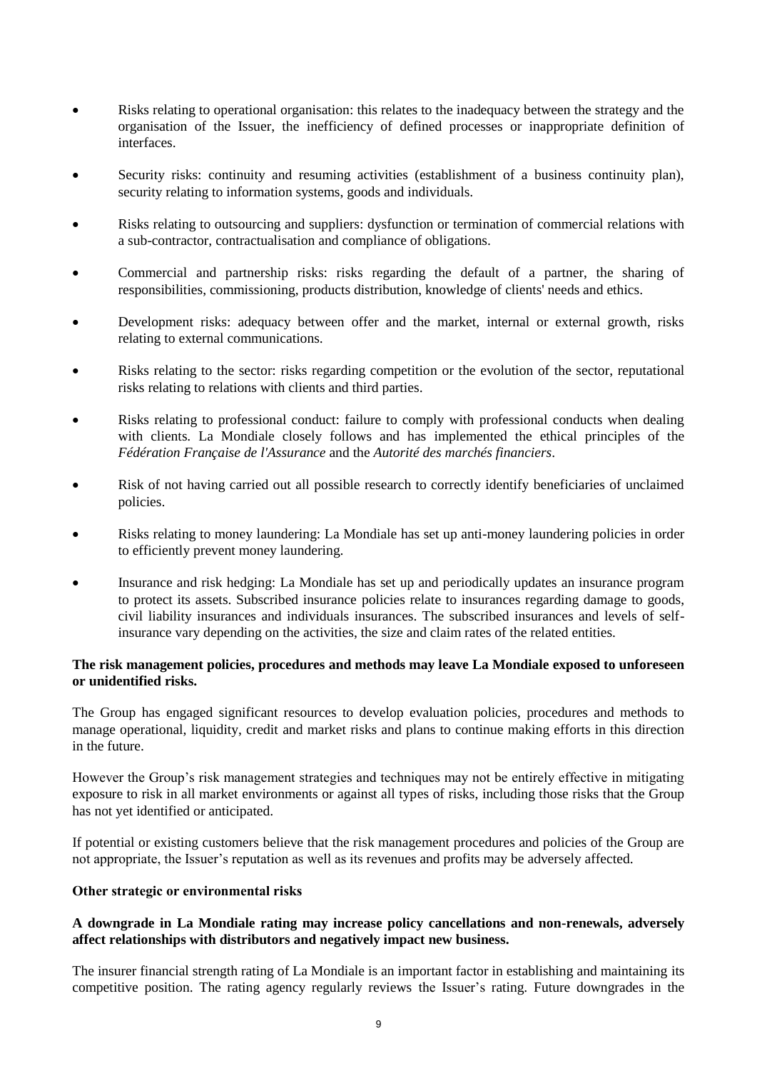- Risks relating to operational organisation: this relates to the inadequacy between the strategy and the organisation of the Issuer, the inefficiency of defined processes or inappropriate definition of interfaces.
- Security risks: continuity and resuming activities (establishment of a business continuity plan), security relating to information systems, goods and individuals.
- Risks relating to outsourcing and suppliers: dysfunction or termination of commercial relations with a sub-contractor, contractualisation and compliance of obligations.
- Commercial and partnership risks: risks regarding the default of a partner, the sharing of responsibilities, commissioning, products distribution, knowledge of clients' needs and ethics.
- Development risks: adequacy between offer and the market, internal or external growth, risks relating to external communications.
- Risks relating to the sector: risks regarding competition or the evolution of the sector, reputational risks relating to relations with clients and third parties.
- Risks relating to professional conduct: failure to comply with professional conducts when dealing with clients. La Mondiale closely follows and has implemented the ethical principles of the *Fédération Française de l'Assurance* and the *Autorité des marchés financiers*.
- Risk of not having carried out all possible research to correctly identify beneficiaries of unclaimed policies.
- Risks relating to money laundering: La Mondiale has set up anti-money laundering policies in order to efficiently prevent money laundering.
- Insurance and risk hedging: La Mondiale has set up and periodically updates an insurance program to protect its assets. Subscribed insurance policies relate to insurances regarding damage to goods, civil liability insurances and individuals insurances. The subscribed insurances and levels of self-insurance vary depending on the activities, the size and claim rates of the related entities.

**The risk management policies, procedures and methods may leave La Mondiale exposed to unforeseen or unidentified risks.**

The Group has engaged significant resources to develop evaluation policies, procedures and methods to manage operational, liquidity, credit and market risks and plans to continue making efforts in this direction in the future.

However the Group's risk management strategies and techniques may not be entirely effective in mitigating exposure to risk in all market environments or against all types of risks, including those risks that the Group has not yet identified or anticipated.

If potential or existing customers believe that the risk management procedures and policies of the Group are not appropriate, the Issuer's reputation as well as its revenues and profits may be adversely affected.

**Other strategic or environmental risks**

**A downgrade in La Mondiale rating may increase policy cancellations and non-renewals, adversely affect relationships with distributors and negatively impact new business.**

The insurer financial strength rating of La Mondiale is an important factor in establishing and maintaining its competitive position. The rating agency regularly reviews the Issuer's rating. Future downgrades in the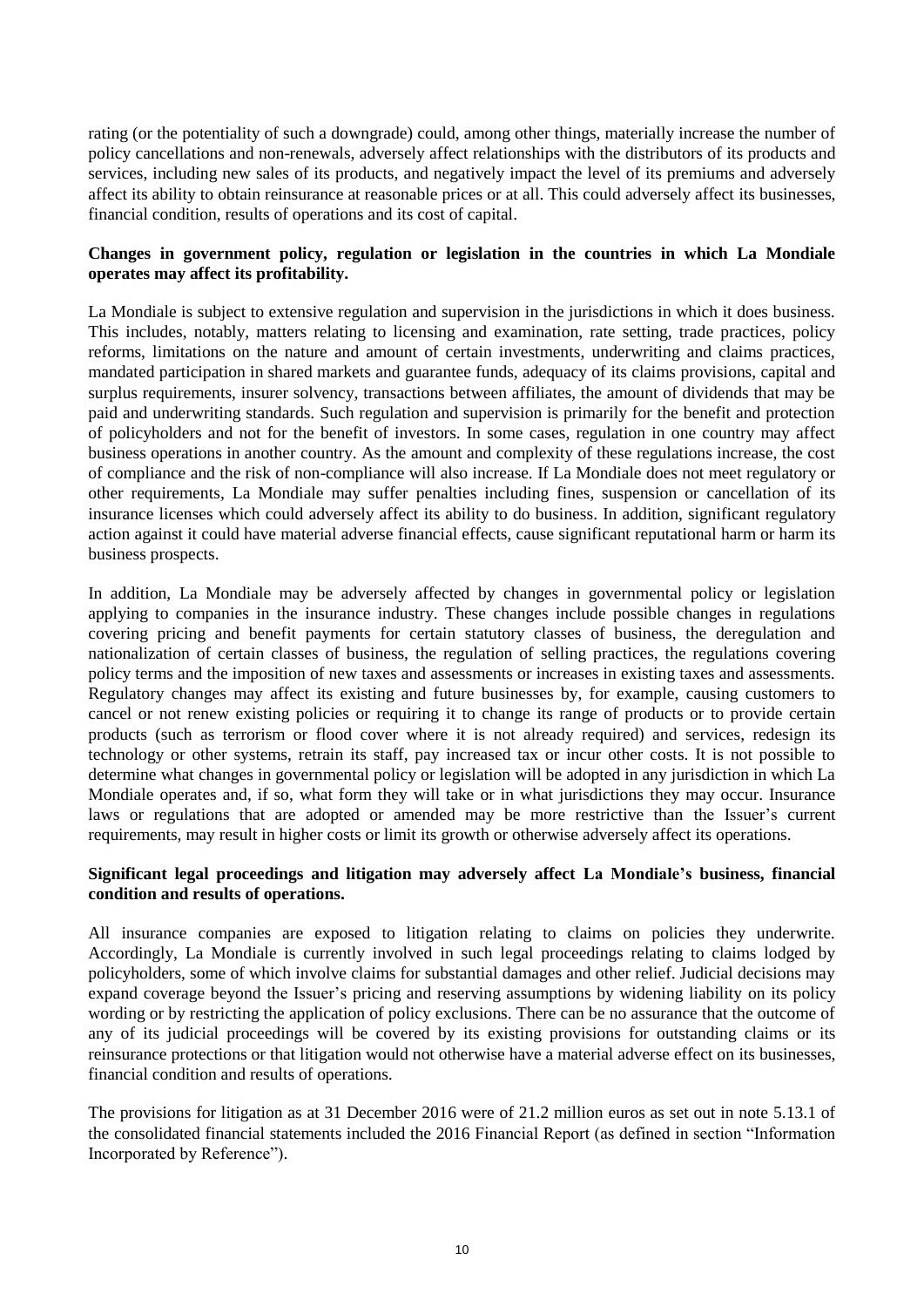rating (or the potentiality of such a downgrade) could, among other things, materially increase the number of policy cancellations and non-renewals, adversely affect relationships with the distributors of its products and services, including new sales of its products, and negatively impact the level of its premiums and adversely affect its ability to obtain reinsurance at reasonable prices or at all. This could adversely affect its businesses, financial condition, results of operations and its cost of capital.

**Changes in government policy, regulation or legislation in the countries in which La Mondiale operates may affect its profitability.**

La Mondiale is subject to extensive regulation and supervision in the jurisdictions in which it does business. This includes, notably, matters relating to licensing and examination, rate setting, trade practices, policy reforms, limitations on the nature and amount of certain investments, underwriting and claims practices, mandated participation in shared markets and guarantee funds, adequacy of its claims provisions, capital and surplus requirements, insurer solvency, transactions between affiliates, the amount of dividends that may be paid and underwriting standards. Such regulation and supervision is primarily for the benefit and protection of policyholders and not for the benefit of investors. In some cases, regulation in one country may affect business operations in another country. As the amount and complexity of these regulations increase, the cost of compliance and the risk of non-compliance will also increase. If La Mondiale does not meet regulatory or other requirements, La Mondiale may suffer penalties including fines, suspension or cancellation of its insurance licenses which could adversely affect its ability to do business. In addition, significant regulatory action against it could have material adverse financial effects, cause significant reputational harm or harm its business prospects.

In addition, La Mondiale may be adversely affected by changes in governmental policy or legislation applying to companies in the insurance industry. These changes include possible changes in regulations covering pricing and benefit payments for certain statutory classes of business, the deregulation and nationalization of certain classes of business, the regulation of selling practices, the regulations covering policy terms and the imposition of new taxes and assessments or increases in existing taxes and assessments. Regulatory changes may affect its existing and future businesses by, for example, causing customers to cancel or not renew existing policies or requiring it to change its range of products or to provide certain products (such as terrorism or flood cover where it is not already required) and services, redesign its technology or other systems, retrain its staff, pay increased tax or incur other costs. It is not possible to determine what changes in governmental policy or legislation will be adopted in any jurisdiction in which La Mondiale operates and, if so, what form they will take or in what jurisdictions they may occur. Insurance laws or regulations that are adopted or amended may be more restrictive than the Issuer's current requirements, may result in higher costs or limit its growth or otherwise adversely affect its operations.

**Significant legal proceedings and litigation may adversely affect La Mondiale's business, financial condition and results of operations.**

All insurance companies are exposed to litigation relating to claims on policies they underwrite. Accordingly, La Mondiale is currently involved in such legal proceedings relating to claims lodged by policyholders, some of which involve claims for substantial damages and other relief. Judicial decisions may expand coverage beyond the Issuer's pricing and reserving assumptions by widening liability on its policy wording or by restricting the application of policy exclusions. There can be no assurance that the outcome of any of its judicial proceedings will be covered by its existing provisions for outstanding claims or its reinsurance protections or that litigation would not otherwise have a material adverse effect on its businesses, financial condition and results of operations.

The provisions for litigation as at 31 December 2016 were of 21.2 million euros as set out in note 5.13.1 of the consolidated financial statements included the 2016 Financial Report (as defined in section "Information Incorporated by Reference").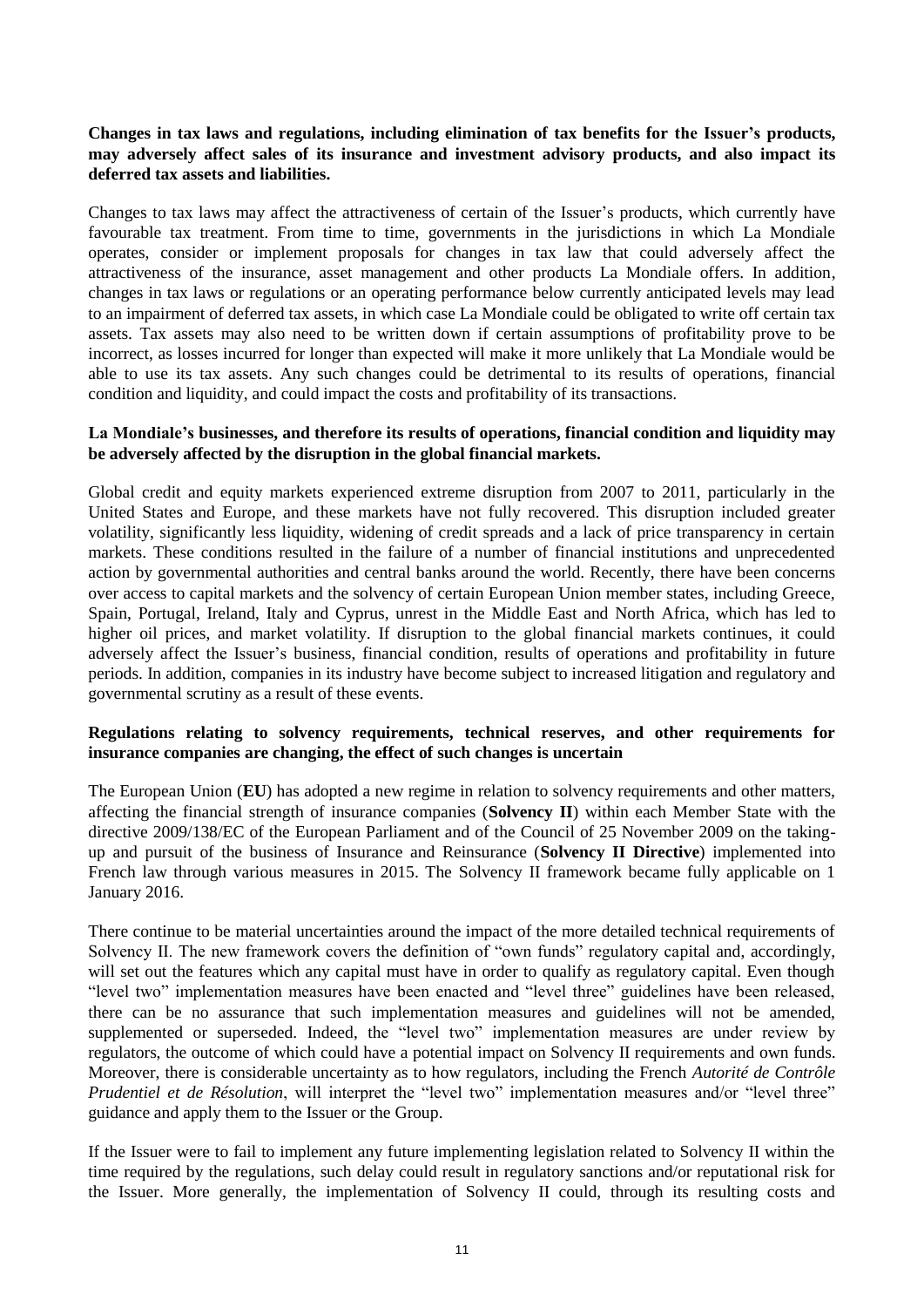**Changes in tax laws and regulations, including elimination of tax benefits for the Issuer's products, may adversely affect sales of its insurance and investment advisory products, and also impact its deferred tax assets and liabilities.**

Changes to tax laws may affect the attractiveness of certain of the Issuer's products, which currently have favourable tax treatment. From time to time, governments in the jurisdictions in which La Mondiale operates, consider or implement proposals for changes in tax law that could adversely affect the attractiveness of the insurance, asset management and other products La Mondiale offers. In addition, changes in tax laws or regulations or an operating performance below currently anticipated levels may lead to an impairment of deferred tax assets, in which case La Mondiale could be obligated to write off certain tax assets. Tax assets may also need to be written down if certain assumptions of profitability prove to be incorrect, as losses incurred for longer than expected will make it more unlikely that La Mondiale would be able to use its tax assets. Any such changes could be detrimental to its results of operations, financial condition and liquidity, and could impact the costs and profitability of its transactions.

**La Mondiale's businesses, and therefore its results of operations, financial condition and liquidity may be adversely affected by the disruption in the global financial markets.**

Global credit and equity markets experienced extreme disruption from 2007 to 2011, particularly in the United States and Europe, and these markets have not fully recovered. This disruption included greater volatility, significantly less liquidity, widening of credit spreads and a lack of price transparency in certain markets. These conditions resulted in the failure of a number of financial institutions and unprecedented action by governmental authorities and central banks around the world. Recently, there have been concerns over access to capital markets and the solvency of certain European Union member states, including Greece, Spain, Portugal, Ireland, Italy and Cyprus, unrest in the Middle East and North Africa, which has led to higher oil prices, and market volatility. If disruption to the global financial markets continues, it could adversely affect the Issuer's business, financial condition, results of operations and profitability in future periods. In addition, companies in its industry have become subject to increased litigation and regulatory and governmental scrutiny as a result of these events.

**Regulations relating to solvency requirements, technical reserves, and other requirements for insurance companies are changing, the effect of such changes is uncertain**

The European Union (**EU**) has adopted a new regime in relation to solvency requirements and other matters, affecting the financial strength of insurance companies (**Solvency II**) within each Member State with the directive 2009/138/EC of the European Parliament and of the Council of 25 November 2009 on the taking-up and pursuit of the business of Insurance and Reinsurance (**Solvency II Directive**) implemented into French law through various measures in 2015. The Solvency II framework became fully applicable on 1 January 2016.

There continue to be material uncertainties around the impact of the more detailed technical requirements of Solvency II. The new framework covers the definition of "own funds" regulatory capital and, accordingly, will set out the features which any capital must have in order to qualify as regulatory capital. Even though "level two" implementation measures have been enacted and "level three" guidelines have been released, there can be no assurance that such implementation measures and guidelines will not be amended, supplemented or superseded. Indeed, the "level two" implementation measures are under review by regulators, the outcome of which could have a potential impact on Solvency II requirements and own funds. Moreover, there is considerable uncertainty as to how regulators, including the French *Autorité de Contrôle Prudentiel et de Résolution*, will interpret the "level two" implementation measures and/or "level three" guidance and apply them to the Issuer or the Group.

If the Issuer were to fail to implement any future implementing legislation related to Solvency II within the time required by the regulations, such delay could result in regulatory sanctions and/or reputational risk for the Issuer. More generally, the implementation of Solvency II could, through its resulting costs and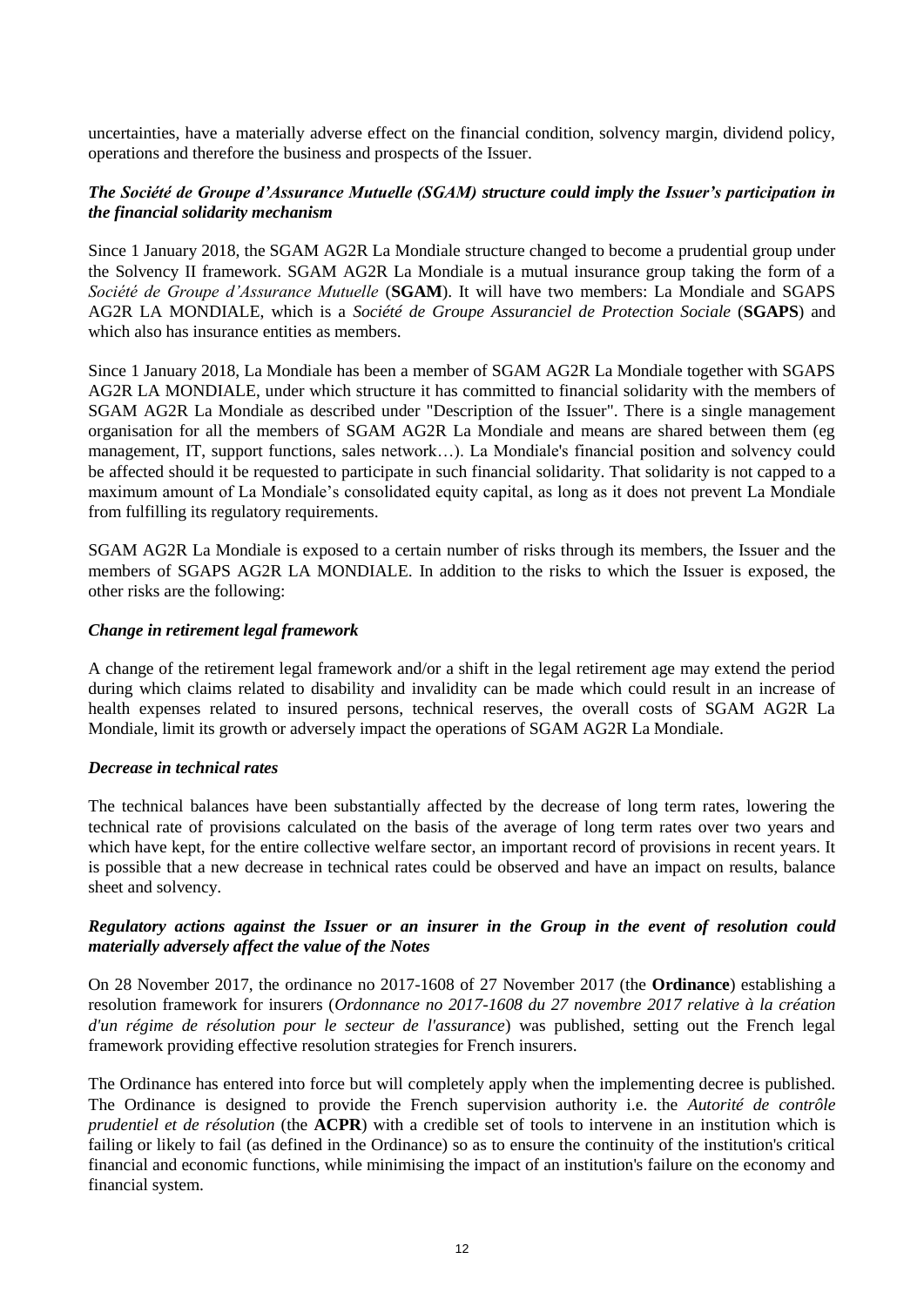uncertainties, have a materially adverse effect on the financial condition, solvency margin, dividend policy, operations and therefore the business and prospects of the Issuer.

***The Société de Groupe d'Assurance Mutuelle (SGAM) structure could imply the Issuer's participation in the financial solidarity mechanism***

Since 1 January 2018, the SGAM AG2R La Mondiale structure changed to become a prudential group under the Solvency II framework. SGAM AG2R La Mondiale is a mutual insurance group taking the form of a *Société de Groupe d'Assurance Mutuelle* (**SGAM**). It will have two members: La Mondiale and SGAPS AG2R LA MONDIALE, which is a *Société de Groupe Assuranciel de Protection Sociale* (**SGAPS**) and which also has insurance entities as members.

Since 1 January 2018, La Mondiale has been a member of SGAM AG2R La Mondiale together with SGAPS AG2R LA MONDIALE, under which structure it has committed to financial solidarity with the members of SGAM AG2R La Mondiale as described under "Description of the Issuer". There is a single management organisation for all the members of SGAM AG2R La Mondiale and means are shared between them (eg management, IT, support functions, sales network…). La Mondiale's financial position and solvency could be affected should it be requested to participate in such financial solidarity. That solidarity is not capped to a maximum amount of La Mondiale's consolidated equity capital, as long as it does not prevent La Mondiale from fulfilling its regulatory requirements.

SGAM AG2R La Mondiale is exposed to a certain number of risks through its members, the Issuer and the members of SGAPS AG2R LA MONDIALE. In addition to the risks to which the Issuer is exposed, the other risks are the following:

***Change in retirement legal framework***

A change of the retirement legal framework and/or a shift in the legal retirement age may extend the period during which claims related to disability and invalidity can be made which could result in an increase of health expenses related to insured persons, technical reserves, the overall costs of SGAM AG2R La Mondiale, limit its growth or adversely impact the operations of SGAM AG2R La Mondiale.

***Decrease in technical rates***

The technical balances have been substantially affected by the decrease of long term rates, lowering the technical rate of provisions calculated on the basis of the average of long term rates over two years and which have kept, for the entire collective welfare sector, an important record of provisions in recent years. It is possible that a new decrease in technical rates could be observed and have an impact on results, balance sheet and solvency.

***Regulatory actions against the Issuer or an insurer in the Group in the event of resolution could materially adversely affect the value of the Notes***

On 28 November 2017, the ordinance no 2017-1608 of 27 November 2017 (the **Ordinance**) establishing a resolution framework for insurers (*Ordonnance no 2017-1608 du 27 novembre 2017 relative à la création d'un régime de résolution pour le secteur de l'assurance*) was published, setting out the French legal framework providing effective resolution strategies for French insurers.

The Ordinance has entered into force but will completely apply when the implementing decree is published. The Ordinance is designed to provide the French supervision authority i.e. the *Autorité de contrôle prudentiel et de résolution* (the **ACPR**) with a credible set of tools to intervene in an institution which is failing or likely to fail (as defined in the Ordinance) so as to ensure the continuity of the institution's critical financial and economic functions, while minimising the impact of an institution's failure on the economy and financial system.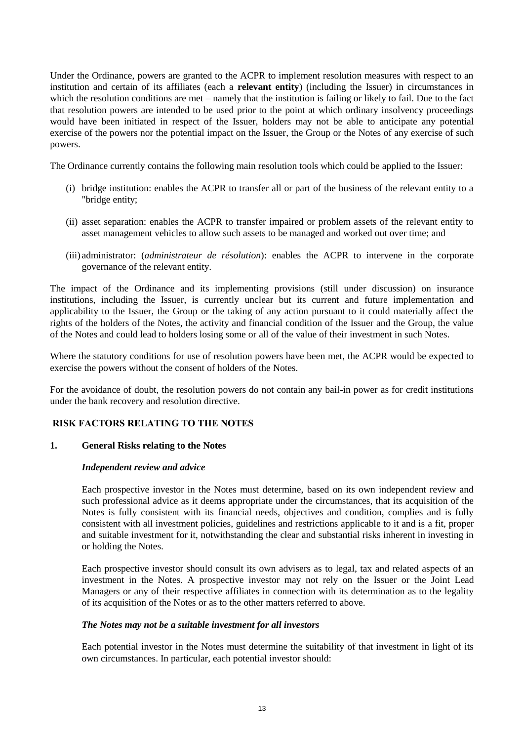Under the Ordinance, powers are granted to the ACPR to implement resolution measures with respect to an institution and certain of its affiliates (each a **relevant entity**) (including the Issuer) in circumstances in which the resolution conditions are met – namely that the institution is failing or likely to fail. Due to the fact that resolution powers are intended to be used prior to the point at which ordinary insolvency proceedings would have been initiated in respect of the Issuer, holders may not be able to anticipate any potential exercise of the powers nor the potential impact on the Issuer, the Group or the Notes of any exercise of such powers.

The Ordinance currently contains the following main resolution tools which could be applied to the Issuer:

(i) bridge institution: enables the ACPR to transfer all or part of the business of the relevant entity to a "bridge entity;

(ii) asset separation: enables the ACPR to transfer impaired or problem assets of the relevant entity to asset management vehicles to allow such assets to be managed and worked out over time; and

(iii) administrator: (*administrateur de résolution*): enables the ACPR to intervene in the corporate governance of the relevant entity.

The impact of the Ordinance and its implementing provisions (still under discussion) on insurance institutions, including the Issuer, is currently unclear but its current and future implementation and applicability to the Issuer, the Group or the taking of any action pursuant to it could materially affect the rights of the holders of the Notes, the activity and financial condition of the Issuer and the Group, the value of the Notes and could lead to holders losing some or all of the value of their investment in such Notes.

Where the statutory conditions for use of resolution powers have been met, the ACPR would be expected to exercise the powers without the consent of holders of the Notes.

For the avoidance of doubt, the resolution powers do not contain any bail-in power as for credit institutions under the bank recovery and resolution directive.

## RISK FACTORS RELATING TO THE NOTES

### 1. General Risks relating to the Notes

***Independent review and advice***

Each prospective investor in the Notes must determine, based on its own independent review and such professional advice as it deems appropriate under the circumstances, that its acquisition of the Notes is fully consistent with its financial needs, objectives and condition, complies and is fully consistent with all investment policies, guidelines and restrictions applicable to it and is a fit, proper and suitable investment for it, notwithstanding the clear and substantial risks inherent in investing in or holding the Notes.

Each prospective investor should consult its own advisers as to legal, tax and related aspects of an investment in the Notes. A prospective investor may not rely on the Issuer or the Joint Lead Managers or any of their respective affiliates in connection with its determination as to the legality of its acquisition of the Notes or as to the other matters referred to above.

***The Notes may not be a suitable investment for all investors***

Each potential investor in the Notes must determine the suitability of that investment in light of its own circumstances. In particular, each potential investor should: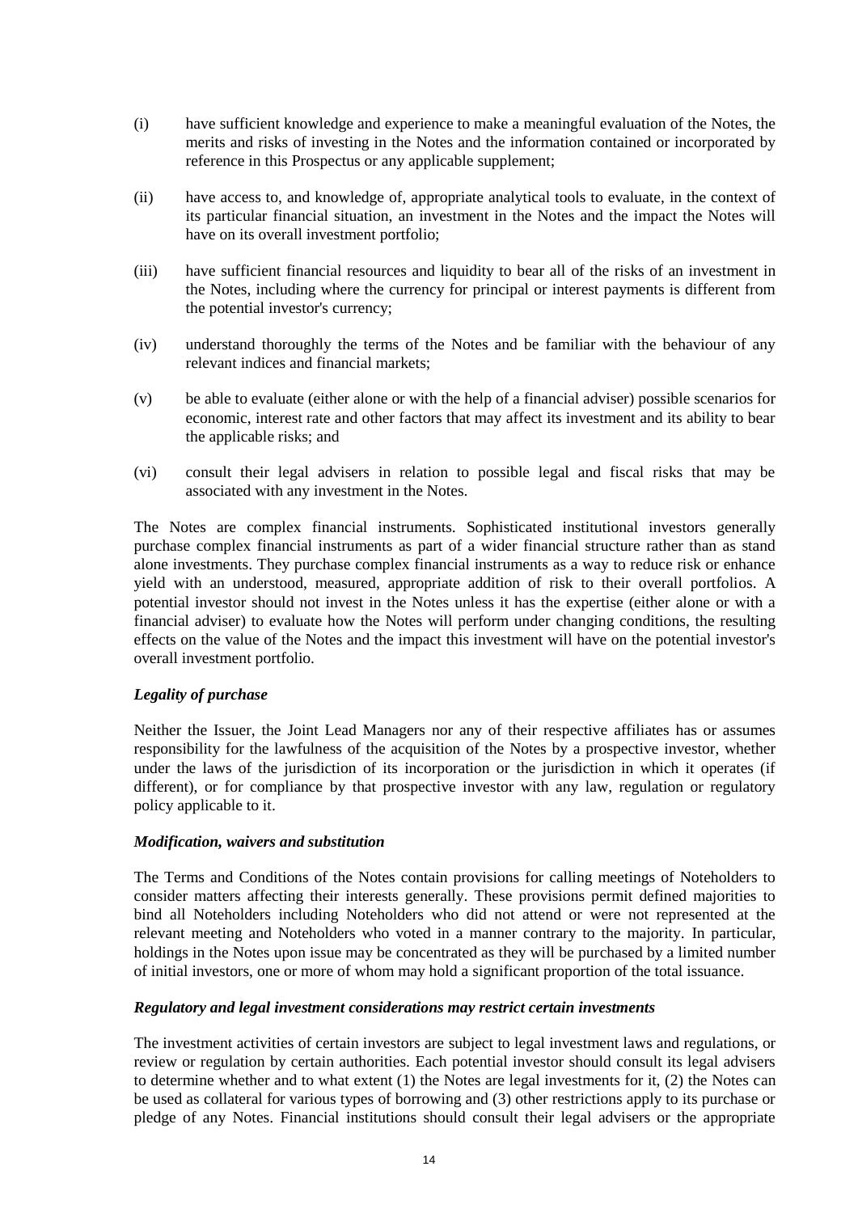(i) have sufficient knowledge and experience to make a meaningful evaluation of the Notes, the merits and risks of investing in the Notes and the information contained or incorporated by reference in this Prospectus or any applicable supplement;

(ii) have access to, and knowledge of, appropriate analytical tools to evaluate, in the context of its particular financial situation, an investment in the Notes and the impact the Notes will have on its overall investment portfolio;

(iii) have sufficient financial resources and liquidity to bear all of the risks of an investment in the Notes, including where the currency for principal or interest payments is different from the potential investor's currency;

(iv) understand thoroughly the terms of the Notes and be familiar with the behaviour of any relevant indices and financial markets;

(v) be able to evaluate (either alone or with the help of a financial adviser) possible scenarios for economic, interest rate and other factors that may affect its investment and its ability to bear the applicable risks; and

(vi) consult their legal advisers in relation to possible legal and fiscal risks that may be associated with any investment in the Notes.

The Notes are complex financial instruments. Sophisticated institutional investors generally purchase complex financial instruments as part of a wider financial structure rather than as stand alone investments. They purchase complex financial instruments as a way to reduce risk or enhance yield with an understood, measured, appropriate addition of risk to their overall portfolios. A potential investor should not invest in the Notes unless it has the expertise (either alone or with a financial adviser) to evaluate how the Notes will perform under changing conditions, the resulting effects on the value of the Notes and the impact this investment will have on the potential investor's overall investment portfolio.

***Legality of purchase***

Neither the Issuer, the Joint Lead Managers nor any of their respective affiliates has or assumes responsibility for the lawfulness of the acquisition of the Notes by a prospective investor, whether under the laws of the jurisdiction of its incorporation or the jurisdiction in which it operates (if different), or for compliance by that prospective investor with any law, regulation or regulatory policy applicable to it.

***Modification, waivers and substitution***

The Terms and Conditions of the Notes contain provisions for calling meetings of Noteholders to consider matters affecting their interests generally. These provisions permit defined majorities to bind all Noteholders including Noteholders who did not attend or were not represented at the relevant meeting and Noteholders who voted in a manner contrary to the majority. In particular, holdings in the Notes upon issue may be concentrated as they will be purchased by a limited number of initial investors, one or more of whom may hold a significant proportion of the total issuance.

***Regulatory and legal investment considerations may restrict certain investments***

The investment activities of certain investors are subject to legal investment laws and regulations, or review or regulation by certain authorities. Each potential investor should consult its legal advisers to determine whether and to what extent (1) the Notes are legal investments for it, (2) the Notes can be used as collateral for various types of borrowing and (3) other restrictions apply to its purchase or pledge of any Notes. Financial institutions should consult their legal advisers or the appropriate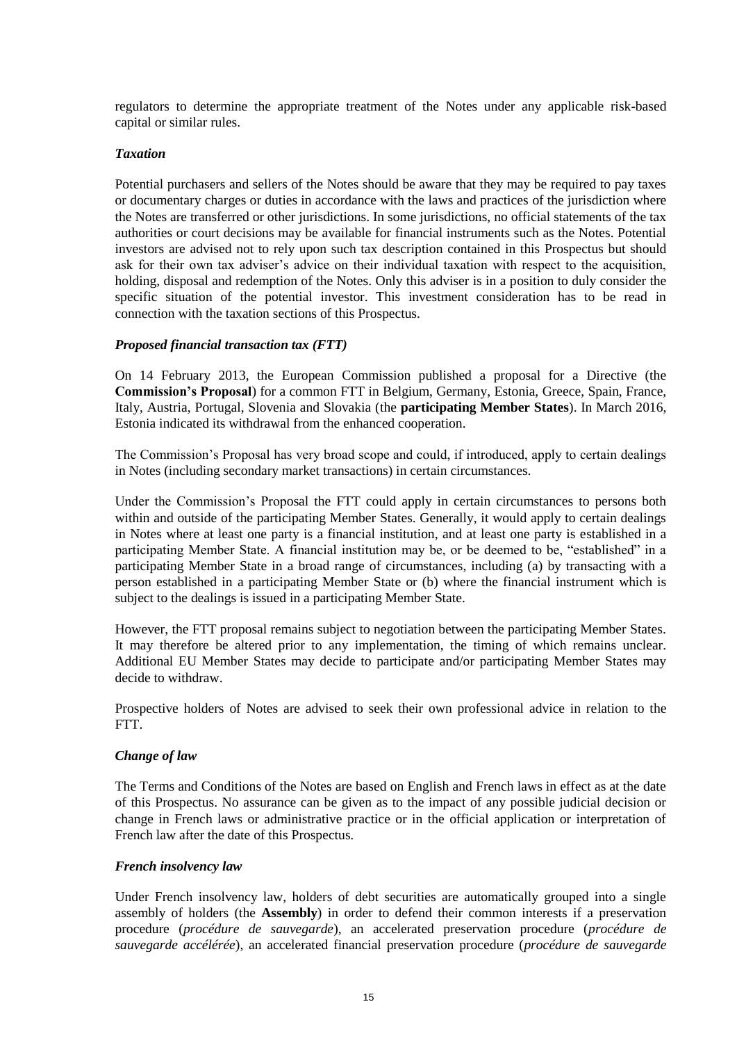regulators to determine the appropriate treatment of the Notes under any applicable risk-based capital or similar rules.

***Taxation***

Potential purchasers and sellers of the Notes should be aware that they may be required to pay taxes or documentary charges or duties in accordance with the laws and practices of the jurisdiction where the Notes are transferred or other jurisdictions. In some jurisdictions, no official statements of the tax authorities or court decisions may be available for financial instruments such as the Notes. Potential investors are advised not to rely upon such tax description contained in this Prospectus but should ask for their own tax adviser's advice on their individual taxation with respect to the acquisition, holding, disposal and redemption of the Notes. Only this adviser is in a position to duly consider the specific situation of the potential investor. This investment consideration has to be read in connection with the taxation sections of this Prospectus.

***Proposed financial transaction tax (FTT)***

On 14 February 2013, the European Commission published a proposal for a Directive (the **Commission's Proposal**) for a common FTT in Belgium, Germany, Estonia, Greece, Spain, France, Italy, Austria, Portugal, Slovenia and Slovakia (the **participating Member States**). In March 2016, Estonia indicated its withdrawal from the enhanced cooperation.

The Commission's Proposal has very broad scope and could, if introduced, apply to certain dealings in Notes (including secondary market transactions) in certain circumstances.

Under the Commission's Proposal the FTT could apply in certain circumstances to persons both within and outside of the participating Member States. Generally, it would apply to certain dealings in Notes where at least one party is a financial institution, and at least one party is established in a participating Member State. A financial institution may be, or be deemed to be, "established" in a participating Member State in a broad range of circumstances, including (a) by transacting with a person established in a participating Member State or (b) where the financial instrument which is subject to the dealings is issued in a participating Member State.

However, the FTT proposal remains subject to negotiation between the participating Member States. It may therefore be altered prior to any implementation, the timing of which remains unclear. Additional EU Member States may decide to participate and/or participating Member States may decide to withdraw.

Prospective holders of Notes are advised to seek their own professional advice in relation to the FTT.

***Change of law***

The Terms and Conditions of the Notes are based on English and French laws in effect as at the date of this Prospectus. No assurance can be given as to the impact of any possible judicial decision or change in French laws or administrative practice or in the official application or interpretation of French law after the date of this Prospectus.

***French insolvency law***

Under French insolvency law, holders of debt securities are automatically grouped into a single assembly of holders (the **Assembly**) in order to defend their common interests if a preservation procedure (*procédure de sauvegarde*), an accelerated preservation procedure (*procédure de sauvegarde accélérée*), an accelerated financial preservation procedure (*procédure de sauvegarde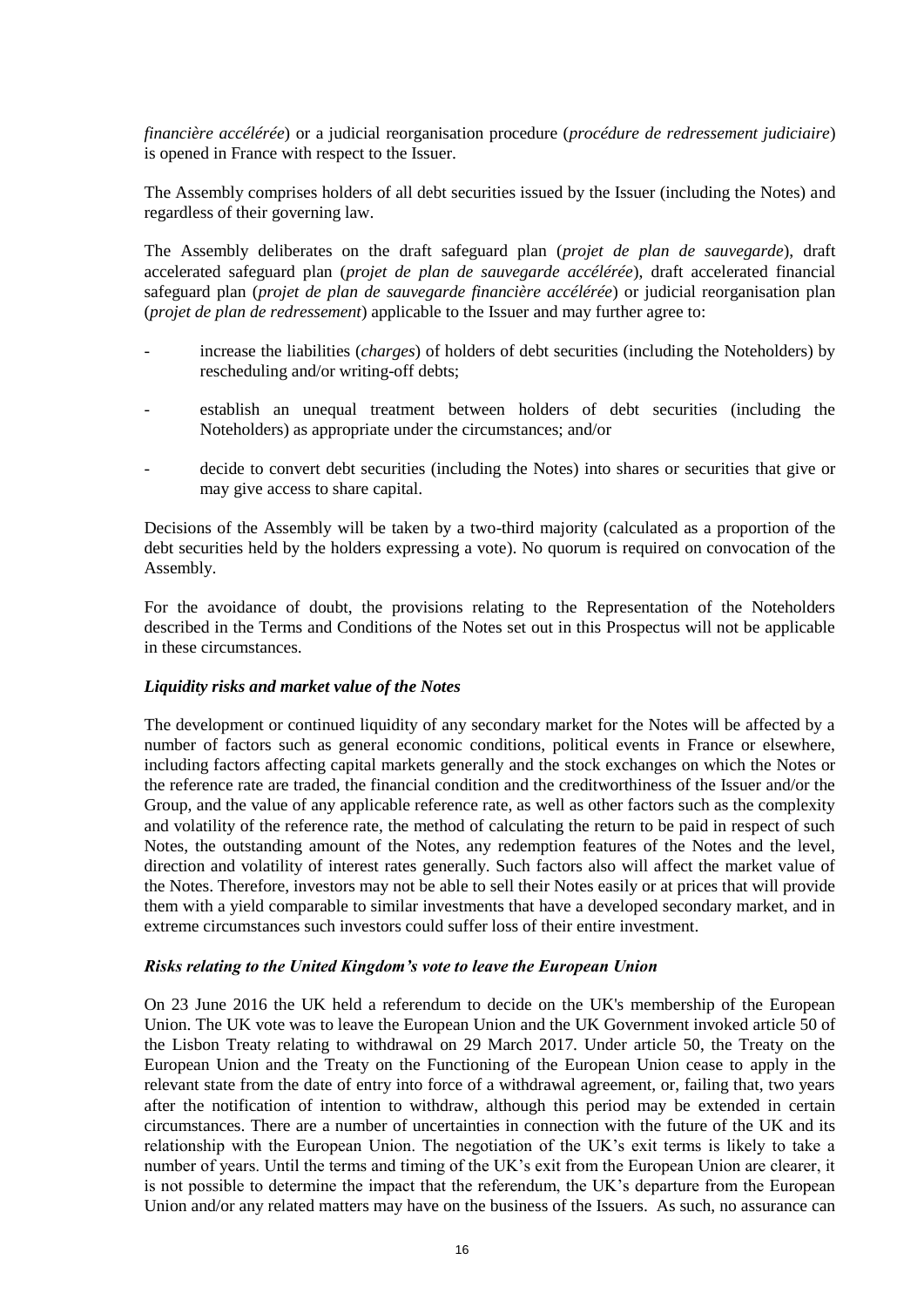*financière accélérée*) or a judicial reorganisation procedure (*procédure de redressement judiciaire*) is opened in France with respect to the Issuer.

The Assembly comprises holders of all debt securities issued by the Issuer (including the Notes) and regardless of their governing law.

The Assembly deliberates on the draft safeguard plan (*projet de plan de sauvegarde*), draft accelerated safeguard plan (*projet de plan de sauvegarde accélérée*), draft accelerated financial safeguard plan (*projet de plan de sauvegarde financière accélérée*) or judicial reorganisation plan (*projet de plan de redressement*) applicable to the Issuer and may further agree to:

- increase the liabilities (*charges*) of holders of debt securities (including the Noteholders) by rescheduling and/or writing-off debts;
- establish an unequal treatment between holders of debt securities (including the Noteholders) as appropriate under the circumstances; and/or
- decide to convert debt securities (including the Notes) into shares or securities that give or may give access to share capital.

Decisions of the Assembly will be taken by a two-third majority (calculated as a proportion of the debt securities held by the holders expressing a vote). No quorum is required on convocation of the Assembly.

For the avoidance of doubt, the provisions relating to the Representation of the Noteholders described in the Terms and Conditions of the Notes set out in this Prospectus will not be applicable in these circumstances.

***Liquidity risks and market value of the Notes***

The development or continued liquidity of any secondary market for the Notes will be affected by a number of factors such as general economic conditions, political events in France or elsewhere, including factors affecting capital markets generally and the stock exchanges on which the Notes or the reference rate are traded, the financial condition and the creditworthiness of the Issuer and/or the Group, and the value of any applicable reference rate, as well as other factors such as the complexity and volatility of the reference rate, the method of calculating the return to be paid in respect of such Notes, the outstanding amount of the Notes, any redemption features of the Notes and the level, direction and volatility of interest rates generally. Such factors also will affect the market value of the Notes. Therefore, investors may not be able to sell their Notes easily or at prices that will provide them with a yield comparable to similar investments that have a developed secondary market, and in extreme circumstances such investors could suffer loss of their entire investment.

***Risks relating to the United Kingdom's vote to leave the European Union***

On 23 June 2016 the UK held a referendum to decide on the UK's membership of the European Union. The UK vote was to leave the European Union and the UK Government invoked article 50 of the Lisbon Treaty relating to withdrawal on 29 March 2017. Under article 50, the Treaty on the European Union and the Treaty on the Functioning of the European Union cease to apply in the relevant state from the date of entry into force of a withdrawal agreement, or, failing that, two years after the notification of intention to withdraw, although this period may be extended in certain circumstances. There are a number of uncertainties in connection with the future of the UK and its relationship with the European Union. The negotiation of the UK's exit terms is likely to take a number of years. Until the terms and timing of the UK's exit from the European Union are clearer, it is not possible to determine the impact that the referendum, the UK's departure from the European Union and/or any related matters may have on the business of the Issuers. As such, no assurance can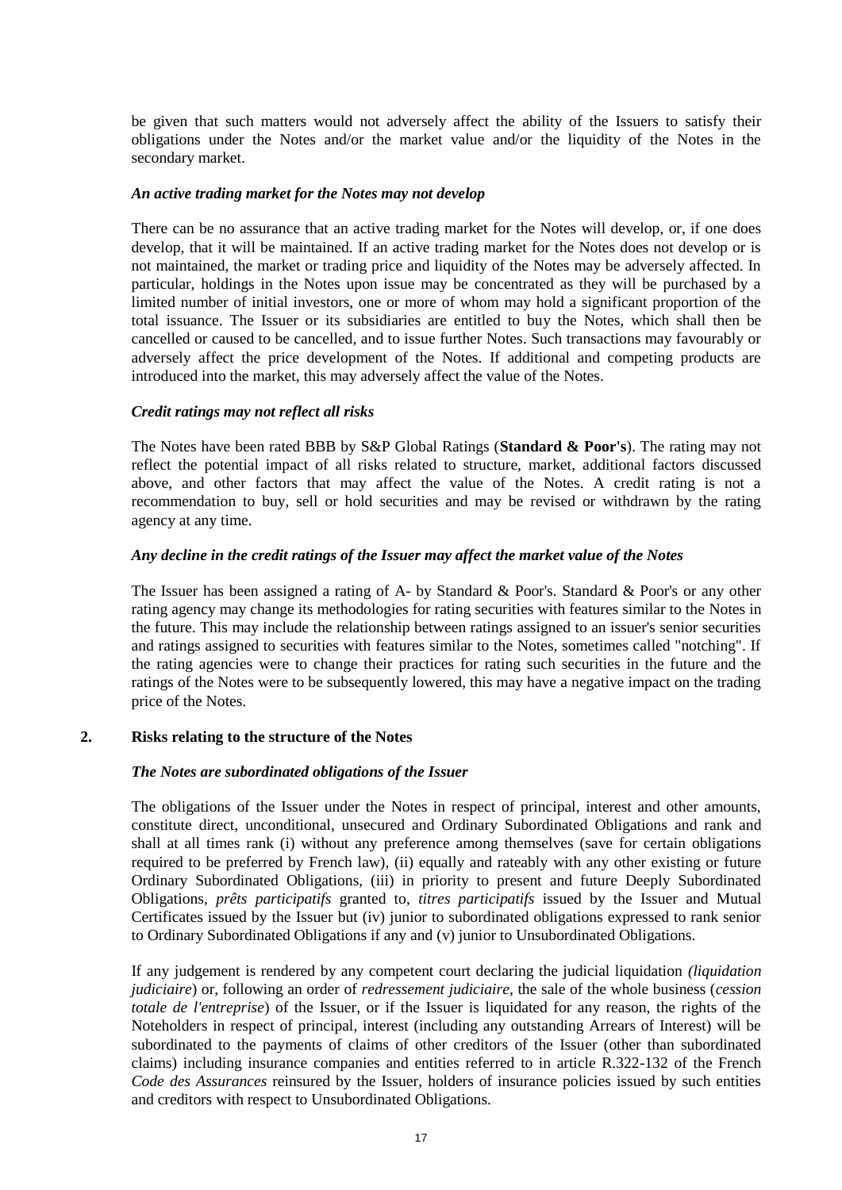be given that such matters would not adversely affect the ability of the Issuers to satisfy their obligations under the Notes and/or the market value and/or the liquidity of the Notes in the secondary market.

*An active trading market for the Notes may not develop*

There can be no assurance that an active trading market for the Notes will develop, or, if one does develop, that it will be maintained. If an active trading market for the Notes does not develop or is not maintained, the market or trading price and liquidity of the Notes may be adversely affected. In particular, holdings in the Notes upon issue may be concentrated as they will be purchased by a limited number of initial investors, one or more of whom may hold a significant proportion of the total issuance. The Issuer or its subsidiaries are entitled to buy the Notes, which shall then be cancelled or caused to be cancelled, and to issue further Notes. Such transactions may favourably or adversely affect the price development of the Notes. If additional and competing products are introduced into the market, this may adversely affect the value of the Notes.

*Credit ratings may not reflect all risks*

The Notes have been rated BBB by S&P Global Ratings (**Standard & Poor's**). The rating may not reflect the potential impact of all risks related to structure, market, additional factors discussed above, and other factors that may affect the value of the Notes. A credit rating is not a recommendation to buy, sell or hold securities and may be revised or withdrawn by the rating agency at any time.

*Any decline in the credit ratings of the Issuer may affect the market value of the Notes*

The Issuer has been assigned a rating of A- by Standard & Poor's. Standard & Poor's or any other rating agency may change its methodologies for rating securities with features similar to the Notes in the future. This may include the relationship between ratings assigned to an issuer's senior securities and ratings assigned to securities with features similar to the Notes, sometimes called "notching". If the rating agencies were to change their practices for rating such securities in the future and the ratings of the Notes were to be subsequently lowered, this may have a negative impact on the trading price of the Notes.

## 2. Risks relating to the structure of the Notes

***The Notes are subordinated obligations of the Issuer***

The obligations of the Issuer under the Notes in respect of principal, interest and other amounts, constitute direct, unconditional, unsecured and Ordinary Subordinated Obligations and rank and shall at all times rank (i) without any preference among themselves (save for certain obligations required to be preferred by French law), (ii) equally and rateably with any other existing or future Ordinary Subordinated Obligations, (iii) in priority to present and future Deeply Subordinated Obligations, *prêts participatifs* granted to, *titres participatifs* issued by the Issuer and Mutual Certificates issued by the Issuer but (iv) junior to subordinated obligations expressed to rank senior to Ordinary Subordinated Obligations if any and (v) junior to Unsubordinated Obligations.

If any judgement is rendered by any competent court declaring the judicial liquidation *(liquidation judiciaire*) or, following an order of *redressement judiciaire*, the sale of the whole business (*cession totale de l'entreprise*) of the Issuer, or if the Issuer is liquidated for any reason, the rights of the Noteholders in respect of principal, interest (including any outstanding Arrears of Interest) will be subordinated to the payments of claims of other creditors of the Issuer (other than subordinated claims) including insurance companies and entities referred to in article R.322-132 of the French *Code des Assurances* reinsured by the Issuer, holders of insurance policies issued by such entities and creditors with respect to Unsubordinated Obligations.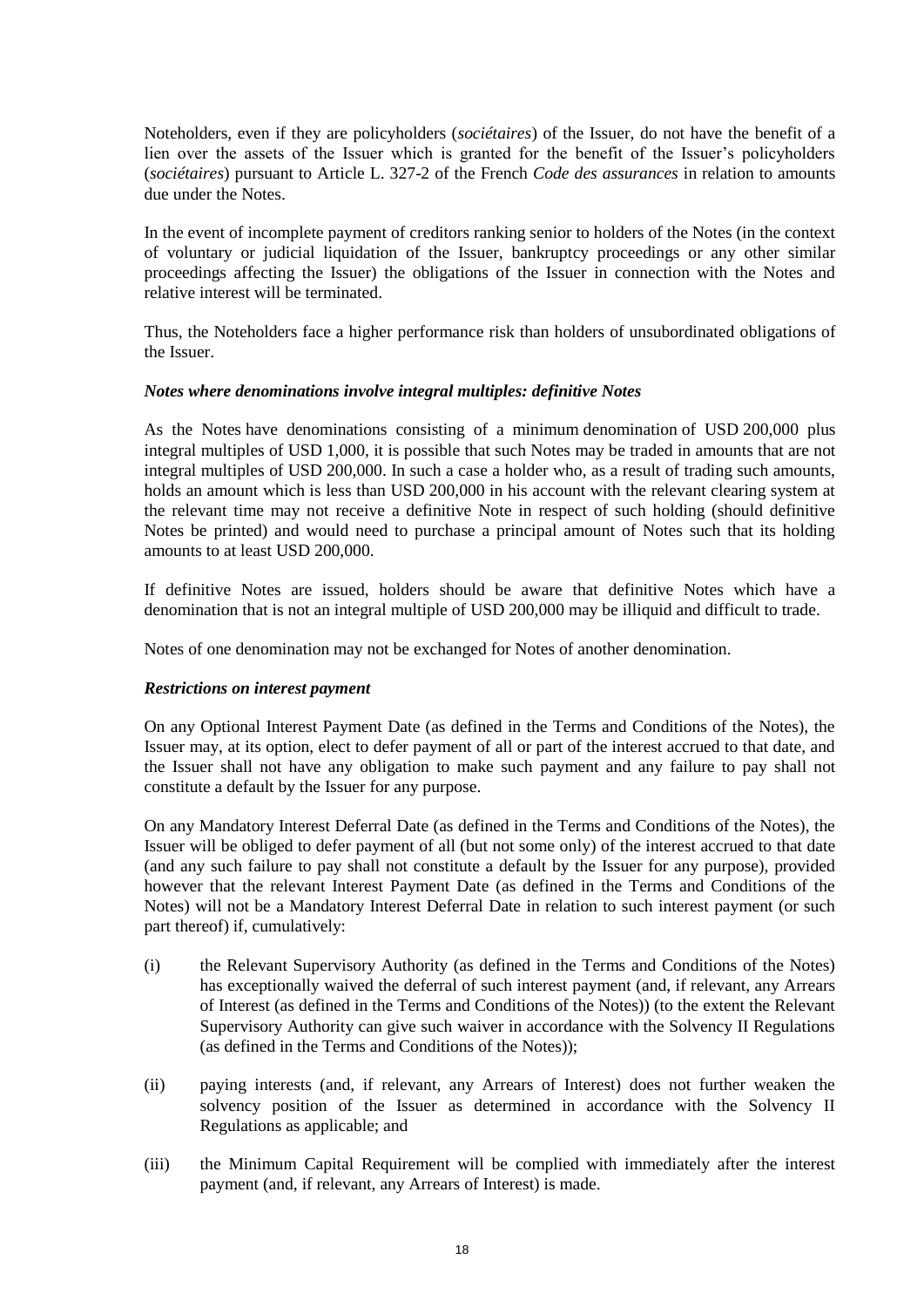Noteholders, even if they are policyholders (*sociétaires*) of the Issuer, do not have the benefit of a lien over the assets of the Issuer which is granted for the benefit of the Issuer's policyholders (*sociétaires*) pursuant to Article L. 327-2 of the French *Code des assurances* in relation to amounts due under the Notes.

In the event of incomplete payment of creditors ranking senior to holders of the Notes (in the context of voluntary or judicial liquidation of the Issuer, bankruptcy proceedings or any other similar proceedings affecting the Issuer) the obligations of the Issuer in connection with the Notes and relative interest will be terminated.

Thus, the Noteholders face a higher performance risk than holders of unsubordinated obligations of the Issuer.

***Notes where denominations involve integral multiples: definitive Notes***

As the Notes have denominations consisting of a minimum denomination of USD 200,000 plus integral multiples of USD 1,000, it is possible that such Notes may be traded in amounts that are not integral multiples of USD 200,000. In such a case a holder who, as a result of trading such amounts, holds an amount which is less than USD 200,000 in his account with the relevant clearing system at the relevant time may not receive a definitive Note in respect of such holding (should definitive Notes be printed) and would need to purchase a principal amount of Notes such that its holding amounts to at least USD 200,000.

If definitive Notes are issued, holders should be aware that definitive Notes which have a denomination that is not an integral multiple of USD 200,000 may be illiquid and difficult to trade.

Notes of one denomination may not be exchanged for Notes of another denomination.

***Restrictions on interest payment***

On any Optional Interest Payment Date (as defined in the Terms and Conditions of the Notes), the Issuer may, at its option, elect to defer payment of all or part of the interest accrued to that date, and the Issuer shall not have any obligation to make such payment and any failure to pay shall not constitute a default by the Issuer for any purpose.

On any Mandatory Interest Deferral Date (as defined in the Terms and Conditions of the Notes), the Issuer will be obliged to defer payment of all (but not some only) of the interest accrued to that date (and any such failure to pay shall not constitute a default by the Issuer for any purpose), provided however that the relevant Interest Payment Date (as defined in the Terms and Conditions of the Notes) will not be a Mandatory Interest Deferral Date in relation to such interest payment (or such part thereof) if, cumulatively:

(i) the Relevant Supervisory Authority (as defined in the Terms and Conditions of the Notes) has exceptionally waived the deferral of such interest payment (and, if relevant, any Arrears of Interest (as defined in the Terms and Conditions of the Notes)) (to the extent the Relevant Supervisory Authority can give such waiver in accordance with the Solvency II Regulations (as defined in the Terms and Conditions of the Notes));

(ii) paying interests (and, if relevant, any Arrears of Interest) does not further weaken the solvency position of the Issuer as determined in accordance with the Solvency II Regulations as applicable; and

(iii) the Minimum Capital Requirement will be complied with immediately after the interest payment (and, if relevant, any Arrears of Interest) is made.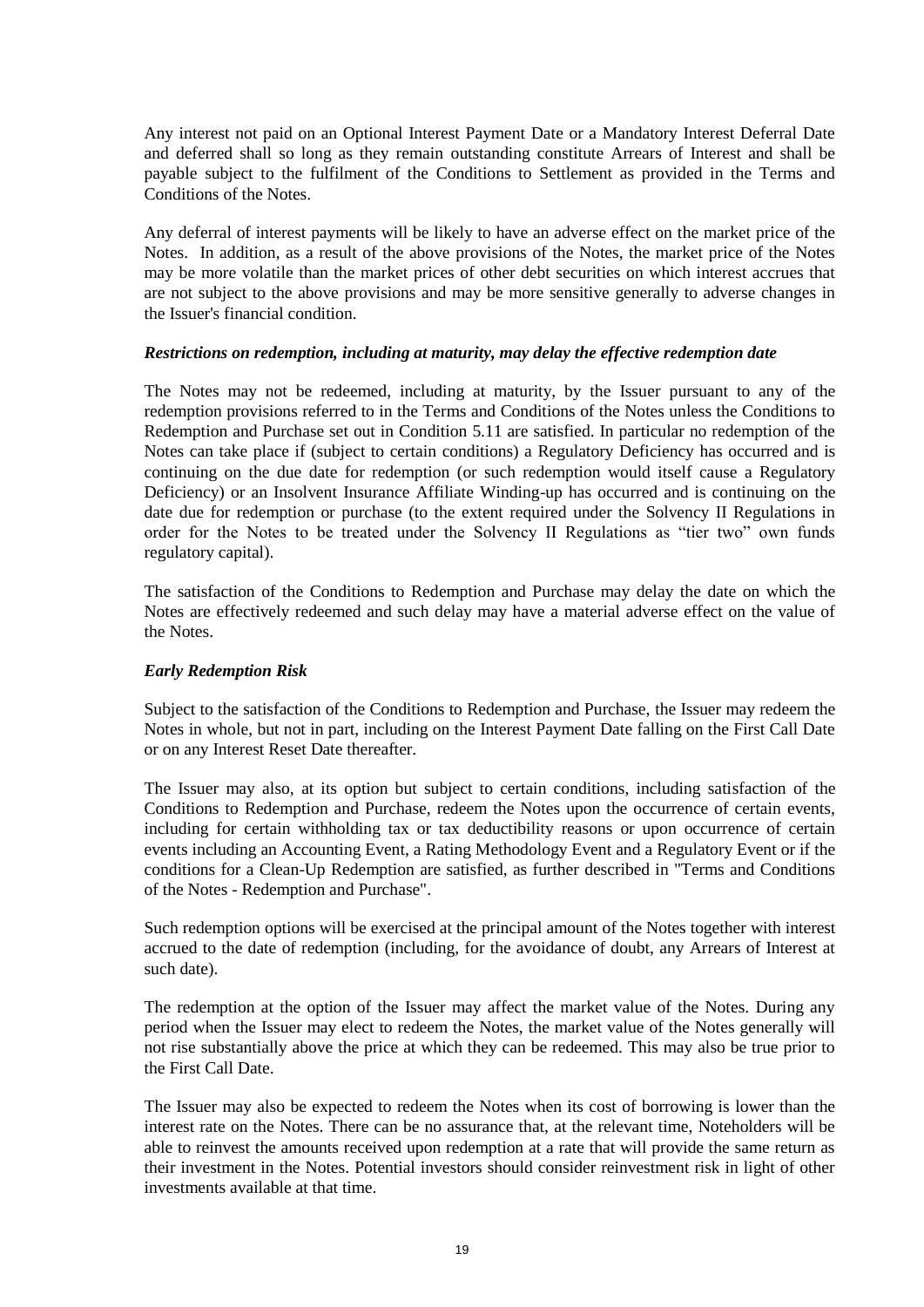Any interest not paid on an Optional Interest Payment Date or a Mandatory Interest Deferral Date and deferred shall so long as they remain outstanding constitute Arrears of Interest and shall be payable subject to the fulfilment of the Conditions to Settlement as provided in the Terms and Conditions of the Notes.

Any deferral of interest payments will be likely to have an adverse effect on the market price of the Notes. In addition, as a result of the above provisions of the Notes, the market price of the Notes may be more volatile than the market prices of other debt securities on which interest accrues that are not subject to the above provisions and may be more sensitive generally to adverse changes in the Issuer's financial condition.

***Restrictions on redemption, including at maturity, may delay the effective redemption date***

The Notes may not be redeemed, including at maturity, by the Issuer pursuant to any of the redemption provisions referred to in the Terms and Conditions of the Notes unless the Conditions to Redemption and Purchase set out in Condition 5.11 are satisfied. In particular no redemption of the Notes can take place if (subject to certain conditions) a Regulatory Deficiency has occurred and is continuing on the due date for redemption (or such redemption would itself cause a Regulatory Deficiency) or an Insolvent Insurance Affiliate Winding-up has occurred and is continuing on the date due for redemption or purchase (to the extent required under the Solvency II Regulations in order for the Notes to be treated under the Solvency II Regulations as "tier two" own funds regulatory capital).

The satisfaction of the Conditions to Redemption and Purchase may delay the date on which the Notes are effectively redeemed and such delay may have a material adverse effect on the value of the Notes.

***Early Redemption Risk***

Subject to the satisfaction of the Conditions to Redemption and Purchase, the Issuer may redeem the Notes in whole, but not in part, including on the Interest Payment Date falling on the First Call Date or on any Interest Reset Date thereafter.

The Issuer may also, at its option but subject to certain conditions, including satisfaction of the Conditions to Redemption and Purchase, redeem the Notes upon the occurrence of certain events, including for certain withholding tax or tax deductibility reasons or upon occurrence of certain events including an Accounting Event, a Rating Methodology Event and a Regulatory Event or if the conditions for a Clean-Up Redemption are satisfied, as further described in "Terms and Conditions of the Notes - Redemption and Purchase".

Such redemption options will be exercised at the principal amount of the Notes together with interest accrued to the date of redemption (including, for the avoidance of doubt, any Arrears of Interest at such date).

The redemption at the option of the Issuer may affect the market value of the Notes. During any period when the Issuer may elect to redeem the Notes, the market value of the Notes generally will not rise substantially above the price at which they can be redeemed. This may also be true prior to the First Call Date.

The Issuer may also be expected to redeem the Notes when its cost of borrowing is lower than the interest rate on the Notes. There can be no assurance that, at the relevant time, Noteholders will be able to reinvest the amounts received upon redemption at a rate that will provide the same return as their investment in the Notes. Potential investors should consider reinvestment risk in light of other investments available at that time.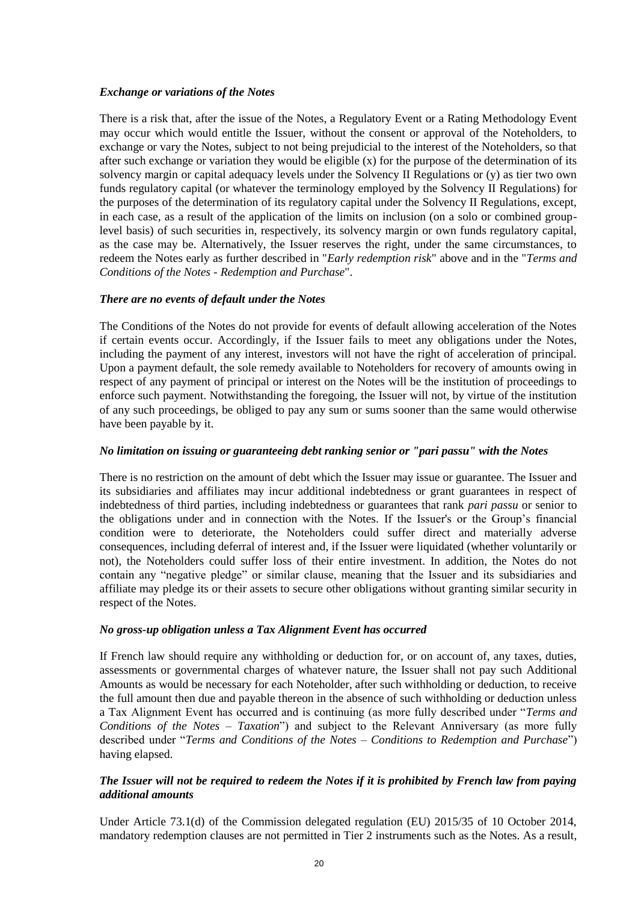### *Exchange or variations of the Notes*

There is a risk that, after the issue of the Notes, a Regulatory Event or a Rating Methodology Event may occur which would entitle the Issuer, without the consent or approval of the Noteholders, to exchange or vary the Notes, subject to not being prejudicial to the interest of the Noteholders, so that after such exchange or variation they would be eligible (x) for the purpose of the determination of its solvency margin or capital adequacy levels under the Solvency II Regulations or (y) as tier two own funds regulatory capital (or whatever the terminology employed by the Solvency II Regulations) for the purposes of the determination of its regulatory capital under the Solvency II Regulations, except, in each case, as a result of the application of the limits on inclusion (on a solo or combined group-level basis) of such securities in, respectively, its solvency margin or own funds regulatory capital, as the case may be. Alternatively, the Issuer reserves the right, under the same circumstances, to redeem the Notes early as further described in "*Early redemption risk*" above and in the "*Terms and Conditions of the Notes - Redemption and Purchase*".

### *There are no events of default under the Notes*

The Conditions of the Notes do not provide for events of default allowing acceleration of the Notes if certain events occur. Accordingly, if the Issuer fails to meet any obligations under the Notes, including the payment of any interest, investors will not have the right of acceleration of principal. Upon a payment default, the sole remedy available to Noteholders for recovery of amounts owing in respect of any payment of principal or interest on the Notes will be the institution of proceedings to enforce such payment. Notwithstanding the foregoing, the Issuer will not, by virtue of the institution of any such proceedings, be obliged to pay any sum or sums sooner than the same would otherwise have been payable by it.

### *No limitation on issuing or guaranteeing debt ranking senior or "pari passu" with the Notes*

There is no restriction on the amount of debt which the Issuer may issue or guarantee. The Issuer and its subsidiaries and affiliates may incur additional indebtedness or grant guarantees in respect of indebtedness of third parties, including indebtedness or guarantees that rank *pari passu* or senior to the obligations under and in connection with the Notes. If the Issuer's or the Group's financial condition were to deteriorate, the Noteholders could suffer direct and materially adverse consequences, including deferral of interest and, if the Issuer were liquidated (whether voluntarily or not), the Noteholders could suffer loss of their entire investment. In addition, the Notes do not contain any "negative pledge" or similar clause, meaning that the Issuer and its subsidiaries and affiliate may pledge its or their assets to secure other obligations without granting similar security in respect of the Notes.

### *No gross-up obligation unless a Tax Alignment Event has occurred*

If French law should require any withholding or deduction for, or on account of, any taxes, duties, assessments or governmental charges of whatever nature, the Issuer shall not pay such Additional Amounts as would be necessary for each Noteholder, after such withholding or deduction, to receive the full amount then due and payable thereon in the absence of such withholding or deduction unless a Tax Alignment Event has occurred and is continuing (as more fully described under "*Terms and Conditions of the Notes – Taxation*") and subject to the Relevant Anniversary (as more fully described under "*Terms and Conditions of the Notes – Conditions to Redemption and Purchase*") having elapsed.

### *The Issuer will not be required to redeem the Notes if it is prohibited by French law from paying additional amounts*

Under Article 73.1(d) of the Commission delegated regulation (EU) 2015/35 of 10 October 2014, mandatory redemption clauses are not permitted in Tier 2 instruments such as the Notes. As a result,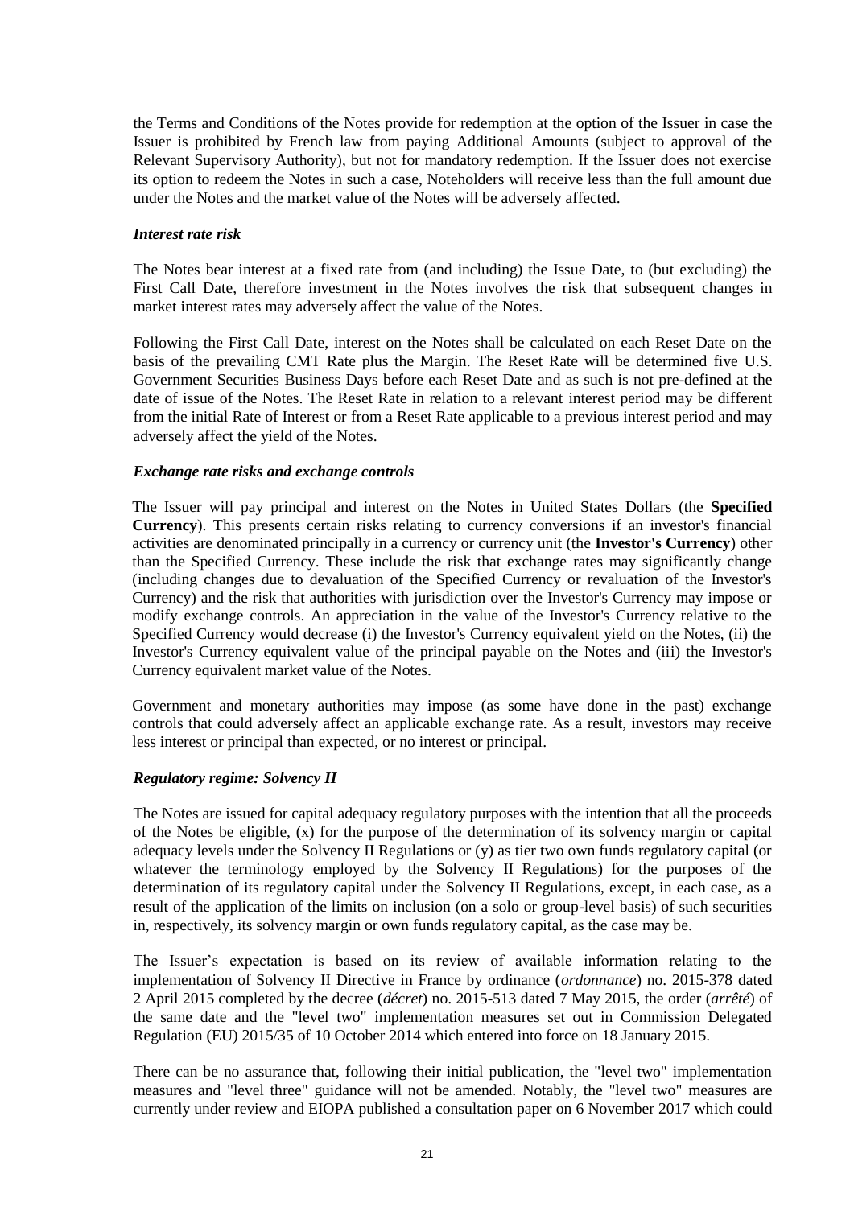the Terms and Conditions of the Notes provide for redemption at the option of the Issuer in case the Issuer is prohibited by French law from paying Additional Amounts (subject to approval of the Relevant Supervisory Authority), but not for mandatory redemption. If the Issuer does not exercise its option to redeem the Notes in such a case, Noteholders will receive less than the full amount due under the Notes and the market value of the Notes will be adversely affected.

***Interest rate risk***

The Notes bear interest at a fixed rate from (and including) the Issue Date, to (but excluding) the First Call Date, therefore investment in the Notes involves the risk that subsequent changes in market interest rates may adversely affect the value of the Notes.

Following the First Call Date, interest on the Notes shall be calculated on each Reset Date on the basis of the prevailing CMT Rate plus the Margin. The Reset Rate will be determined five U.S. Government Securities Business Days before each Reset Date and as such is not pre-defined at the date of issue of the Notes. The Reset Rate in relation to a relevant interest period may be different from the initial Rate of Interest or from a Reset Rate applicable to a previous interest period and may adversely affect the yield of the Notes.

***Exchange rate risks and exchange controls***

The Issuer will pay principal and interest on the Notes in United States Dollars (the **Specified Currency**). This presents certain risks relating to currency conversions if an investor's financial activities are denominated principally in a currency or currency unit (the **Investor's Currency**) other than the Specified Currency. These include the risk that exchange rates may significantly change (including changes due to devaluation of the Specified Currency or revaluation of the Investor's Currency) and the risk that authorities with jurisdiction over the Investor's Currency may impose or modify exchange controls. An appreciation in the value of the Investor's Currency relative to the Specified Currency would decrease (i) the Investor's Currency equivalent yield on the Notes, (ii) the Investor's Currency equivalent value of the principal payable on the Notes and (iii) the Investor's Currency equivalent market value of the Notes.

Government and monetary authorities may impose (as some have done in the past) exchange controls that could adversely affect an applicable exchange rate. As a result, investors may receive less interest or principal than expected, or no interest or principal.

***Regulatory regime: Solvency II***

The Notes are issued for capital adequacy regulatory purposes with the intention that all the proceeds of the Notes be eligible, (x) for the purpose of the determination of its solvency margin or capital adequacy levels under the Solvency II Regulations or (y) as tier two own funds regulatory capital (or whatever the terminology employed by the Solvency II Regulations) for the purposes of the determination of its regulatory capital under the Solvency II Regulations, except, in each case, as a result of the application of the limits on inclusion (on a solo or group-level basis) of such securities in, respectively, its solvency margin or own funds regulatory capital, as the case may be.

The Issuer's expectation is based on its review of available information relating to the implementation of Solvency II Directive in France by ordinance (*ordonnance*) no. 2015-378 dated 2 April 2015 completed by the decree (*décret*) no. 2015-513 dated 7 May 2015, the order (*arrêté*) of the same date and the "level two" implementation measures set out in Commission Delegated Regulation (EU) 2015/35 of 10 October 2014 which entered into force on 18 January 2015.

There can be no assurance that, following their initial publication, the "level two" implementation measures and "level three" guidance will not be amended. Notably, the "level two" measures are currently under review and EIOPA published a consultation paper on 6 November 2017 which could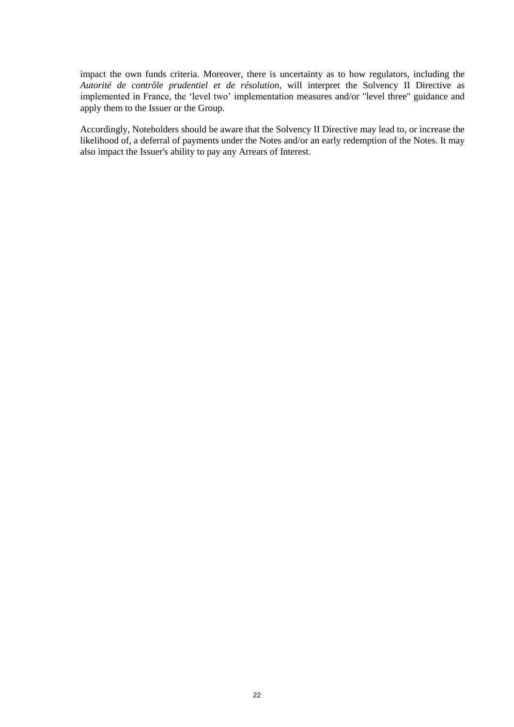impact the own funds criteria. Moreover, there is uncertainty as to how regulators, including the *Autorité de contrôle prudentiel et de résolution*, will interpret the Solvency II Directive as implemented in France, the 'level two' implementation measures and/or "level three" guidance and apply them to the Issuer or the Group.

Accordingly, Noteholders should be aware that the Solvency II Directive may lead to, or increase the likelihood of, a deferral of payments under the Notes and/or an early redemption of the Notes. It may also impact the Issuer's ability to pay any Arrears of Interest.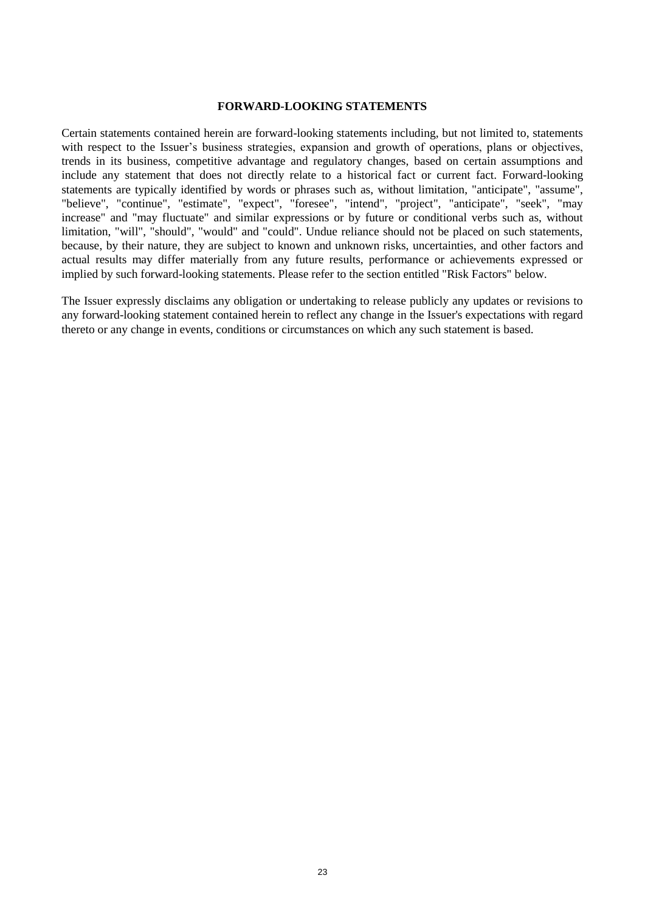## FORWARD-LOOKING STATEMENTS

Certain statements contained herein are forward-looking statements including, but not limited to, statements with respect to the Issuer's business strategies, expansion and growth of operations, plans or objectives, trends in its business, competitive advantage and regulatory changes, based on certain assumptions and include any statement that does not directly relate to a historical fact or current fact. Forward-looking statements are typically identified by words or phrases such as, without limitation, "anticipate", "assume", "believe", "continue", "estimate", "expect", "foresee", "intend", "project", "anticipate", "seek", "may increase" and "may fluctuate" and similar expressions or by future or conditional verbs such as, without limitation, "will", "should", "would" and "could". Undue reliance should not be placed on such statements, because, by their nature, they are subject to known and unknown risks, uncertainties, and other factors and actual results may differ materially from any future results, performance or achievements expressed or implied by such forward-looking statements. Please refer to the section entitled "Risk Factors" below.

The Issuer expressly disclaims any obligation or undertaking to release publicly any updates or revisions to any forward-looking statement contained herein to reflect any change in the Issuer's expectations with regard thereto or any change in events, conditions or circumstances on which any such statement is based.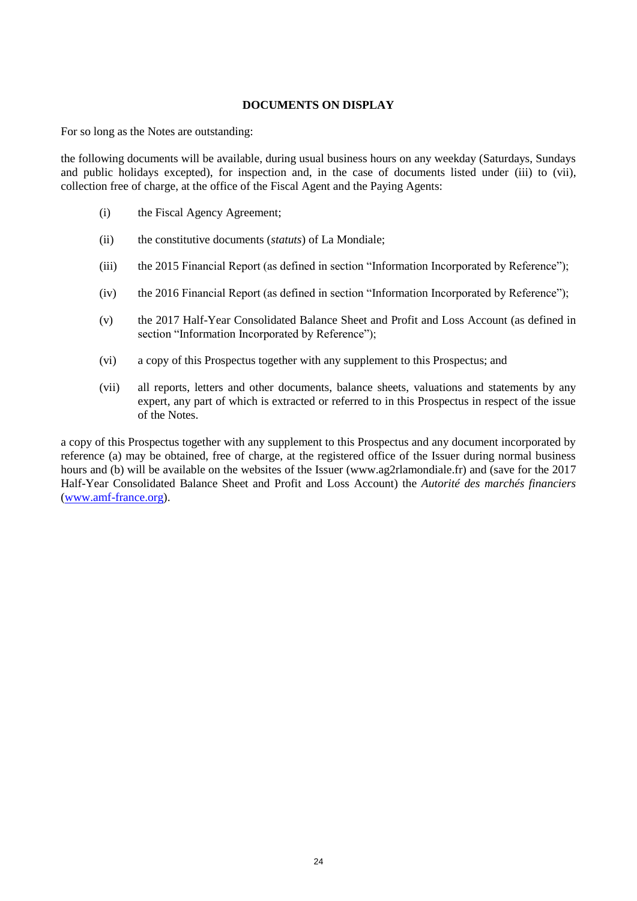# DOCUMENTS ON DISPLAY

For so long as the Notes are outstanding:

the following documents will be available, during usual business hours on any weekday (Saturdays, Sundays and public holidays excepted), for inspection and, in the case of documents listed under (iii) to (vii), collection free of charge, at the office of the Fiscal Agent and the Paying Agents:

(i) the Fiscal Agency Agreement;

(ii) the constitutive documents (*statuts*) of La Mondiale;

(iii) the 2015 Financial Report (as defined in section "Information Incorporated by Reference");

(iv) the 2016 Financial Report (as defined in section "Information Incorporated by Reference");

(v) the 2017 Half-Year Consolidated Balance Sheet and Profit and Loss Account (as defined in section "Information Incorporated by Reference");

(vi) a copy of this Prospectus together with any supplement to this Prospectus; and

(vii) all reports, letters and other documents, balance sheets, valuations and statements by any expert, any part of which is extracted or referred to in this Prospectus in respect of the issue of the Notes.

a copy of this Prospectus together with any supplement to this Prospectus and any document incorporated by reference (a) may be obtained, free of charge, at the registered office of the Issuer during normal business hours and (b) will be available on the websites of the Issuer (www.ag2rlamondiale.fr) and (save for the 2017 Half-Year Consolidated Balance Sheet and Profit and Loss Account) the *Autorité des marchés financiers* (www.amf-france.org).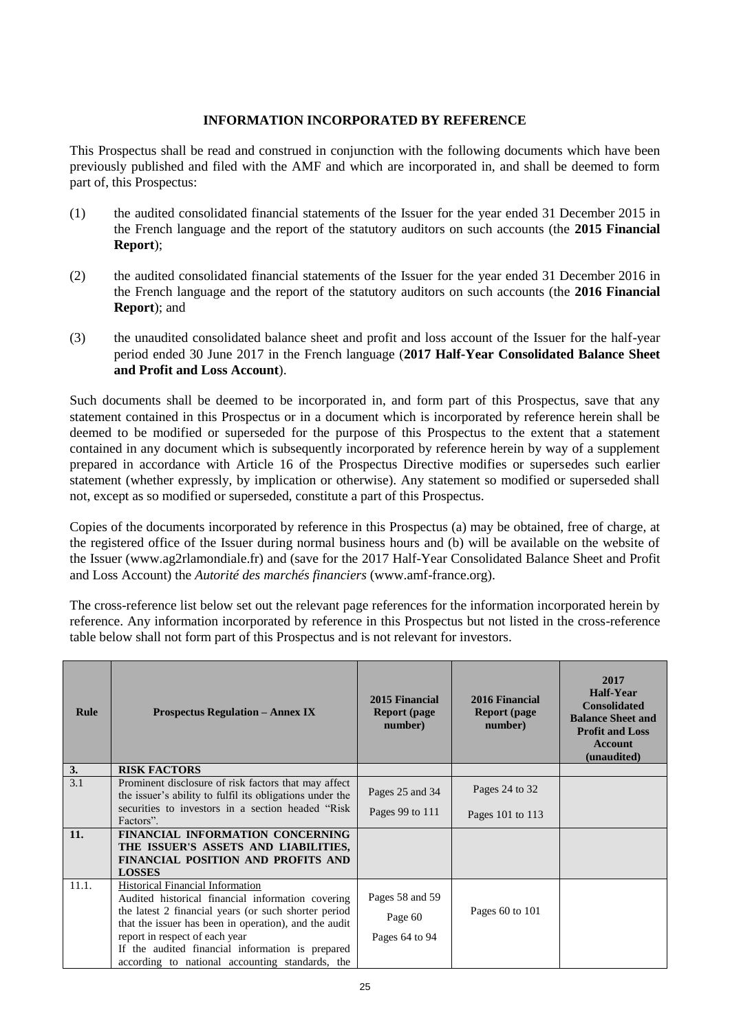## INFORMATION INCORPORATED BY REFERENCE

This Prospectus shall be read and construed in conjunction with the following documents which have been previously published and filed with the AMF and which are incorporated in, and shall be deemed to form part of, this Prospectus:

(1) the audited consolidated financial statements of the Issuer for the year ended 31 December 2015 in the French language and the report of the statutory auditors on such accounts (the **2015 Financial Report**);

(2) the audited consolidated financial statements of the Issuer for the year ended 31 December 2016 in the French language and the report of the statutory auditors on such accounts (the **2016 Financial Report**); and

(3) the unaudited consolidated balance sheet and profit and loss account of the Issuer for the half-year period ended 30 June 2017 in the French language (**2017 Half-Year Consolidated Balance Sheet and Profit and Loss Account**).

Such documents shall be deemed to be incorporated in, and form part of this Prospectus, save that any statement contained in this Prospectus or in a document which is incorporated by reference herein shall be deemed to be modified or superseded for the purpose of this Prospectus to the extent that a statement contained in any document which is subsequently incorporated by reference herein by way of a supplement prepared in accordance with Article 16 of the Prospectus Directive modifies or supersedes such earlier statement (whether expressly, by implication or otherwise). Any statement so modified or superseded shall not, except as so modified or superseded, constitute a part of this Prospectus.

Copies of the documents incorporated by reference in this Prospectus (a) may be obtained, free of charge, at the registered office of the Issuer during normal business hours and (b) will be available on the website of the Issuer (www.ag2rlamondiale.fr) and (save for the 2017 Half-Year Consolidated Balance Sheet and Profit and Loss Account) the *Autorité des marchés financiers* (www.amf-france.org).

The cross-reference list below set out the relevant page references for the information incorporated herein by reference. Any information incorporated by reference in this Prospectus but not listed in the cross-reference table below shall not form part of this Prospectus and is not relevant for investors.

| Rule | Prospectus Regulation – Annex IX | 2015 Financial Report (page number) | 2016 Financial Report (page number) | 2017 Half-Year Consolidated Balance Sheet and Profit and Loss Account (unaudited) |
|---|---|---|---|---|
| **3.** | **RISK FACTORS** | | | |
| 3.1 | Prominent disclosure of risk factors that may affect the issuer's ability to fulfil its obligations under the securities to investors in a section headed "Risk Factors". | Pages 25 and 34<br>Pages 99 to 111 | Pages 24 to 32<br>Pages 101 to 113 | |
| **11.** | **FINANCIAL INFORMATION CONCERNING THE ISSUER'S ASSETS AND LIABILITIES, FINANCIAL POSITION AND PROFITS AND LOSSES** | | | |
| 11.1. | Historical Financial Information<br>Audited historical financial information covering the latest 2 financial years (or such shorter period that the issuer has been in operation), and the audit report in respect of each year<br>If the audited financial information is prepared according to national accounting standards, the | Pages 58 and 59<br>Page 60<br>Pages 64 to 94 | Pages 60 to 101 | |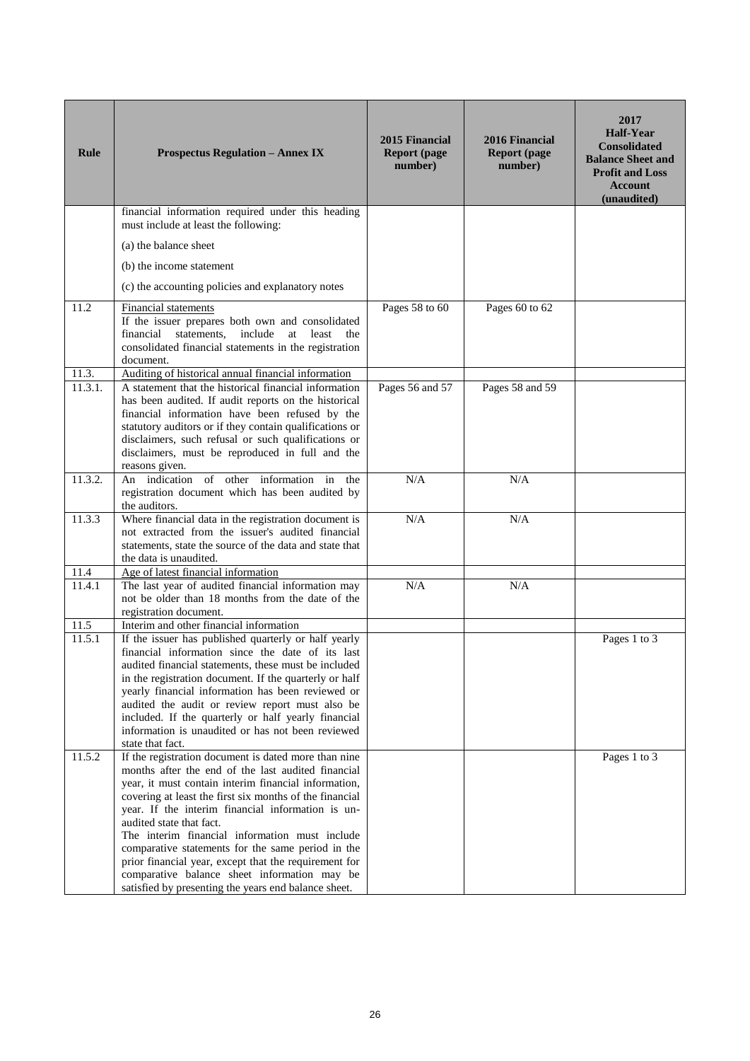| Rule | Prospectus Regulation – Annex IX | 2015 Financial Report (page number) | 2016 Financial Report (page number) | 2017 Half-Year Consolidated Balance Sheet and Profit and Loss Account (unaudited) |
|---|---|---|---|---|
| | financial information required under this heading must include at least the following:<br><br>(a) the balance sheet<br><br>(b) the income statement<br><br>(c) the accounting policies and explanatory notes | | | |
| 11.2 | Financial statements<br>If the issuer prepares both own and consolidated financial statements, include at least the consolidated financial statements in the registration document. | Pages 58 to 60 | Pages 60 to 62 | |
| 11.3. | Auditing of historical annual financial information | | | |
| 11.3.1. | A statement that the historical financial information has been audited. If audit reports on the historical financial information have been refused by the statutory auditors or if they contain qualifications or disclaimers, such refusal or such qualifications or disclaimers, must be reproduced in full and the reasons given. | Pages 56 and 57 | Pages 58 and 59 | |
| 11.3.2. | An indication of other information in the registration document which has been audited by the auditors. | N/A | N/A | |
| 11.3.3 | Where financial data in the registration document is not extracted from the issuer's audited financial statements, state the source of the data and state that the data is unaudited. | N/A | N/A | |
| 11.4 | Age of latest financial information | | | |
| 11.4.1 | The last year of audited financial information may not be older than 18 months from the date of the registration document. | N/A | N/A | |
| 11.5 | Interim and other financial information | | | |
| 11.5.1 | If the issuer has published quarterly or half yearly financial information since the date of its last audited financial statements, these must be included in the registration document. If the quarterly or half yearly financial information has been reviewed or audited the audit or review report must also be included. If the quarterly or half yearly financial information is unaudited or has not been reviewed state that fact. | | | Pages 1 to 3 |
| 11.5.2 | If the registration document is dated more than nine months after the end of the last audited financial year, it must contain interim financial information, covering at least the first six months of the financial year. If the interim financial information is un-audited state that fact.<br>The interim financial information must include comparative statements for the same period in the prior financial year, except that the requirement for comparative balance sheet information may be satisfied by presenting the years end balance sheet. | | | Pages 1 to 3 |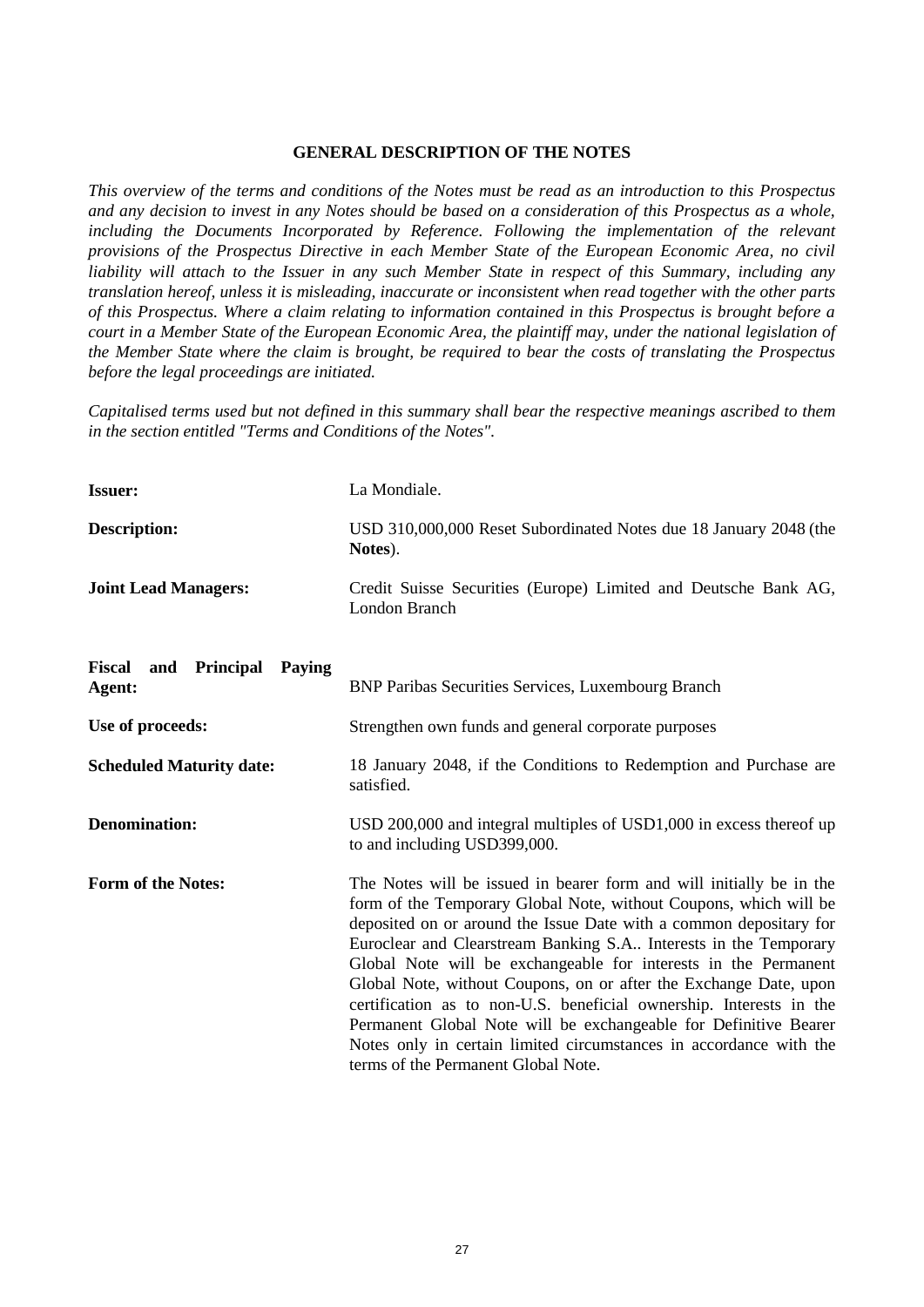## GENERAL DESCRIPTION OF THE NOTES

*This overview of the terms and conditions of the Notes must be read as an introduction to this Prospectus and any decision to invest in any Notes should be based on a consideration of this Prospectus as a whole, including the Documents Incorporated by Reference. Following the implementation of the relevant provisions of the Prospectus Directive in each Member State of the European Economic Area, no civil liability will attach to the Issuer in any such Member State in respect of this Summary, including any translation hereof, unless it is misleading, inaccurate or inconsistent when read together with the other parts of this Prospectus. Where a claim relating to information contained in this Prospectus is brought before a court in a Member State of the European Economic Area, the plaintiff may, under the national legislation of the Member State where the claim is brought, be required to bear the costs of translating the Prospectus before the legal proceedings are initiated.*

*Capitalised terms used but not defined in this summary shall bear the respective meanings ascribed to them in the section entitled "Terms and Conditions of the Notes".*

| | |
|---|---|
| **Issuer:** | La Mondiale. |
| **Description:** | USD 310,000,000 Reset Subordinated Notes due 18 January 2048 (the **Notes**). |
| **Joint Lead Managers:** | Credit Suisse Securities (Europe) Limited and Deutsche Bank AG, London Branch |
| **Fiscal and Principal Paying Agent:** | BNP Paribas Securities Services, Luxembourg Branch |
| **Use of proceeds:** | Strengthen own funds and general corporate purposes |
| **Scheduled Maturity date:** | 18 January 2048, if the Conditions to Redemption and Purchase are satisfied. |
| **Denomination:** | USD 200,000 and integral multiples of USD1,000 in excess thereof up to and including USD399,000. |
| **Form of the Notes:** | The Notes will be issued in bearer form and will initially be in the form of the Temporary Global Note, without Coupons, which will be deposited on or around the Issue Date with a common depositary for Euroclear and Clearstream Banking S.A.. Interests in the Temporary Global Note will be exchangeable for interests in the Permanent Global Note, without Coupons, on or after the Exchange Date, upon certification as to non-U.S. beneficial ownership. Interests in the Permanent Global Note will be exchangeable for Definitive Bearer Notes only in certain limited circumstances in accordance with the terms of the Permanent Global Note. |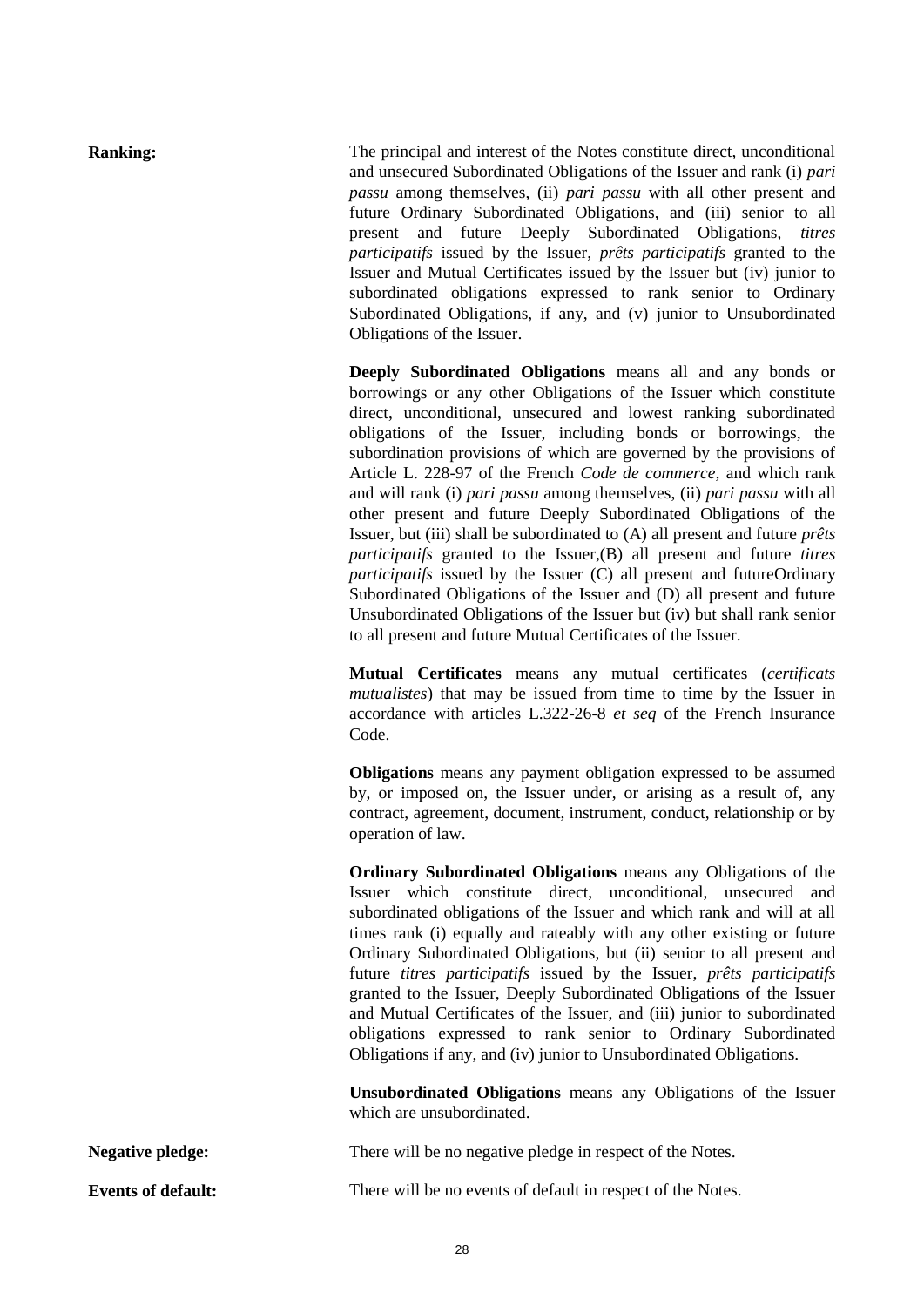**Ranking:** The principal and interest of the Notes constitute direct, unconditional and unsecured Subordinated Obligations of the Issuer and rank (i) *pari passu* among themselves, (ii) *pari passu* with all other present and future Ordinary Subordinated Obligations, and (iii) senior to all present and future Deeply Subordinated Obligations, *titres participatifs* issued by the Issuer, *prêts participatifs* granted to the Issuer and Mutual Certificates issued by the Issuer but (iv) junior to subordinated obligations expressed to rank senior to Ordinary Subordinated Obligations, if any, and (v) junior to Unsubordinated Obligations of the Issuer.

**Deeply Subordinated Obligations** means all and any bonds or borrowings or any other Obligations of the Issuer which constitute direct, unconditional, unsecured and lowest ranking subordinated obligations of the Issuer, including bonds or borrowings, the subordination provisions of which are governed by the provisions of Article L. 228-97 of the French *Code de commerce,* and which rank and will rank (i) *pari passu* among themselves, (ii) *pari passu* with all other present and future Deeply Subordinated Obligations of the Issuer, but (iii) shall be subordinated to (A) all present and future *prêts participatifs* granted to the Issuer,(B) all present and future *titres participatifs* issued by the Issuer (C) all present and futureOrdinary Subordinated Obligations of the Issuer and (D) all present and future Unsubordinated Obligations of the Issuer but (iv) but shall rank senior to all present and future Mutual Certificates of the Issuer.

**Mutual Certificates** means any mutual certificates (*certificats mutualistes*) that may be issued from time to time by the Issuer in accordance with articles L.322-26-8 *et seq* of the French Insurance Code.

**Obligations** means any payment obligation expressed to be assumed by, or imposed on, the Issuer under, or arising as a result of, any contract, agreement, document, instrument, conduct, relationship or by operation of law.

**Ordinary Subordinated Obligations** means any Obligations of the Issuer which constitute direct, unconditional, unsecured and subordinated obligations of the Issuer and which rank and will at all times rank (i) equally and rateably with any other existing or future Ordinary Subordinated Obligations, but (ii) senior to all present and future *titres participatifs* issued by the Issuer, *prêts participatifs* granted to the Issuer, Deeply Subordinated Obligations of the Issuer and Mutual Certificates of the Issuer, and (iii) junior to subordinated obligations expressed to rank senior to Ordinary Subordinated Obligations if any, and (iv) junior to Unsubordinated Obligations.

**Unsubordinated Obligations** means any Obligations of the Issuer which are unsubordinated.

**Negative pledge:** There will be no negative pledge in respect of the Notes.

**Events of default:** There will be no events of default in respect of the Notes.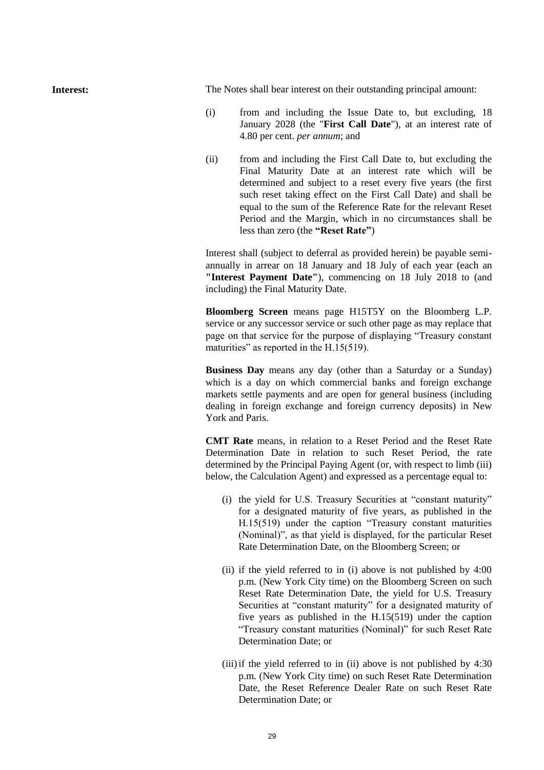**Interest:**

The Notes shall bear interest on their outstanding principal amount:

(i) from and including the Issue Date to, but excluding, 18 January 2028 (the "**First Call Date**"), at an interest rate of 4.80 per cent. *per annum*; and

(ii) from and including the First Call Date to, but excluding the Final Maturity Date at an interest rate which will be determined and subject to a reset every five years (the first such reset taking effect on the First Call Date) and shall be equal to the sum of the Reference Rate for the relevant Reset Period and the Margin, which in no circumstances shall be less than zero (the **"Reset Rate"**)

Interest shall (subject to deferral as provided herein) be payable semi-annually in arrear on 18 January and 18 July of each year (each an **"Interest Payment Date"**), commencing on 18 July 2018 to (and including) the Final Maturity Date.

**Bloomberg Screen** means page H15T5Y on the Bloomberg L.P. service or any successor service or such other page as may replace that page on that service for the purpose of displaying "Treasury constant maturities" as reported in the H.15(519).

**Business Day** means any day (other than a Saturday or a Sunday) which is a day on which commercial banks and foreign exchange markets settle payments and are open for general business (including dealing in foreign exchange and foreign currency deposits) in New York and Paris.

**CMT Rate** means, in relation to a Reset Period and the Reset Rate Determination Date in relation to such Reset Period, the rate determined by the Principal Paying Agent (or, with respect to limb (iii) below, the Calculation Agent) and expressed as a percentage equal to:

(i) the yield for U.S. Treasury Securities at "constant maturity" for a designated maturity of five years, as published in the H.15(519) under the caption "Treasury constant maturities (Nominal)", as that yield is displayed, for the particular Reset Rate Determination Date, on the Bloomberg Screen; or

(ii) if the yield referred to in (i) above is not published by 4:00 p.m. (New York City time) on the Bloomberg Screen on such Reset Rate Determination Date, the yield for U.S. Treasury Securities at "constant maturity" for a designated maturity of five years as published in the H.15(519) under the caption "Treasury constant maturities (Nominal)" for such Reset Rate Determination Date; or

(iii) if the yield referred to in (ii) above is not published by 4:30 p.m. (New York City time) on such Reset Rate Determination Date, the Reset Reference Dealer Rate on such Reset Rate Determination Date; or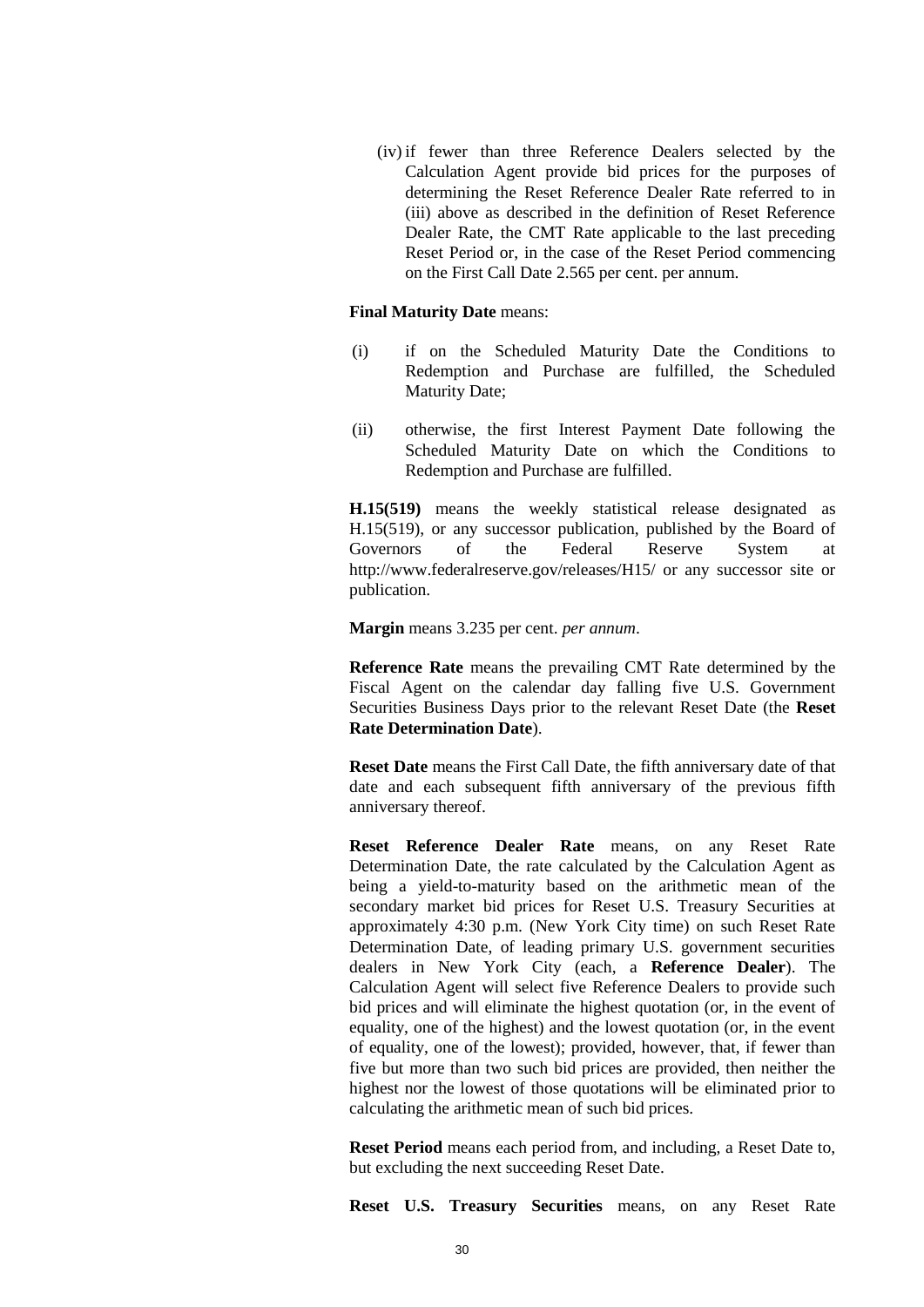(iv) if fewer than three Reference Dealers selected by the Calculation Agent provide bid prices for the purposes of determining the Reset Reference Dealer Rate referred to in (iii) above as described in the definition of Reset Reference Dealer Rate, the CMT Rate applicable to the last preceding Reset Period or, in the case of the Reset Period commencing on the First Call Date 2.565 per cent. per annum.

**Final Maturity Date** means:

(i) if on the Scheduled Maturity Date the Conditions to Redemption and Purchase are fulfilled, the Scheduled Maturity Date;

(ii) otherwise, the first Interest Payment Date following the Scheduled Maturity Date on which the Conditions to Redemption and Purchase are fulfilled.

**H.15(519)** means the weekly statistical release designated as H.15(519), or any successor publication, published by the Board of Governors of the Federal Reserve System at http://www.federalreserve.gov/releases/H15/ or any successor site or publication.

**Margin** means 3.235 per cent. *per annum*.

**Reference Rate** means the prevailing CMT Rate determined by the Fiscal Agent on the calendar day falling five U.S. Government Securities Business Days prior to the relevant Reset Date (the **Reset Rate Determination Date**).

**Reset Date** means the First Call Date, the fifth anniversary date of that date and each subsequent fifth anniversary of the previous fifth anniversary thereof.

**Reset Reference Dealer Rate** means, on any Reset Rate Determination Date, the rate calculated by the Calculation Agent as being a yield-to-maturity based on the arithmetic mean of the secondary market bid prices for Reset U.S. Treasury Securities at approximately 4:30 p.m. (New York City time) on such Reset Rate Determination Date, of leading primary U.S. government securities dealers in New York City (each, a **Reference Dealer**). The Calculation Agent will select five Reference Dealers to provide such bid prices and will eliminate the highest quotation (or, in the event of equality, one of the highest) and the lowest quotation (or, in the event of equality, one of the lowest); provided, however, that, if fewer than five but more than two such bid prices are provided, then neither the highest nor the lowest of those quotations will be eliminated prior to calculating the arithmetic mean of such bid prices.

**Reset Period** means each period from, and including, a Reset Date to, but excluding the next succeeding Reset Date.

**Reset U.S. Treasury Securities** means, on any Reset Rate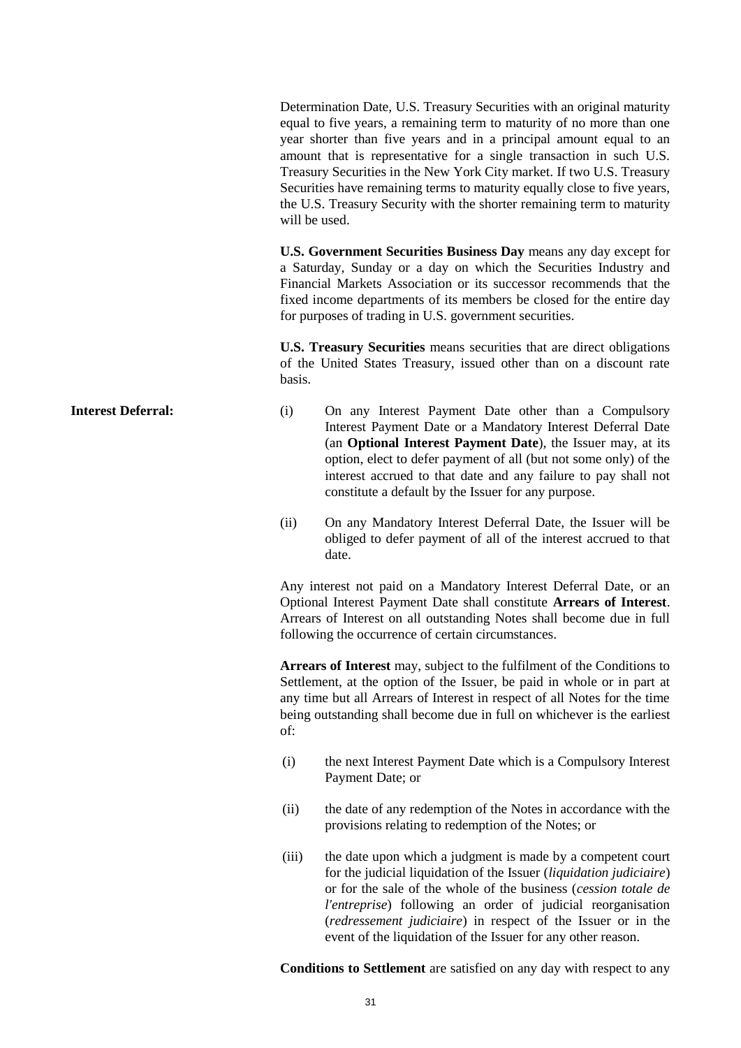Determination Date, U.S. Treasury Securities with an original maturity equal to five years, a remaining term to maturity of no more than one year shorter than five years and in a principal amount equal to an amount that is representative for a single transaction in such U.S. Treasury Securities in the New York City market. If two U.S. Treasury Securities have remaining terms to maturity equally close to five years, the U.S. Treasury Security with the shorter remaining term to maturity will be used.

**U.S. Government Securities Business Day** means any day except for a Saturday, Sunday or a day on which the Securities Industry and Financial Markets Association or its successor recommends that the fixed income departments of its members be closed for the entire day for purposes of trading in U.S. government securities.

**U.S. Treasury Securities** means securities that are direct obligations of the United States Treasury, issued other than on a discount rate basis.

**Interest Deferral:**

(i) On any Interest Payment Date other than a Compulsory Interest Payment Date or a Mandatory Interest Deferral Date (an **Optional Interest Payment Date**), the Issuer may, at its option, elect to defer payment of all (but not some only) of the interest accrued to that date and any failure to pay shall not constitute a default by the Issuer for any purpose.

(ii) On any Mandatory Interest Deferral Date, the Issuer will be obliged to defer payment of all of the interest accrued to that date.

Any interest not paid on a Mandatory Interest Deferral Date, or an Optional Interest Payment Date shall constitute **Arrears of Interest**. Arrears of Interest on all outstanding Notes shall become due in full following the occurrence of certain circumstances.

**Arrears of Interest** may, subject to the fulfilment of the Conditions to Settlement, at the option of the Issuer, be paid in whole or in part at any time but all Arrears of Interest in respect of all Notes for the time being outstanding shall become due in full on whichever is the earliest of:

(i) the next Interest Payment Date which is a Compulsory Interest Payment Date; or

(ii) the date of any redemption of the Notes in accordance with the provisions relating to redemption of the Notes; or

(iii) the date upon which a judgment is made by a competent court for the judicial liquidation of the Issuer (*liquidation judiciaire*) or for the sale of the whole of the business (*cession totale de l'entreprise*) following an order of judicial reorganisation (*redressement judiciaire*) in respect of the Issuer or in the event of the liquidation of the Issuer for any other reason.

**Conditions to Settlement** are satisfied on any day with respect to any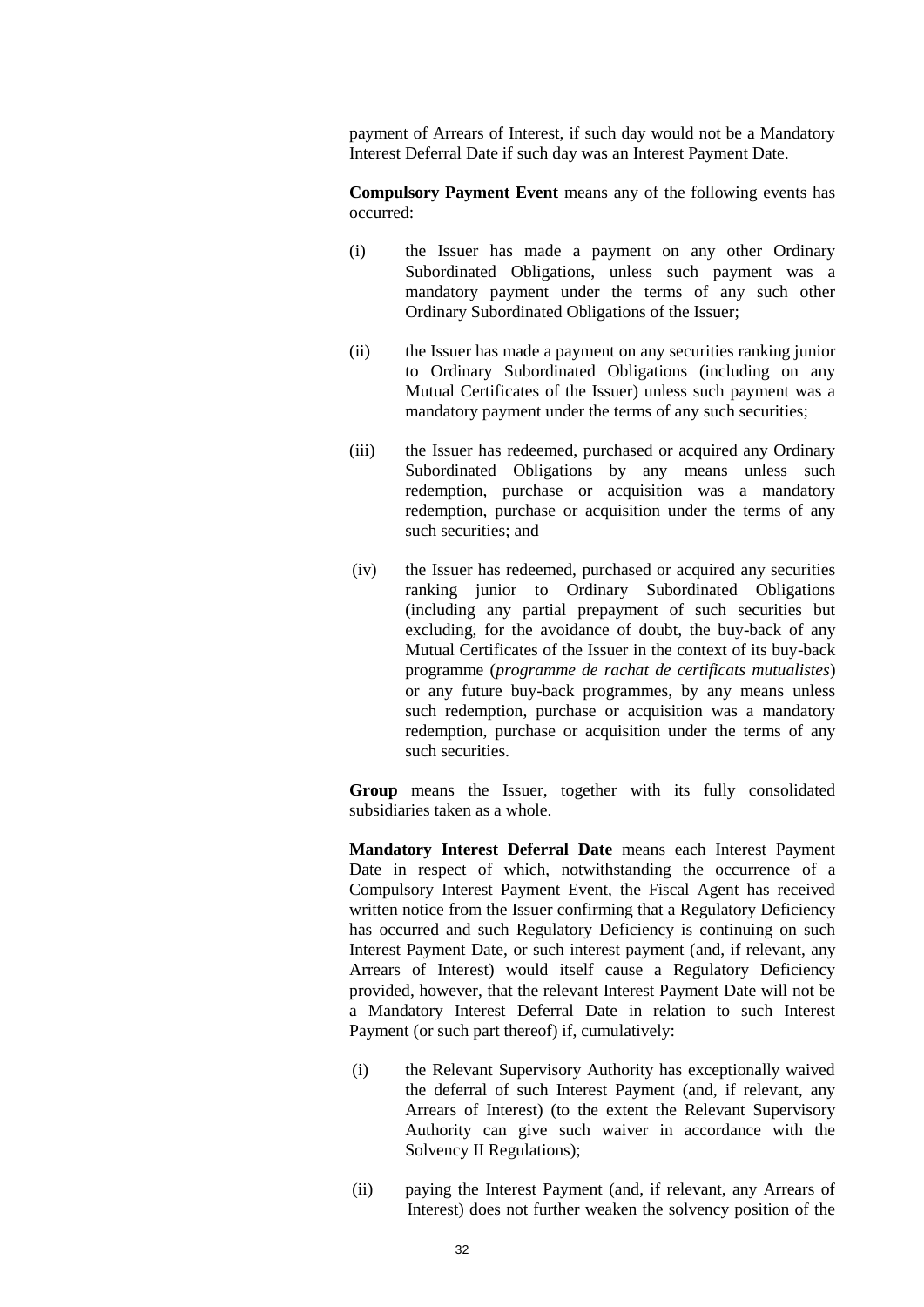payment of Arrears of Interest, if such day would not be a Mandatory Interest Deferral Date if such day was an Interest Payment Date.

**Compulsory Payment Event** means any of the following events has occurred:

(i) the Issuer has made a payment on any other Ordinary Subordinated Obligations, unless such payment was a mandatory payment under the terms of any such other Ordinary Subordinated Obligations of the Issuer;

(ii) the Issuer has made a payment on any securities ranking junior to Ordinary Subordinated Obligations (including on any Mutual Certificates of the Issuer) unless such payment was a mandatory payment under the terms of any such securities;

(iii) the Issuer has redeemed, purchased or acquired any Ordinary Subordinated Obligations by any means unless such redemption, purchase or acquisition was a mandatory redemption, purchase or acquisition under the terms of any such securities; and

(iv) the Issuer has redeemed, purchased or acquired any securities ranking junior to Ordinary Subordinated Obligations (including any partial prepayment of such securities but excluding, for the avoidance of doubt, the buy-back of any Mutual Certificates of the Issuer in the context of its buy-back programme (*programme de rachat de certificats mutualistes*) or any future buy-back programmes, by any means unless such redemption, purchase or acquisition was a mandatory redemption, purchase or acquisition under the terms of any such securities.

**Group** means the Issuer, together with its fully consolidated subsidiaries taken as a whole.

**Mandatory Interest Deferral Date** means each Interest Payment Date in respect of which, notwithstanding the occurrence of a Compulsory Interest Payment Event, the Fiscal Agent has received written notice from the Issuer confirming that a Regulatory Deficiency has occurred and such Regulatory Deficiency is continuing on such Interest Payment Date, or such interest payment (and, if relevant, any Arrears of Interest) would itself cause a Regulatory Deficiency provided, however, that the relevant Interest Payment Date will not be a Mandatory Interest Deferral Date in relation to such Interest Payment (or such part thereof) if, cumulatively:

(i) the Relevant Supervisory Authority has exceptionally waived the deferral of such Interest Payment (and, if relevant, any Arrears of Interest) (to the extent the Relevant Supervisory Authority can give such waiver in accordance with the Solvency II Regulations);

(ii) paying the Interest Payment (and, if relevant, any Arrears of Interest) does not further weaken the solvency position of the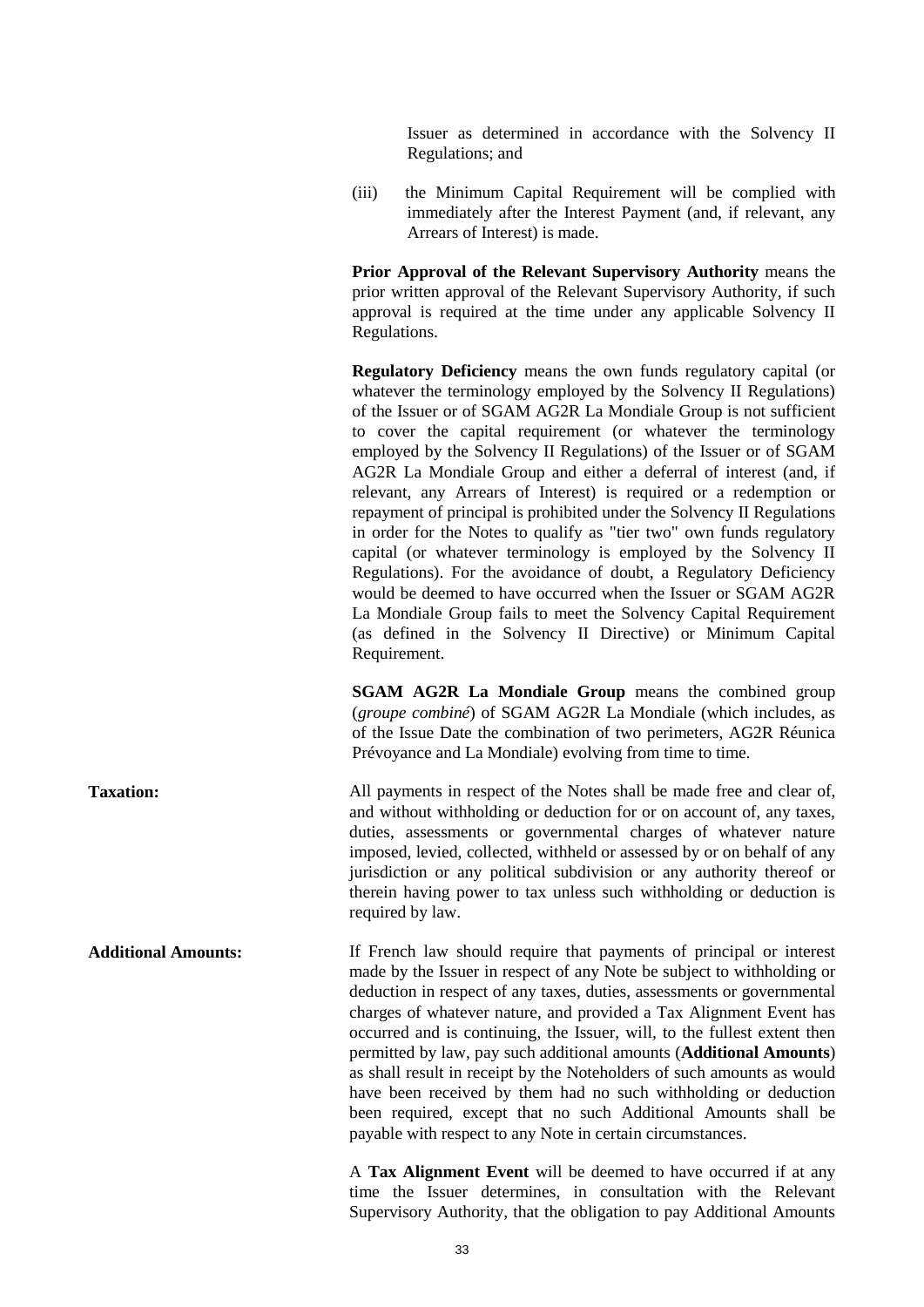Issuer as determined in accordance with the Solvency II Regulations; and

(iii) the Minimum Capital Requirement will be complied with immediately after the Interest Payment (and, if relevant, any Arrears of Interest) is made.

**Prior Approval of the Relevant Supervisory Authority** means the prior written approval of the Relevant Supervisory Authority, if such approval is required at the time under any applicable Solvency II Regulations.

**Regulatory Deficiency** means the own funds regulatory capital (or whatever the terminology employed by the Solvency II Regulations) of the Issuer or of SGAM AG2R La Mondiale Group is not sufficient to cover the capital requirement (or whatever the terminology employed by the Solvency II Regulations) of the Issuer or of SGAM AG2R La Mondiale Group and either a deferral of interest (and, if relevant, any Arrears of Interest) is required or a redemption or repayment of principal is prohibited under the Solvency II Regulations in order for the Notes to qualify as "tier two" own funds regulatory capital (or whatever terminology is employed by the Solvency II Regulations). For the avoidance of doubt, a Regulatory Deficiency would be deemed to have occurred when the Issuer or SGAM AG2R La Mondiale Group fails to meet the Solvency Capital Requirement (as defined in the Solvency II Directive) or Minimum Capital Requirement.

**SGAM AG2R La Mondiale Group** means the combined group (*groupe combiné*) of SGAM AG2R La Mondiale (which includes, as of the Issue Date the combination of two perimeters, AG2R Réunica Prévoyance and La Mondiale) evolving from time to time.

**Taxation:** All payments in respect of the Notes shall be made free and clear of, and without withholding or deduction for or on account of, any taxes, duties, assessments or governmental charges of whatever nature imposed, levied, collected, withheld or assessed by or on behalf of any jurisdiction or any political subdivision or any authority thereof or therein having power to tax unless such withholding or deduction is required by law.

**Additional Amounts:** If French law should require that payments of principal or interest made by the Issuer in respect of any Note be subject to withholding or deduction in respect of any taxes, duties, assessments or governmental charges of whatever nature, and provided a Tax Alignment Event has occurred and is continuing, the Issuer, will, to the fullest extent then permitted by law, pay such additional amounts (**Additional Amounts**) as shall result in receipt by the Noteholders of such amounts as would have been received by them had no such withholding or deduction been required, except that no such Additional Amounts shall be payable with respect to any Note in certain circumstances.

A **Tax Alignment Event** will be deemed to have occurred if at any time the Issuer determines, in consultation with the Relevant Supervisory Authority, that the obligation to pay Additional Amounts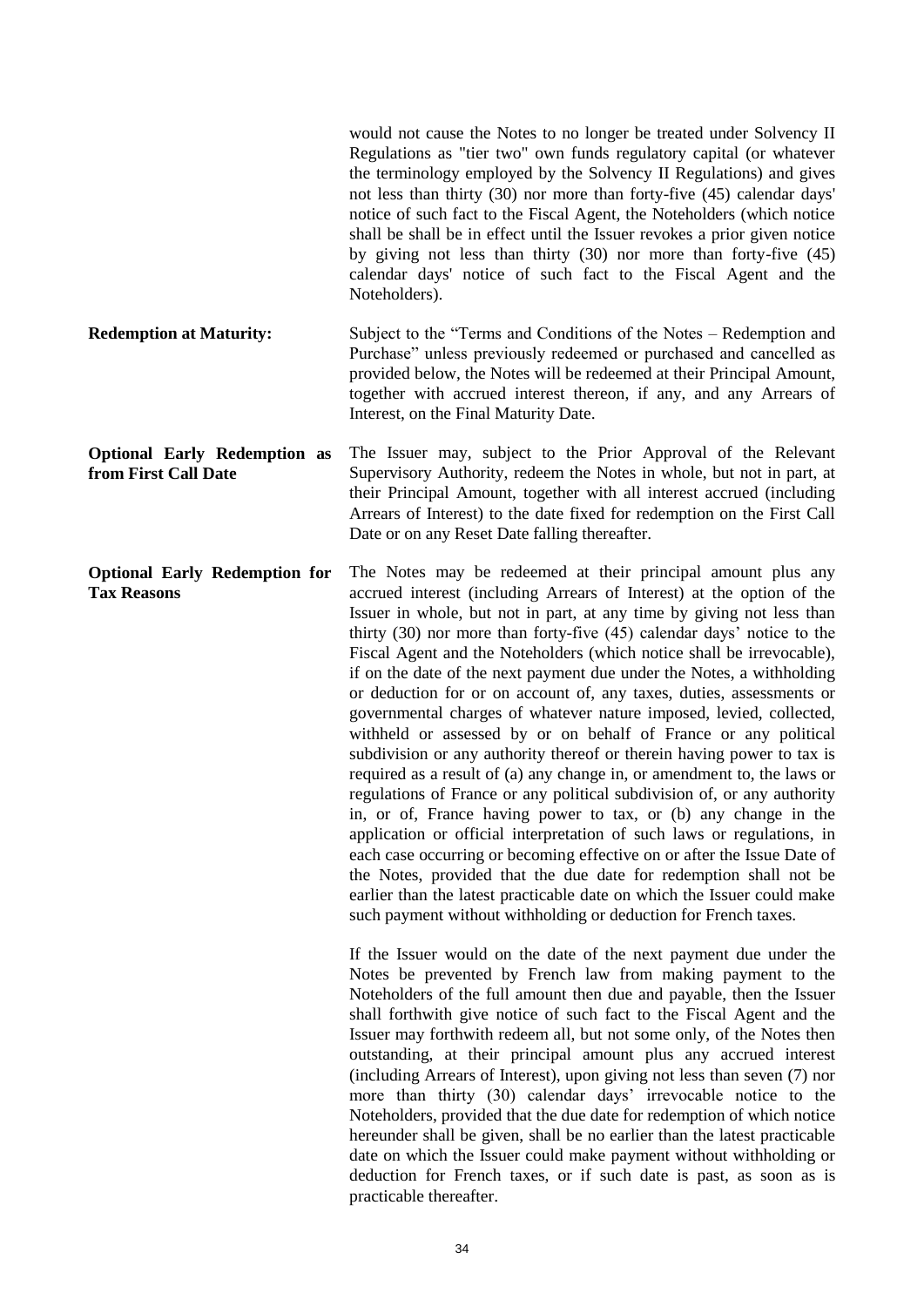would not cause the Notes to no longer be treated under Solvency II Regulations as "tier two" own funds regulatory capital (or whatever the terminology employed by the Solvency II Regulations) and gives not less than thirty (30) nor more than forty-five (45) calendar days' notice of such fact to the Fiscal Agent, the Noteholders (which notice shall be shall be in effect until the Issuer revokes a prior given notice by giving not less than thirty (30) nor more than forty-five (45) calendar days' notice of such fact to the Fiscal Agent and the Noteholders).

**Redemption at Maturity:**

Subject to the "Terms and Conditions of the Notes – Redemption and Purchase" unless previously redeemed or purchased and cancelled as provided below, the Notes will be redeemed at their Principal Amount, together with accrued interest thereon, if any, and any Arrears of Interest, on the Final Maturity Date.

**Optional Early Redemption as from First Call Date**

The Issuer may, subject to the Prior Approval of the Relevant Supervisory Authority, redeem the Notes in whole, but not in part, at their Principal Amount, together with all interest accrued (including Arrears of Interest) to the date fixed for redemption on the First Call Date or on any Reset Date falling thereafter.

**Optional Early Redemption for Tax Reasons**

The Notes may be redeemed at their principal amount plus any accrued interest (including Arrears of Interest) at the option of the Issuer in whole, but not in part, at any time by giving not less than thirty (30) nor more than forty-five (45) calendar days' notice to the Fiscal Agent and the Noteholders (which notice shall be irrevocable), if on the date of the next payment due under the Notes, a withholding or deduction for or on account of, any taxes, duties, assessments or governmental charges of whatever nature imposed, levied, collected, withheld or assessed by or on behalf of France or any political subdivision or any authority thereof or therein having power to tax is required as a result of (a) any change in, or amendment to, the laws or regulations of France or any political subdivision of, or any authority in, or of, France having power to tax, or (b) any change in the application or official interpretation of such laws or regulations, in each case occurring or becoming effective on or after the Issue Date of the Notes, provided that the due date for redemption shall not be earlier than the latest practicable date on which the Issuer could make such payment without withholding or deduction for French taxes.

If the Issuer would on the date of the next payment due under the Notes be prevented by French law from making payment to the Noteholders of the full amount then due and payable, then the Issuer shall forthwith give notice of such fact to the Fiscal Agent and the Issuer may forthwith redeem all, but not some only, of the Notes then outstanding, at their principal amount plus any accrued interest (including Arrears of Interest), upon giving not less than seven (7) nor more than thirty (30) calendar days' irrevocable notice to the Noteholders, provided that the due date for redemption of which notice hereunder shall be given, shall be no earlier than the latest practicable date on which the Issuer could make payment without withholding or deduction for French taxes, or if such date is past, as soon as is practicable thereafter.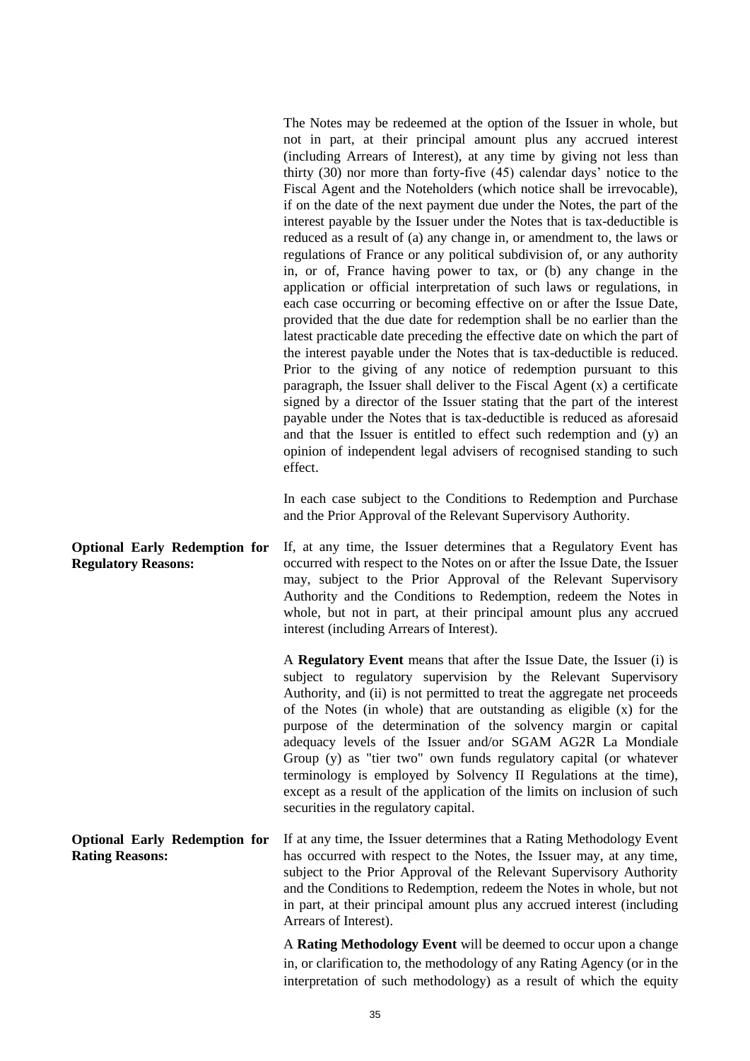The Notes may be redeemed at the option of the Issuer in whole, but not in part, at their principal amount plus any accrued interest (including Arrears of Interest), at any time by giving not less than thirty (30) nor more than forty-five (45) calendar days' notice to the Fiscal Agent and the Noteholders (which notice shall be irrevocable), if on the date of the next payment due under the Notes, the part of the interest payable by the Issuer under the Notes that is tax-deductible is reduced as a result of (a) any change in, or amendment to, the laws or regulations of France or any political subdivision of, or any authority in, or of, France having power to tax, or (b) any change in the application or official interpretation of such laws or regulations, in each case occurring or becoming effective on or after the Issue Date, provided that the due date for redemption shall be no earlier than the latest practicable date preceding the effective date on which the part of the interest payable under the Notes that is tax-deductible is reduced. Prior to the giving of any notice of redemption pursuant to this paragraph, the Issuer shall deliver to the Fiscal Agent (x) a certificate signed by a director of the Issuer stating that the part of the interest payable under the Notes that is tax-deductible is reduced as aforesaid and that the Issuer is entitled to effect such redemption and (y) an opinion of independent legal advisers of recognised standing to such effect.

In each case subject to the Conditions to Redemption and Purchase and the Prior Approval of the Relevant Supervisory Authority.

**Optional Early Redemption for Regulatory Reasons:**

If, at any time, the Issuer determines that a Regulatory Event has occurred with respect to the Notes on or after the Issue Date, the Issuer may, subject to the Prior Approval of the Relevant Supervisory Authority and the Conditions to Redemption, redeem the Notes in whole, but not in part, at their principal amount plus any accrued interest (including Arrears of Interest).

A **Regulatory Event** means that after the Issue Date, the Issuer (i) is subject to regulatory supervision by the Relevant Supervisory Authority, and (ii) is not permitted to treat the aggregate net proceeds of the Notes (in whole) that are outstanding as eligible (x) for the purpose of the determination of the solvency margin or capital adequacy levels of the Issuer and/or SGAM AG2R La Mondiale Group (y) as "tier two" own funds regulatory capital (or whatever terminology is employed by Solvency II Regulations at the time), except as a result of the application of the limits on inclusion of such securities in the regulatory capital.

**Optional Early Redemption for Rating Reasons:**

If at any time, the Issuer determines that a Rating Methodology Event has occurred with respect to the Notes, the Issuer may, at any time, subject to the Prior Approval of the Relevant Supervisory Authority and the Conditions to Redemption, redeem the Notes in whole, but not in part, at their principal amount plus any accrued interest (including Arrears of Interest).

A **Rating Methodology Event** will be deemed to occur upon a change in, or clarification to, the methodology of any Rating Agency (or in the interpretation of such methodology) as a result of which the equity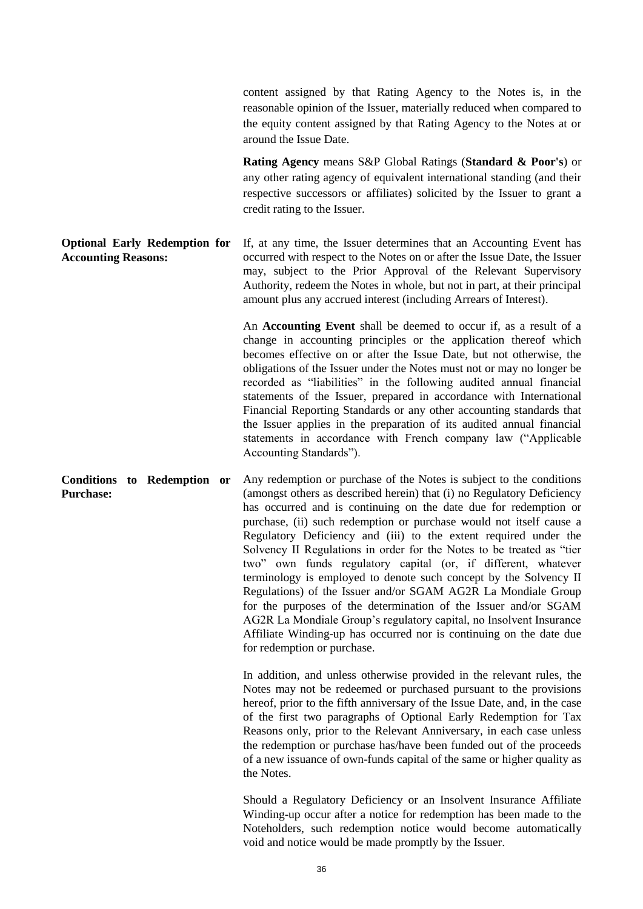content assigned by that Rating Agency to the Notes is, in the reasonable opinion of the Issuer, materially reduced when compared to the equity content assigned by that Rating Agency to the Notes at or around the Issue Date.

**Rating Agency** means S&P Global Ratings (**Standard & Poor's**) or any other rating agency of equivalent international standing (and their respective successors or affiliates) solicited by the Issuer to grant a credit rating to the Issuer.

**Optional Early Redemption for Accounting Reasons:**

If, at any time, the Issuer determines that an Accounting Event has occurred with respect to the Notes on or after the Issue Date, the Issuer may, subject to the Prior Approval of the Relevant Supervisory Authority, redeem the Notes in whole, but not in part, at their principal amount plus any accrued interest (including Arrears of Interest).

An **Accounting Event** shall be deemed to occur if, as a result of a change in accounting principles or the application thereof which becomes effective on or after the Issue Date, but not otherwise, the obligations of the Issuer under the Notes must not or may no longer be recorded as "liabilities" in the following audited annual financial statements of the Issuer, prepared in accordance with International Financial Reporting Standards or any other accounting standards that the Issuer applies in the preparation of its audited annual financial statements in accordance with French company law ("Applicable Accounting Standards").

**Conditions to Redemption or Purchase:**

Any redemption or purchase of the Notes is subject to the conditions (amongst others as described herein) that (i) no Regulatory Deficiency has occurred and is continuing on the date due for redemption or purchase, (ii) such redemption or purchase would not itself cause a Regulatory Deficiency and (iii) to the extent required under the Solvency II Regulations in order for the Notes to be treated as "tier two" own funds regulatory capital (or, if different, whatever terminology is employed to denote such concept by the Solvency II Regulations) of the Issuer and/or SGAM AG2R La Mondiale Group for the purposes of the determination of the Issuer and/or SGAM AG2R La Mondiale Group's regulatory capital, no Insolvent Insurance Affiliate Winding-up has occurred nor is continuing on the date due for redemption or purchase.

In addition, and unless otherwise provided in the relevant rules, the Notes may not be redeemed or purchased pursuant to the provisions hereof, prior to the fifth anniversary of the Issue Date, and, in the case of the first two paragraphs of Optional Early Redemption for Tax Reasons only, prior to the Relevant Anniversary, in each case unless the redemption or purchase has/have been funded out of the proceeds of a new issuance of own-funds capital of the same or higher quality as the Notes.

Should a Regulatory Deficiency or an Insolvent Insurance Affiliate Winding-up occur after a notice for redemption has been made to the Noteholders, such redemption notice would become automatically void and notice would be made promptly by the Issuer.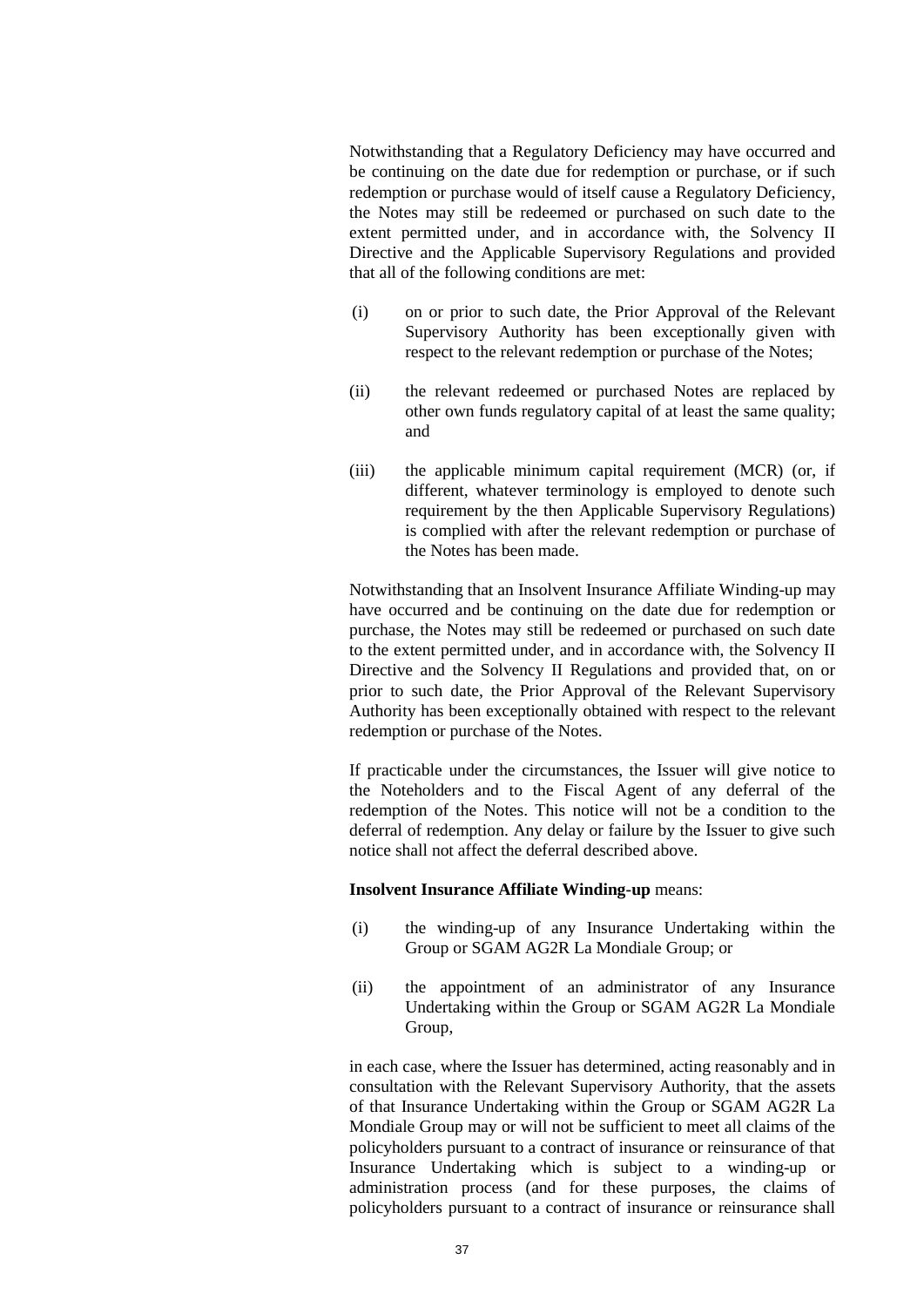Notwithstanding that a Regulatory Deficiency may have occurred and be continuing on the date due for redemption or purchase, or if such redemption or purchase would of itself cause a Regulatory Deficiency, the Notes may still be redeemed or purchased on such date to the extent permitted under, and in accordance with, the Solvency II Directive and the Applicable Supervisory Regulations and provided that all of the following conditions are met:

(i) on or prior to such date, the Prior Approval of the Relevant Supervisory Authority has been exceptionally given with respect to the relevant redemption or purchase of the Notes;

(ii) the relevant redeemed or purchased Notes are replaced by other own funds regulatory capital of at least the same quality; and

(iii) the applicable minimum capital requirement (MCR) (or, if different, whatever terminology is employed to denote such requirement by the then Applicable Supervisory Regulations) is complied with after the relevant redemption or purchase of the Notes has been made.

Notwithstanding that an Insolvent Insurance Affiliate Winding-up may have occurred and be continuing on the date due for redemption or purchase, the Notes may still be redeemed or purchased on such date to the extent permitted under, and in accordance with, the Solvency II Directive and the Solvency II Regulations and provided that, on or prior to such date, the Prior Approval of the Relevant Supervisory Authority has been exceptionally obtained with respect to the relevant redemption or purchase of the Notes.

If practicable under the circumstances, the Issuer will give notice to the Noteholders and to the Fiscal Agent of any deferral of the redemption of the Notes. This notice will not be a condition to the deferral of redemption. Any delay or failure by the Issuer to give such notice shall not affect the deferral described above.

**Insolvent Insurance Affiliate Winding-up** means:

(i) the winding-up of any Insurance Undertaking within the Group or SGAM AG2R La Mondiale Group; or

(ii) the appointment of an administrator of any Insurance Undertaking within the Group or SGAM AG2R La Mondiale Group,

in each case, where the Issuer has determined, acting reasonably and in consultation with the Relevant Supervisory Authority, that the assets of that Insurance Undertaking within the Group or SGAM AG2R La Mondiale Group may or will not be sufficient to meet all claims of the policyholders pursuant to a contract of insurance or reinsurance of that Insurance Undertaking which is subject to a winding-up or administration process (and for these purposes, the claims of policyholders pursuant to a contract of insurance or reinsurance shall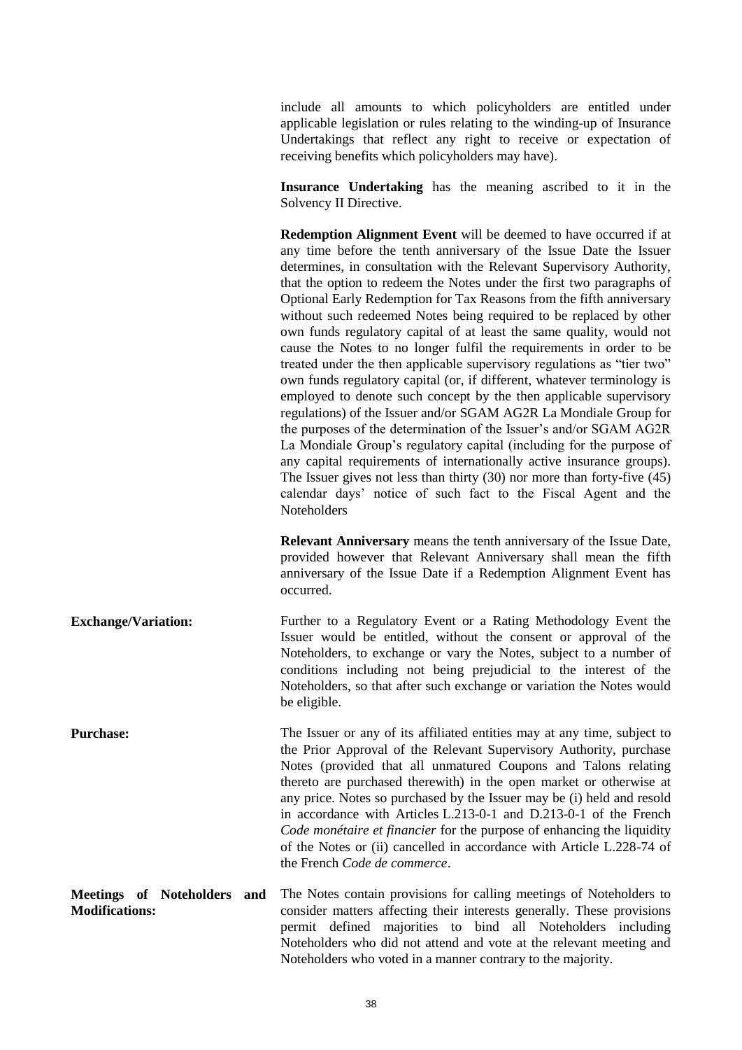include all amounts to which policyholders are entitled under applicable legislation or rules relating to the winding-up of Insurance Undertakings that reflect any right to receive or expectation of receiving benefits which policyholders may have).

**Insurance Undertaking** has the meaning ascribed to it in the Solvency II Directive.

**Redemption Alignment Event** will be deemed to have occurred if at any time before the tenth anniversary of the Issue Date the Issuer determines, in consultation with the Relevant Supervisory Authority, that the option to redeem the Notes under the first two paragraphs of Optional Early Redemption for Tax Reasons from the fifth anniversary without such redeemed Notes being required to be replaced by other own funds regulatory capital of at least the same quality, would not cause the Notes to no longer fulfil the requirements in order to be treated under the then applicable supervisory regulations as "tier two" own funds regulatory capital (or, if different, whatever terminology is employed to denote such concept by the then applicable supervisory regulations) of the Issuer and/or SGAM AG2R La Mondiale Group for the purposes of the determination of the Issuer's and/or SGAM AG2R La Mondiale Group's regulatory capital (including for the purpose of any capital requirements of internationally active insurance groups). The Issuer gives not less than thirty (30) nor more than forty-five (45) calendar days' notice of such fact to the Fiscal Agent and the Noteholders

**Relevant Anniversary** means the tenth anniversary of the Issue Date, provided however that Relevant Anniversary shall mean the fifth anniversary of the Issue Date if a Redemption Alignment Event has occurred.

**Exchange/Variation:** Further to a Regulatory Event or a Rating Methodology Event the Issuer would be entitled, without the consent or approval of the Noteholders, to exchange or vary the Notes, subject to a number of conditions including not being prejudicial to the interest of the Noteholders, so that after such exchange or variation the Notes would be eligible.

**Purchase:** The Issuer or any of its affiliated entities may at any time, subject to the Prior Approval of the Relevant Supervisory Authority, purchase Notes (provided that all unmatured Coupons and Talons relating thereto are purchased therewith) in the open market or otherwise at any price. Notes so purchased by the Issuer may be (i) held and resold in accordance with Articles L.213-0-1 and D.213-0-1 of the French *Code monétaire et financier* for the purpose of enhancing the liquidity of the Notes or (ii) cancelled in accordance with Article L.228-74 of the French *Code de commerce*.

**Meetings of Noteholders and Modifications:** The Notes contain provisions for calling meetings of Noteholders to consider matters affecting their interests generally. These provisions permit defined majorities to bind all Noteholders including Noteholders who did not attend and vote at the relevant meeting and Noteholders who voted in a manner contrary to the majority.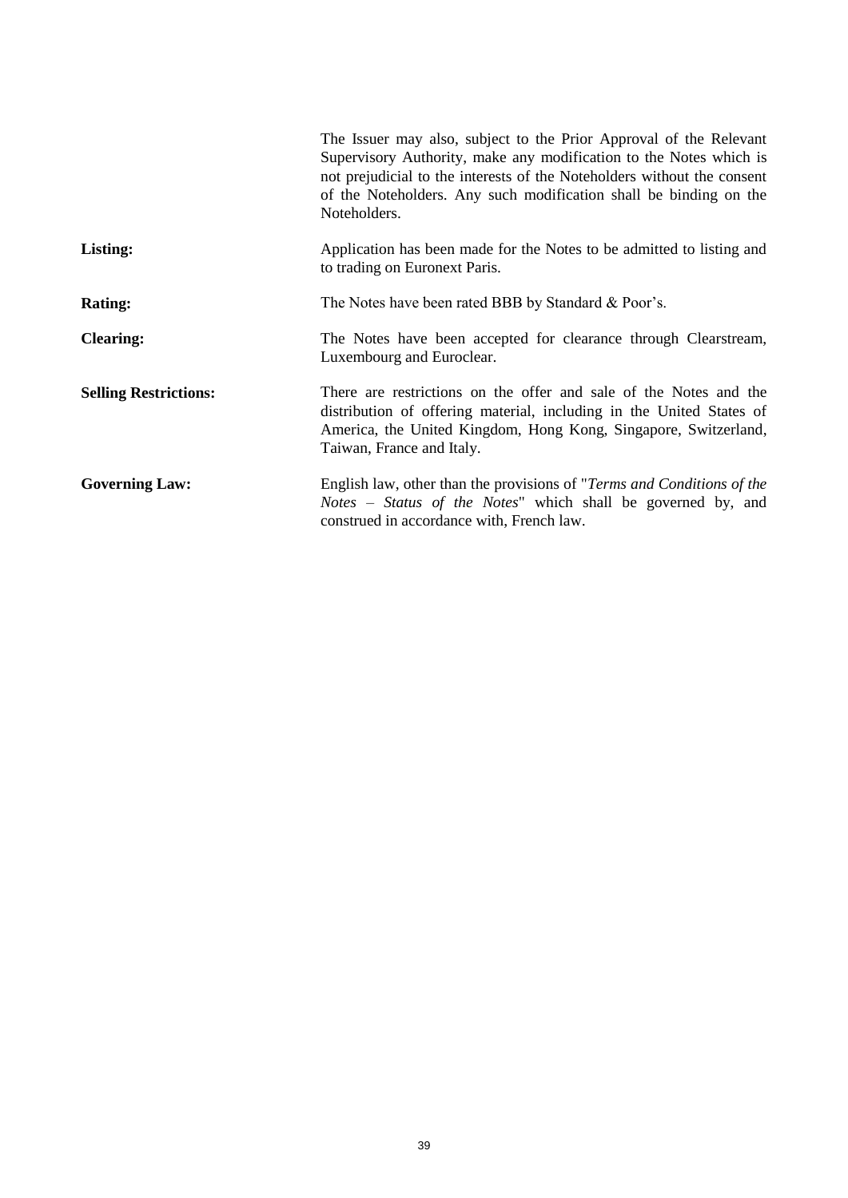| | |
|---|---|
| | The Issuer may also, subject to the Prior Approval of the Relevant Supervisory Authority, make any modification to the Notes which is not prejudicial to the interests of the Noteholders without the consent of the Noteholders. Any such modification shall be binding on the Noteholders. |
| **Listing:** | Application has been made for the Notes to be admitted to listing and to trading on Euronext Paris. |
| **Rating:** | The Notes have been rated BBB by Standard & Poor's. |
| **Clearing:** | The Notes have been accepted for clearance through Clearstream, Luxembourg and Euroclear. |
| **Selling Restrictions:** | There are restrictions on the offer and sale of the Notes and the distribution of offering material, including in the United States of America, the United Kingdom, Hong Kong, Singapore, Switzerland, Taiwan, France and Italy. |
| **Governing Law:** | English law, other than the provisions of "*Terms and Conditions of the Notes – Status of the Notes*" which shall be governed by, and construed in accordance with, French law. |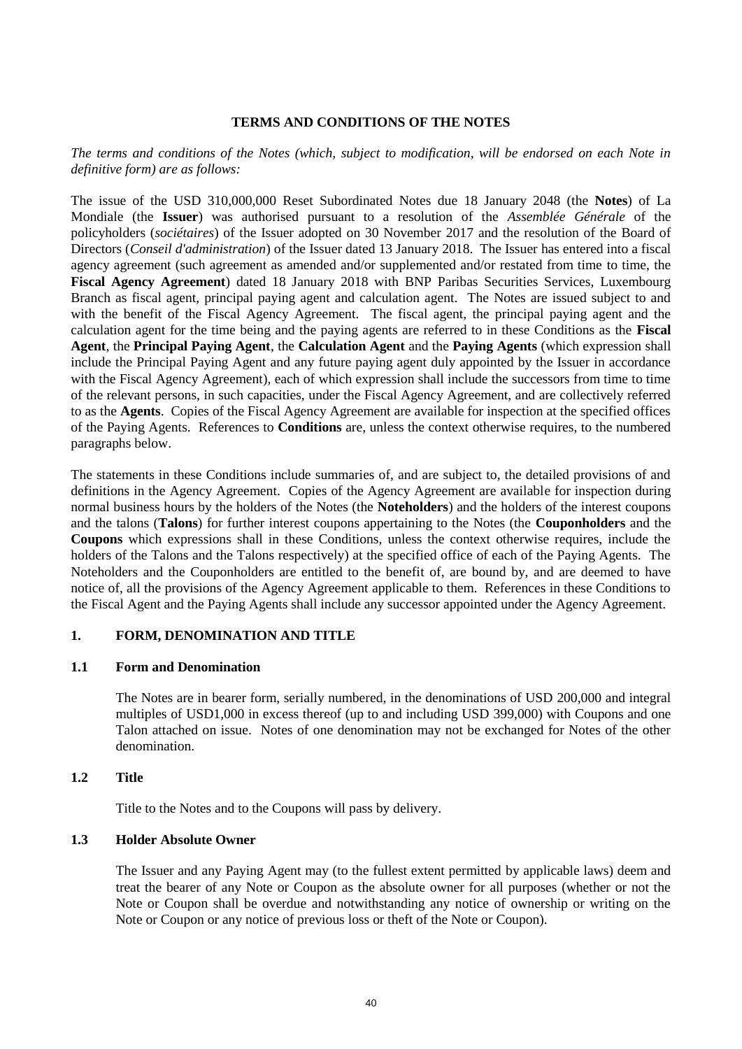## TERMS AND CONDITIONS OF THE NOTES

*The terms and conditions of the Notes (which, subject to modification, will be endorsed on each Note in definitive form) are as follows:*

The issue of the USD 310,000,000 Reset Subordinated Notes due 18 January 2048 (the **Notes**) of La Mondiale (the **Issuer**) was authorised pursuant to a resolution of the *Assemblée Générale* of the policyholders (*sociétaires*) of the Issuer adopted on 30 November 2017 and the resolution of the Board of Directors (*Conseil d'administration*) of the Issuer dated 13 January 2018. The Issuer has entered into a fiscal agency agreement (such agreement as amended and/or supplemented and/or restated from time to time, the **Fiscal Agency Agreement**) dated 18 January 2018 with BNP Paribas Securities Services, Luxembourg Branch as fiscal agent, principal paying agent and calculation agent. The Notes are issued subject to and with the benefit of the Fiscal Agency Agreement. The fiscal agent, the principal paying agent and the calculation agent for the time being and the paying agents are referred to in these Conditions as the **Fiscal Agent**, the **Principal Paying Agent**, the **Calculation Agent** and the **Paying Agents** (which expression shall include the Principal Paying Agent and any future paying agent duly appointed by the Issuer in accordance with the Fiscal Agency Agreement), each of which expression shall include the successors from time to time of the relevant persons, in such capacities, under the Fiscal Agency Agreement, and are collectively referred to as the **Agents**. Copies of the Fiscal Agency Agreement are available for inspection at the specified offices of the Paying Agents. References to **Conditions** are, unless the context otherwise requires, to the numbered paragraphs below.

The statements in these Conditions include summaries of, and are subject to, the detailed provisions of and definitions in the Agency Agreement. Copies of the Agency Agreement are available for inspection during normal business hours by the holders of the Notes (the **Noteholders**) and the holders of the interest coupons and the talons (**Talons**) for further interest coupons appertaining to the Notes (the **Couponholders** and the **Coupons** which expressions shall in these Conditions, unless the context otherwise requires, include the holders of the Talons and the Talons respectively) at the specified office of each of the Paying Agents. The Noteholders and the Couponholders are entitled to the benefit of, are bound by, and are deemed to have notice of, all the provisions of the Agency Agreement applicable to them. References in these Conditions to the Fiscal Agent and the Paying Agents shall include any successor appointed under the Agency Agreement.

### 1. FORM, DENOMINATION AND TITLE

#### 1.1 Form and Denomination

The Notes are in bearer form, serially numbered, in the denominations of USD 200,000 and integral multiples of USD1,000 in excess thereof (up to and including USD 399,000) with Coupons and one Talon attached on issue. Notes of one denomination may not be exchanged for Notes of the other denomination.

#### 1.2 Title

Title to the Notes and to the Coupons will pass by delivery.

#### 1.3 Holder Absolute Owner

The Issuer and any Paying Agent may (to the fullest extent permitted by applicable laws) deem and treat the bearer of any Note or Coupon as the absolute owner for all purposes (whether or not the Note or Coupon shall be overdue and notwithstanding any notice of ownership or writing on the Note or Coupon or any notice of previous loss or theft of the Note or Coupon).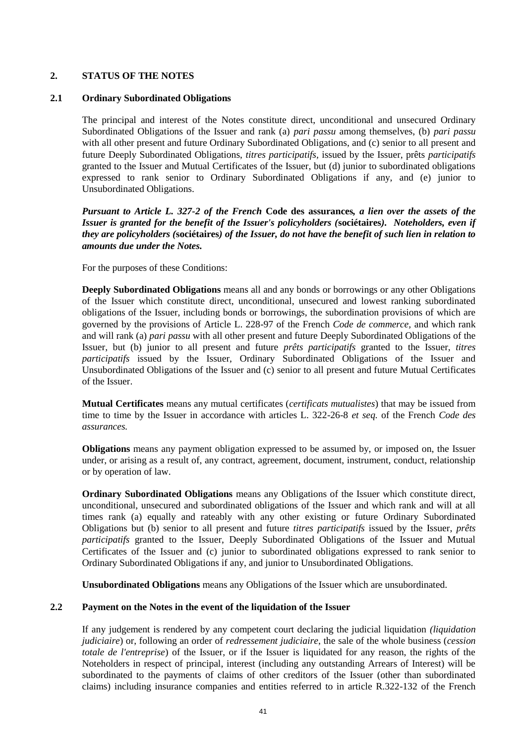## 2. STATUS OF THE NOTES

### 2.1 Ordinary Subordinated Obligations

The principal and interest of the Notes constitute direct, unconditional and unsecured Ordinary Subordinated Obligations of the Issuer and rank (a) *pari passu* among themselves, (b) *pari passu* with all other present and future Ordinary Subordinated Obligations, and (c) senior to all present and future Deeply Subordinated Obligations, *titres participatifs,* issued by the Issuer, prêts *participatifs* granted to the Issuer and Mutual Certificates of the Issuer, but (d) junior to subordinated obligations expressed to rank senior to Ordinary Subordinated Obligations if any, and (e) junior to Unsubordinated Obligations.

***Pursuant to Article L. 327-2 of the French* Code des assurances*, a lien over the assets of the Issuer is granted for the benefit of the Issuer's policyholders (*sociétaires*). Noteholders, even if they are policyholders (*sociétaires*) of the Issuer, do not have the benefit of such lien in relation to amounts due under the Notes.***

For the purposes of these Conditions:

**Deeply Subordinated Obligations** means all and any bonds or borrowings or any other Obligations of the Issuer which constitute direct, unconditional, unsecured and lowest ranking subordinated obligations of the Issuer, including bonds or borrowings, the subordination provisions of which are governed by the provisions of Article L. 228-97 of the French *Code de commerce,* and which rank and will rank (a) *pari passu* with all other present and future Deeply Subordinated Obligations of the Issuer, but (b) junior to all present and future *prêts participatifs* granted to the Issuer, *titres participatifs* issued by the Issuer, Ordinary Subordinated Obligations of the Issuer and Unsubordinated Obligations of the Issuer and (c) senior to all present and future Mutual Certificates of the Issuer.

**Mutual Certificates** means any mutual certificates (*certificats mutualistes*) that may be issued from time to time by the Issuer in accordance with articles L. 322-26-8 *et seq.* of the French *Code des assurances.*

**Obligations** means any payment obligation expressed to be assumed by, or imposed on, the Issuer under, or arising as a result of, any contract, agreement, document, instrument, conduct, relationship or by operation of law.

**Ordinary Subordinated Obligations** means any Obligations of the Issuer which constitute direct, unconditional, unsecured and subordinated obligations of the Issuer and which rank and will at all times rank (a) equally and rateably with any other existing or future Ordinary Subordinated Obligations but (b) senior to all present and future *titres participatifs* issued by the Issuer, *prêts participatifs* granted to the Issuer, Deeply Subordinated Obligations of the Issuer and Mutual Certificates of the Issuer and (c) junior to subordinated obligations expressed to rank senior to Ordinary Subordinated Obligations if any, and junior to Unsubordinated Obligations.

**Unsubordinated Obligations** means any Obligations of the Issuer which are unsubordinated.

### 2.2 Payment on the Notes in the event of the liquidation of the Issuer

If any judgement is rendered by any competent court declaring the judicial liquidation *(liquidation judiciaire*) or, following an order of *redressement judiciaire*, the sale of the whole business (*cession totale de l'entreprise*) of the Issuer, or if the Issuer is liquidated for any reason, the rights of the Noteholders in respect of principal, interest (including any outstanding Arrears of Interest) will be subordinated to the payments of claims of other creditors of the Issuer (other than subordinated claims) including insurance companies and entities referred to in article R.322-132 of the French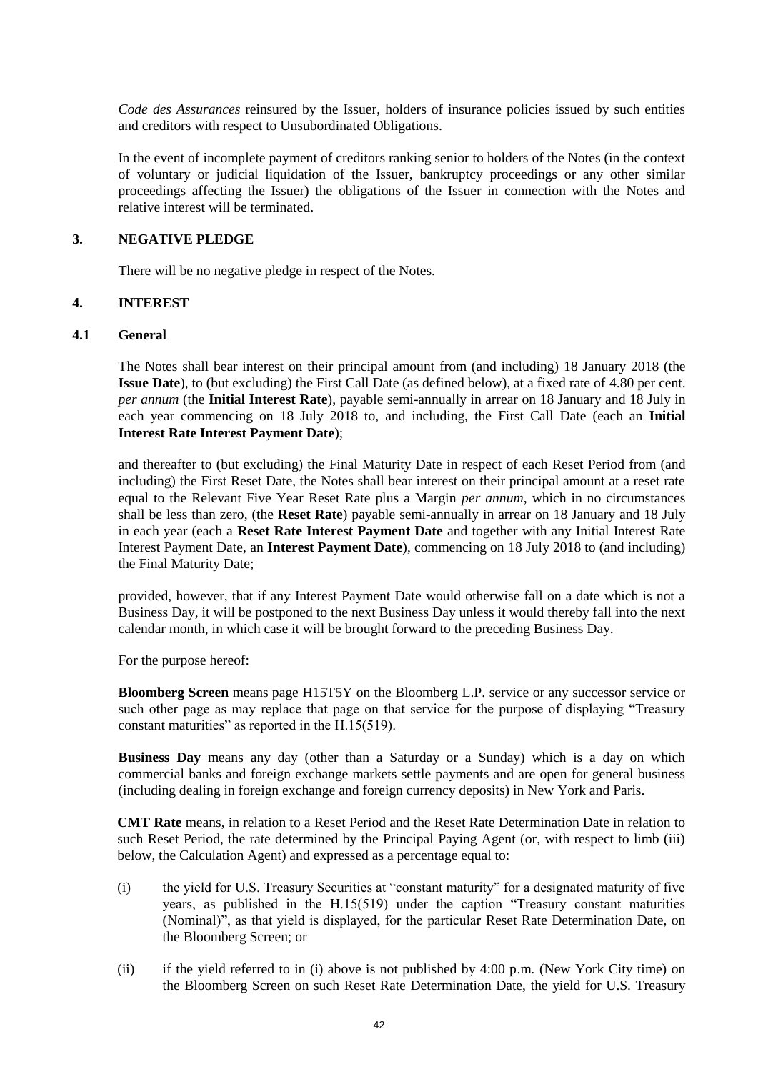*Code des Assurances* reinsured by the Issuer, holders of insurance policies issued by such entities and creditors with respect to Unsubordinated Obligations.

In the event of incomplete payment of creditors ranking senior to holders of the Notes (in the context of voluntary or judicial liquidation of the Issuer, bankruptcy proceedings or any other similar proceedings affecting the Issuer) the obligations of the Issuer in connection with the Notes and relative interest will be terminated.

## 3. NEGATIVE PLEDGE

There will be no negative pledge in respect of the Notes.

## 4. INTEREST

### 4.1 General

The Notes shall bear interest on their principal amount from (and including) 18 January 2018 (the **Issue Date**), to (but excluding) the First Call Date (as defined below), at a fixed rate of 4.80 per cent. *per annum* (the **Initial Interest Rate**), payable semi-annually in arrear on 18 January and 18 July in each year commencing on 18 July 2018 to, and including, the First Call Date (each an **Initial Interest Rate Interest Payment Date**);

and thereafter to (but excluding) the Final Maturity Date in respect of each Reset Period from (and including) the First Reset Date, the Notes shall bear interest on their principal amount at a reset rate equal to the Relevant Five Year Reset Rate plus a Margin *per annum*, which in no circumstances shall be less than zero, (the **Reset Rate**) payable semi-annually in arrear on 18 January and 18 July in each year (each a **Reset Rate Interest Payment Date** and together with any Initial Interest Rate Interest Payment Date, an **Interest Payment Date**), commencing on 18 July 2018 to (and including) the Final Maturity Date;

provided, however, that if any Interest Payment Date would otherwise fall on a date which is not a Business Day, it will be postponed to the next Business Day unless it would thereby fall into the next calendar month, in which case it will be brought forward to the preceding Business Day.

For the purpose hereof:

**Bloomberg Screen** means page H15T5Y on the Bloomberg L.P. service or any successor service or such other page as may replace that page on that service for the purpose of displaying "Treasury constant maturities" as reported in the H.15(519).

**Business Day** means any day (other than a Saturday or a Sunday) which is a day on which commercial banks and foreign exchange markets settle payments and are open for general business (including dealing in foreign exchange and foreign currency deposits) in New York and Paris.

**CMT Rate** means, in relation to a Reset Period and the Reset Rate Determination Date in relation to such Reset Period, the rate determined by the Principal Paying Agent (or, with respect to limb (iii) below, the Calculation Agent) and expressed as a percentage equal to:

(i) the yield for U.S. Treasury Securities at "constant maturity" for a designated maturity of five years, as published in the H.15(519) under the caption "Treasury constant maturities (Nominal)", as that yield is displayed, for the particular Reset Rate Determination Date, on the Bloomberg Screen; or

(ii) if the yield referred to in (i) above is not published by 4:00 p.m. (New York City time) on the Bloomberg Screen on such Reset Rate Determination Date, the yield for U.S. Treasury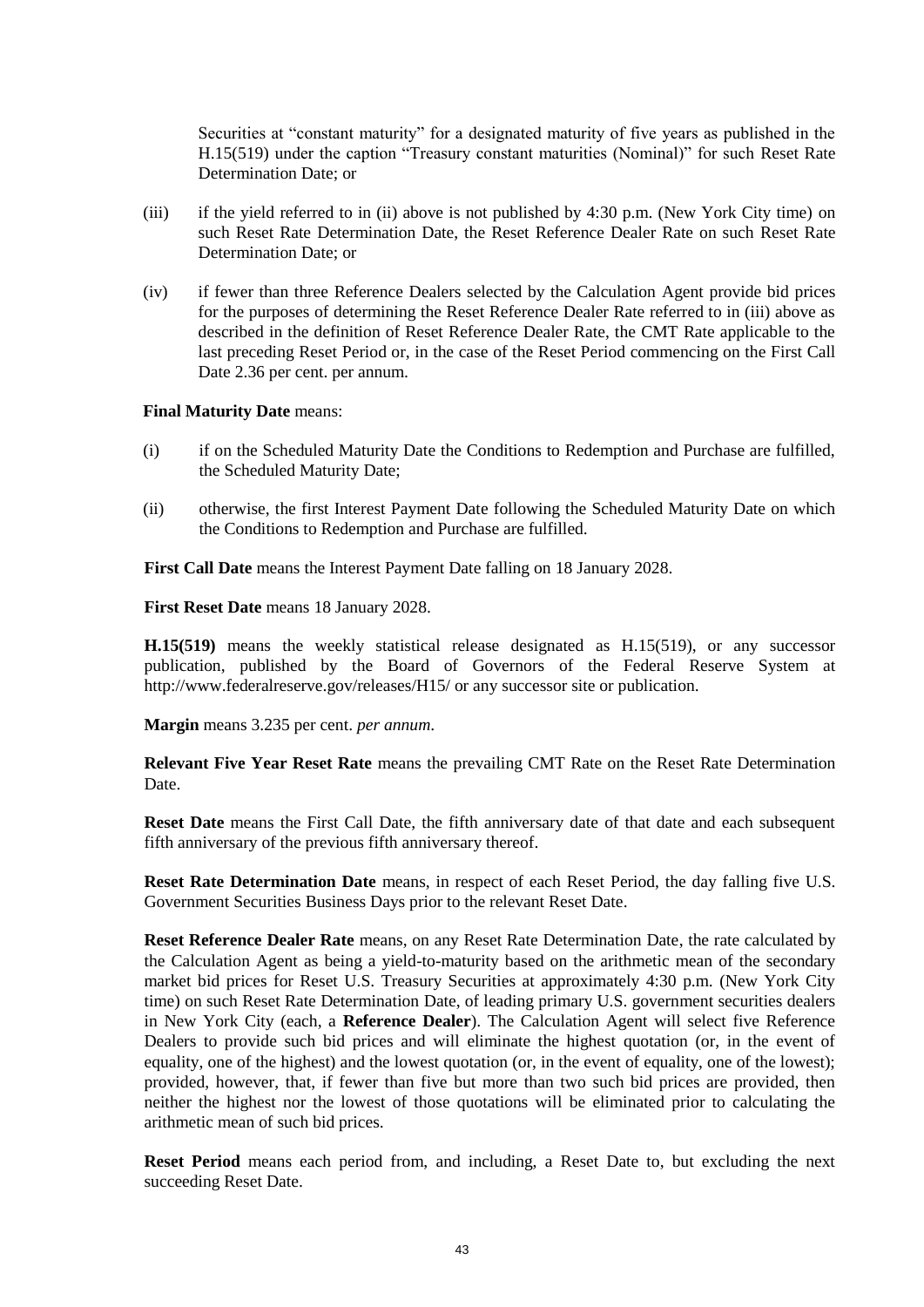Securities at "constant maturity" for a designated maturity of five years as published in the H.15(519) under the caption "Treasury constant maturities (Nominal)" for such Reset Rate Determination Date; or

(iii) if the yield referred to in (ii) above is not published by 4:30 p.m. (New York City time) on such Reset Rate Determination Date, the Reset Reference Dealer Rate on such Reset Rate Determination Date; or

(iv) if fewer than three Reference Dealers selected by the Calculation Agent provide bid prices for the purposes of determining the Reset Reference Dealer Rate referred to in (iii) above as described in the definition of Reset Reference Dealer Rate, the CMT Rate applicable to the last preceding Reset Period or, in the case of the Reset Period commencing on the First Call Date 2.36 per cent. per annum.

**Final Maturity Date** means:

(i) if on the Scheduled Maturity Date the Conditions to Redemption and Purchase are fulfilled, the Scheduled Maturity Date;

(ii) otherwise, the first Interest Payment Date following the Scheduled Maturity Date on which the Conditions to Redemption and Purchase are fulfilled.

**First Call Date** means the Interest Payment Date falling on 18 January 2028.

**First Reset Date** means 18 January 2028.

**H.15(519)** means the weekly statistical release designated as H.15(519), or any successor publication, published by the Board of Governors of the Federal Reserve System at http://www.federalreserve.gov/releases/H15/ or any successor site or publication.

**Margin** means 3.235 per cent. *per annum*.

**Relevant Five Year Reset Rate** means the prevailing CMT Rate on the Reset Rate Determination Date.

**Reset Date** means the First Call Date, the fifth anniversary date of that date and each subsequent fifth anniversary of the previous fifth anniversary thereof.

**Reset Rate Determination Date** means, in respect of each Reset Period, the day falling five U.S. Government Securities Business Days prior to the relevant Reset Date.

**Reset Reference Dealer Rate** means, on any Reset Rate Determination Date, the rate calculated by the Calculation Agent as being a yield-to-maturity based on the arithmetic mean of the secondary market bid prices for Reset U.S. Treasury Securities at approximately 4:30 p.m. (New York City time) on such Reset Rate Determination Date, of leading primary U.S. government securities dealers in New York City (each, a **Reference Dealer**). The Calculation Agent will select five Reference Dealers to provide such bid prices and will eliminate the highest quotation (or, in the event of equality, one of the highest) and the lowest quotation (or, in the event of equality, one of the lowest); provided, however, that, if fewer than five but more than two such bid prices are provided, then neither the highest nor the lowest of those quotations will be eliminated prior to calculating the arithmetic mean of such bid prices.

**Reset Period** means each period from, and including, a Reset Date to, but excluding the next succeeding Reset Date.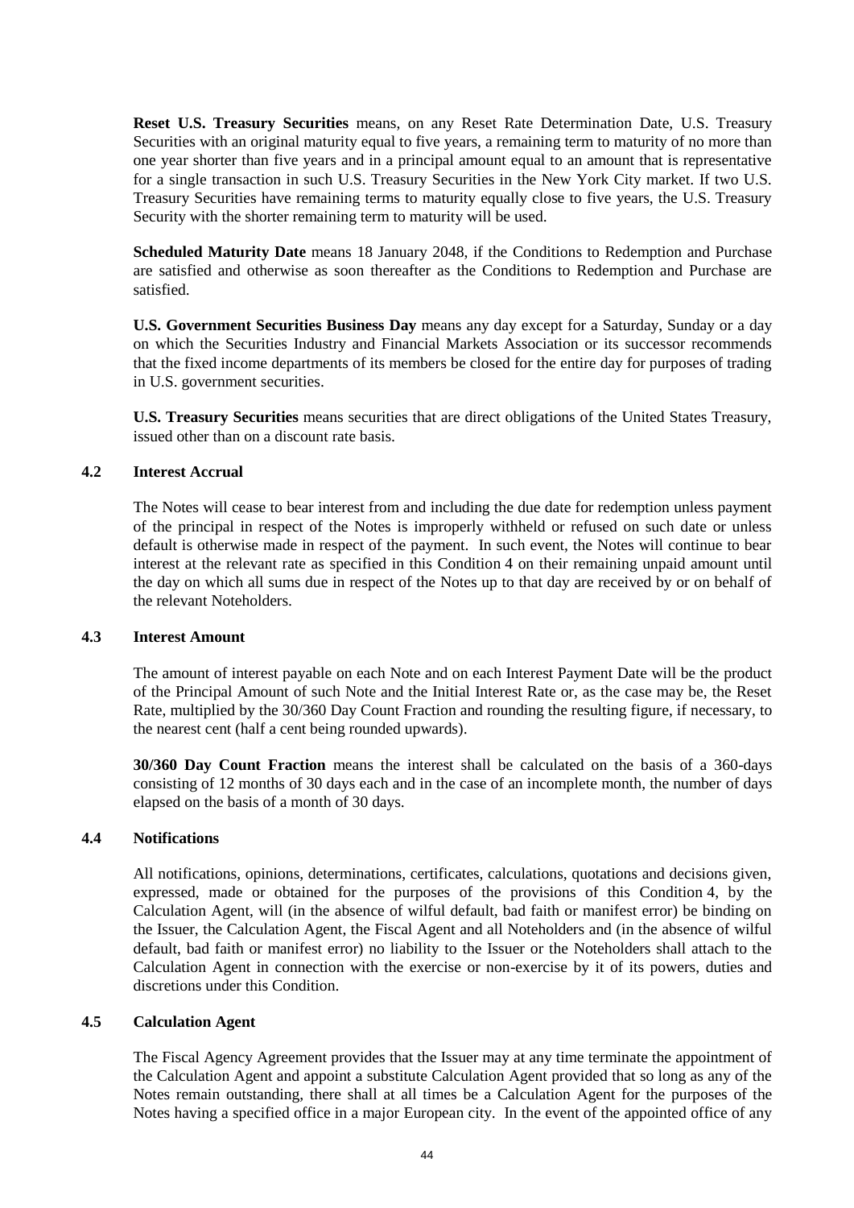**Reset U.S. Treasury Securities** means, on any Reset Rate Determination Date, U.S. Treasury Securities with an original maturity equal to five years, a remaining term to maturity of no more than one year shorter than five years and in a principal amount equal to an amount that is representative for a single transaction in such U.S. Treasury Securities in the New York City market. If two U.S. Treasury Securities have remaining terms to maturity equally close to five years, the U.S. Treasury Security with the shorter remaining term to maturity will be used.

**Scheduled Maturity Date** means 18 January 2048, if the Conditions to Redemption and Purchase are satisfied and otherwise as soon thereafter as the Conditions to Redemption and Purchase are satisfied.

**U.S. Government Securities Business Day** means any day except for a Saturday, Sunday or a day on which the Securities Industry and Financial Markets Association or its successor recommends that the fixed income departments of its members be closed for the entire day for purposes of trading in U.S. government securities.

**U.S. Treasury Securities** means securities that are direct obligations of the United States Treasury, issued other than on a discount rate basis.

### 4.2 Interest Accrual

The Notes will cease to bear interest from and including the due date for redemption unless payment of the principal in respect of the Notes is improperly withheld or refused on such date or unless default is otherwise made in respect of the payment. In such event, the Notes will continue to bear interest at the relevant rate as specified in this Condition 4 on their remaining unpaid amount until the day on which all sums due in respect of the Notes up to that day are received by or on behalf of the relevant Noteholders.

### 4.3 Interest Amount

The amount of interest payable on each Note and on each Interest Payment Date will be the product of the Principal Amount of such Note and the Initial Interest Rate or, as the case may be, the Reset Rate, multiplied by the 30/360 Day Count Fraction and rounding the resulting figure, if necessary, to the nearest cent (half a cent being rounded upwards).

**30/360 Day Count Fraction** means the interest shall be calculated on the basis of a 360-days consisting of 12 months of 30 days each and in the case of an incomplete month, the number of days elapsed on the basis of a month of 30 days.

### 4.4 Notifications

All notifications, opinions, determinations, certificates, calculations, quotations and decisions given, expressed, made or obtained for the purposes of the provisions of this Condition 4, by the Calculation Agent, will (in the absence of wilful default, bad faith or manifest error) be binding on the Issuer, the Calculation Agent, the Fiscal Agent and all Noteholders and (in the absence of wilful default, bad faith or manifest error) no liability to the Issuer or the Noteholders shall attach to the Calculation Agent in connection with the exercise or non-exercise by it of its powers, duties and discretions under this Condition.

### 4.5 Calculation Agent

The Fiscal Agency Agreement provides that the Issuer may at any time terminate the appointment of the Calculation Agent and appoint a substitute Calculation Agent provided that so long as any of the Notes remain outstanding, there shall at all times be a Calculation Agent for the purposes of the Notes having a specified office in a major European city. In the event of the appointed office of any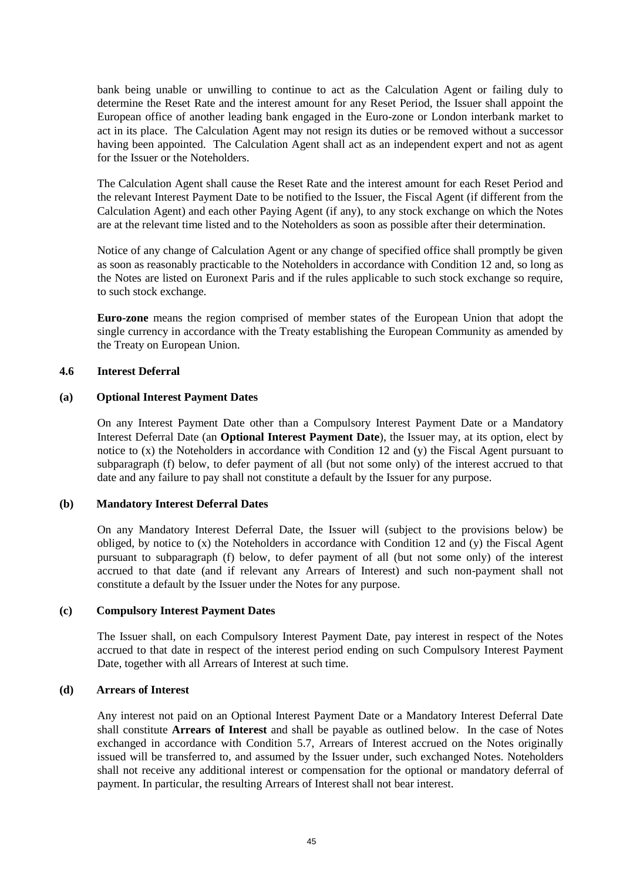bank being unable or unwilling to continue to act as the Calculation Agent or failing duly to determine the Reset Rate and the interest amount for any Reset Period, the Issuer shall appoint the European office of another leading bank engaged in the Euro-zone or London interbank market to act in its place. The Calculation Agent may not resign its duties or be removed without a successor having been appointed. The Calculation Agent shall act as an independent expert and not as agent for the Issuer or the Noteholders.

The Calculation Agent shall cause the Reset Rate and the interest amount for each Reset Period and the relevant Interest Payment Date to be notified to the Issuer, the Fiscal Agent (if different from the Calculation Agent) and each other Paying Agent (if any), to any stock exchange on which the Notes are at the relevant time listed and to the Noteholders as soon as possible after their determination.

Notice of any change of Calculation Agent or any change of specified office shall promptly be given as soon as reasonably practicable to the Noteholders in accordance with Condition 12 and, so long as the Notes are listed on Euronext Paris and if the rules applicable to such stock exchange so require, to such stock exchange.

**Euro-zone** means the region comprised of member states of the European Union that adopt the single currency in accordance with the Treaty establishing the European Community as amended by the Treaty on European Union.

### 4.6 Interest Deferral

#### (a) Optional Interest Payment Dates

On any Interest Payment Date other than a Compulsory Interest Payment Date or a Mandatory Interest Deferral Date (an **Optional Interest Payment Date**), the Issuer may, at its option, elect by notice to (x) the Noteholders in accordance with Condition 12 and (y) the Fiscal Agent pursuant to subparagraph (f) below, to defer payment of all (but not some only) of the interest accrued to that date and any failure to pay shall not constitute a default by the Issuer for any purpose.

#### (b) Mandatory Interest Deferral Dates

On any Mandatory Interest Deferral Date, the Issuer will (subject to the provisions below) be obliged, by notice to (x) the Noteholders in accordance with Condition 12 and (y) the Fiscal Agent pursuant to subparagraph (f) below, to defer payment of all (but not some only) of the interest accrued to that date (and if relevant any Arrears of Interest) and such non-payment shall not constitute a default by the Issuer under the Notes for any purpose.

#### (c) Compulsory Interest Payment Dates

The Issuer shall, on each Compulsory Interest Payment Date, pay interest in respect of the Notes accrued to that date in respect of the interest period ending on such Compulsory Interest Payment Date, together with all Arrears of Interest at such time.

#### (d) Arrears of Interest

Any interest not paid on an Optional Interest Payment Date or a Mandatory Interest Deferral Date shall constitute **Arrears of Interest** and shall be payable as outlined below. In the case of Notes exchanged in accordance with Condition 5.7, Arrears of Interest accrued on the Notes originally issued will be transferred to, and assumed by the Issuer under, such exchanged Notes. Noteholders shall not receive any additional interest or compensation for the optional or mandatory deferral of payment. In particular, the resulting Arrears of Interest shall not bear interest.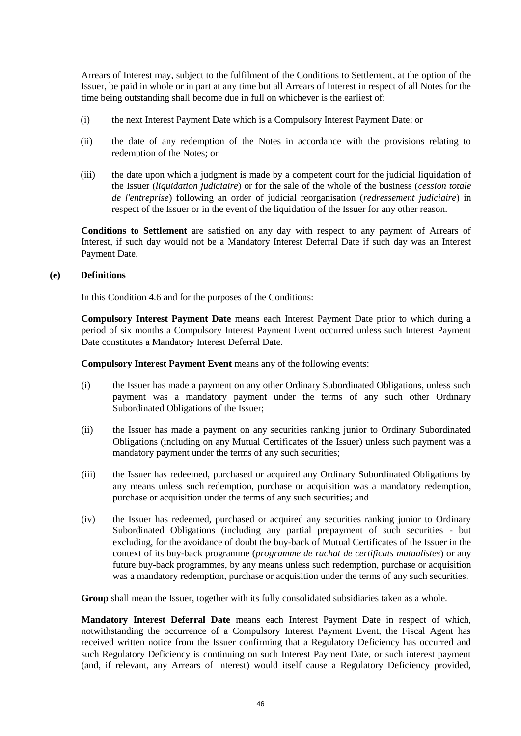Arrears of Interest may, subject to the fulfilment of the Conditions to Settlement, at the option of the Issuer, be paid in whole or in part at any time but all Arrears of Interest in respect of all Notes for the time being outstanding shall become due in full on whichever is the earliest of:

(i) the next Interest Payment Date which is a Compulsory Interest Payment Date; or

(ii) the date of any redemption of the Notes in accordance with the provisions relating to redemption of the Notes; or

(iii) the date upon which a judgment is made by a competent court for the judicial liquidation of the Issuer (*liquidation judiciaire*) or for the sale of the whole of the business (*cession totale de l'entreprise*) following an order of judicial reorganisation (*redressement judiciaire*) in respect of the Issuer or in the event of the liquidation of the Issuer for any other reason.

**Conditions to Settlement** are satisfied on any day with respect to any payment of Arrears of Interest, if such day would not be a Mandatory Interest Deferral Date if such day was an Interest Payment Date.

**(e) Definitions**

In this Condition 4.6 and for the purposes of the Conditions:

**Compulsory Interest Payment Date** means each Interest Payment Date prior to which during a period of six months a Compulsory Interest Payment Event occurred unless such Interest Payment Date constitutes a Mandatory Interest Deferral Date.

**Compulsory Interest Payment Event** means any of the following events:

(i) the Issuer has made a payment on any other Ordinary Subordinated Obligations, unless such payment was a mandatory payment under the terms of any such other Ordinary Subordinated Obligations of the Issuer;

(ii) the Issuer has made a payment on any securities ranking junior to Ordinary Subordinated Obligations (including on any Mutual Certificates of the Issuer) unless such payment was a mandatory payment under the terms of any such securities;

(iii) the Issuer has redeemed, purchased or acquired any Ordinary Subordinated Obligations by any means unless such redemption, purchase or acquisition was a mandatory redemption, purchase or acquisition under the terms of any such securities; and

(iv) the Issuer has redeemed, purchased or acquired any securities ranking junior to Ordinary Subordinated Obligations (including any partial prepayment of such securities - but excluding, for the avoidance of doubt the buy-back of Mutual Certificates of the Issuer in the context of its buy-back programme (*programme de rachat de certificats mutualistes*) or any future buy-back programmes, by any means unless such redemption, purchase or acquisition was a mandatory redemption, purchase or acquisition under the terms of any such securities.

**Group** shall mean the Issuer, together with its fully consolidated subsidiaries taken as a whole.

**Mandatory Interest Deferral Date** means each Interest Payment Date in respect of which, notwithstanding the occurrence of a Compulsory Interest Payment Event, the Fiscal Agent has received written notice from the Issuer confirming that a Regulatory Deficiency has occurred and such Regulatory Deficiency is continuing on such Interest Payment Date, or such interest payment (and, if relevant, any Arrears of Interest) would itself cause a Regulatory Deficiency provided,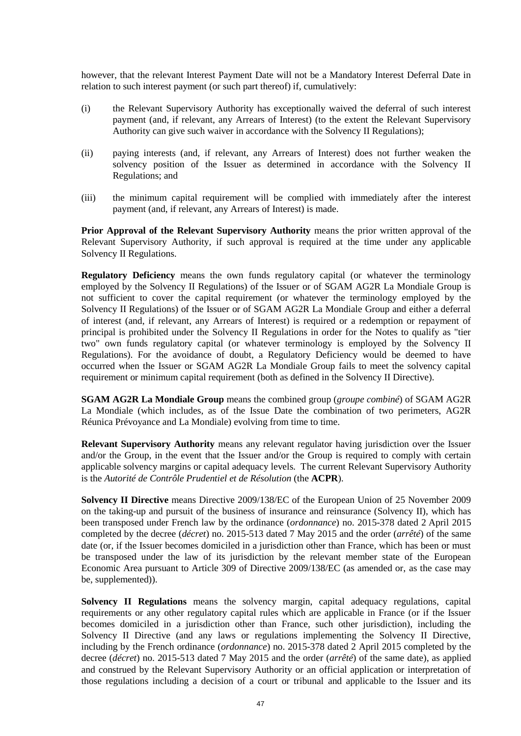however, that the relevant Interest Payment Date will not be a Mandatory Interest Deferral Date in relation to such interest payment (or such part thereof) if, cumulatively:

(i) the Relevant Supervisory Authority has exceptionally waived the deferral of such interest payment (and, if relevant, any Arrears of Interest) (to the extent the Relevant Supervisory Authority can give such waiver in accordance with the Solvency II Regulations);

(ii) paying interests (and, if relevant, any Arrears of Interest) does not further weaken the solvency position of the Issuer as determined in accordance with the Solvency II Regulations; and

(iii) the minimum capital requirement will be complied with immediately after the interest payment (and, if relevant, any Arrears of Interest) is made.

**Prior Approval of the Relevant Supervisory Authority** means the prior written approval of the Relevant Supervisory Authority, if such approval is required at the time under any applicable Solvency II Regulations.

**Regulatory Deficiency** means the own funds regulatory capital (or whatever the terminology employed by the Solvency II Regulations) of the Issuer or of SGAM AG2R La Mondiale Group is not sufficient to cover the capital requirement (or whatever the terminology employed by the Solvency II Regulations) of the Issuer or of SGAM AG2R La Mondiale Group and either a deferral of interest (and, if relevant, any Arrears of Interest) is required or a redemption or repayment of principal is prohibited under the Solvency II Regulations in order for the Notes to qualify as "tier two" own funds regulatory capital (or whatever terminology is employed by the Solvency II Regulations). For the avoidance of doubt, a Regulatory Deficiency would be deemed to have occurred when the Issuer or SGAM AG2R La Mondiale Group fails to meet the solvency capital requirement or minimum capital requirement (both as defined in the Solvency II Directive).

**SGAM AG2R La Mondiale Group** means the combined group (*groupe combiné*) of SGAM AG2R La Mondiale (which includes, as of the Issue Date the combination of two perimeters, AG2R Réunica Prévoyance and La Mondiale) evolving from time to time.

**Relevant Supervisory Authority** means any relevant regulator having jurisdiction over the Issuer and/or the Group, in the event that the Issuer and/or the Group is required to comply with certain applicable solvency margins or capital adequacy levels. The current Relevant Supervisory Authority is the *Autorité de Contrôle Prudentiel et de Résolution* (the **ACPR**).

**Solvency II Directive** means Directive 2009/138/EC of the European Union of 25 November 2009 on the taking-up and pursuit of the business of insurance and reinsurance (Solvency II), which has been transposed under French law by the ordinance (*ordonnance*) no. 2015-378 dated 2 April 2015 completed by the decree (*décret*) no. 2015-513 dated 7 May 2015 and the order (*arrêté*) of the same date (or, if the Issuer becomes domiciled in a jurisdiction other than France, which has been or must be transposed under the law of its jurisdiction by the relevant member state of the European Economic Area pursuant to Article 309 of Directive 2009/138/EC (as amended or, as the case may be, supplemented)).

**Solvency II Regulations** means the solvency margin, capital adequacy regulations, capital requirements or any other regulatory capital rules which are applicable in France (or if the Issuer becomes domiciled in a jurisdiction other than France, such other jurisdiction), including the Solvency II Directive (and any laws or regulations implementing the Solvency II Directive, including by the French ordinance (*ordonnance*) no. 2015-378 dated 2 April 2015 completed by the decree (*décret*) no. 2015-513 dated 7 May 2015 and the order (*arrêté*) of the same date), as applied and construed by the Relevant Supervisory Authority or an official application or interpretation of those regulations including a decision of a court or tribunal and applicable to the Issuer and its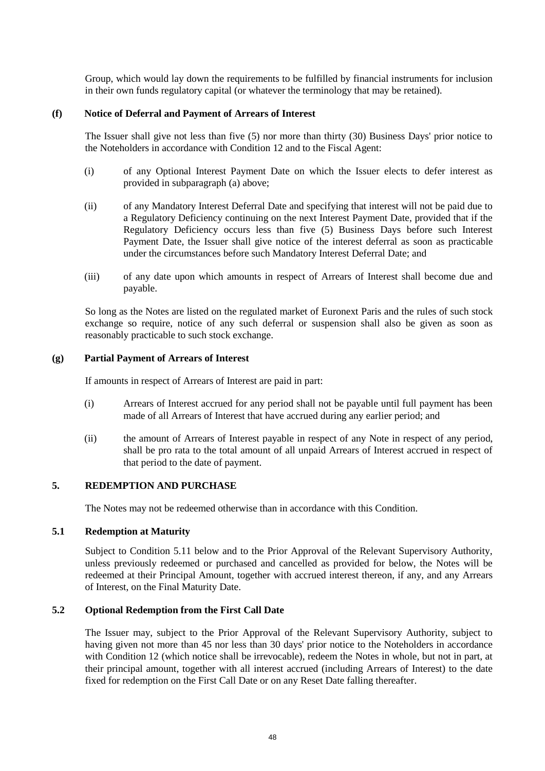Group, which would lay down the requirements to be fulfilled by financial instruments for inclusion in their own funds regulatory capital (or whatever the terminology that may be retained).

**(f) Notice of Deferral and Payment of Arrears of Interest**

The Issuer shall give not less than five (5) nor more than thirty (30) Business Days' prior notice to the Noteholders in accordance with Condition 12 and to the Fiscal Agent:

(i) of any Optional Interest Payment Date on which the Issuer elects to defer interest as provided in subparagraph (a) above;

(ii) of any Mandatory Interest Deferral Date and specifying that interest will not be paid due to a Regulatory Deficiency continuing on the next Interest Payment Date, provided that if the Regulatory Deficiency occurs less than five (5) Business Days before such Interest Payment Date, the Issuer shall give notice of the interest deferral as soon as practicable under the circumstances before such Mandatory Interest Deferral Date; and

(iii) of any date upon which amounts in respect of Arrears of Interest shall become due and payable.

So long as the Notes are listed on the regulated market of Euronext Paris and the rules of such stock exchange so require, notice of any such deferral or suspension shall also be given as soon as reasonably practicable to such stock exchange.

**(g) Partial Payment of Arrears of Interest**

If amounts in respect of Arrears of Interest are paid in part:

(i) Arrears of Interest accrued for any period shall not be payable until full payment has been made of all Arrears of Interest that have accrued during any earlier period; and

(ii) the amount of Arrears of Interest payable in respect of any Note in respect of any period, shall be pro rata to the total amount of all unpaid Arrears of Interest accrued in respect of that period to the date of payment.

## 5. REDEMPTION AND PURCHASE

The Notes may not be redeemed otherwise than in accordance with this Condition.

### 5.1 Redemption at Maturity

Subject to Condition 5.11 below and to the Prior Approval of the Relevant Supervisory Authority, unless previously redeemed or purchased and cancelled as provided for below, the Notes will be redeemed at their Principal Amount, together with accrued interest thereon, if any, and any Arrears of Interest, on the Final Maturity Date.

### 5.2 Optional Redemption from the First Call Date

The Issuer may, subject to the Prior Approval of the Relevant Supervisory Authority, subject to having given not more than 45 nor less than 30 days' prior notice to the Noteholders in accordance with Condition 12 (which notice shall be irrevocable), redeem the Notes in whole, but not in part, at their principal amount, together with all interest accrued (including Arrears of Interest) to the date fixed for redemption on the First Call Date or on any Reset Date falling thereafter.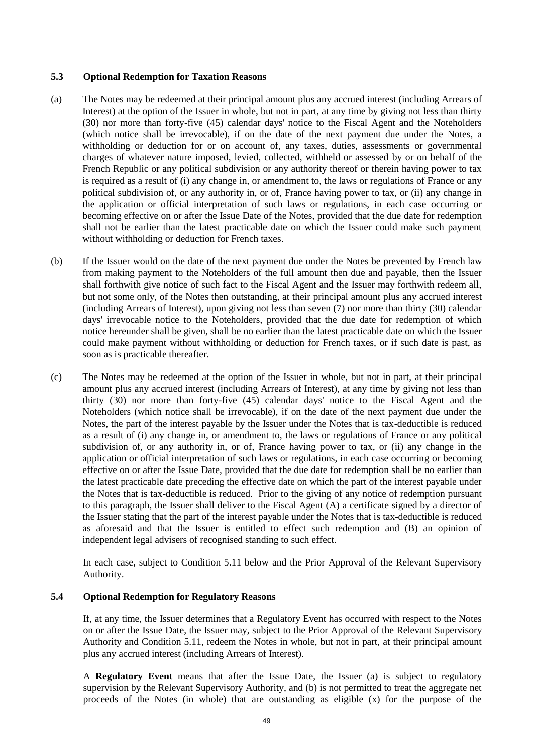### 5.3 Optional Redemption for Taxation Reasons

(a) The Notes may be redeemed at their principal amount plus any accrued interest (including Arrears of Interest) at the option of the Issuer in whole, but not in part, at any time by giving not less than thirty (30) nor more than forty-five (45) calendar days' notice to the Fiscal Agent and the Noteholders (which notice shall be irrevocable), if on the date of the next payment due under the Notes, a withholding or deduction for or on account of, any taxes, duties, assessments or governmental charges of whatever nature imposed, levied, collected, withheld or assessed by or on behalf of the French Republic or any political subdivision or any authority thereof or therein having power to tax is required as a result of (i) any change in, or amendment to, the laws or regulations of France or any political subdivision of, or any authority in, or of, France having power to tax, or (ii) any change in the application or official interpretation of such laws or regulations, in each case occurring or becoming effective on or after the Issue Date of the Notes, provided that the due date for redemption shall not be earlier than the latest practicable date on which the Issuer could make such payment without withholding or deduction for French taxes.

(b) If the Issuer would on the date of the next payment due under the Notes be prevented by French law from making payment to the Noteholders of the full amount then due and payable, then the Issuer shall forthwith give notice of such fact to the Fiscal Agent and the Issuer may forthwith redeem all, but not some only, of the Notes then outstanding, at their principal amount plus any accrued interest (including Arrears of Interest), upon giving not less than seven (7) nor more than thirty (30) calendar days' irrevocable notice to the Noteholders, provided that the due date for redemption of which notice hereunder shall be given, shall be no earlier than the latest practicable date on which the Issuer could make payment without withholding or deduction for French taxes, or if such date is past, as soon as is practicable thereafter.

(c) The Notes may be redeemed at the option of the Issuer in whole, but not in part, at their principal amount plus any accrued interest (including Arrears of Interest), at any time by giving not less than thirty (30) nor more than forty-five (45) calendar days' notice to the Fiscal Agent and the Noteholders (which notice shall be irrevocable), if on the date of the next payment due under the Notes, the part of the interest payable by the Issuer under the Notes that is tax-deductible is reduced as a result of (i) any change in, or amendment to, the laws or regulations of France or any political subdivision of, or any authority in, or of, France having power to tax, or (ii) any change in the application or official interpretation of such laws or regulations, in each case occurring or becoming effective on or after the Issue Date, provided that the due date for redemption shall be no earlier than the latest practicable date preceding the effective date on which the part of the interest payable under the Notes that is tax-deductible is reduced. Prior to the giving of any notice of redemption pursuant to this paragraph, the Issuer shall deliver to the Fiscal Agent (A) a certificate signed by a director of the Issuer stating that the part of the interest payable under the Notes that is tax-deductible is reduced as aforesaid and that the Issuer is entitled to effect such redemption and (B) an opinion of independent legal advisers of recognised standing to such effect.

In each case, subject to Condition 5.11 below and the Prior Approval of the Relevant Supervisory Authority.

### 5.4 Optional Redemption for Regulatory Reasons

If, at any time, the Issuer determines that a Regulatory Event has occurred with respect to the Notes on or after the Issue Date, the Issuer may, subject to the Prior Approval of the Relevant Supervisory Authority and Condition 5.11, redeem the Notes in whole, but not in part, at their principal amount plus any accrued interest (including Arrears of Interest).

A **Regulatory Event** means that after the Issue Date, the Issuer (a) is subject to regulatory supervision by the Relevant Supervisory Authority, and (b) is not permitted to treat the aggregate net proceeds of the Notes (in whole) that are outstanding as eligible (x) for the purpose of the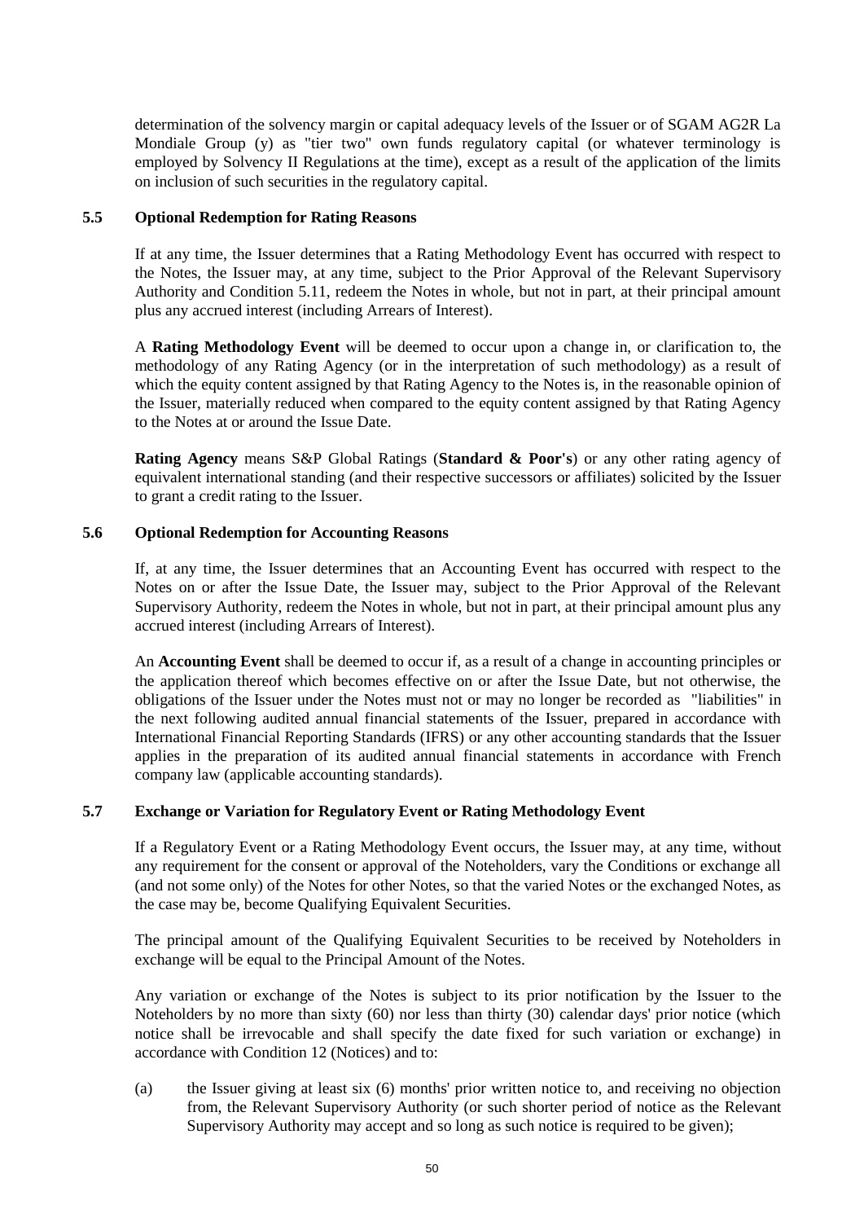determination of the solvency margin or capital adequacy levels of the Issuer or of SGAM AG2R La Mondiale Group (y) as "tier two" own funds regulatory capital (or whatever terminology is employed by Solvency II Regulations at the time), except as a result of the application of the limits on inclusion of such securities in the regulatory capital.

### 5.5 Optional Redemption for Rating Reasons

If at any time, the Issuer determines that a Rating Methodology Event has occurred with respect to the Notes, the Issuer may, at any time, subject to the Prior Approval of the Relevant Supervisory Authority and Condition 5.11, redeem the Notes in whole, but not in part, at their principal amount plus any accrued interest (including Arrears of Interest).

A **Rating Methodology Event** will be deemed to occur upon a change in, or clarification to, the methodology of any Rating Agency (or in the interpretation of such methodology) as a result of which the equity content assigned by that Rating Agency to the Notes is, in the reasonable opinion of the Issuer, materially reduced when compared to the equity content assigned by that Rating Agency to the Notes at or around the Issue Date.

**Rating Agency** means S&P Global Ratings (**Standard & Poor's**) or any other rating agency of equivalent international standing (and their respective successors or affiliates) solicited by the Issuer to grant a credit rating to the Issuer.

### 5.6 Optional Redemption for Accounting Reasons

If, at any time, the Issuer determines that an Accounting Event has occurred with respect to the Notes on or after the Issue Date, the Issuer may, subject to the Prior Approval of the Relevant Supervisory Authority, redeem the Notes in whole, but not in part, at their principal amount plus any accrued interest (including Arrears of Interest).

An **Accounting Event** shall be deemed to occur if, as a result of a change in accounting principles or the application thereof which becomes effective on or after the Issue Date, but not otherwise, the obligations of the Issuer under the Notes must not or may no longer be recorded as "liabilities" in the next following audited annual financial statements of the Issuer, prepared in accordance with International Financial Reporting Standards (IFRS) or any other accounting standards that the Issuer applies in the preparation of its audited annual financial statements in accordance with French company law (applicable accounting standards).

### 5.7 Exchange or Variation for Regulatory Event or Rating Methodology Event

If a Regulatory Event or a Rating Methodology Event occurs, the Issuer may, at any time, without any requirement for the consent or approval of the Noteholders, vary the Conditions or exchange all (and not some only) of the Notes for other Notes, so that the varied Notes or the exchanged Notes, as the case may be, become Qualifying Equivalent Securities.

The principal amount of the Qualifying Equivalent Securities to be received by Noteholders in exchange will be equal to the Principal Amount of the Notes.

Any variation or exchange of the Notes is subject to its prior notification by the Issuer to the Noteholders by no more than sixty (60) nor less than thirty (30) calendar days' prior notice (which notice shall be irrevocable and shall specify the date fixed for such variation or exchange) in accordance with Condition 12 (Notices) and to:

(a) the Issuer giving at least six (6) months' prior written notice to, and receiving no objection from, the Relevant Supervisory Authority (or such shorter period of notice as the Relevant Supervisory Authority may accept and so long as such notice is required to be given);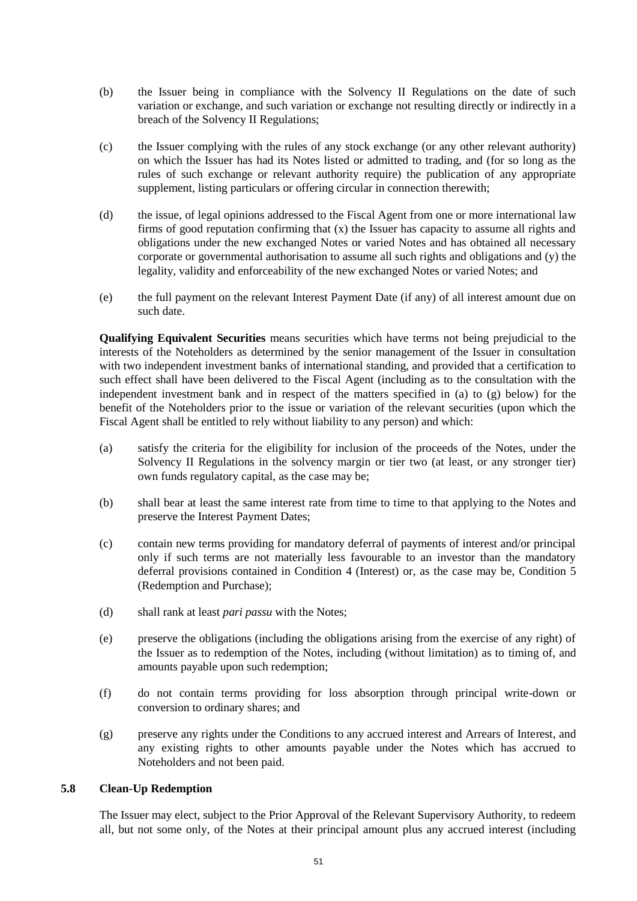(b) the Issuer being in compliance with the Solvency II Regulations on the date of such variation or exchange, and such variation or exchange not resulting directly or indirectly in a breach of the Solvency II Regulations;

(c) the Issuer complying with the rules of any stock exchange (or any other relevant authority) on which the Issuer has had its Notes listed or admitted to trading, and (for so long as the rules of such exchange or relevant authority require) the publication of any appropriate supplement, listing particulars or offering circular in connection therewith;

(d) the issue, of legal opinions addressed to the Fiscal Agent from one or more international law firms of good reputation confirming that (x) the Issuer has capacity to assume all rights and obligations under the new exchanged Notes or varied Notes and has obtained all necessary corporate or governmental authorisation to assume all such rights and obligations and (y) the legality, validity and enforceability of the new exchanged Notes or varied Notes; and

(e) the full payment on the relevant Interest Payment Date (if any) of all interest amount due on such date.

**Qualifying Equivalent Securities** means securities which have terms not being prejudicial to the interests of the Noteholders as determined by the senior management of the Issuer in consultation with two independent investment banks of international standing, and provided that a certification to such effect shall have been delivered to the Fiscal Agent (including as to the consultation with the independent investment bank and in respect of the matters specified in (a) to (g) below) for the benefit of the Noteholders prior to the issue or variation of the relevant securities (upon which the Fiscal Agent shall be entitled to rely without liability to any person) and which:

(a) satisfy the criteria for the eligibility for inclusion of the proceeds of the Notes, under the Solvency II Regulations in the solvency margin or tier two (at least, or any stronger tier) own funds regulatory capital, as the case may be;

(b) shall bear at least the same interest rate from time to time to that applying to the Notes and preserve the Interest Payment Dates;

(c) contain new terms providing for mandatory deferral of payments of interest and/or principal only if such terms are not materially less favourable to an investor than the mandatory deferral provisions contained in Condition 4 (Interest) or, as the case may be, Condition 5 (Redemption and Purchase);

(d) shall rank at least *pari passu* with the Notes;

(e) preserve the obligations (including the obligations arising from the exercise of any right) of the Issuer as to redemption of the Notes, including (without limitation) as to timing of, and amounts payable upon such redemption;

(f) do not contain terms providing for loss absorption through principal write-down or conversion to ordinary shares; and

(g) preserve any rights under the Conditions to any accrued interest and Arrears of Interest, and any existing rights to other amounts payable under the Notes which has accrued to Noteholders and not been paid.

### 5.8 Clean-Up Redemption

The Issuer may elect, subject to the Prior Approval of the Relevant Supervisory Authority, to redeem all, but not some only, of the Notes at their principal amount plus any accrued interest (including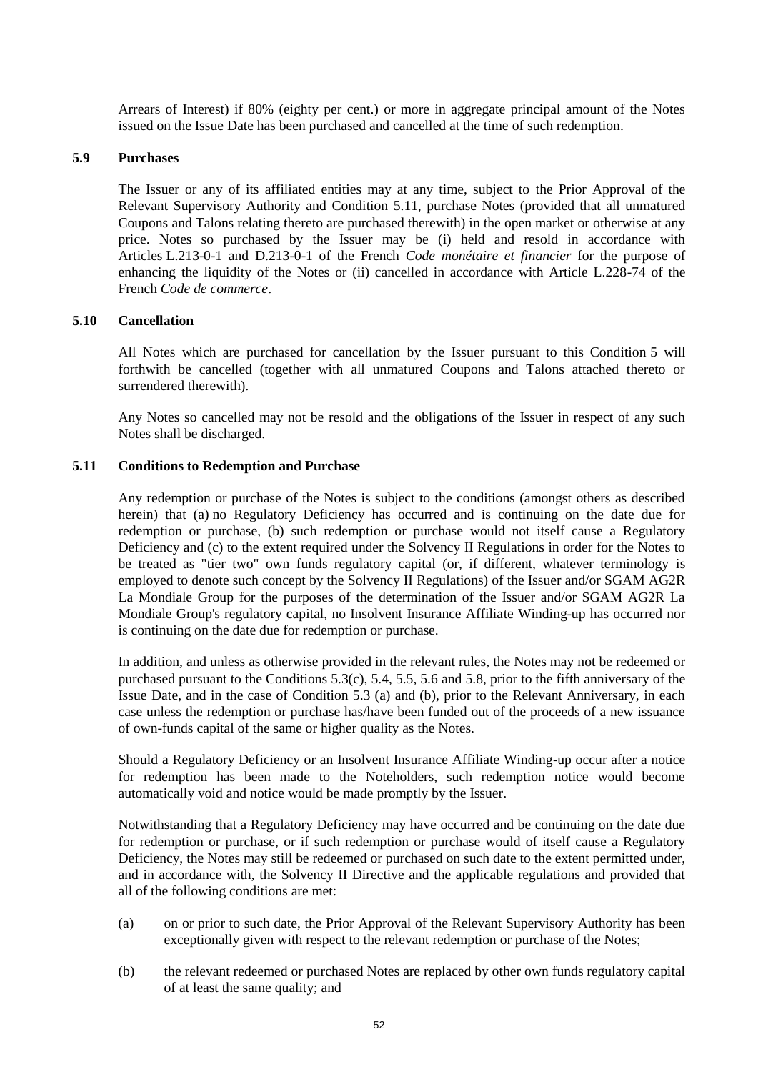Arrears of Interest) if 80% (eighty per cent.) or more in aggregate principal amount of the Notes issued on the Issue Date has been purchased and cancelled at the time of such redemption.

### 5.9 Purchases

The Issuer or any of its affiliated entities may at any time, subject to the Prior Approval of the Relevant Supervisory Authority and Condition 5.11, purchase Notes (provided that all unmatured Coupons and Talons relating thereto are purchased therewith) in the open market or otherwise at any price. Notes so purchased by the Issuer may be (i) held and resold in accordance with Articles L.213-0-1 and D.213-0-1 of the French *Code monétaire et financier* for the purpose of enhancing the liquidity of the Notes or (ii) cancelled in accordance with Article L.228-74 of the French *Code de commerce*.

### 5.10 Cancellation

All Notes which are purchased for cancellation by the Issuer pursuant to this Condition 5 will forthwith be cancelled (together with all unmatured Coupons and Talons attached thereto or surrendered therewith).

Any Notes so cancelled may not be resold and the obligations of the Issuer in respect of any such Notes shall be discharged.

### 5.11 Conditions to Redemption and Purchase

Any redemption or purchase of the Notes is subject to the conditions (amongst others as described herein) that (a) no Regulatory Deficiency has occurred and is continuing on the date due for redemption or purchase, (b) such redemption or purchase would not itself cause a Regulatory Deficiency and (c) to the extent required under the Solvency II Regulations in order for the Notes to be treated as "tier two" own funds regulatory capital (or, if different, whatever terminology is employed to denote such concept by the Solvency II Regulations) of the Issuer and/or SGAM AG2R La Mondiale Group for the purposes of the determination of the Issuer and/or SGAM AG2R La Mondiale Group's regulatory capital, no Insolvent Insurance Affiliate Winding-up has occurred nor is continuing on the date due for redemption or purchase.

In addition, and unless as otherwise provided in the relevant rules, the Notes may not be redeemed or purchased pursuant to the Conditions 5.3(c), 5.4, 5.5, 5.6 and 5.8, prior to the fifth anniversary of the Issue Date, and in the case of Condition 5.3 (a) and (b), prior to the Relevant Anniversary, in each case unless the redemption or purchase has/have been funded out of the proceeds of a new issuance of own-funds capital of the same or higher quality as the Notes.

Should a Regulatory Deficiency or an Insolvent Insurance Affiliate Winding-up occur after a notice for redemption has been made to the Noteholders, such redemption notice would become automatically void and notice would be made promptly by the Issuer.

Notwithstanding that a Regulatory Deficiency may have occurred and be continuing on the date due for redemption or purchase, or if such redemption or purchase would of itself cause a Regulatory Deficiency, the Notes may still be redeemed or purchased on such date to the extent permitted under, and in accordance with, the Solvency II Directive and the applicable regulations and provided that all of the following conditions are met:

(a) on or prior to such date, the Prior Approval of the Relevant Supervisory Authority has been exceptionally given with respect to the relevant redemption or purchase of the Notes;

(b) the relevant redeemed or purchased Notes are replaced by other own funds regulatory capital of at least the same quality; and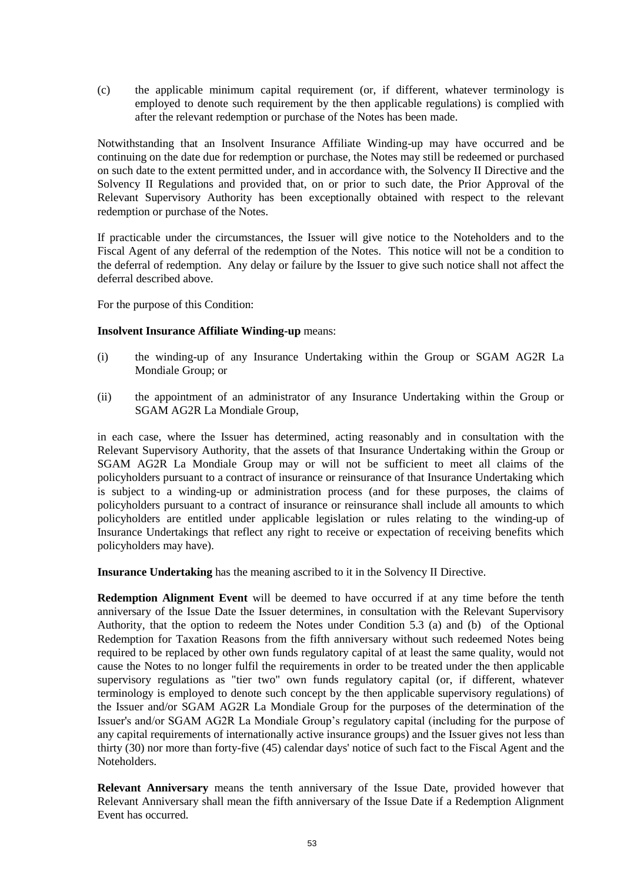(c) the applicable minimum capital requirement (or, if different, whatever terminology is employed to denote such requirement by the then applicable regulations) is complied with after the relevant redemption or purchase of the Notes has been made.

Notwithstanding that an Insolvent Insurance Affiliate Winding-up may have occurred and be continuing on the date due for redemption or purchase, the Notes may still be redeemed or purchased on such date to the extent permitted under, and in accordance with, the Solvency II Directive and the Solvency II Regulations and provided that, on or prior to such date, the Prior Approval of the Relevant Supervisory Authority has been exceptionally obtained with respect to the relevant redemption or purchase of the Notes.

If practicable under the circumstances, the Issuer will give notice to the Noteholders and to the Fiscal Agent of any deferral of the redemption of the Notes. This notice will not be a condition to the deferral of redemption. Any delay or failure by the Issuer to give such notice shall not affect the deferral described above.

For the purpose of this Condition:

**Insolvent Insurance Affiliate Winding-up** means:

(i) the winding-up of any Insurance Undertaking within the Group or SGAM AG2R La Mondiale Group; or

(ii) the appointment of an administrator of any Insurance Undertaking within the Group or SGAM AG2R La Mondiale Group,

in each case, where the Issuer has determined, acting reasonably and in consultation with the Relevant Supervisory Authority, that the assets of that Insurance Undertaking within the Group or SGAM AG2R La Mondiale Group may or will not be sufficient to meet all claims of the policyholders pursuant to a contract of insurance or reinsurance of that Insurance Undertaking which is subject to a winding-up or administration process (and for these purposes, the claims of policyholders pursuant to a contract of insurance or reinsurance shall include all amounts to which policyholders are entitled under applicable legislation or rules relating to the winding-up of Insurance Undertakings that reflect any right to receive or expectation of receiving benefits which policyholders may have).

**Insurance Undertaking** has the meaning ascribed to it in the Solvency II Directive.

**Redemption Alignment Event** will be deemed to have occurred if at any time before the tenth anniversary of the Issue Date the Issuer determines, in consultation with the Relevant Supervisory Authority, that the option to redeem the Notes under Condition 5.3 (a) and (b) of the Optional Redemption for Taxation Reasons from the fifth anniversary without such redeemed Notes being required to be replaced by other own funds regulatory capital of at least the same quality, would not cause the Notes to no longer fulfil the requirements in order to be treated under the then applicable supervisory regulations as "tier two" own funds regulatory capital (or, if different, whatever terminology is employed to denote such concept by the then applicable supervisory regulations) of the Issuer and/or SGAM AG2R La Mondiale Group for the purposes of the determination of the Issuer's and/or SGAM AG2R La Mondiale Group's regulatory capital (including for the purpose of any capital requirements of internationally active insurance groups) and the Issuer gives not less than thirty (30) nor more than forty-five (45) calendar days' notice of such fact to the Fiscal Agent and the Noteholders.

**Relevant Anniversary** means the tenth anniversary of the Issue Date, provided however that Relevant Anniversary shall mean the fifth anniversary of the Issue Date if a Redemption Alignment Event has occurred.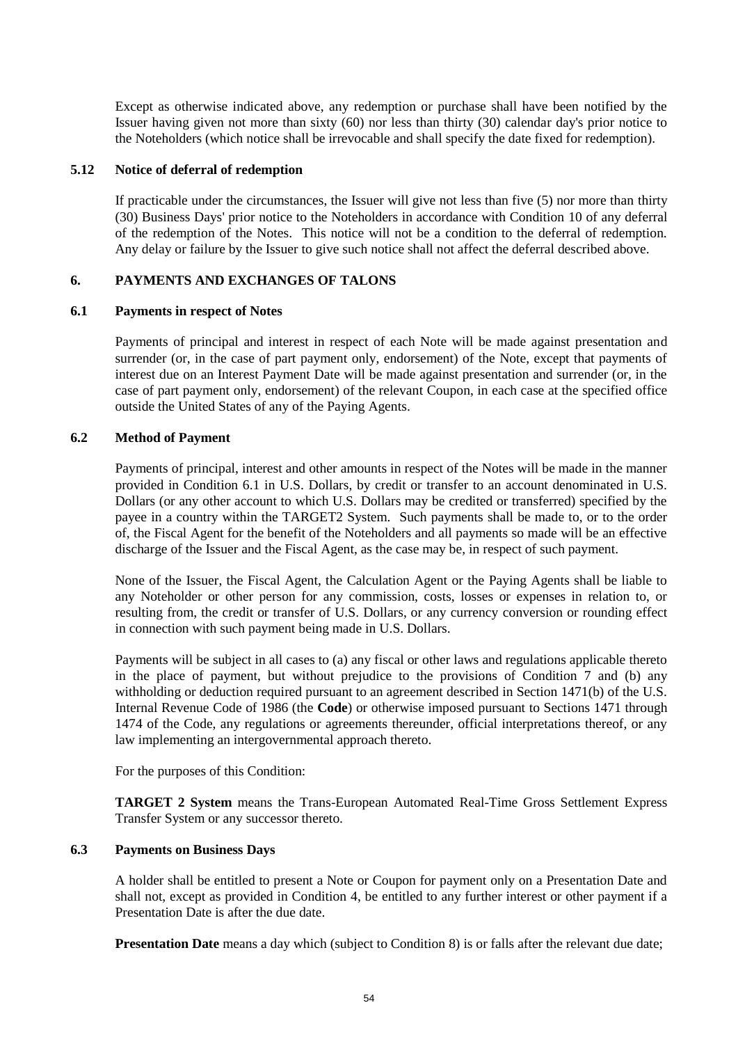Except as otherwise indicated above, any redemption or purchase shall have been notified by the Issuer having given not more than sixty (60) nor less than thirty (30) calendar day's prior notice to the Noteholders (which notice shall be irrevocable and shall specify the date fixed for redemption).

### 5.12 Notice of deferral of redemption

If practicable under the circumstances, the Issuer will give not less than five (5) nor more than thirty (30) Business Days' prior notice to the Noteholders in accordance with Condition 10 of any deferral of the redemption of the Notes. This notice will not be a condition to the deferral of redemption. Any delay or failure by the Issuer to give such notice shall not affect the deferral described above.

## 6. PAYMENTS AND EXCHANGES OF TALONS

### 6.1 Payments in respect of Notes

Payments of principal and interest in respect of each Note will be made against presentation and surrender (or, in the case of part payment only, endorsement) of the Note, except that payments of interest due on an Interest Payment Date will be made against presentation and surrender (or, in the case of part payment only, endorsement) of the relevant Coupon, in each case at the specified office outside the United States of any of the Paying Agents.

### 6.2 Method of Payment

Payments of principal, interest and other amounts in respect of the Notes will be made in the manner provided in Condition 6.1 in U.S. Dollars, by credit or transfer to an account denominated in U.S. Dollars (or any other account to which U.S. Dollars may be credited or transferred) specified by the payee in a country within the TARGET2 System. Such payments shall be made to, or to the order of, the Fiscal Agent for the benefit of the Noteholders and all payments so made will be an effective discharge of the Issuer and the Fiscal Agent, as the case may be, in respect of such payment.

None of the Issuer, the Fiscal Agent, the Calculation Agent or the Paying Agents shall be liable to any Noteholder or other person for any commission, costs, losses or expenses in relation to, or resulting from, the credit or transfer of U.S. Dollars, or any currency conversion or rounding effect in connection with such payment being made in U.S. Dollars.

Payments will be subject in all cases to (a) any fiscal or other laws and regulations applicable thereto in the place of payment, but without prejudice to the provisions of Condition 7 and (b) any withholding or deduction required pursuant to an agreement described in Section 1471(b) of the U.S. Internal Revenue Code of 1986 (the **Code**) or otherwise imposed pursuant to Sections 1471 through 1474 of the Code, any regulations or agreements thereunder, official interpretations thereof, or any law implementing an intergovernmental approach thereto.

For the purposes of this Condition:

**TARGET 2 System** means the Trans-European Automated Real-Time Gross Settlement Express Transfer System or any successor thereto.

### 6.3 Payments on Business Days

A holder shall be entitled to present a Note or Coupon for payment only on a Presentation Date and shall not, except as provided in Condition 4, be entitled to any further interest or other payment if a Presentation Date is after the due date.

**Presentation Date** means a day which (subject to Condition 8) is or falls after the relevant due date;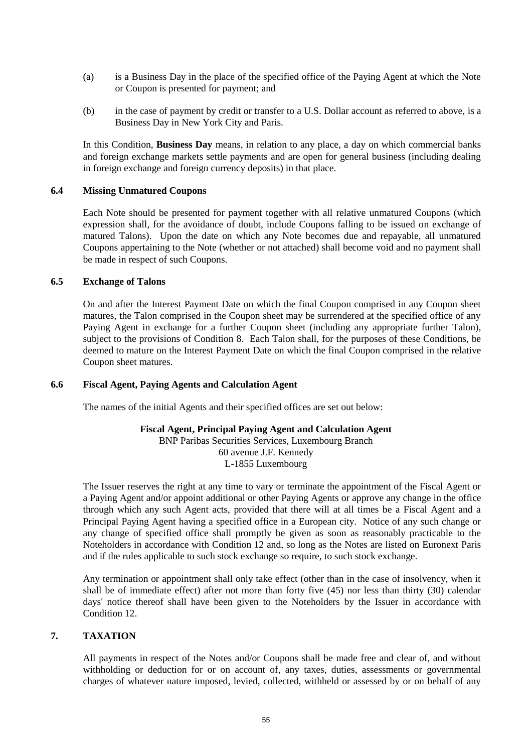(a) is a Business Day in the place of the specified office of the Paying Agent at which the Note or Coupon is presented for payment; and

(b) in the case of payment by credit or transfer to a U.S. Dollar account as referred to above, is a Business Day in New York City and Paris.

In this Condition, **Business Day** means, in relation to any place, a day on which commercial banks and foreign exchange markets settle payments and are open for general business (including dealing in foreign exchange and foreign currency deposits) in that place.

### 6.4 Missing Unmatured Coupons

Each Note should be presented for payment together with all relative unmatured Coupons (which expression shall, for the avoidance of doubt, include Coupons falling to be issued on exchange of matured Talons). Upon the date on which any Note becomes due and repayable, all unmatured Coupons appertaining to the Note (whether or not attached) shall become void and no payment shall be made in respect of such Coupons.

### 6.5 Exchange of Talons

On and after the Interest Payment Date on which the final Coupon comprised in any Coupon sheet matures, the Talon comprised in the Coupon sheet may be surrendered at the specified office of any Paying Agent in exchange for a further Coupon sheet (including any appropriate further Talon), subject to the provisions of Condition 8. Each Talon shall, for the purposes of these Conditions, be deemed to mature on the Interest Payment Date on which the final Coupon comprised in the relative Coupon sheet matures.

### 6.6 Fiscal Agent, Paying Agents and Calculation Agent

The names of the initial Agents and their specified offices are set out below:

**Fiscal Agent, Principal Paying Agent and Calculation Agent**
BNP Paribas Securities Services, Luxembourg Branch
60 avenue J.F. Kennedy
L-1855 Luxembourg

The Issuer reserves the right at any time to vary or terminate the appointment of the Fiscal Agent or a Paying Agent and/or appoint additional or other Paying Agents or approve any change in the office through which any such Agent acts, provided that there will at all times be a Fiscal Agent and a Principal Paying Agent having a specified office in a European city. Notice of any such change or any change of specified office shall promptly be given as soon as reasonably practicable to the Noteholders in accordance with Condition 12 and, so long as the Notes are listed on Euronext Paris and if the rules applicable to such stock exchange so require, to such stock exchange.

Any termination or appointment shall only take effect (other than in the case of insolvency, when it shall be of immediate effect) after not more than forty five (45) nor less than thirty (30) calendar days' notice thereof shall have been given to the Noteholders by the Issuer in accordance with Condition 12.

## 7. TAXATION

All payments in respect of the Notes and/or Coupons shall be made free and clear of, and without withholding or deduction for or on account of, any taxes, duties, assessments or governmental charges of whatever nature imposed, levied, collected, withheld or assessed by or on behalf of any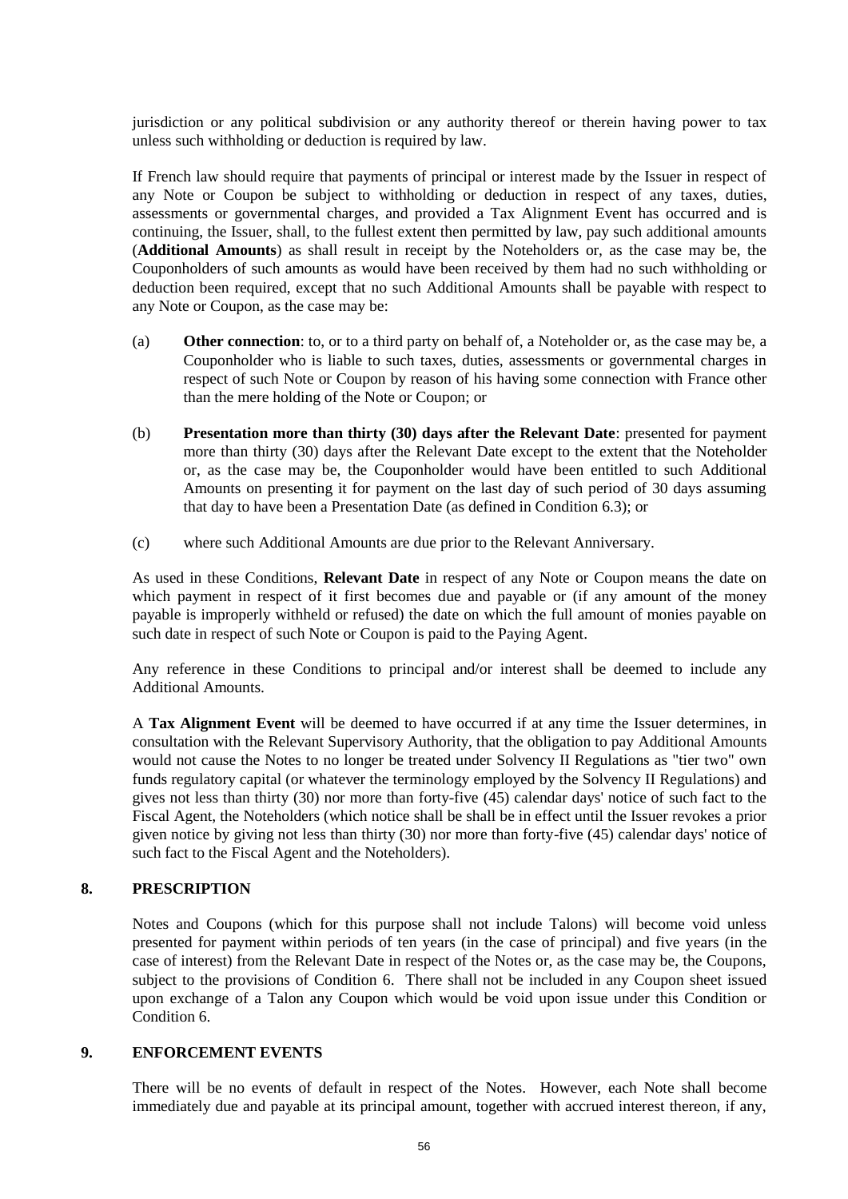jurisdiction or any political subdivision or any authority thereof or therein having power to tax unless such withholding or deduction is required by law.

If French law should require that payments of principal or interest made by the Issuer in respect of any Note or Coupon be subject to withholding or deduction in respect of any taxes, duties, assessments or governmental charges, and provided a Tax Alignment Event has occurred and is continuing, the Issuer, shall, to the fullest extent then permitted by law, pay such additional amounts (**Additional Amounts**) as shall result in receipt by the Noteholders or, as the case may be, the Couponholders of such amounts as would have been received by them had no such withholding or deduction been required, except that no such Additional Amounts shall be payable with respect to any Note or Coupon, as the case may be:

(a) **Other connection**: to, or to a third party on behalf of, a Noteholder or, as the case may be, a Couponholder who is liable to such taxes, duties, assessments or governmental charges in respect of such Note or Coupon by reason of his having some connection with France other than the mere holding of the Note or Coupon; or

(b) **Presentation more than thirty (30) days after the Relevant Date**: presented for payment more than thirty (30) days after the Relevant Date except to the extent that the Noteholder or, as the case may be, the Couponholder would have been entitled to such Additional Amounts on presenting it for payment on the last day of such period of 30 days assuming that day to have been a Presentation Date (as defined in Condition 6.3); or

(c) where such Additional Amounts are due prior to the Relevant Anniversary.

As used in these Conditions, **Relevant Date** in respect of any Note or Coupon means the date on which payment in respect of it first becomes due and payable or (if any amount of the money payable is improperly withheld or refused) the date on which the full amount of monies payable on such date in respect of such Note or Coupon is paid to the Paying Agent.

Any reference in these Conditions to principal and/or interest shall be deemed to include any Additional Amounts.

A **Tax Alignment Event** will be deemed to have occurred if at any time the Issuer determines, in consultation with the Relevant Supervisory Authority, that the obligation to pay Additional Amounts would not cause the Notes to no longer be treated under Solvency II Regulations as "tier two" own funds regulatory capital (or whatever the terminology employed by the Solvency II Regulations) and gives not less than thirty (30) nor more than forty-five (45) calendar days' notice of such fact to the Fiscal Agent, the Noteholders (which notice shall be shall be in effect until the Issuer revokes a prior given notice by giving not less than thirty (30) nor more than forty-five (45) calendar days' notice of such fact to the Fiscal Agent and the Noteholders).

## 8. PRESCRIPTION

Notes and Coupons (which for this purpose shall not include Talons) will become void unless presented for payment within periods of ten years (in the case of principal) and five years (in the case of interest) from the Relevant Date in respect of the Notes or, as the case may be, the Coupons, subject to the provisions of Condition 6. There shall not be included in any Coupon sheet issued upon exchange of a Talon any Coupon which would be void upon issue under this Condition or Condition 6.

## 9. ENFORCEMENT EVENTS

There will be no events of default in respect of the Notes. However, each Note shall become immediately due and payable at its principal amount, together with accrued interest thereon, if any,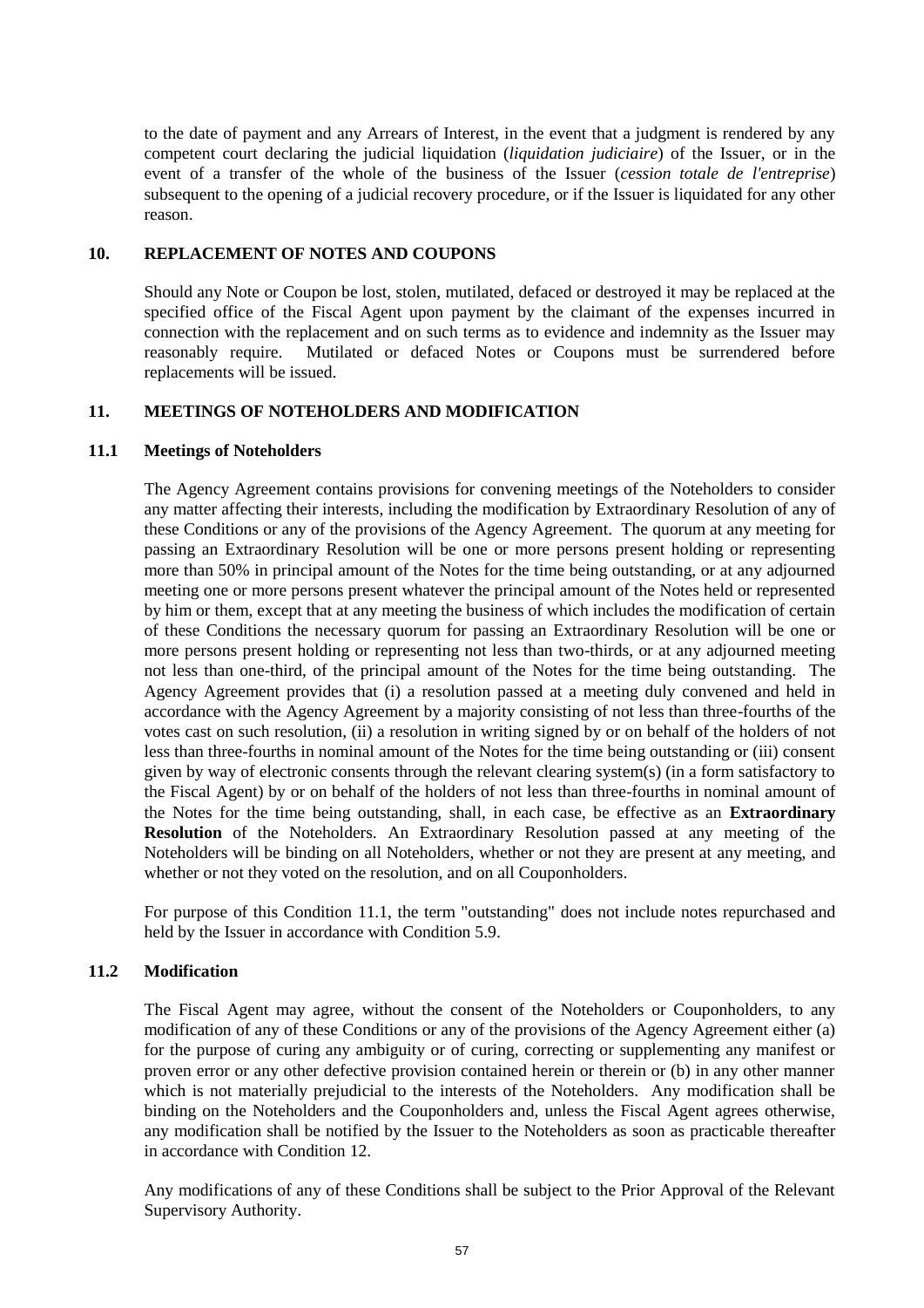to the date of payment and any Arrears of Interest, in the event that a judgment is rendered by any competent court declaring the judicial liquidation (*liquidation judiciaire*) of the Issuer, or in the event of a transfer of the whole of the business of the Issuer (*cession totale de l'entreprise*) subsequent to the opening of a judicial recovery procedure, or if the Issuer is liquidated for any other reason.

## 10. REPLACEMENT OF NOTES AND COUPONS

Should any Note or Coupon be lost, stolen, mutilated, defaced or destroyed it may be replaced at the specified office of the Fiscal Agent upon payment by the claimant of the expenses incurred in connection with the replacement and on such terms as to evidence and indemnity as the Issuer may reasonably require. Mutilated or defaced Notes or Coupons must be surrendered before replacements will be issued.

## 11. MEETINGS OF NOTEHOLDERS AND MODIFICATION

### 11.1 Meetings of Noteholders

The Agency Agreement contains provisions for convening meetings of the Noteholders to consider any matter affecting their interests, including the modification by Extraordinary Resolution of any of these Conditions or any of the provisions of the Agency Agreement. The quorum at any meeting for passing an Extraordinary Resolution will be one or more persons present holding or representing more than 50% in principal amount of the Notes for the time being outstanding, or at any adjourned meeting one or more persons present whatever the principal amount of the Notes held or represented by him or them, except that at any meeting the business of which includes the modification of certain of these Conditions the necessary quorum for passing an Extraordinary Resolution will be one or more persons present holding or representing not less than two-thirds, or at any adjourned meeting not less than one-third, of the principal amount of the Notes for the time being outstanding. The Agency Agreement provides that (i) a resolution passed at a meeting duly convened and held in accordance with the Agency Agreement by a majority consisting of not less than three-fourths of the votes cast on such resolution, (ii) a resolution in writing signed by or on behalf of the holders of not less than three-fourths in nominal amount of the Notes for the time being outstanding or (iii) consent given by way of electronic consents through the relevant clearing system(s) (in a form satisfactory to the Fiscal Agent) by or on behalf of the holders of not less than three-fourths in nominal amount of the Notes for the time being outstanding, shall, in each case, be effective as an **Extraordinary Resolution** of the Noteholders. An Extraordinary Resolution passed at any meeting of the Noteholders will be binding on all Noteholders, whether or not they are present at any meeting, and whether or not they voted on the resolution, and on all Couponholders.

For purpose of this Condition 11.1, the term "outstanding" does not include notes repurchased and held by the Issuer in accordance with Condition 5.9.

### 11.2 Modification

The Fiscal Agent may agree, without the consent of the Noteholders or Couponholders, to any modification of any of these Conditions or any of the provisions of the Agency Agreement either (a) for the purpose of curing any ambiguity or of curing, correcting or supplementing any manifest or proven error or any other defective provision contained herein or therein or (b) in any other manner which is not materially prejudicial to the interests of the Noteholders. Any modification shall be binding on the Noteholders and the Couponholders and, unless the Fiscal Agent agrees otherwise, any modification shall be notified by the Issuer to the Noteholders as soon as practicable thereafter in accordance with Condition 12.

Any modifications of any of these Conditions shall be subject to the Prior Approval of the Relevant Supervisory Authority.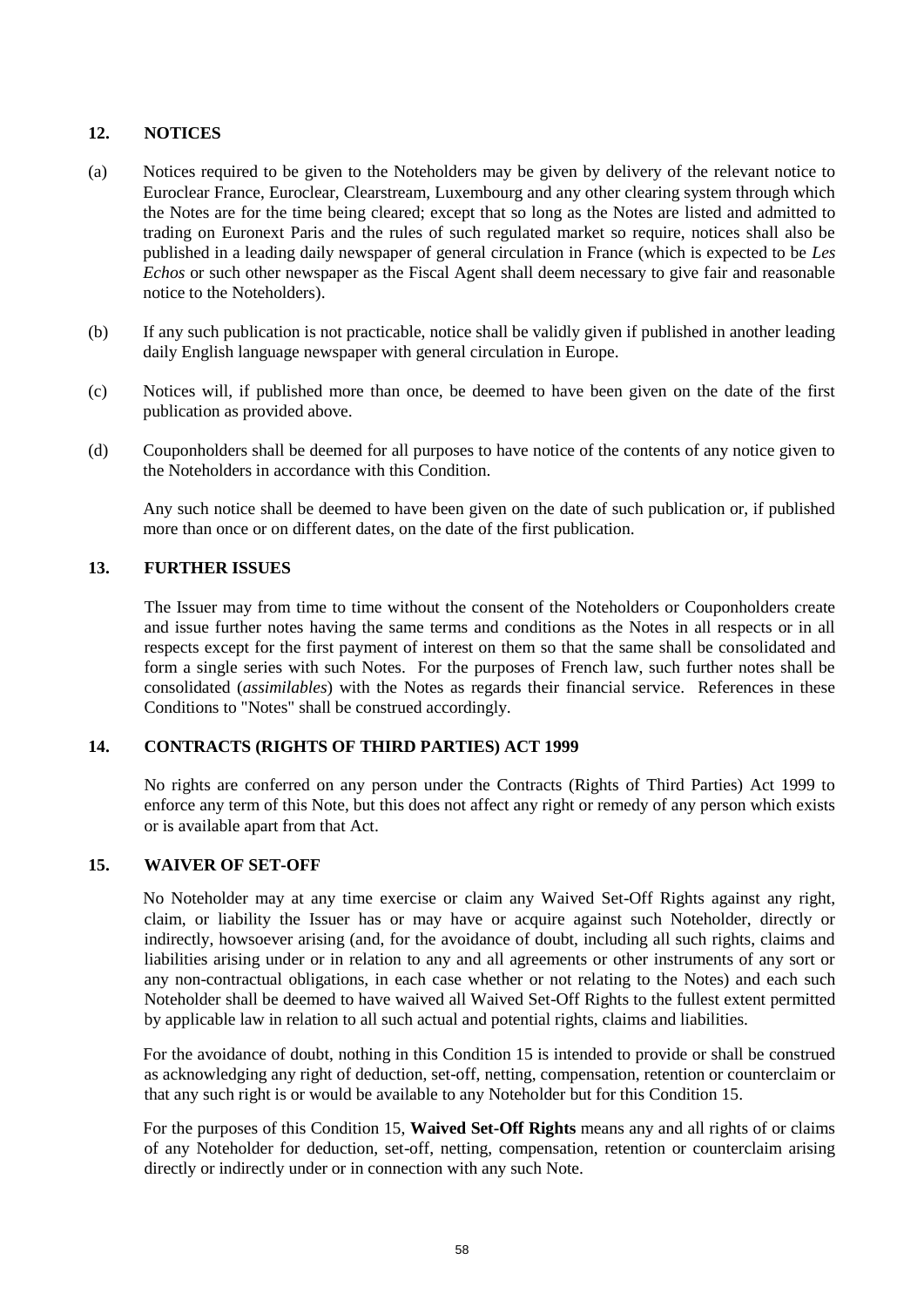## 12. NOTICES

(a) Notices required to be given to the Noteholders may be given by delivery of the relevant notice to Euroclear France, Euroclear, Clearstream, Luxembourg and any other clearing system through which the Notes are for the time being cleared; except that so long as the Notes are listed and admitted to trading on Euronext Paris and the rules of such regulated market so require, notices shall also be published in a leading daily newspaper of general circulation in France (which is expected to be *Les Echos* or such other newspaper as the Fiscal Agent shall deem necessary to give fair and reasonable notice to the Noteholders).

(b) If any such publication is not practicable, notice shall be validly given if published in another leading daily English language newspaper with general circulation in Europe.

(c) Notices will, if published more than once, be deemed to have been given on the date of the first publication as provided above.

(d) Couponholders shall be deemed for all purposes to have notice of the contents of any notice given to the Noteholders in accordance with this Condition.

Any such notice shall be deemed to have been given on the date of such publication or, if published more than once or on different dates, on the date of the first publication.

## 13. FURTHER ISSUES

The Issuer may from time to time without the consent of the Noteholders or Couponholders create and issue further notes having the same terms and conditions as the Notes in all respects or in all respects except for the first payment of interest on them so that the same shall be consolidated and form a single series with such Notes. For the purposes of French law, such further notes shall be consolidated (*assimilables*) with the Notes as regards their financial service. References in these Conditions to "Notes" shall be construed accordingly.

## 14. CONTRACTS (RIGHTS OF THIRD PARTIES) ACT 1999

No rights are conferred on any person under the Contracts (Rights of Third Parties) Act 1999 to enforce any term of this Note, but this does not affect any right or remedy of any person which exists or is available apart from that Act.

## 15. WAIVER OF SET-OFF

No Noteholder may at any time exercise or claim any Waived Set-Off Rights against any right, claim, or liability the Issuer has or may have or acquire against such Noteholder, directly or indirectly, howsoever arising (and, for the avoidance of doubt, including all such rights, claims and liabilities arising under or in relation to any and all agreements or other instruments of any sort or any non-contractual obligations, in each case whether or not relating to the Notes) and each such Noteholder shall be deemed to have waived all Waived Set-Off Rights to the fullest extent permitted by applicable law in relation to all such actual and potential rights, claims and liabilities.

For the avoidance of doubt, nothing in this Condition 15 is intended to provide or shall be construed as acknowledging any right of deduction, set-off, netting, compensation, retention or counterclaim or that any such right is or would be available to any Noteholder but for this Condition 15.

For the purposes of this Condition 15, **Waived Set-Off Rights** means any and all rights of or claims of any Noteholder for deduction, set-off, netting, compensation, retention or counterclaim arising directly or indirectly under or in connection with any such Note.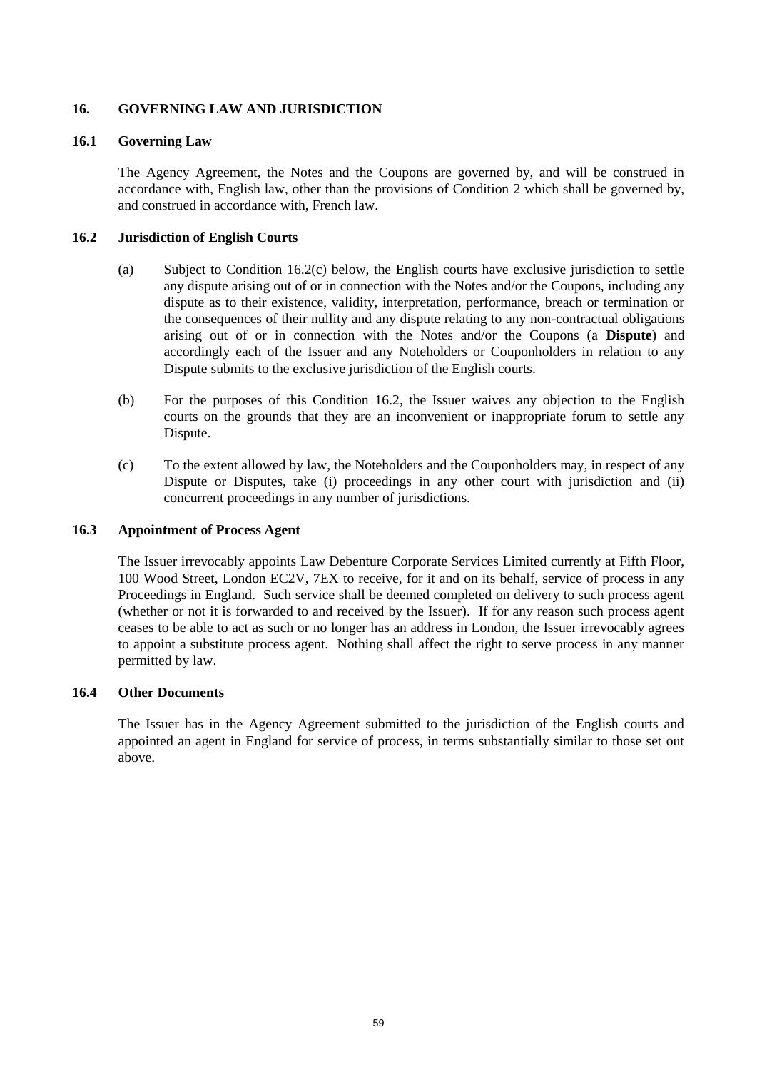## 16. GOVERNING LAW AND JURISDICTION

### 16.1 Governing Law

The Agency Agreement, the Notes and the Coupons are governed by, and will be construed in accordance with, English law, other than the provisions of Condition 2 which shall be governed by, and construed in accordance with, French law.

### 16.2 Jurisdiction of English Courts

(a) Subject to Condition 16.2(c) below, the English courts have exclusive jurisdiction to settle any dispute arising out of or in connection with the Notes and/or the Coupons, including any dispute as to their existence, validity, interpretation, performance, breach or termination or the consequences of their nullity and any dispute relating to any non-contractual obligations arising out of or in connection with the Notes and/or the Coupons (a **Dispute**) and accordingly each of the Issuer and any Noteholders or Couponholders in relation to any Dispute submits to the exclusive jurisdiction of the English courts.

(b) For the purposes of this Condition 16.2, the Issuer waives any objection to the English courts on the grounds that they are an inconvenient or inappropriate forum to settle any Dispute.

(c) To the extent allowed by law, the Noteholders and the Couponholders may, in respect of any Dispute or Disputes, take (i) proceedings in any other court with jurisdiction and (ii) concurrent proceedings in any number of jurisdictions.

### 16.3 Appointment of Process Agent

The Issuer irrevocably appoints Law Debenture Corporate Services Limited currently at Fifth Floor, 100 Wood Street, London EC2V, 7EX to receive, for it and on its behalf, service of process in any Proceedings in England. Such service shall be deemed completed on delivery to such process agent (whether or not it is forwarded to and received by the Issuer). If for any reason such process agent ceases to be able to act as such or no longer has an address in London, the Issuer irrevocably agrees to appoint a substitute process agent. Nothing shall affect the right to serve process in any manner permitted by law.

### 16.4 Other Documents

The Issuer has in the Agency Agreement submitted to the jurisdiction of the English courts and appointed an agent in England for service of process, in terms substantially similar to those set out above.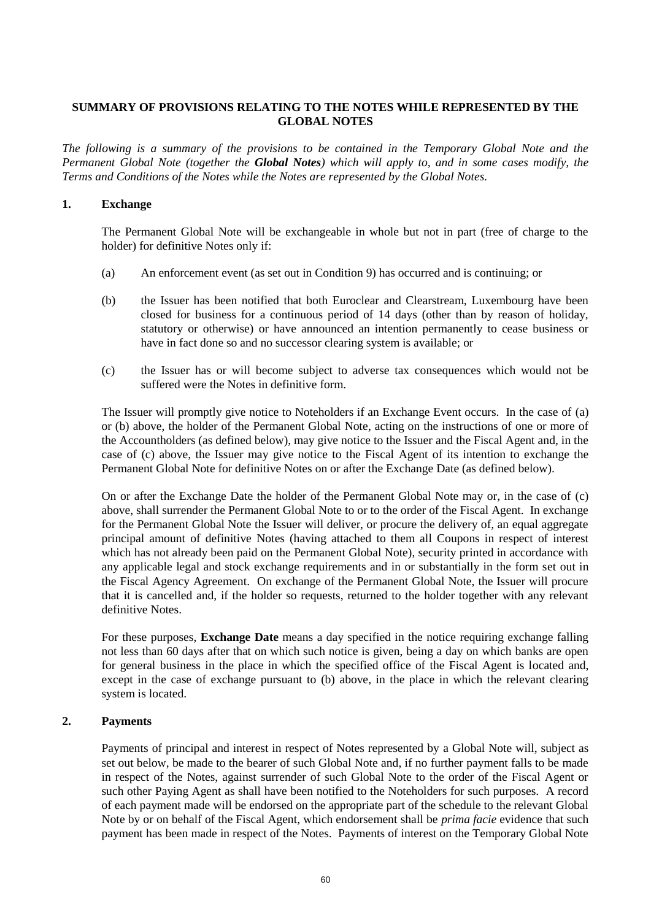## SUMMARY OF PROVISIONS RELATING TO THE NOTES WHILE REPRESENTED BY THE GLOBAL NOTES

*The following is a summary of the provisions to be contained in the Temporary Global Note and the Permanent Global Note (together the **Global Notes**) which will apply to, and in some cases modify, the Terms and Conditions of the Notes while the Notes are represented by the Global Notes.*

### 1. Exchange

The Permanent Global Note will be exchangeable in whole but not in part (free of charge to the holder) for definitive Notes only if:

(a) An enforcement event (as set out in Condition 9) has occurred and is continuing; or

(b) the Issuer has been notified that both Euroclear and Clearstream, Luxembourg have been closed for business for a continuous period of 14 days (other than by reason of holiday, statutory or otherwise) or have announced an intention permanently to cease business or have in fact done so and no successor clearing system is available; or

(c) the Issuer has or will become subject to adverse tax consequences which would not be suffered were the Notes in definitive form.

The Issuer will promptly give notice to Noteholders if an Exchange Event occurs. In the case of (a) or (b) above, the holder of the Permanent Global Note, acting on the instructions of one or more of the Accountholders (as defined below), may give notice to the Issuer and the Fiscal Agent and, in the case of (c) above, the Issuer may give notice to the Fiscal Agent of its intention to exchange the Permanent Global Note for definitive Notes on or after the Exchange Date (as defined below).

On or after the Exchange Date the holder of the Permanent Global Note may or, in the case of (c) above, shall surrender the Permanent Global Note to or to the order of the Fiscal Agent. In exchange for the Permanent Global Note the Issuer will deliver, or procure the delivery of, an equal aggregate principal amount of definitive Notes (having attached to them all Coupons in respect of interest which has not already been paid on the Permanent Global Note), security printed in accordance with any applicable legal and stock exchange requirements and in or substantially in the form set out in the Fiscal Agency Agreement. On exchange of the Permanent Global Note, the Issuer will procure that it is cancelled and, if the holder so requests, returned to the holder together with any relevant definitive Notes.

For these purposes, **Exchange Date** means a day specified in the notice requiring exchange falling not less than 60 days after that on which such notice is given, being a day on which banks are open for general business in the place in which the specified office of the Fiscal Agent is located and, except in the case of exchange pursuant to (b) above, in the place in which the relevant clearing system is located.

### 2. Payments

Payments of principal and interest in respect of Notes represented by a Global Note will, subject as set out below, be made to the bearer of such Global Note and, if no further payment falls to be made in respect of the Notes, against surrender of such Global Note to the order of the Fiscal Agent or such other Paying Agent as shall have been notified to the Noteholders for such purposes. A record of each payment made will be endorsed on the appropriate part of the schedule to the relevant Global Note by or on behalf of the Fiscal Agent, which endorsement shall be *prima facie* evidence that such payment has been made in respect of the Notes. Payments of interest on the Temporary Global Note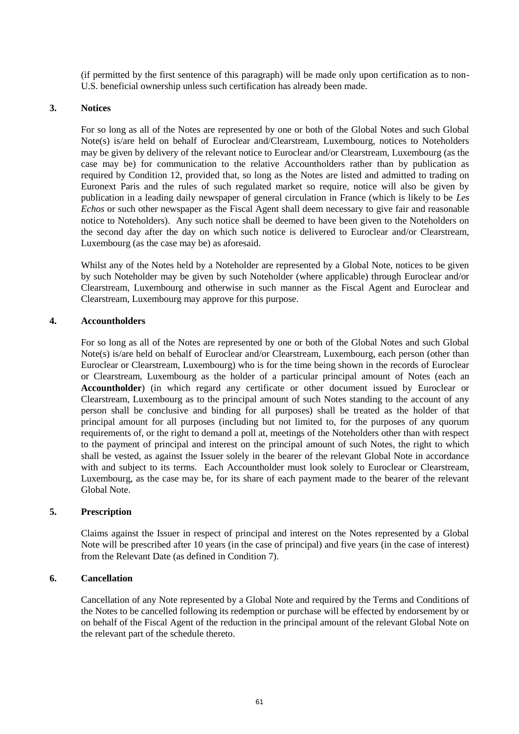(if permitted by the first sentence of this paragraph) will be made only upon certification as to non-U.S. beneficial ownership unless such certification has already been made.

### 3. Notices

For so long as all of the Notes are represented by one or both of the Global Notes and such Global Note(s) is/are held on behalf of Euroclear and/Clearstream, Luxembourg, notices to Noteholders may be given by delivery of the relevant notice to Euroclear and/or Clearstream, Luxembourg (as the case may be) for communication to the relative Accountholders rather than by publication as required by Condition 12, provided that, so long as the Notes are listed and admitted to trading on Euronext Paris and the rules of such regulated market so require, notice will also be given by publication in a leading daily newspaper of general circulation in France (which is likely to be *Les Echos* or such other newspaper as the Fiscal Agent shall deem necessary to give fair and reasonable notice to Noteholders). Any such notice shall be deemed to have been given to the Noteholders on the second day after the day on which such notice is delivered to Euroclear and/or Clearstream, Luxembourg (as the case may be) as aforesaid.

Whilst any of the Notes held by a Noteholder are represented by a Global Note, notices to be given by such Noteholder may be given by such Noteholder (where applicable) through Euroclear and/or Clearstream, Luxembourg and otherwise in such manner as the Fiscal Agent and Euroclear and Clearstream, Luxembourg may approve for this purpose.

### 4. Accountholders

For so long as all of the Notes are represented by one or both of the Global Notes and such Global Note(s) is/are held on behalf of Euroclear and/or Clearstream, Luxembourg, each person (other than Euroclear or Clearstream, Luxembourg) who is for the time being shown in the records of Euroclear or Clearstream, Luxembourg as the holder of a particular principal amount of Notes (each an **Accountholder**) (in which regard any certificate or other document issued by Euroclear or Clearstream, Luxembourg as to the principal amount of such Notes standing to the account of any person shall be conclusive and binding for all purposes) shall be treated as the holder of that principal amount for all purposes (including but not limited to, for the purposes of any quorum requirements of, or the right to demand a poll at, meetings of the Noteholders other than with respect to the payment of principal and interest on the principal amount of such Notes, the right to which shall be vested, as against the Issuer solely in the bearer of the relevant Global Note in accordance with and subject to its terms. Each Accountholder must look solely to Euroclear or Clearstream, Luxembourg, as the case may be, for its share of each payment made to the bearer of the relevant Global Note.

### 5. Prescription

Claims against the Issuer in respect of principal and interest on the Notes represented by a Global Note will be prescribed after 10 years (in the case of principal) and five years (in the case of interest) from the Relevant Date (as defined in Condition 7).

### 6. Cancellation

Cancellation of any Note represented by a Global Note and required by the Terms and Conditions of the Notes to be cancelled following its redemption or purchase will be effected by endorsement by or on behalf of the Fiscal Agent of the reduction in the principal amount of the relevant Global Note on the relevant part of the schedule thereto.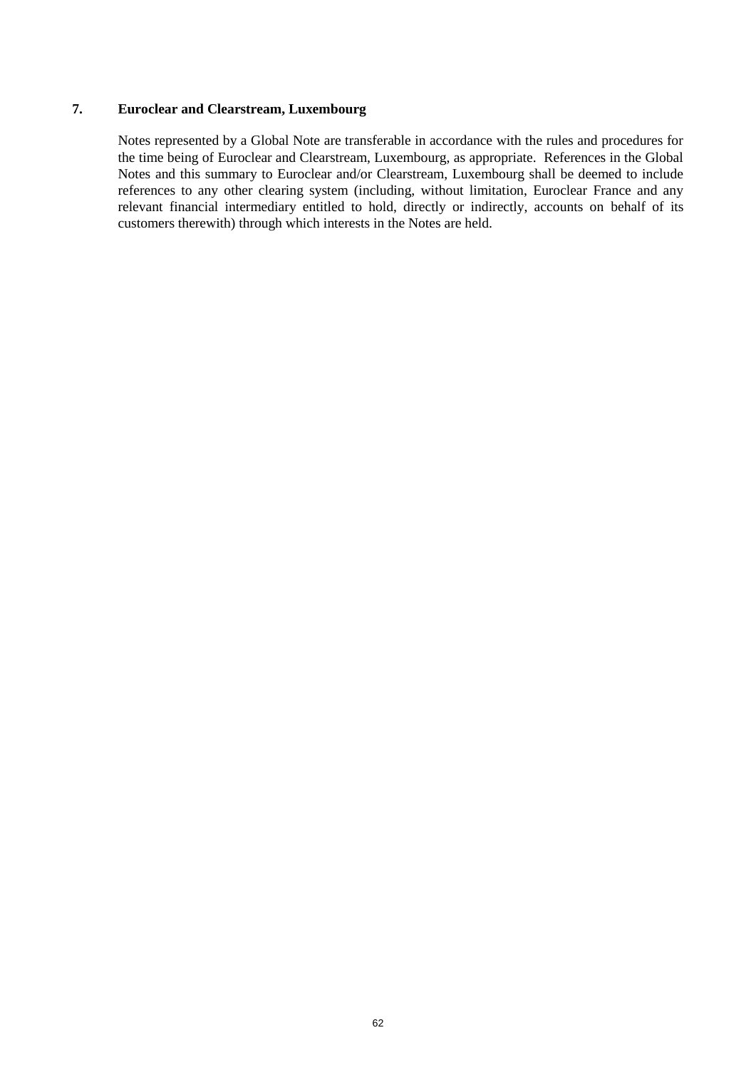## 7. Euroclear and Clearstream, Luxembourg

Notes represented by a Global Note are transferable in accordance with the rules and procedures for the time being of Euroclear and Clearstream, Luxembourg, as appropriate. References in the Global Notes and this summary to Euroclear and/or Clearstream, Luxembourg shall be deemed to include references to any other clearing system (including, without limitation, Euroclear France and any relevant financial intermediary entitled to hold, directly or indirectly, accounts on behalf of its customers therewith) through which interests in the Notes are held.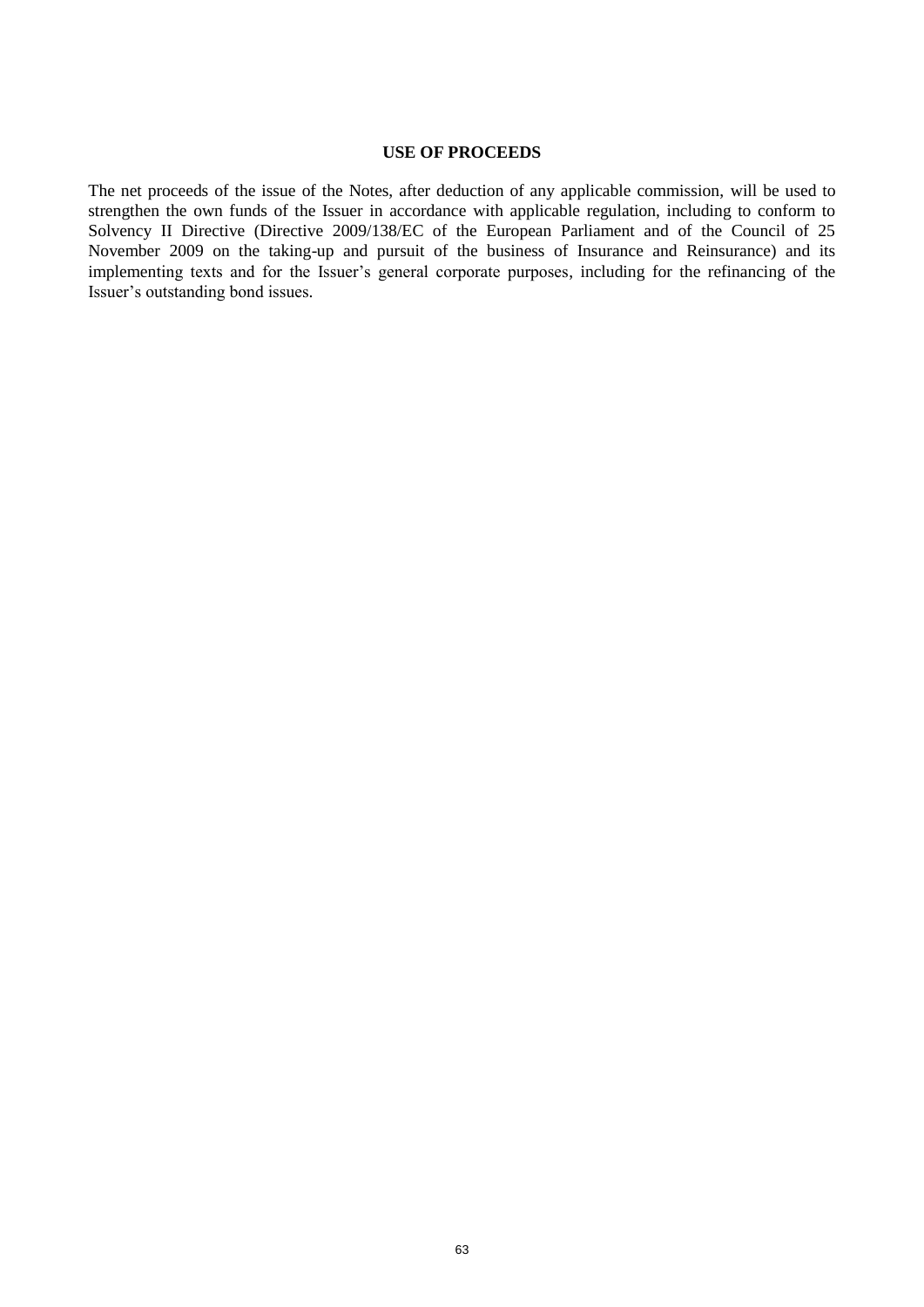## USE OF PROCEEDS

The net proceeds of the issue of the Notes, after deduction of any applicable commission, will be used to strengthen the own funds of the Issuer in accordance with applicable regulation, including to conform to Solvency II Directive (Directive 2009/138/EC of the European Parliament and of the Council of 25 November 2009 on the taking-up and pursuit of the business of Insurance and Reinsurance) and its implementing texts and for the Issuer's general corporate purposes, including for the refinancing of the Issuer's outstanding bond issues.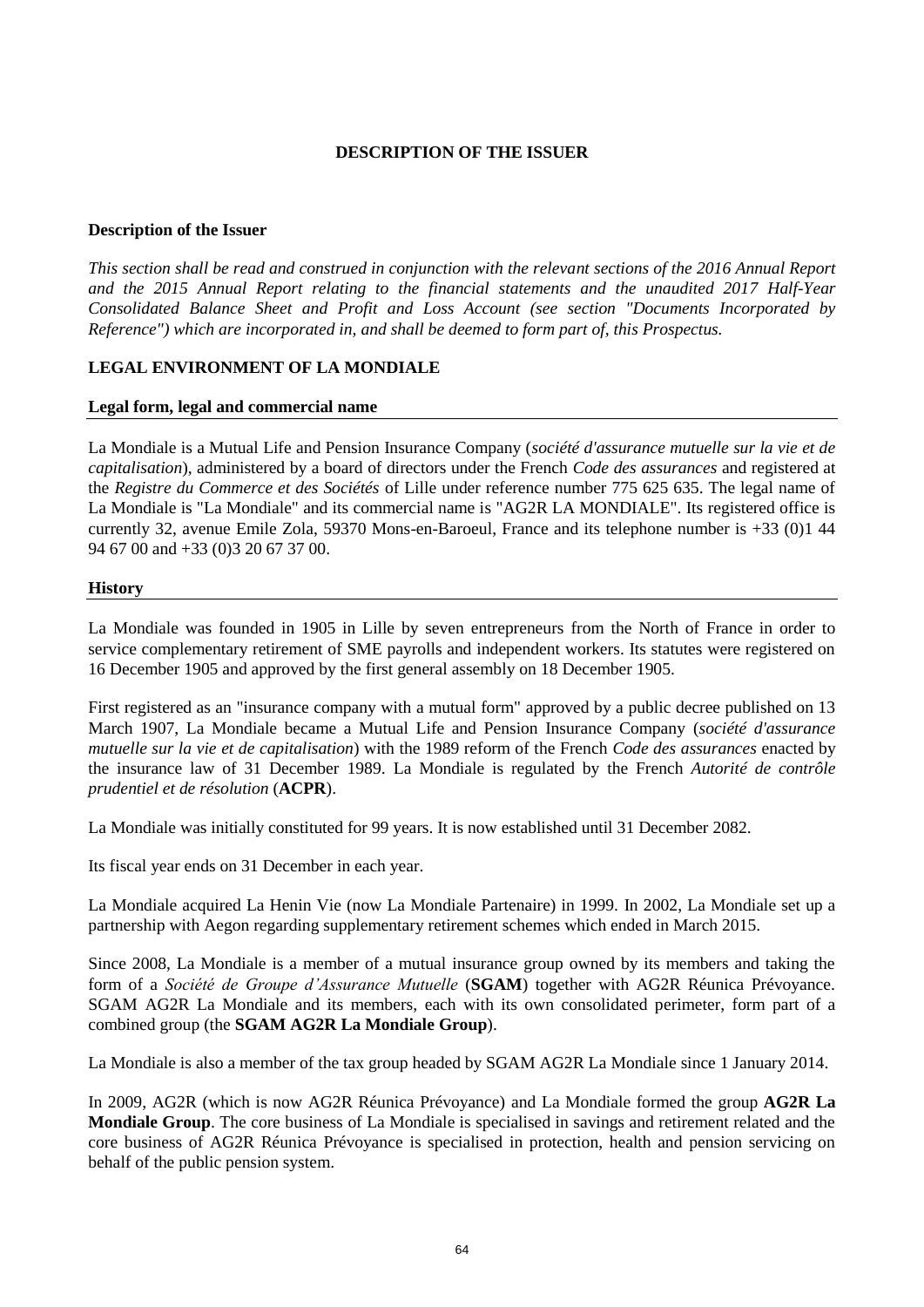## DESCRIPTION OF THE ISSUER

**Description of the Issuer**

*This section shall be read and construed in conjunction with the relevant sections of the 2016 Annual Report and the 2015 Annual Report relating to the financial statements and the unaudited 2017 Half-Year Consolidated Balance Sheet and Profit and Loss Account (see section "Documents Incorporated by Reference") which are incorporated in, and shall be deemed to form part of, this Prospectus.*

### LEGAL ENVIRONMENT OF LA MONDIALE

**Legal form, legal and commercial name**

La Mondiale is a Mutual Life and Pension Insurance Company (*société d'assurance mutuelle sur la vie et de capitalisation*), administered by a board of directors under the French *Code des assurances* and registered at the *Registre du Commerce et des Sociétés* of Lille under reference number 775 625 635. The legal name of La Mondiale is "La Mondiale" and its commercial name is "AG2R LA MONDIALE". Its registered office is currently 32, avenue Emile Zola, 59370 Mons-en-Baroeul, France and its telephone number is +33 (0)1 44 94 67 00 and +33 (0)3 20 67 37 00.

**History**

La Mondiale was founded in 1905 in Lille by seven entrepreneurs from the North of France in order to service complementary retirement of SME payrolls and independent workers. Its statutes were registered on 16 December 1905 and approved by the first general assembly on 18 December 1905.

First registered as an "insurance company with a mutual form" approved by a public decree published on 13 March 1907, La Mondiale became a Mutual Life and Pension Insurance Company (*société d'assurance mutuelle sur la vie et de capitalisation*) with the 1989 reform of the French *Code des assurances* enacted by the insurance law of 31 December 1989. La Mondiale is regulated by the French *Autorité de contrôle prudentiel et de résolution* (**ACPR**).

La Mondiale was initially constituted for 99 years. It is now established until 31 December 2082.

Its fiscal year ends on 31 December in each year.

La Mondiale acquired La Henin Vie (now La Mondiale Partenaire) in 1999. In 2002, La Mondiale set up a partnership with Aegon regarding supplementary retirement schemes which ended in March 2015.

Since 2008, La Mondiale is a member of a mutual insurance group owned by its members and taking the form of a *Société de Groupe d'Assurance Mutuelle* (**SGAM**) together with AG2R Réunica Prévoyance. SGAM AG2R La Mondiale and its members, each with its own consolidated perimeter, form part of a combined group (the **SGAM AG2R La Mondiale Group**).

La Mondiale is also a member of the tax group headed by SGAM AG2R La Mondiale since 1 January 2014.

In 2009, AG2R (which is now AG2R Réunica Prévoyance) and La Mondiale formed the group **AG2R La Mondiale Group**. The core business of La Mondiale is specialised in savings and retirement related and the core business of AG2R Réunica Prévoyance is specialised in protection, health and pension servicing on behalf of the public pension system.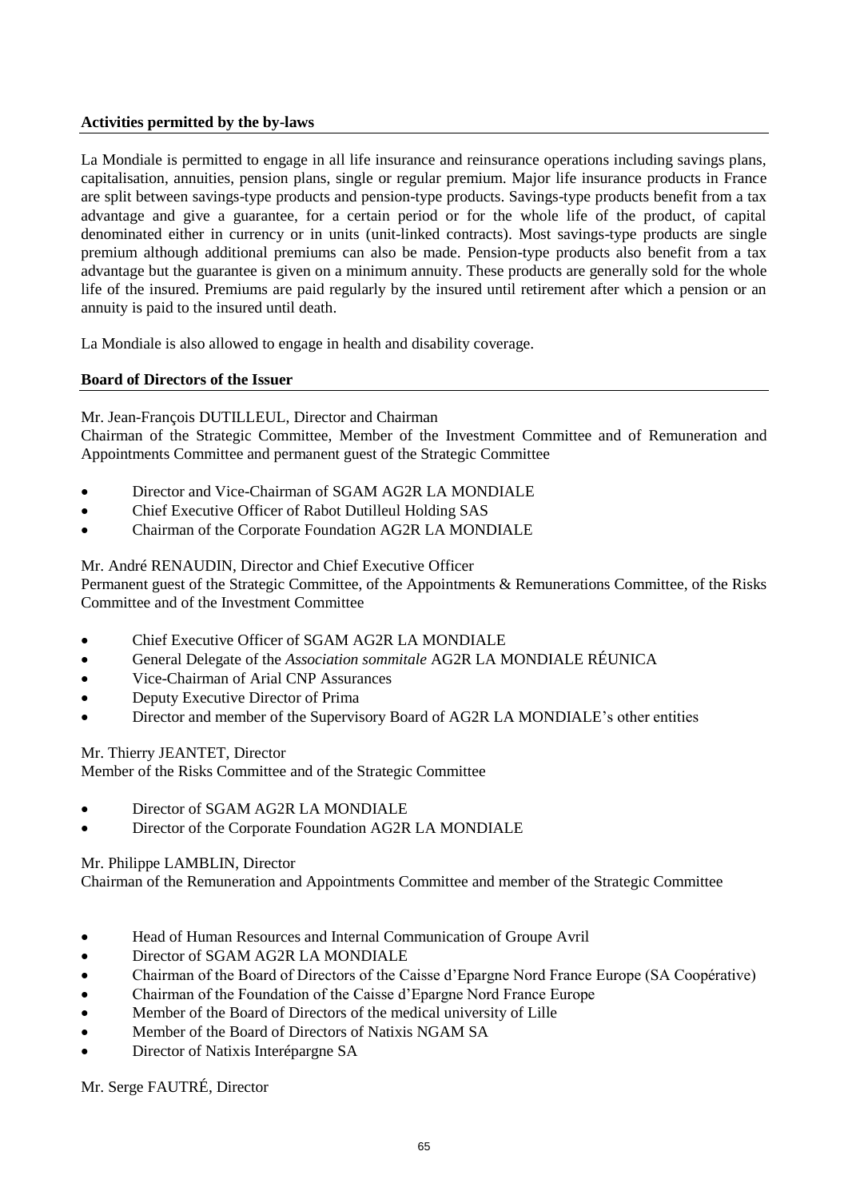**Activities permitted by the by-laws**

La Mondiale is permitted to engage in all life insurance and reinsurance operations including savings plans, capitalisation, annuities, pension plans, single or regular premium. Major life insurance products in France are split between savings-type products and pension-type products. Savings-type products benefit from a tax advantage and give a guarantee, for a certain period or for the whole life of the product, of capital denominated either in currency or in units (unit-linked contracts). Most savings-type products are single premium although additional premiums can also be made. Pension-type products also benefit from a tax advantage but the guarantee is given on a minimum annuity. These products are generally sold for the whole life of the insured. Premiums are paid regularly by the insured until retirement after which a pension or an annuity is paid to the insured until death.

La Mondiale is also allowed to engage in health and disability coverage.

**Board of Directors of the Issuer**

Mr. Jean-François DUTILLEUL, Director and Chairman
Chairman of the Strategic Committee, Member of the Investment Committee and of Remuneration and Appointments Committee and permanent guest of the Strategic Committee

- Director and Vice-Chairman of SGAM AG2R LA MONDIALE
- Chief Executive Officer of Rabot Dutilleul Holding SAS
- Chairman of the Corporate Foundation AG2R LA MONDIALE

Mr. André RENAUDIN, Director and Chief Executive Officer
Permanent guest of the Strategic Committee, of the Appointments & Remunerations Committee, of the Risks Committee and of the Investment Committee

- Chief Executive Officer of SGAM AG2R LA MONDIALE
- General Delegate of the *Association sommitale* AG2R LA MONDIALE RÉUNICA
- Vice-Chairman of Arial CNP Assurances
- Deputy Executive Director of Prima
- Director and member of the Supervisory Board of AG2R LA MONDIALE's other entities

Mr. Thierry JEANTET, Director
Member of the Risks Committee and of the Strategic Committee

- Director of SGAM AG2R LA MONDIALE
- Director of the Corporate Foundation AG2R LA MONDIALE

Mr. Philippe LAMBLIN, Director
Chairman of the Remuneration and Appointments Committee and member of the Strategic Committee

- Head of Human Resources and Internal Communication of Groupe Avril
- Director of SGAM AG2R LA MONDIALE
- Chairman of the Board of Directors of the Caisse d'Epargne Nord France Europe (SA Coopérative)
- Chairman of the Foundation of the Caisse d'Epargne Nord France Europe
- Member of the Board of Directors of the medical university of Lille
- Member of the Board of Directors of Natixis NGAM SA
- Director of Natixis Interépargne SA

Mr. Serge FAUTRÉ, Director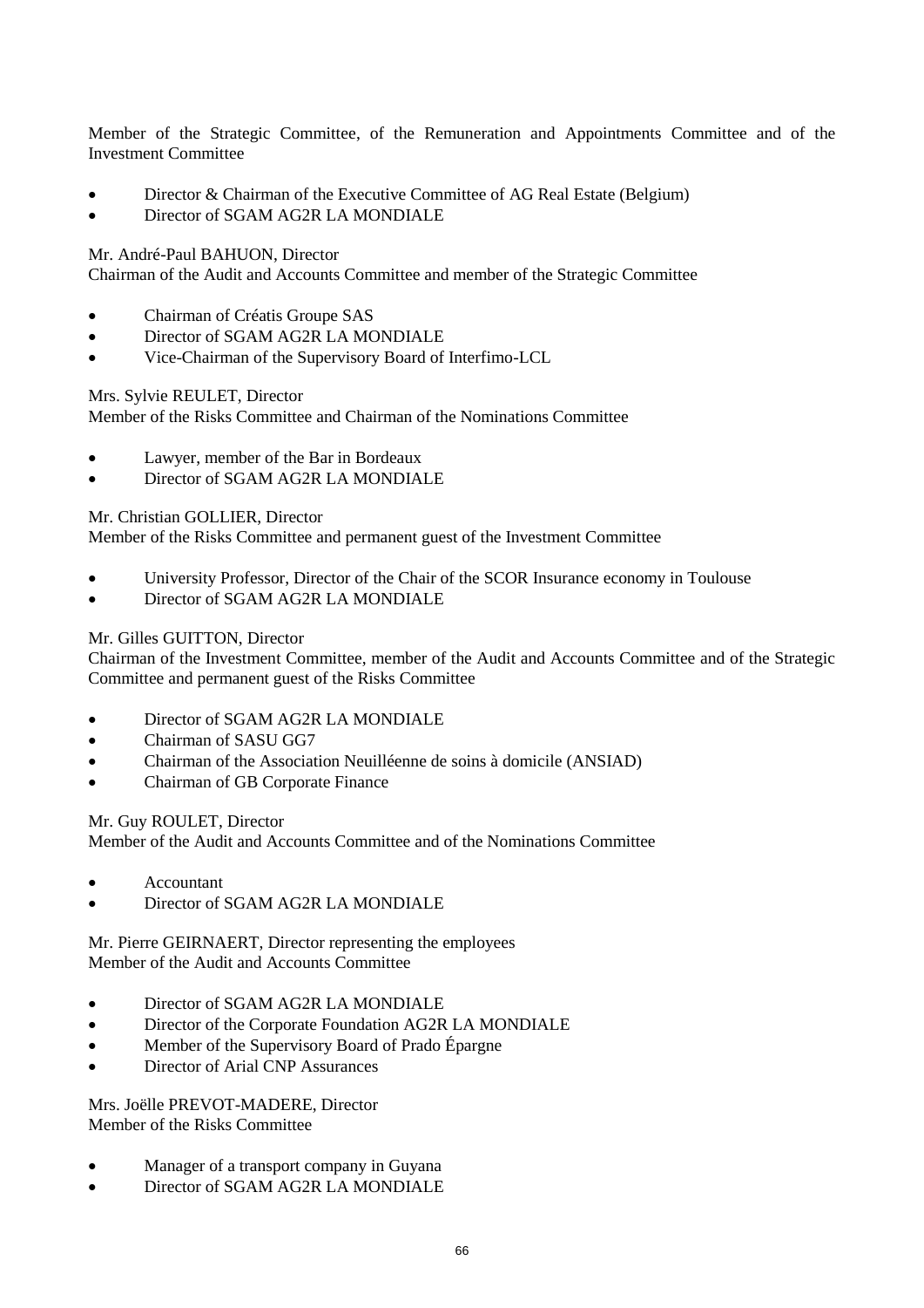Member of the Strategic Committee, of the Remuneration and Appointments Committee and of the Investment Committee

- Director & Chairman of the Executive Committee of AG Real Estate (Belgium)
- Director of SGAM AG2R LA MONDIALE

Mr. André-Paul BAHUON, Director
Chairman of the Audit and Accounts Committee and member of the Strategic Committee

- Chairman of Créatis Groupe SAS
- Director of SGAM AG2R LA MONDIALE
- Vice-Chairman of the Supervisory Board of Interfimo-LCL

Mrs. Sylvie REULET, Director
Member of the Risks Committee and Chairman of the Nominations Committee

- Lawyer, member of the Bar in Bordeaux
- Director of SGAM AG2R LA MONDIALE

Mr. Christian GOLLIER, Director
Member of the Risks Committee and permanent guest of the Investment Committee

- University Professor, Director of the Chair of the SCOR Insurance economy in Toulouse
- Director of SGAM AG2R LA MONDIALE

Mr. Gilles GUITTON, Director
Chairman of the Investment Committee, member of the Audit and Accounts Committee and of the Strategic Committee and permanent guest of the Risks Committee

- Director of SGAM AG2R LA MONDIALE
- Chairman of SASU GG7
- Chairman of the Association Neuilléenne de soins à domicile (ANSIAD)
- Chairman of GB Corporate Finance

Mr. Guy ROULET, Director
Member of the Audit and Accounts Committee and of the Nominations Committee

- Accountant
- Director of SGAM AG2R LA MONDIALE

Mr. Pierre GEIRNAERT, Director representing the employees
Member of the Audit and Accounts Committee

- Director of SGAM AG2R LA MONDIALE
- Director of the Corporate Foundation AG2R LA MONDIALE
- Member of the Supervisory Board of Prado Épargne
- Director of Arial CNP Assurances

Mrs. Joëlle PREVOT-MADERE, Director
Member of the Risks Committee

- Manager of a transport company in Guyana
- Director of SGAM AG2R LA MONDIALE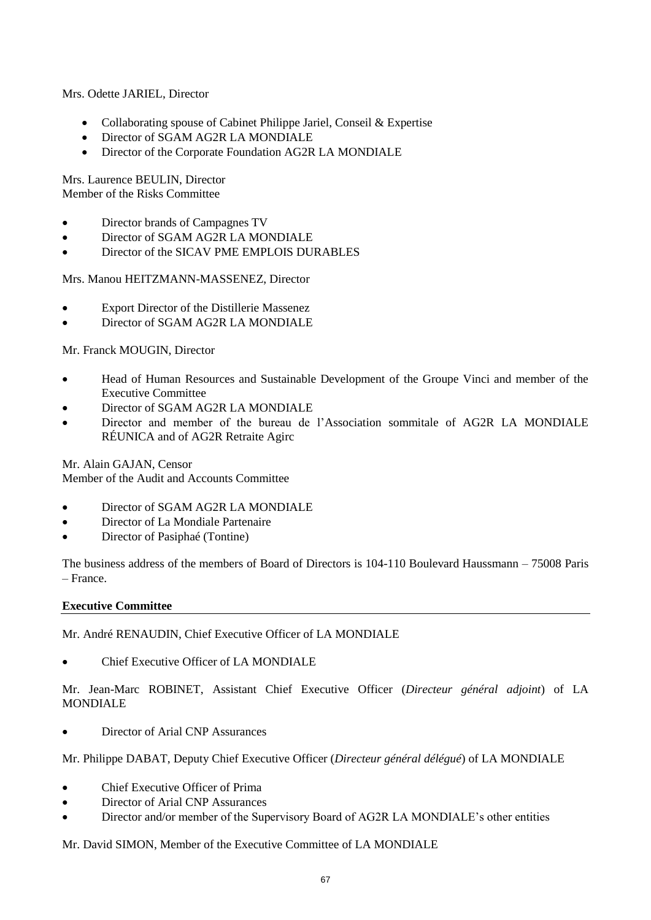Mrs. Odette JARIEL, Director

- Collaborating spouse of Cabinet Philippe Jariel, Conseil & Expertise
- Director of SGAM AG2R LA MONDIALE
- Director of the Corporate Foundation AG2R LA MONDIALE

Mrs. Laurence BEULIN, Director
Member of the Risks Committee

- Director brands of Campagnes TV
- Director of SGAM AG2R LA MONDIALE
- Director of the SICAV PME EMPLOIS DURABLES

Mrs. Manou HEITZMANN-MASSENEZ, Director

- Export Director of the Distillerie Massenez
- Director of SGAM AG2R LA MONDIALE

Mr. Franck MOUGIN, Director

- Head of Human Resources and Sustainable Development of the Groupe Vinci and member of the Executive Committee
- Director of SGAM AG2R LA MONDIALE
- Director and member of the bureau de l'Association sommitale of AG2R LA MONDIALE RÉUNICA and of AG2R Retraite Agirc

Mr. Alain GAJAN, Censor
Member of the Audit and Accounts Committee

- Director of SGAM AG2R LA MONDIALE
- Director of La Mondiale Partenaire
- Director of Pasiphaé (Tontine)

The business address of the members of Board of Directors is 104-110 Boulevard Haussmann – 75008 Paris – France.

**Executive Committee**

Mr. André RENAUDIN, Chief Executive Officer of LA MONDIALE

- Chief Executive Officer of LA MONDIALE

Mr. Jean-Marc ROBINET, Assistant Chief Executive Officer (*Directeur général adjoint*) of LA MONDIALE

- Director of Arial CNP Assurances

Mr. Philippe DABAT, Deputy Chief Executive Officer (*Directeur général délégué*) of LA MONDIALE

- Chief Executive Officer of Prima
- Director of Arial CNP Assurances
- Director and/or member of the Supervisory Board of AG2R LA MONDIALE's other entities

Mr. David SIMON, Member of the Executive Committee of LA MONDIALE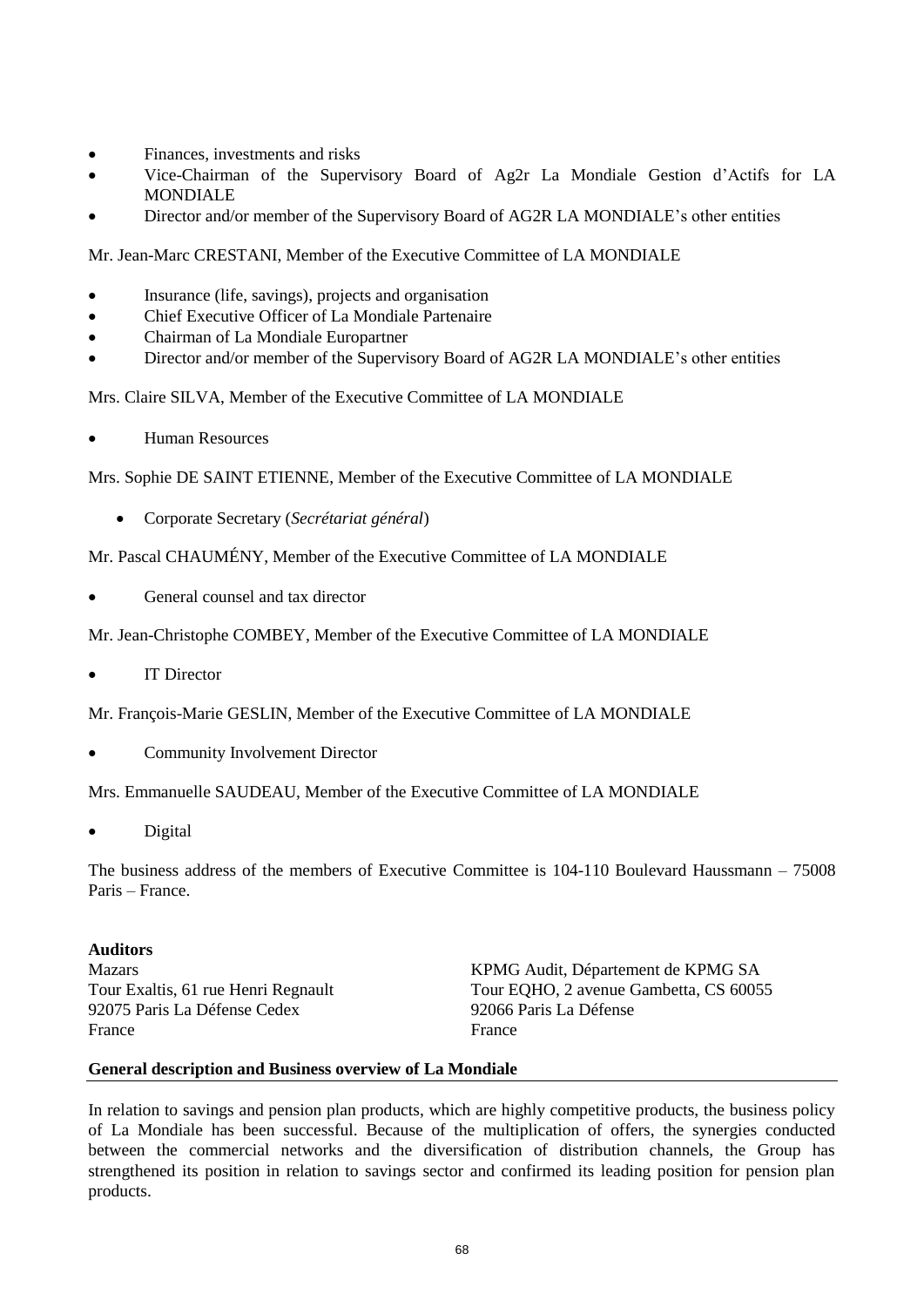- Finances, investments and risks
- Vice-Chairman of the Supervisory Board of Ag2r La Mondiale Gestion d'Actifs for LA MONDIALE
- Director and/or member of the Supervisory Board of AG2R LA MONDIALE's other entities

Mr. Jean-Marc CRESTANI, Member of the Executive Committee of LA MONDIALE

- Insurance (life, savings), projects and organisation
- Chief Executive Officer of La Mondiale Partenaire
- Chairman of La Mondiale Europartner
- Director and/or member of the Supervisory Board of AG2R LA MONDIALE's other entities

Mrs. Claire SILVA, Member of the Executive Committee of LA MONDIALE

- Human Resources

Mrs. Sophie DE SAINT ETIENNE, Member of the Executive Committee of LA MONDIALE

- Corporate Secretary (*Secrétariat général*)

Mr. Pascal CHAUMÉNY, Member of the Executive Committee of LA MONDIALE

- General counsel and tax director

Mr. Jean-Christophe COMBEY, Member of the Executive Committee of LA MONDIALE

- IT Director

Mr. François-Marie GESLIN, Member of the Executive Committee of LA MONDIALE

- Community Involvement Director

Mrs. Emmanuelle SAUDEAU, Member of the Executive Committee of LA MONDIALE

- Digital

The business address of the members of Executive Committee is 104-110 Boulevard Haussmann – 75008 Paris – France.

**Auditors**

Mazars
Tour Exaltis, 61 rue Henri Regnault
92075 Paris La Défense Cedex
France

KPMG Audit, Département de KPMG SA
Tour EQHO, 2 avenue Gambetta, CS 60055
92066 Paris La Défense
France

**General description and Business overview of La Mondiale**

In relation to savings and pension plan products, which are highly competitive products, the business policy of La Mondiale has been successful. Because of the multiplication of offers, the synergies conducted between the commercial networks and the diversification of distribution channels, the Group has strengthened its position in relation to savings sector and confirmed its leading position for pension plan products.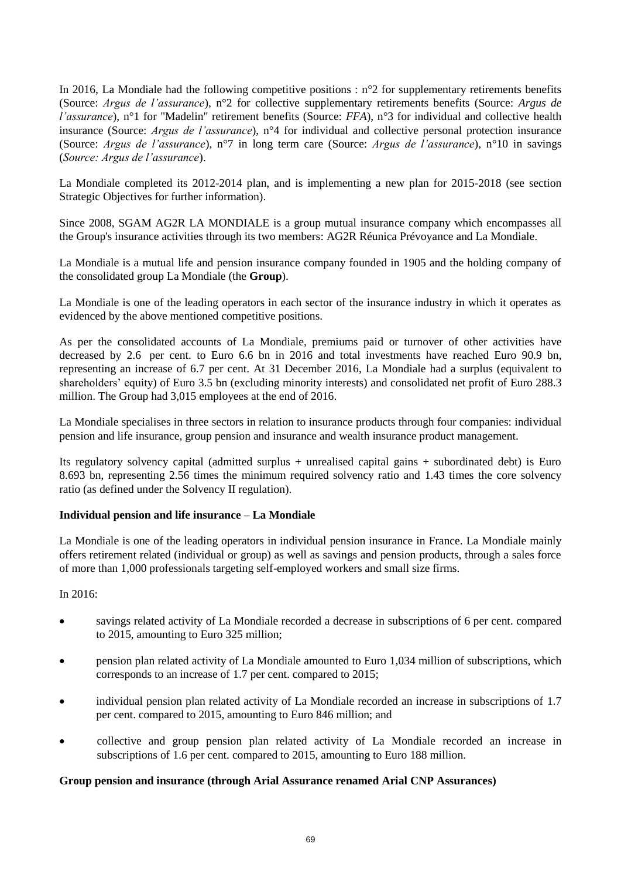In 2016, La Mondiale had the following competitive positions : n°2 for supplementary retirements benefits (Source: *Argus de l'assurance*), n°2 for collective supplementary retirements benefits (Source: *Argus de l'assurance*), n°1 for "Madelin" retirement benefits (Source: *FFA*), n°3 for individual and collective health insurance (Source: *Argus de l'assurance*), n°4 for individual and collective personal protection insurance (Source: *Argus de l'assurance*), n°7 in long term care (Source: *Argus de l'assurance*), n°10 in savings (*Source: Argus de l'assurance*).

La Mondiale completed its 2012-2014 plan, and is implementing a new plan for 2015-2018 (see section Strategic Objectives for further information).

Since 2008, SGAM AG2R LA MONDIALE is a group mutual insurance company which encompasses all the Group's insurance activities through its two members: AG2R Réunica Prévoyance and La Mondiale.

La Mondiale is a mutual life and pension insurance company founded in 1905 and the holding company of the consolidated group La Mondiale (the **Group**).

La Mondiale is one of the leading operators in each sector of the insurance industry in which it operates as evidenced by the above mentioned competitive positions.

As per the consolidated accounts of La Mondiale, premiums paid or turnover of other activities have decreased by 2.6 per cent. to Euro 6.6 bn in 2016 and total investments have reached Euro 90.9 bn, representing an increase of 6.7 per cent. At 31 December 2016, La Mondiale had a surplus (equivalent to shareholders' equity) of Euro 3.5 bn (excluding minority interests) and consolidated net profit of Euro 288.3 million. The Group had 3,015 employees at the end of 2016.

La Mondiale specialises in three sectors in relation to insurance products through four companies: individual pension and life insurance, group pension and insurance and wealth insurance product management.

Its regulatory solvency capital (admitted surplus + unrealised capital gains + subordinated debt) is Euro 8.693 bn, representing 2.56 times the minimum required solvency ratio and 1.43 times the core solvency ratio (as defined under the Solvency II regulation).

**Individual pension and life insurance – La Mondiale**

La Mondiale is one of the leading operators in individual pension insurance in France. La Mondiale mainly offers retirement related (individual or group) as well as savings and pension products, through a sales force of more than 1,000 professionals targeting self-employed workers and small size firms.

In 2016:

- savings related activity of La Mondiale recorded a decrease in subscriptions of 6 per cent. compared to 2015, amounting to Euro 325 million;
- pension plan related activity of La Mondiale amounted to Euro 1,034 million of subscriptions, which corresponds to an increase of 1.7 per cent. compared to 2015;
- individual pension plan related activity of La Mondiale recorded an increase in subscriptions of 1.7 per cent. compared to 2015, amounting to Euro 846 million; and
- collective and group pension plan related activity of La Mondiale recorded an increase in subscriptions of 1.6 per cent. compared to 2015, amounting to Euro 188 million.

**Group pension and insurance (through Arial Assurance renamed Arial CNP Assurances)**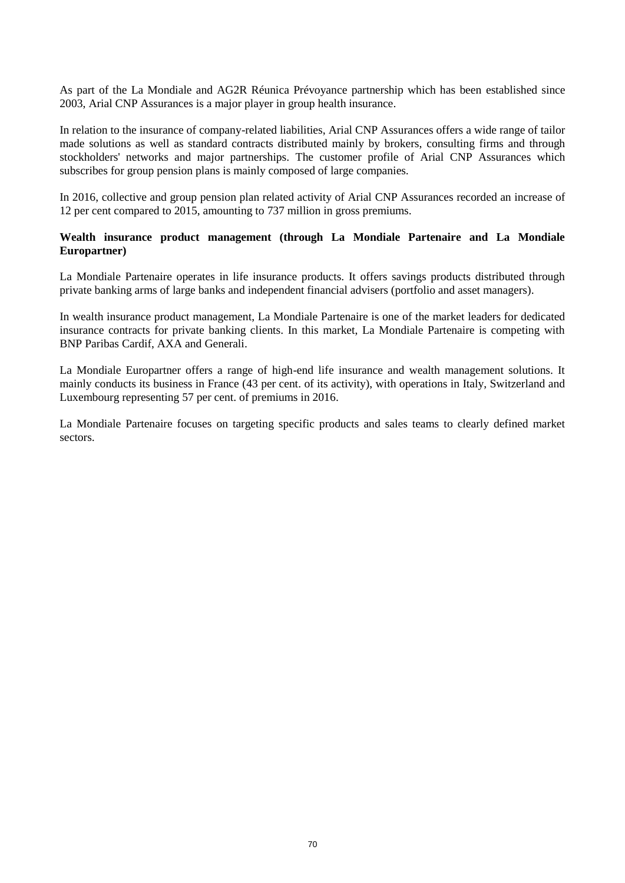As part of the La Mondiale and AG2R Réunica Prévoyance partnership which has been established since 2003, Arial CNP Assurances is a major player in group health insurance.

In relation to the insurance of company-related liabilities, Arial CNP Assurances offers a wide range of tailor made solutions as well as standard contracts distributed mainly by brokers, consulting firms and through stockholders' networks and major partnerships. The customer profile of Arial CNP Assurances which subscribes for group pension plans is mainly composed of large companies.

In 2016, collective and group pension plan related activity of Arial CNP Assurances recorded an increase of 12 per cent compared to 2015, amounting to 737 million in gross premiums.

**Wealth insurance product management (through La Mondiale Partenaire and La Mondiale Europartner)**

La Mondiale Partenaire operates in life insurance products. It offers savings products distributed through private banking arms of large banks and independent financial advisers (portfolio and asset managers).

In wealth insurance product management, La Mondiale Partenaire is one of the market leaders for dedicated insurance contracts for private banking clients. In this market, La Mondiale Partenaire is competing with BNP Paribas Cardif, AXA and Generali.

La Mondiale Europartner offers a range of high-end life insurance and wealth management solutions. It mainly conducts its business in France (43 per cent. of its activity), with operations in Italy, Switzerland and Luxembourg representing 57 per cent. of premiums in 2016.

La Mondiale Partenaire focuses on targeting specific products and sales teams to clearly defined market sectors.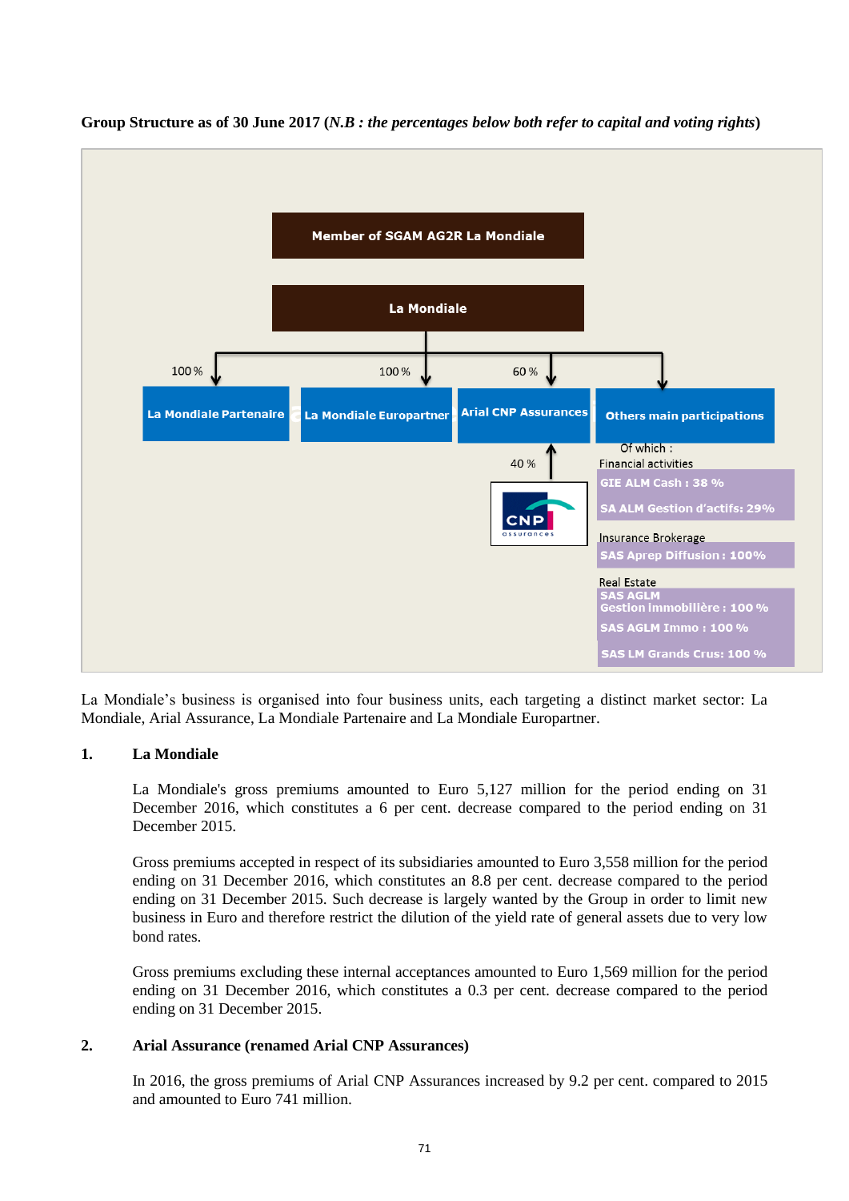**Group Structure as of 30 June 2017 (*N.B : the percentages below both refer to capital and voting rights*)**

Member of SGAM AG2R La Mondiale

La Mondiale

- 100 % La Mondiale Partenaire
- 100 % La Mondiale Europartner
- 60 % Arial CNP Assurances (40 % CNP assurances)
- Others main participations

Of which :

Financial activities
- GIE ALM Cash : 38 %
- SA ALM Gestion d'actifs: 29%

Insurance Brokerage
- SAS Aprep Diffusion : 100%

Real Estate
- SAS AGLM Gestion immobilière : 100 %
- SAS AGLM Immo : 100 %
- SAS LM Grands Crus: 100 %

La Mondiale's business is organised into four business units, each targeting a distinct market sector: La Mondiale, Arial Assurance, La Mondiale Partenaire and La Mondiale Europartner.

## 1. La Mondiale

La Mondiale's gross premiums amounted to Euro 5,127 million for the period ending on 31 December 2016, which constitutes a 6 per cent. decrease compared to the period ending on 31 December 2015.

Gross premiums accepted in respect of its subsidiaries amounted to Euro 3,558 million for the period ending on 31 December 2016, which constitutes an 8.8 per cent. decrease compared to the period ending on 31 December 2015. Such decrease is largely wanted by the Group in order to limit new business in Euro and therefore restrict the dilution of the yield rate of general assets due to very low bond rates.

Gross premiums excluding these internal acceptances amounted to Euro 1,569 million for the period ending on 31 December 2016, which constitutes a 0.3 per cent. decrease compared to the period ending on 31 December 2015.

## 2. Arial Assurance (renamed Arial CNP Assurances)

In 2016, the gross premiums of Arial CNP Assurances increased by 9.2 per cent. compared to 2015 and amounted to Euro 741 million.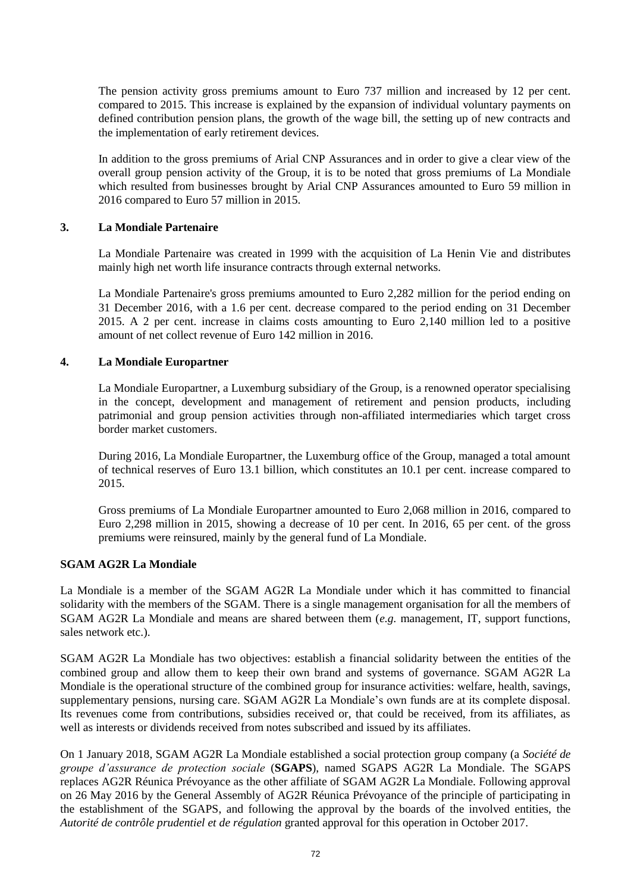The pension activity gross premiums amount to Euro 737 million and increased by 12 per cent. compared to 2015. This increase is explained by the expansion of individual voluntary payments on defined contribution pension plans, the growth of the wage bill, the setting up of new contracts and the implementation of early retirement devices.

In addition to the gross premiums of Arial CNP Assurances and in order to give a clear view of the overall group pension activity of the Group, it is to be noted that gross premiums of La Mondiale which resulted from businesses brought by Arial CNP Assurances amounted to Euro 59 million in 2016 compared to Euro 57 million in 2015.

### 3. La Mondiale Partenaire

La Mondiale Partenaire was created in 1999 with the acquisition of La Henin Vie and distributes mainly high net worth life insurance contracts through external networks.

La Mondiale Partenaire's gross premiums amounted to Euro 2,282 million for the period ending on 31 December 2016, with a 1.6 per cent. decrease compared to the period ending on 31 December 2015. A 2 per cent. increase in claims costs amounting to Euro 2,140 million led to a positive amount of net collect revenue of Euro 142 million in 2016.

### 4. La Mondiale Europartner

La Mondiale Europartner, a Luxemburg subsidiary of the Group, is a renowned operator specialising in the concept, development and management of retirement and pension products, including patrimonial and group pension activities through non-affiliated intermediaries which target cross border market customers.

During 2016, La Mondiale Europartner, the Luxemburg office of the Group, managed a total amount of technical reserves of Euro 13.1 billion, which constitutes an 10.1 per cent. increase compared to 2015.

Gross premiums of La Mondiale Europartner amounted to Euro 2,068 million in 2016, compared to Euro 2,298 million in 2015, showing a decrease of 10 per cent. In 2016, 65 per cent. of the gross premiums were reinsured, mainly by the general fund of La Mondiale.

## SGAM AG2R La Mondiale

La Mondiale is a member of the SGAM AG2R La Mondiale under which it has committed to financial solidarity with the members of the SGAM. There is a single management organisation for all the members of SGAM AG2R La Mondiale and means are shared between them (*e.g.* management, IT, support functions, sales network etc.).

SGAM AG2R La Mondiale has two objectives: establish a financial solidarity between the entities of the combined group and allow them to keep their own brand and systems of governance. SGAM AG2R La Mondiale is the operational structure of the combined group for insurance activities: welfare, health, savings, supplementary pensions, nursing care. SGAM AG2R La Mondiale's own funds are at its complete disposal. Its revenues come from contributions, subsidies received or, that could be received, from its affiliates, as well as interests or dividends received from notes subscribed and issued by its affiliates.

On 1 January 2018, SGAM AG2R La Mondiale established a social protection group company (a *Société de groupe d'assurance de protection sociale* (**SGAPS**), named SGAPS AG2R La Mondiale. The SGAPS replaces AG2R Réunica Prévoyance as the other affiliate of SGAM AG2R La Mondiale. Following approval on 26 May 2016 by the General Assembly of AG2R Réunica Prévoyance of the principle of participating in the establishment of the SGAPS, and following the approval by the boards of the involved entities, the *Autorité de contrôle prudentiel et de régulation* granted approval for this operation in October 2017.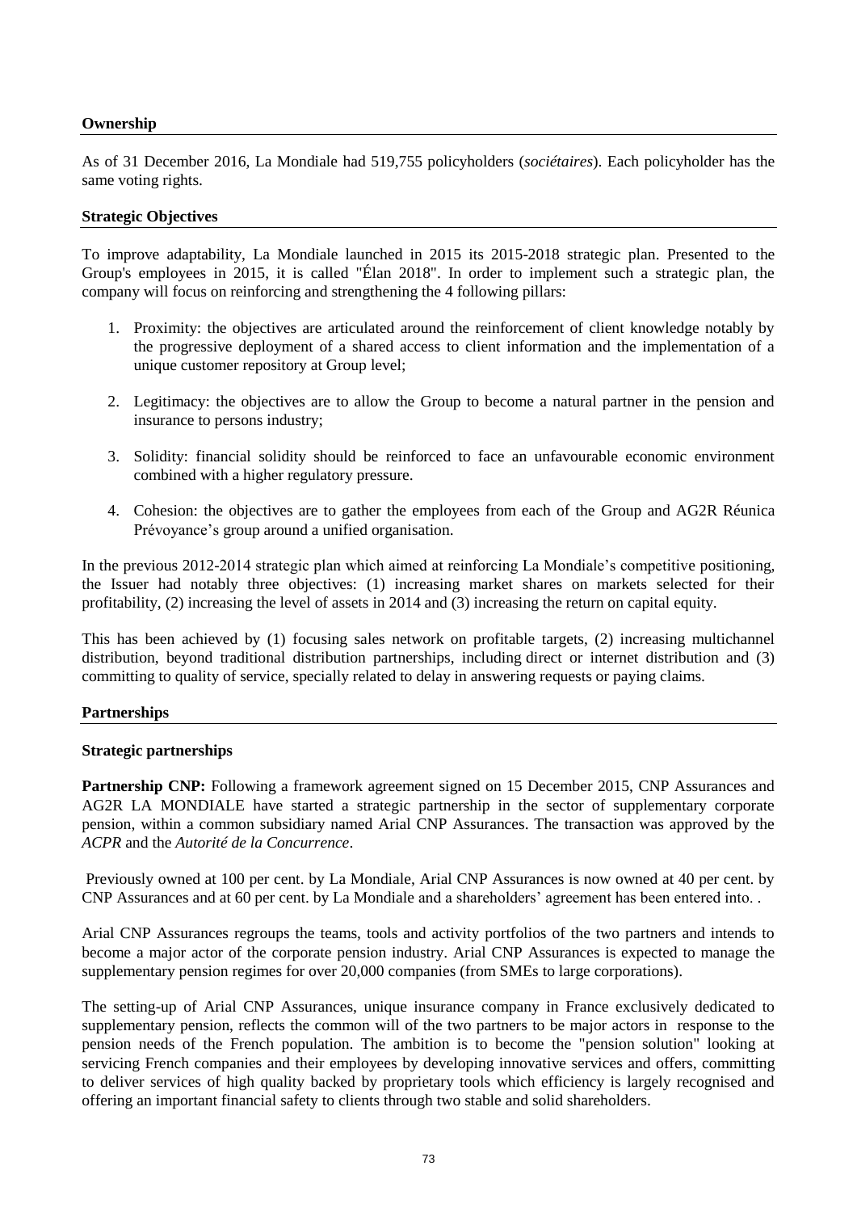**Ownership**

As of 31 December 2016, La Mondiale had 519,755 policyholders (*sociétaires*). Each policyholder has the same voting rights.

**Strategic Objectives**

To improve adaptability, La Mondiale launched in 2015 its 2015-2018 strategic plan. Presented to the Group's employees in 2015, it is called "Élan 2018". In order to implement such a strategic plan, the company will focus on reinforcing and strengthening the 4 following pillars:

1. Proximity: the objectives are articulated around the reinforcement of client knowledge notably by the progressive deployment of a shared access to client information and the implementation of a unique customer repository at Group level;

2. Legitimacy: the objectives are to allow the Group to become a natural partner in the pension and insurance to persons industry;

3. Solidity: financial solidity should be reinforced to face an unfavourable economic environment combined with a higher regulatory pressure.

4. Cohesion: the objectives are to gather the employees from each of the Group and AG2R Réunica Prévoyance's group around a unified organisation.

In the previous 2012-2014 strategic plan which aimed at reinforcing La Mondiale's competitive positioning, the Issuer had notably three objectives: (1) increasing market shares on markets selected for their profitability, (2) increasing the level of assets in 2014 and (3) increasing the return on capital equity.

This has been achieved by (1) focusing sales network on profitable targets, (2) increasing multichannel distribution, beyond traditional distribution partnerships, including direct or internet distribution and (3) committing to quality of service, specially related to delay in answering requests or paying claims.

**Partnerships**

**Strategic partnerships**

**Partnership CNP:** Following a framework agreement signed on 15 December 2015, CNP Assurances and AG2R LA MONDIALE have started a strategic partnership in the sector of supplementary corporate pension, within a common subsidiary named Arial CNP Assurances. The transaction was approved by the *ACPR* and the *Autorité de la Concurrence*.

Previously owned at 100 per cent. by La Mondiale, Arial CNP Assurances is now owned at 40 per cent. by CNP Assurances and at 60 per cent. by La Mondiale and a shareholders' agreement has been entered into. .

Arial CNP Assurances regroups the teams, tools and activity portfolios of the two partners and intends to become a major actor of the corporate pension industry. Arial CNP Assurances is expected to manage the supplementary pension regimes for over 20,000 companies (from SMEs to large corporations).

The setting-up of Arial CNP Assurances, unique insurance company in France exclusively dedicated to supplementary pension, reflects the common will of the two partners to be major actors in response to the pension needs of the French population. The ambition is to become the "pension solution" looking at servicing French companies and their employees by developing innovative services and offers, committing to deliver services of high quality backed by proprietary tools which efficiency is largely recognised and offering an important financial safety to clients through two stable and solid shareholders.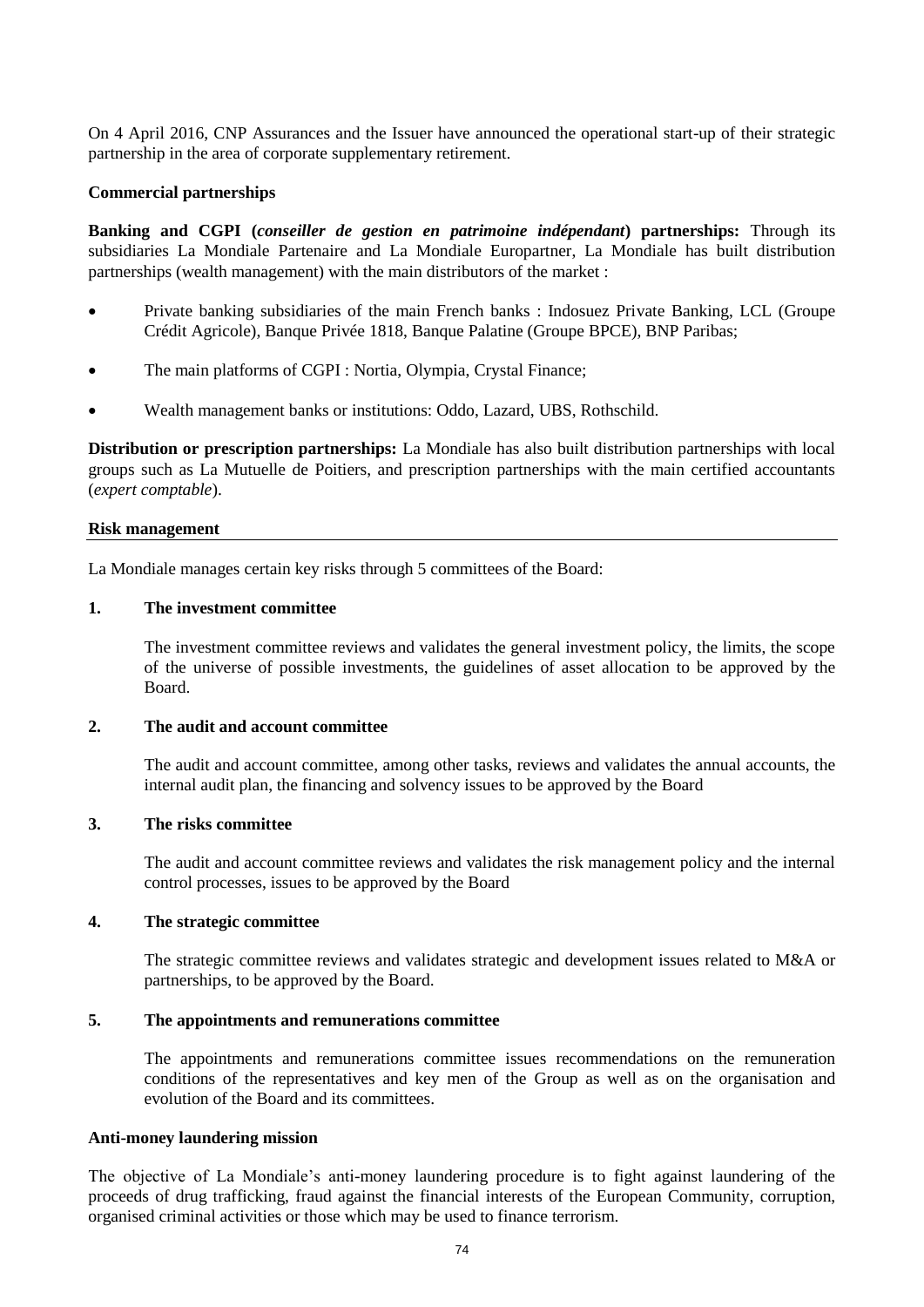On 4 April 2016, CNP Assurances and the Issuer have announced the operational start-up of their strategic partnership in the area of corporate supplementary retirement.

**Commercial partnerships**

**Banking and CGPI (*conseiller de gestion en patrimoine indépendant*) partnerships:** Through its subsidiaries La Mondiale Partenaire and La Mondiale Europartner, La Mondiale has built distribution partnerships (wealth management) with the main distributors of the market :

- Private banking subsidiaries of the main French banks : Indosuez Private Banking, LCL (Groupe Crédit Agricole), Banque Privée 1818, Banque Palatine (Groupe BPCE), BNP Paribas;
- The main platforms of CGPI : Nortia, Olympia, Crystal Finance;
- Wealth management banks or institutions: Oddo, Lazard, UBS, Rothschild.

**Distribution or prescription partnerships:** La Mondiale has also built distribution partnerships with local groups such as La Mutuelle de Poitiers, and prescription partnerships with the main certified accountants (*expert comptable*).

**Risk management**

La Mondiale manages certain key risks through 5 committees of the Board:

**1. The investment committee**

The investment committee reviews and validates the general investment policy, the limits, the scope of the universe of possible investments, the guidelines of asset allocation to be approved by the Board.

**2. The audit and account committee**

The audit and account committee, among other tasks, reviews and validates the annual accounts, the internal audit plan, the financing and solvency issues to be approved by the Board

**3. The risks committee**

The audit and account committee reviews and validates the risk management policy and the internal control processes, issues to be approved by the Board

**4. The strategic committee**

The strategic committee reviews and validates strategic and development issues related to M&A or partnerships, to be approved by the Board.

**5. The appointments and remunerations committee**

The appointments and remunerations committee issues recommendations on the remuneration conditions of the representatives and key men of the Group as well as on the organisation and evolution of the Board and its committees.

**Anti-money laundering mission**

The objective of La Mondiale's anti-money laundering procedure is to fight against laundering of the proceeds of drug trafficking, fraud against the financial interests of the European Community, corruption, organised criminal activities or those which may be used to finance terrorism.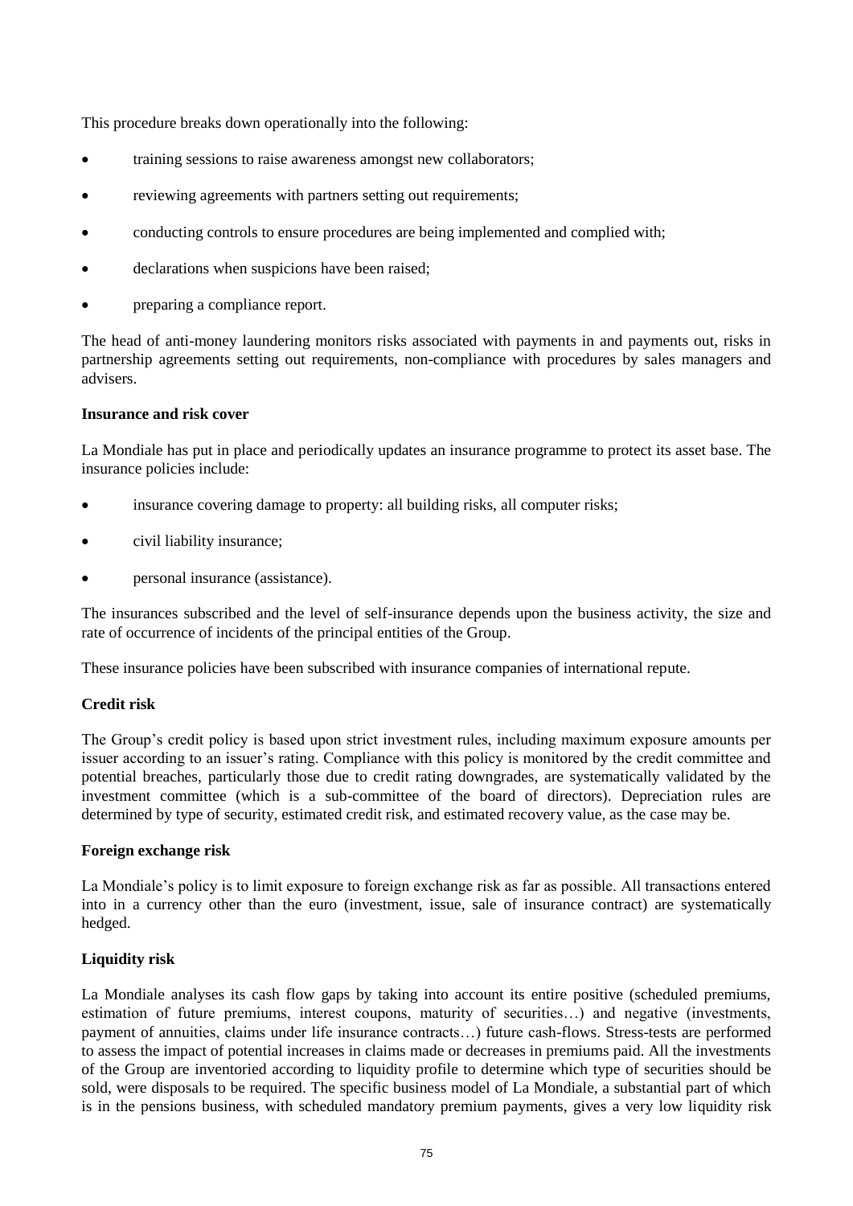This procedure breaks down operationally into the following:

- training sessions to raise awareness amongst new collaborators;
- reviewing agreements with partners setting out requirements;
- conducting controls to ensure procedures are being implemented and complied with;
- declarations when suspicions have been raised;
- preparing a compliance report.

The head of anti-money laundering monitors risks associated with payments in and payments out, risks in partnership agreements setting out requirements, non-compliance with procedures by sales managers and advisers.

**Insurance and risk cover**

La Mondiale has put in place and periodically updates an insurance programme to protect its asset base. The insurance policies include:

- insurance covering damage to property: all building risks, all computer risks;
- civil liability insurance;
- personal insurance (assistance).

The insurances subscribed and the level of self-insurance depends upon the business activity, the size and rate of occurrence of incidents of the principal entities of the Group.

These insurance policies have been subscribed with insurance companies of international repute.

**Credit risk**

The Group's credit policy is based upon strict investment rules, including maximum exposure amounts per issuer according to an issuer's rating. Compliance with this policy is monitored by the credit committee and potential breaches, particularly those due to credit rating downgrades, are systematically validated by the investment committee (which is a sub-committee of the board of directors). Depreciation rules are determined by type of security, estimated credit risk, and estimated recovery value, as the case may be.

**Foreign exchange risk**

La Mondiale's policy is to limit exposure to foreign exchange risk as far as possible. All transactions entered into in a currency other than the euro (investment, issue, sale of insurance contract) are systematically hedged.

**Liquidity risk**

La Mondiale analyses its cash flow gaps by taking into account its entire positive (scheduled premiums, estimation of future premiums, interest coupons, maturity of securities…) and negative (investments, payment of annuities, claims under life insurance contracts…) future cash-flows. Stress-tests are performed to assess the impact of potential increases in claims made or decreases in premiums paid. All the investments of the Group are inventoried according to liquidity profile to determine which type of securities should be sold, were disposals to be required. The specific business model of La Mondiale, a substantial part of which is in the pensions business, with scheduled mandatory premium payments, gives a very low liquidity risk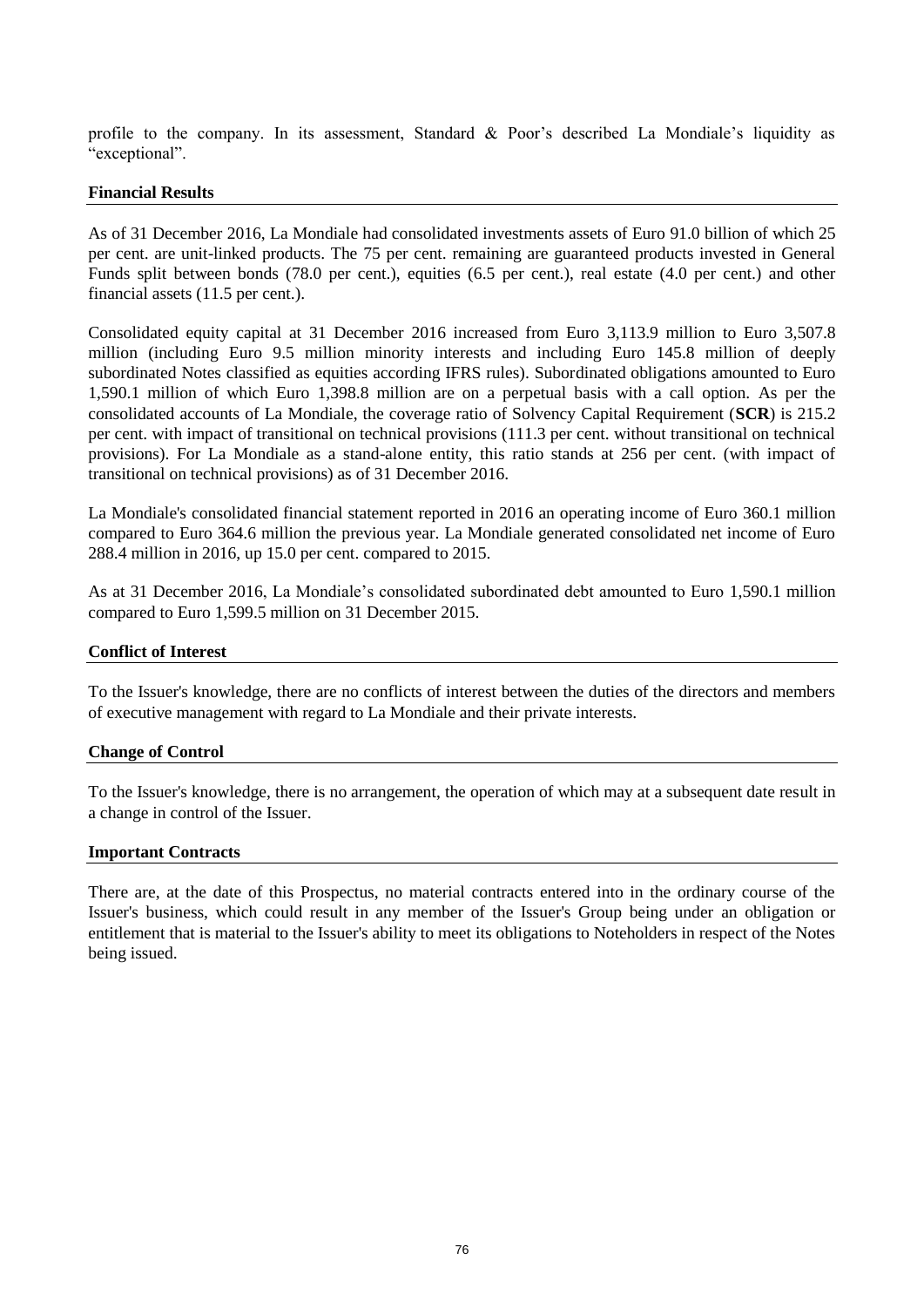profile to the company. In its assessment, Standard & Poor's described La Mondiale's liquidity as "exceptional".

**Financial Results**

As of 31 December 2016, La Mondiale had consolidated investments assets of Euro 91.0 billion of which 25 per cent. are unit-linked products. The 75 per cent. remaining are guaranteed products invested in General Funds split between bonds (78.0 per cent.), equities (6.5 per cent.), real estate (4.0 per cent.) and other financial assets (11.5 per cent.).

Consolidated equity capital at 31 December 2016 increased from Euro 3,113.9 million to Euro 3,507.8 million (including Euro 9.5 million minority interests and including Euro 145.8 million of deeply subordinated Notes classified as equities according IFRS rules). Subordinated obligations amounted to Euro 1,590.1 million of which Euro 1,398.8 million are on a perpetual basis with a call option. As per the consolidated accounts of La Mondiale, the coverage ratio of Solvency Capital Requirement (**SCR**) is 215.2 per cent. with impact of transitional on technical provisions (111.3 per cent. without transitional on technical provisions). For La Mondiale as a stand-alone entity, this ratio stands at 256 per cent. (with impact of transitional on technical provisions) as of 31 December 2016.

La Mondiale's consolidated financial statement reported in 2016 an operating income of Euro 360.1 million compared to Euro 364.6 million the previous year. La Mondiale generated consolidated net income of Euro 288.4 million in 2016, up 15.0 per cent. compared to 2015.

As at 31 December 2016, La Mondiale's consolidated subordinated debt amounted to Euro 1,590.1 million compared to Euro 1,599.5 million on 31 December 2015.

**Conflict of Interest**

To the Issuer's knowledge, there are no conflicts of interest between the duties of the directors and members of executive management with regard to La Mondiale and their private interests.

**Change of Control**

To the Issuer's knowledge, there is no arrangement, the operation of which may at a subsequent date result in a change in control of the Issuer.

**Important Contracts**

There are, at the date of this Prospectus, no material contracts entered into in the ordinary course of the Issuer's business, which could result in any member of the Issuer's Group being under an obligation or entitlement that is material to the Issuer's ability to meet its obligations to Noteholders in respect of the Notes being issued.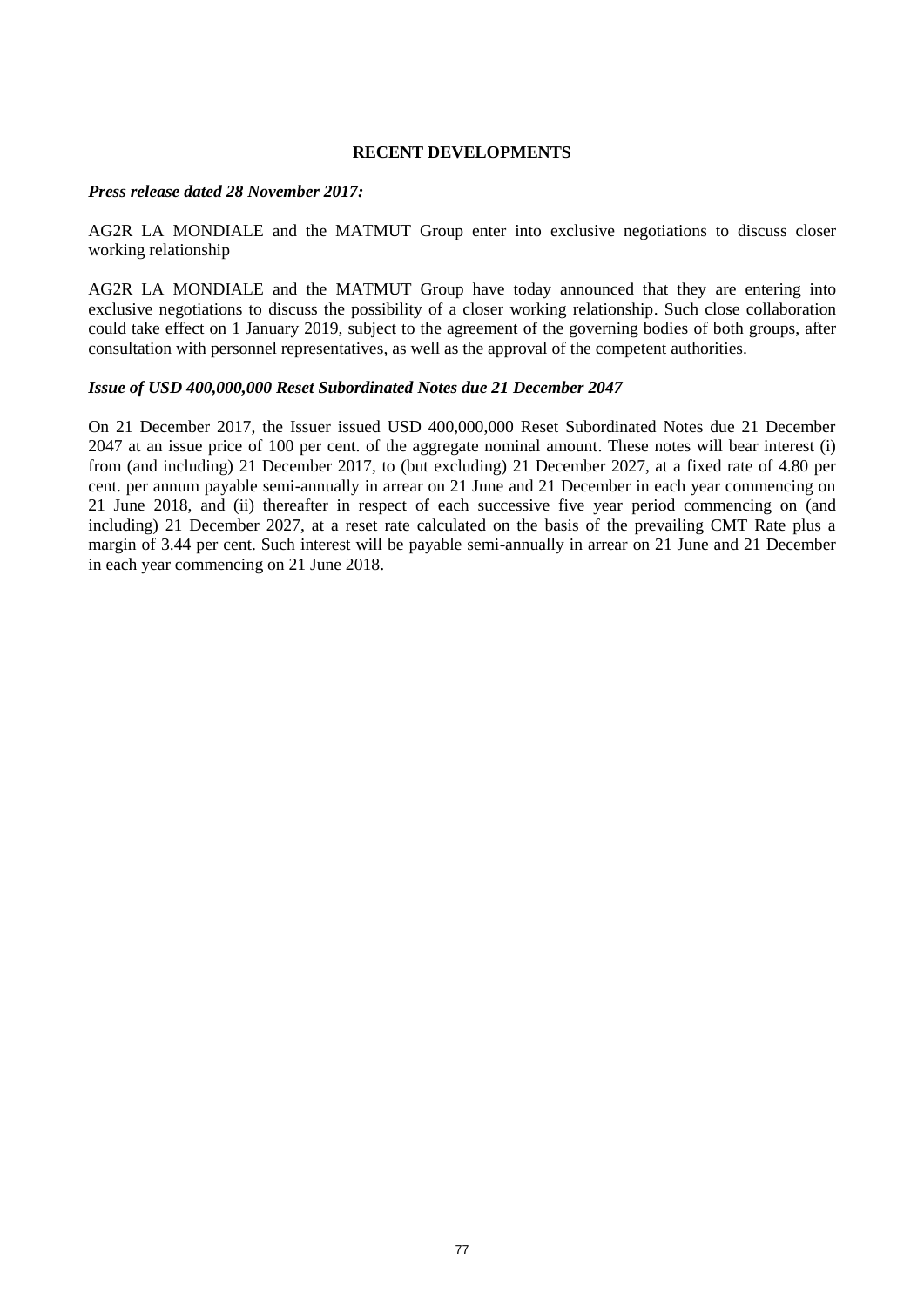## RECENT DEVELOPMENTS

***Press release dated 28 November 2017:***

AG2R LA MONDIALE and the MATMUT Group enter into exclusive negotiations to discuss closer working relationship

AG2R LA MONDIALE and the MATMUT Group have today announced that they are entering into exclusive negotiations to discuss the possibility of a closer working relationship. Such close collaboration could take effect on 1 January 2019, subject to the agreement of the governing bodies of both groups, after consultation with personnel representatives, as well as the approval of the competent authorities.

***Issue of USD 400,000,000 Reset Subordinated Notes due 21 December 2047***

On 21 December 2017, the Issuer issued USD 400,000,000 Reset Subordinated Notes due 21 December 2047 at an issue price of 100 per cent. of the aggregate nominal amount. These notes will bear interest (i) from (and including) 21 December 2017, to (but excluding) 21 December 2027, at a fixed rate of 4.80 per cent. per annum payable semi-annually in arrear on 21 June and 21 December in each year commencing on 21 June 2018, and (ii) thereafter in respect of each successive five year period commencing on (and including) 21 December 2027, at a reset rate calculated on the basis of the prevailing CMT Rate plus a margin of 3.44 per cent. Such interest will be payable semi-annually in arrear on 21 June and 21 December in each year commencing on 21 June 2018.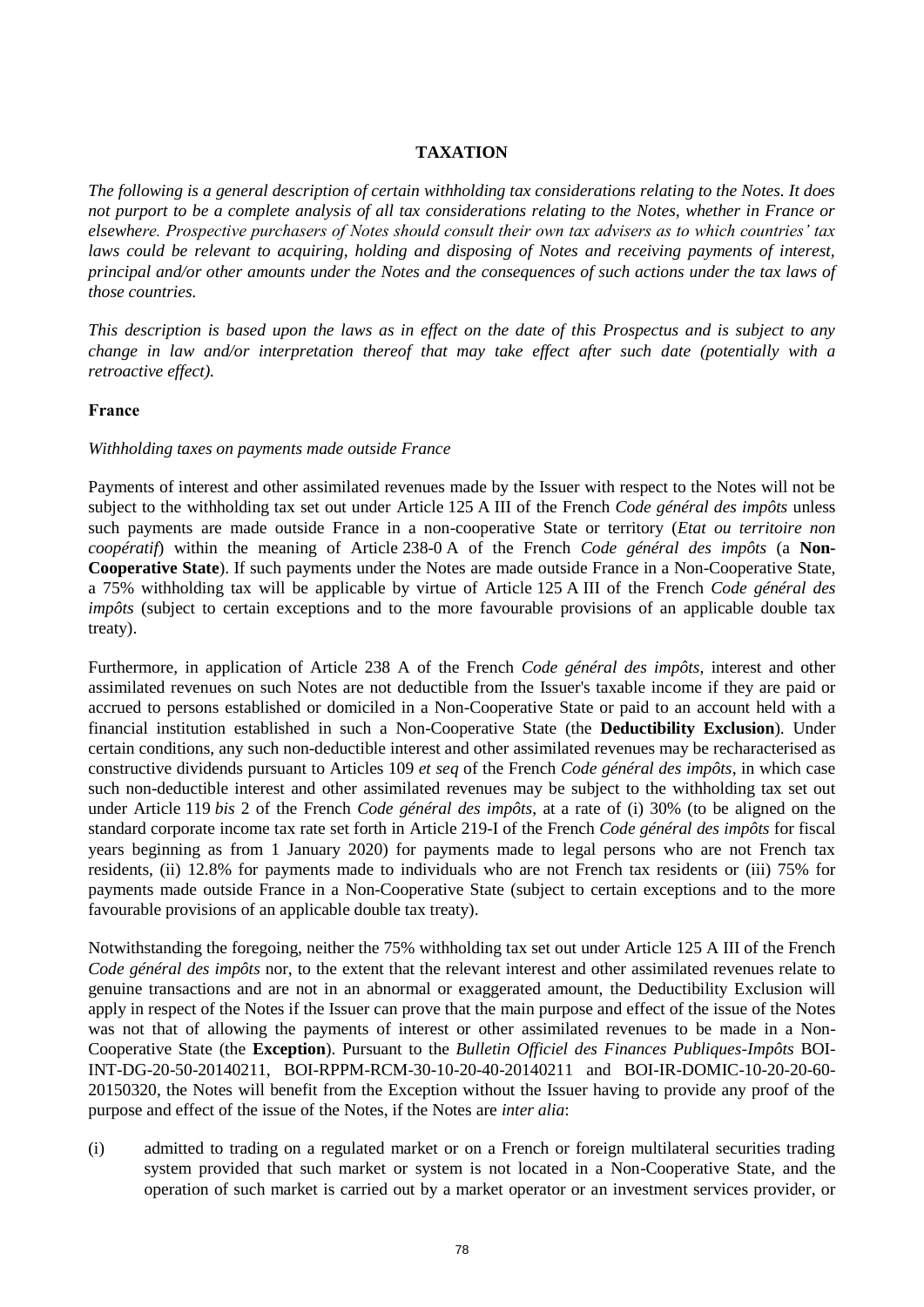# TAXATION

*The following is a general description of certain withholding tax considerations relating to the Notes. It does not purport to be a complete analysis of all tax considerations relating to the Notes, whether in France or elsewhere. Prospective purchasers of Notes should consult their own tax advisers as to which countries' tax laws could be relevant to acquiring, holding and disposing of Notes and receiving payments of interest, principal and/or other amounts under the Notes and the consequences of such actions under the tax laws of those countries.*

*This description is based upon the laws as in effect on the date of this Prospectus and is subject to any change in law and/or interpretation thereof that may take effect after such date (potentially with a retroactive effect).*

## France

*Withholding taxes on payments made outside France*

Payments of interest and other assimilated revenues made by the Issuer with respect to the Notes will not be subject to the withholding tax set out under Article 125 A III of the French *Code général des impôts* unless such payments are made outside France in a non-cooperative State or territory (*Etat ou territoire non coopératif*) within the meaning of Article 238-0 A of the French *Code général des impôts* (a **Non-Cooperative State**). If such payments under the Notes are made outside France in a Non-Cooperative State, a 75% withholding tax will be applicable by virtue of Article 125 A III of the French *Code général des impôts* (subject to certain exceptions and to the more favourable provisions of an applicable double tax treaty).

Furthermore, in application of Article 238 A of the French *Code général des impôts*, interest and other assimilated revenues on such Notes are not deductible from the Issuer's taxable income if they are paid or accrued to persons established or domiciled in a Non-Cooperative State or paid to an account held with a financial institution established in such a Non-Cooperative State (the **Deductibility Exclusion**). Under certain conditions, any such non-deductible interest and other assimilated revenues may be recharacterised as constructive dividends pursuant to Articles 109 *et seq* of the French *Code général des impôts*, in which case such non-deductible interest and other assimilated revenues may be subject to the withholding tax set out under Article 119 *bis* 2 of the French *Code général des impôts*, at a rate of (i) 30% (to be aligned on the standard corporate income tax rate set forth in Article 219-I of the French *Code général des impôts* for fiscal years beginning as from 1 January 2020) for payments made to legal persons who are not French tax residents, (ii) 12.8% for payments made to individuals who are not French tax residents or (iii) 75% for payments made outside France in a Non-Cooperative State (subject to certain exceptions and to the more favourable provisions of an applicable double tax treaty).

Notwithstanding the foregoing, neither the 75% withholding tax set out under Article 125 A III of the French *Code général des impôts* nor, to the extent that the relevant interest and other assimilated revenues relate to genuine transactions and are not in an abnormal or exaggerated amount, the Deductibility Exclusion will apply in respect of the Notes if the Issuer can prove that the main purpose and effect of the issue of the Notes was not that of allowing the payments of interest or other assimilated revenues to be made in a Non-Cooperative State (the **Exception**). Pursuant to the *Bulletin Officiel des Finances Publiques-Impôts* BOI-INT-DG-20-50-20140211, BOI-RPPM-RCM-30-10-20-40-20140211 and BOI-IR-DOMIC-10-20-20-60-20150320, the Notes will benefit from the Exception without the Issuer having to provide any proof of the purpose and effect of the issue of the Notes, if the Notes are *inter alia*:

(i) admitted to trading on a regulated market or on a French or foreign multilateral securities trading system provided that such market or system is not located in a Non-Cooperative State, and the operation of such market is carried out by a market operator or an investment services provider, or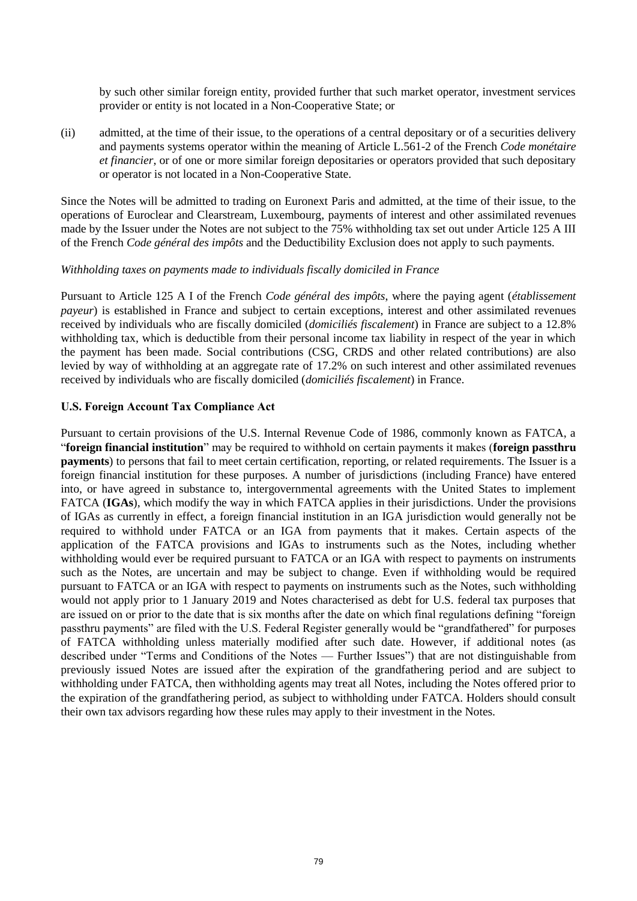by such other similar foreign entity, provided further that such market operator, investment services provider or entity is not located in a Non-Cooperative State; or

(ii) admitted, at the time of their issue, to the operations of a central depositary or of a securities delivery and payments systems operator within the meaning of Article L.561-2 of the French *Code monétaire et financier*, or of one or more similar foreign depositaries or operators provided that such depositary or operator is not located in a Non-Cooperative State.

Since the Notes will be admitted to trading on Euronext Paris and admitted, at the time of their issue, to the operations of Euroclear and Clearstream, Luxembourg, payments of interest and other assimilated revenues made by the Issuer under the Notes are not subject to the 75% withholding tax set out under Article 125 A III of the French *Code général des impôts* and the Deductibility Exclusion does not apply to such payments.

*Withholding taxes on payments made to individuals fiscally domiciled in France*

Pursuant to Article 125 A I of the French *Code général des impôts*, where the paying agent (*établissement payeur*) is established in France and subject to certain exceptions, interest and other assimilated revenues received by individuals who are fiscally domiciled (*domiciliés fiscalement*) in France are subject to a 12.8% withholding tax, which is deductible from their personal income tax liability in respect of the year in which the payment has been made. Social contributions (CSG, CRDS and other related contributions) are also levied by way of withholding at an aggregate rate of 17.2% on such interest and other assimilated revenues received by individuals who are fiscally domiciled (*domiciliés fiscalement*) in France.

**U.S. Foreign Account Tax Compliance Act**

Pursuant to certain provisions of the U.S. Internal Revenue Code of 1986, commonly known as FATCA, a "**foreign financial institution**" may be required to withhold on certain payments it makes (**foreign passthru payments**) to persons that fail to meet certain certification, reporting, or related requirements. The Issuer is a foreign financial institution for these purposes. A number of jurisdictions (including France) have entered into, or have agreed in substance to, intergovernmental agreements with the United States to implement FATCA (**IGAs**), which modify the way in which FATCA applies in their jurisdictions. Under the provisions of IGAs as currently in effect, a foreign financial institution in an IGA jurisdiction would generally not be required to withhold under FATCA or an IGA from payments that it makes. Certain aspects of the application of the FATCA provisions and IGAs to instruments such as the Notes, including whether withholding would ever be required pursuant to FATCA or an IGA with respect to payments on instruments such as the Notes, are uncertain and may be subject to change. Even if withholding would be required pursuant to FATCA or an IGA with respect to payments on instruments such as the Notes, such withholding would not apply prior to 1 January 2019 and Notes characterised as debt for U.S. federal tax purposes that are issued on or prior to the date that is six months after the date on which final regulations defining "foreign passthru payments" are filed with the U.S. Federal Register generally would be "grandfathered" for purposes of FATCA withholding unless materially modified after such date. However, if additional notes (as described under "Terms and Conditions of the Notes — Further Issues") that are not distinguishable from previously issued Notes are issued after the expiration of the grandfathering period and are subject to withholding under FATCA, then withholding agents may treat all Notes, including the Notes offered prior to the expiration of the grandfathering period, as subject to withholding under FATCA. Holders should consult their own tax advisors regarding how these rules may apply to their investment in the Notes.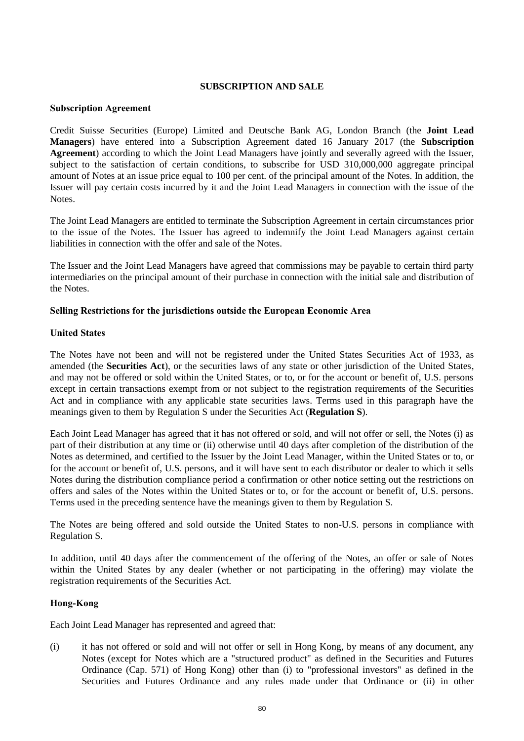## SUBSCRIPTION AND SALE

### Subscription Agreement

Credit Suisse Securities (Europe) Limited and Deutsche Bank AG, London Branch (the **Joint Lead Managers**) have entered into a Subscription Agreement dated 16 January 2017 (the **Subscription Agreement**) according to which the Joint Lead Managers have jointly and severally agreed with the Issuer, subject to the satisfaction of certain conditions, to subscribe for USD 310,000,000 aggregate principal amount of Notes at an issue price equal to 100 per cent. of the principal amount of the Notes. In addition, the Issuer will pay certain costs incurred by it and the Joint Lead Managers in connection with the issue of the Notes.

The Joint Lead Managers are entitled to terminate the Subscription Agreement in certain circumstances prior to the issue of the Notes. The Issuer has agreed to indemnify the Joint Lead Managers against certain liabilities in connection with the offer and sale of the Notes.

The Issuer and the Joint Lead Managers have agreed that commissions may be payable to certain third party intermediaries on the principal amount of their purchase in connection with the initial sale and distribution of the Notes.

### Selling Restrictions for the jurisdictions outside the European Economic Area

#### United States

The Notes have not been and will not be registered under the United States Securities Act of 1933, as amended (the **Securities Act**), or the securities laws of any state or other jurisdiction of the United States, and may not be offered or sold within the United States, or to, or for the account or benefit of, U.S. persons except in certain transactions exempt from or not subject to the registration requirements of the Securities Act and in compliance with any applicable state securities laws. Terms used in this paragraph have the meanings given to them by Regulation S under the Securities Act (**Regulation S**).

Each Joint Lead Manager has agreed that it has not offered or sold, and will not offer or sell, the Notes (i) as part of their distribution at any time or (ii) otherwise until 40 days after completion of the distribution of the Notes as determined, and certified to the Issuer by the Joint Lead Manager, within the United States or to, or for the account or benefit of, U.S. persons, and it will have sent to each distributor or dealer to which it sells Notes during the distribution compliance period a confirmation or other notice setting out the restrictions on offers and sales of the Notes within the United States or to, or for the account or benefit of, U.S. persons. Terms used in the preceding sentence have the meanings given to them by Regulation S.

The Notes are being offered and sold outside the United States to non-U.S. persons in compliance with Regulation S.

In addition, until 40 days after the commencement of the offering of the Notes, an offer or sale of Notes within the United States by any dealer (whether or not participating in the offering) may violate the registration requirements of the Securities Act.

#### Hong-Kong

Each Joint Lead Manager has represented and agreed that:

(i) it has not offered or sold and will not offer or sell in Hong Kong, by means of any document, any Notes (except for Notes which are a "structured product" as defined in the Securities and Futures Ordinance (Cap. 571) of Hong Kong) other than (i) to "professional investors" as defined in the Securities and Futures Ordinance and any rules made under that Ordinance or (ii) in other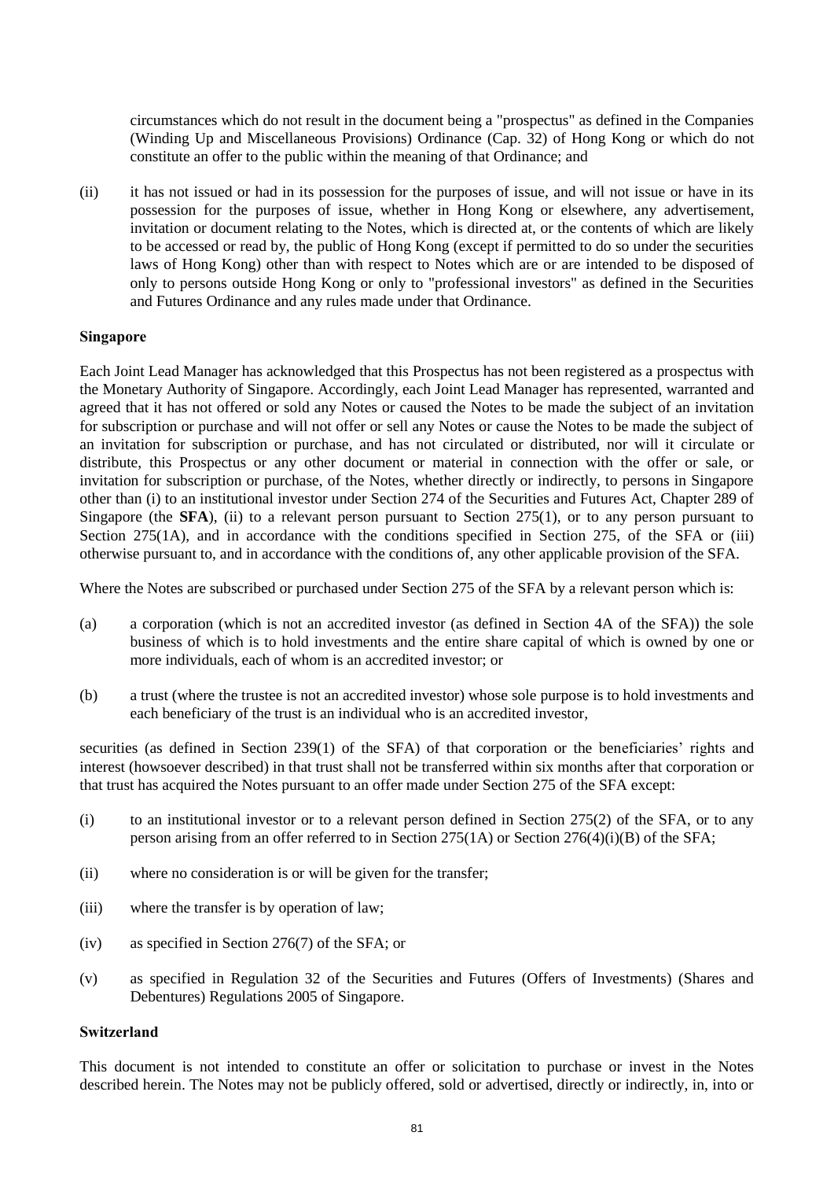circumstances which do not result in the document being a "prospectus" as defined in the Companies (Winding Up and Miscellaneous Provisions) Ordinance (Cap. 32) of Hong Kong or which do not constitute an offer to the public within the meaning of that Ordinance; and

(ii) it has not issued or had in its possession for the purposes of issue, and will not issue or have in its possession for the purposes of issue, whether in Hong Kong or elsewhere, any advertisement, invitation or document relating to the Notes, which is directed at, or the contents of which are likely to be accessed or read by, the public of Hong Kong (except if permitted to do so under the securities laws of Hong Kong) other than with respect to Notes which are or are intended to be disposed of only to persons outside Hong Kong or only to "professional investors" as defined in the Securities and Futures Ordinance and any rules made under that Ordinance.

**Singapore**

Each Joint Lead Manager has acknowledged that this Prospectus has not been registered as a prospectus with the Monetary Authority of Singapore. Accordingly, each Joint Lead Manager has represented, warranted and agreed that it has not offered or sold any Notes or caused the Notes to be made the subject of an invitation for subscription or purchase and will not offer or sell any Notes or cause the Notes to be made the subject of an invitation for subscription or purchase, and has not circulated or distributed, nor will it circulate or distribute, this Prospectus or any other document or material in connection with the offer or sale, or invitation for subscription or purchase, of the Notes, whether directly or indirectly, to persons in Singapore other than (i) to an institutional investor under Section 274 of the Securities and Futures Act, Chapter 289 of Singapore (the **SFA**), (ii) to a relevant person pursuant to Section 275(1), or to any person pursuant to Section 275(1A), and in accordance with the conditions specified in Section 275, of the SFA or (iii) otherwise pursuant to, and in accordance with the conditions of, any other applicable provision of the SFA.

Where the Notes are subscribed or purchased under Section 275 of the SFA by a relevant person which is:

(a) a corporation (which is not an accredited investor (as defined in Section 4A of the SFA)) the sole business of which is to hold investments and the entire share capital of which is owned by one or more individuals, each of whom is an accredited investor; or

(b) a trust (where the trustee is not an accredited investor) whose sole purpose is to hold investments and each beneficiary of the trust is an individual who is an accredited investor,

securities (as defined in Section 239(1) of the SFA) of that corporation or the beneficiaries' rights and interest (howsoever described) in that trust shall not be transferred within six months after that corporation or that trust has acquired the Notes pursuant to an offer made under Section 275 of the SFA except:

(i) to an institutional investor or to a relevant person defined in Section 275(2) of the SFA, or to any person arising from an offer referred to in Section 275(1A) or Section 276(4)(i)(B) of the SFA;

(ii) where no consideration is or will be given for the transfer;

(iii) where the transfer is by operation of law;

(iv) as specified in Section 276(7) of the SFA; or

(v) as specified in Regulation 32 of the Securities and Futures (Offers of Investments) (Shares and Debentures) Regulations 2005 of Singapore.

**Switzerland**

This document is not intended to constitute an offer or solicitation to purchase or invest in the Notes described herein. The Notes may not be publicly offered, sold or advertised, directly or indirectly, in, into or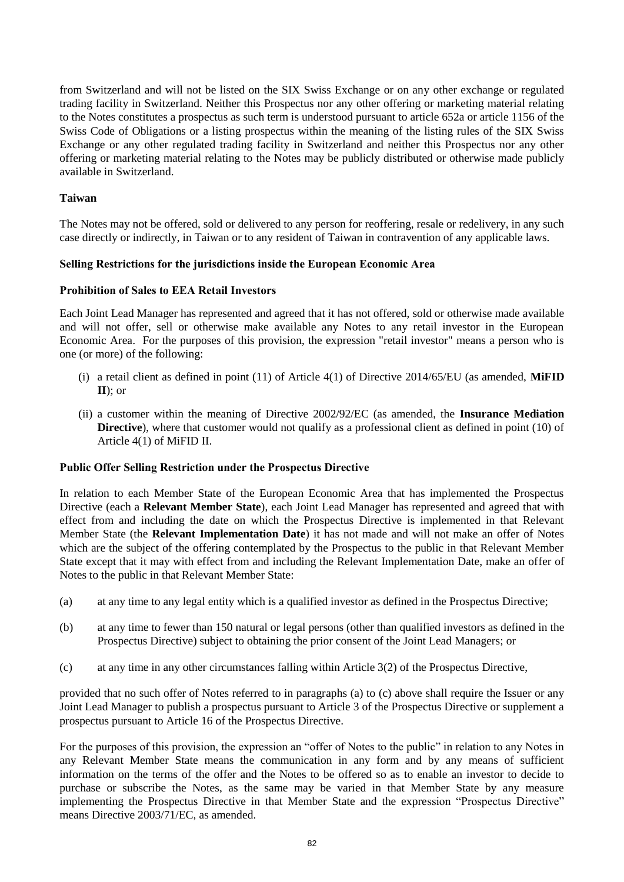from Switzerland and will not be listed on the SIX Swiss Exchange or on any other exchange or regulated trading facility in Switzerland. Neither this Prospectus nor any other offering or marketing material relating to the Notes constitutes a prospectus as such term is understood pursuant to article 652a or article 1156 of the Swiss Code of Obligations or a listing prospectus within the meaning of the listing rules of the SIX Swiss Exchange or any other regulated trading facility in Switzerland and neither this Prospectus nor any other offering or marketing material relating to the Notes may be publicly distributed or otherwise made publicly available in Switzerland.

**Taiwan**

The Notes may not be offered, sold or delivered to any person for reoffering, resale or redelivery, in any such case directly or indirectly, in Taiwan or to any resident of Taiwan in contravention of any applicable laws.

**Selling Restrictions for the jurisdictions inside the European Economic Area**

**Prohibition of Sales to EEA Retail Investors**

Each Joint Lead Manager has represented and agreed that it has not offered, sold or otherwise made available and will not offer, sell or otherwise make available any Notes to any retail investor in the European Economic Area. For the purposes of this provision, the expression "retail investor" means a person who is one (or more) of the following:

(i) a retail client as defined in point (11) of Article 4(1) of Directive 2014/65/EU (as amended, **MiFID II**); or

(ii) a customer within the meaning of Directive 2002/92/EC (as amended, the **Insurance Mediation Directive**), where that customer would not qualify as a professional client as defined in point (10) of Article 4(1) of MiFID II.

**Public Offer Selling Restriction under the Prospectus Directive**

In relation to each Member State of the European Economic Area that has implemented the Prospectus Directive (each a **Relevant Member State**), each Joint Lead Manager has represented and agreed that with effect from and including the date on which the Prospectus Directive is implemented in that Relevant Member State (the **Relevant Implementation Date**) it has not made and will not make an offer of Notes which are the subject of the offering contemplated by the Prospectus to the public in that Relevant Member State except that it may with effect from and including the Relevant Implementation Date, make an offer of Notes to the public in that Relevant Member State:

(a) at any time to any legal entity which is a qualified investor as defined in the Prospectus Directive;

(b) at any time to fewer than 150 natural or legal persons (other than qualified investors as defined in the Prospectus Directive) subject to obtaining the prior consent of the Joint Lead Managers; or

(c) at any time in any other circumstances falling within Article 3(2) of the Prospectus Directive,

provided that no such offer of Notes referred to in paragraphs (a) to (c) above shall require the Issuer or any Joint Lead Manager to publish a prospectus pursuant to Article 3 of the Prospectus Directive or supplement a prospectus pursuant to Article 16 of the Prospectus Directive.

For the purposes of this provision, the expression an "offer of Notes to the public" in relation to any Notes in any Relevant Member State means the communication in any form and by any means of sufficient information on the terms of the offer and the Notes to be offered so as to enable an investor to decide to purchase or subscribe the Notes, as the same may be varied in that Member State by any measure implementing the Prospectus Directive in that Member State and the expression "Prospectus Directive" means Directive 2003/71/EC, as amended.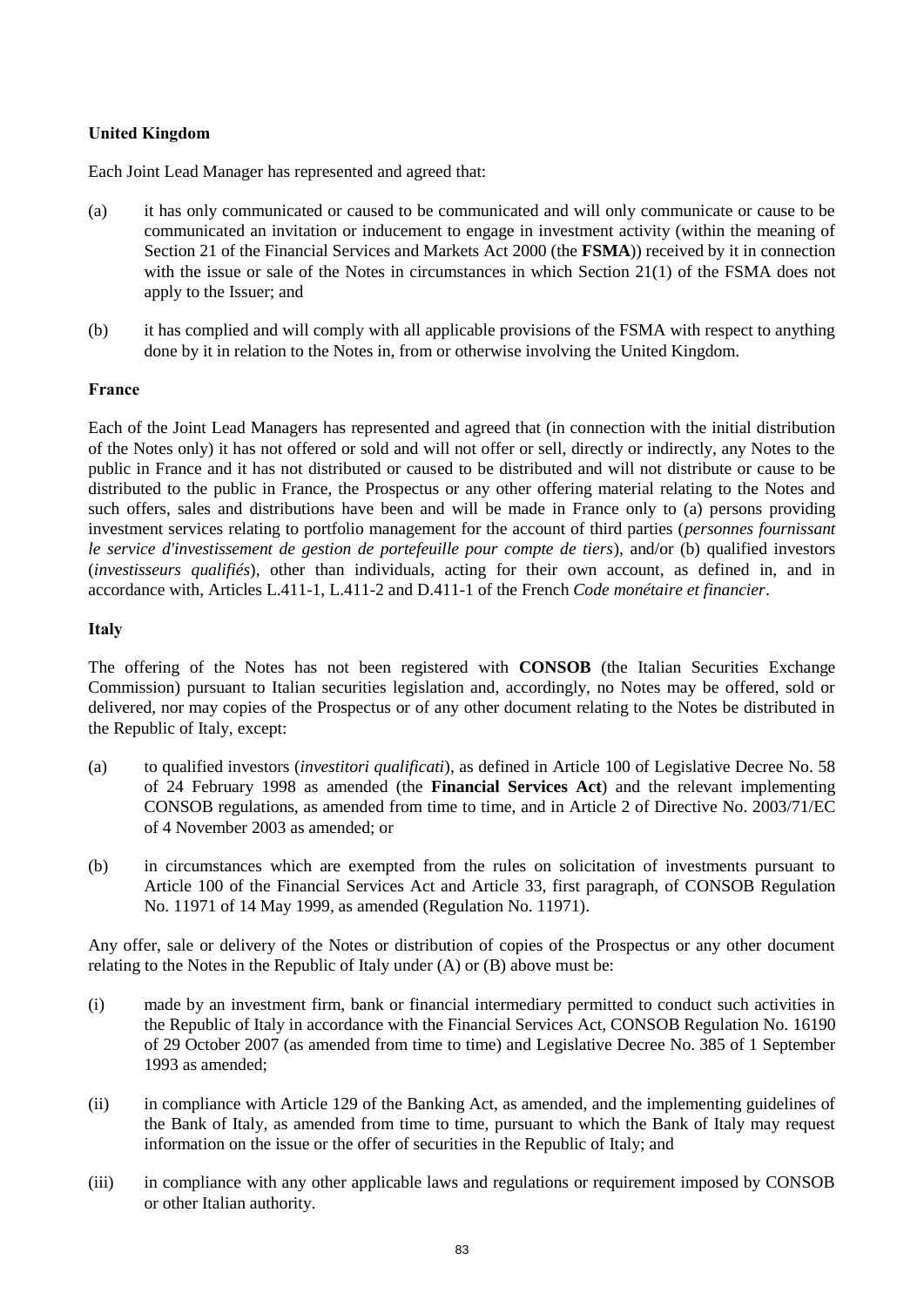**United Kingdom**

Each Joint Lead Manager has represented and agreed that:

(a) it has only communicated or caused to be communicated and will only communicate or cause to be communicated an invitation or inducement to engage in investment activity (within the meaning of Section 21 of the Financial Services and Markets Act 2000 (the **FSMA**)) received by it in connection with the issue or sale of the Notes in circumstances in which Section 21(1) of the FSMA does not apply to the Issuer; and

(b) it has complied and will comply with all applicable provisions of the FSMA with respect to anything done by it in relation to the Notes in, from or otherwise involving the United Kingdom.

**France**

Each of the Joint Lead Managers has represented and agreed that (in connection with the initial distribution of the Notes only) it has not offered or sold and will not offer or sell, directly or indirectly, any Notes to the public in France and it has not distributed or caused to be distributed and will not distribute or cause to be distributed to the public in France, the Prospectus or any other offering material relating to the Notes and such offers, sales and distributions have been and will be made in France only to (a) persons providing investment services relating to portfolio management for the account of third parties (*personnes fournissant le service d'investissement de gestion de portefeuille pour compte de tiers*), and/or (b) qualified investors (*investisseurs qualifiés*), other than individuals, acting for their own account, as defined in, and in accordance with, Articles L.411-1, L.411-2 and D.411-1 of the French *Code monétaire et financier*.

**Italy**

The offering of the Notes has not been registered with **CONSOB** (the Italian Securities Exchange Commission) pursuant to Italian securities legislation and, accordingly, no Notes may be offered, sold or delivered, nor may copies of the Prospectus or of any other document relating to the Notes be distributed in the Republic of Italy, except:

(a) to qualified investors (*investitori qualificati*), as defined in Article 100 of Legislative Decree No. 58 of 24 February 1998 as amended (the **Financial Services Act**) and the relevant implementing CONSOB regulations, as amended from time to time, and in Article 2 of Directive No. 2003/71/EC of 4 November 2003 as amended; or

(b) in circumstances which are exempted from the rules on solicitation of investments pursuant to Article 100 of the Financial Services Act and Article 33, first paragraph, of CONSOB Regulation No. 11971 of 14 May 1999, as amended (Regulation No. 11971).

Any offer, sale or delivery of the Notes or distribution of copies of the Prospectus or any other document relating to the Notes in the Republic of Italy under (A) or (B) above must be:

(i) made by an investment firm, bank or financial intermediary permitted to conduct such activities in the Republic of Italy in accordance with the Financial Services Act, CONSOB Regulation No. 16190 of 29 October 2007 (as amended from time to time) and Legislative Decree No. 385 of 1 September 1993 as amended;

(ii) in compliance with Article 129 of the Banking Act, as amended, and the implementing guidelines of the Bank of Italy, as amended from time to time, pursuant to which the Bank of Italy may request information on the issue or the offer of securities in the Republic of Italy; and

(iii) in compliance with any other applicable laws and regulations or requirement imposed by CONSOB or other Italian authority.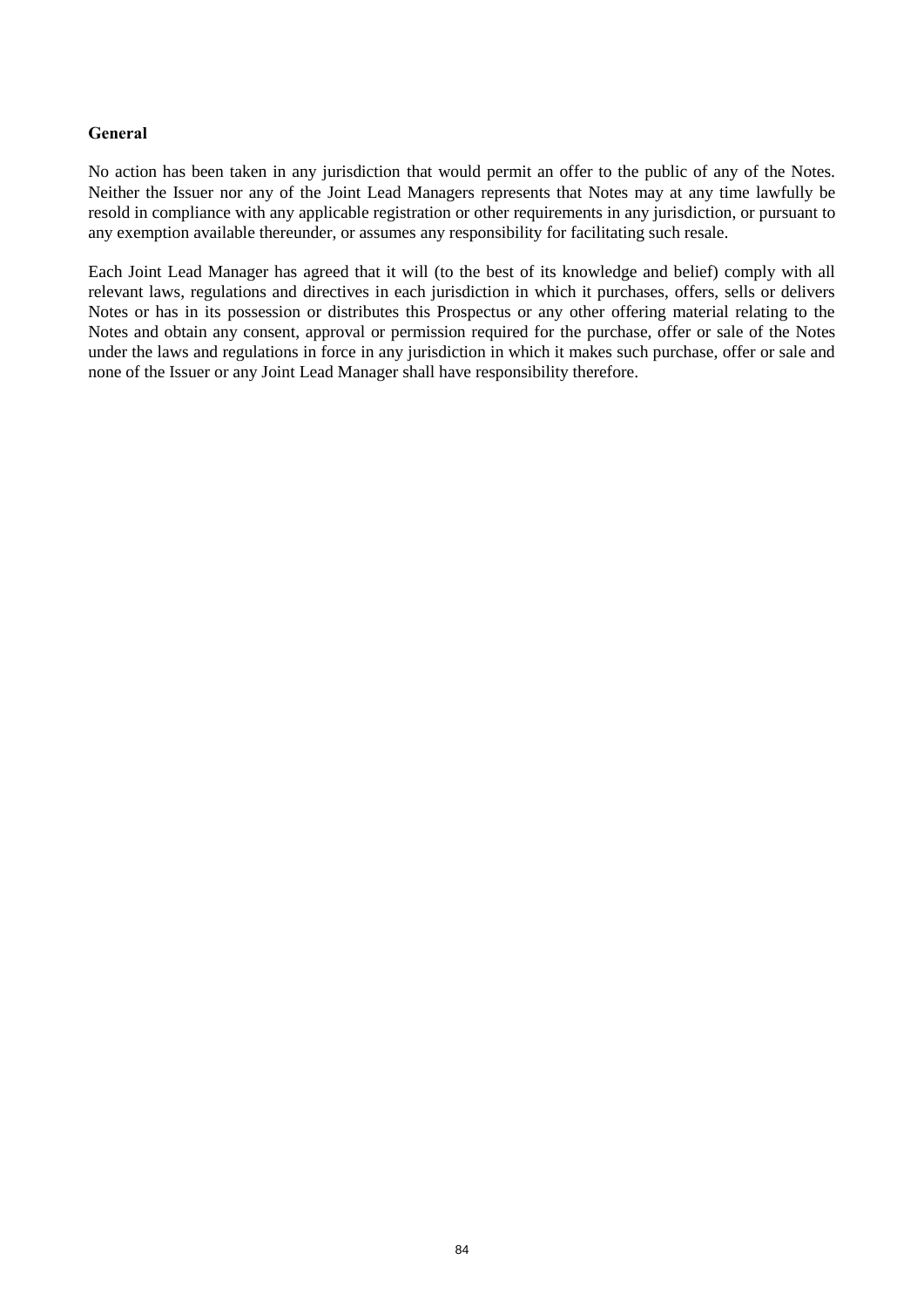## General

No action has been taken in any jurisdiction that would permit an offer to the public of any of the Notes. Neither the Issuer nor any of the Joint Lead Managers represents that Notes may at any time lawfully be resold in compliance with any applicable registration or other requirements in any jurisdiction, or pursuant to any exemption available thereunder, or assumes any responsibility for facilitating such resale.

Each Joint Lead Manager has agreed that it will (to the best of its knowledge and belief) comply with all relevant laws, regulations and directives in each jurisdiction in which it purchases, offers, sells or delivers Notes or has in its possession or distributes this Prospectus or any other offering material relating to the Notes and obtain any consent, approval or permission required for the purchase, offer or sale of the Notes under the laws and regulations in force in any jurisdiction in which it makes such purchase, offer or sale and none of the Issuer or any Joint Lead Manager shall have responsibility therefore.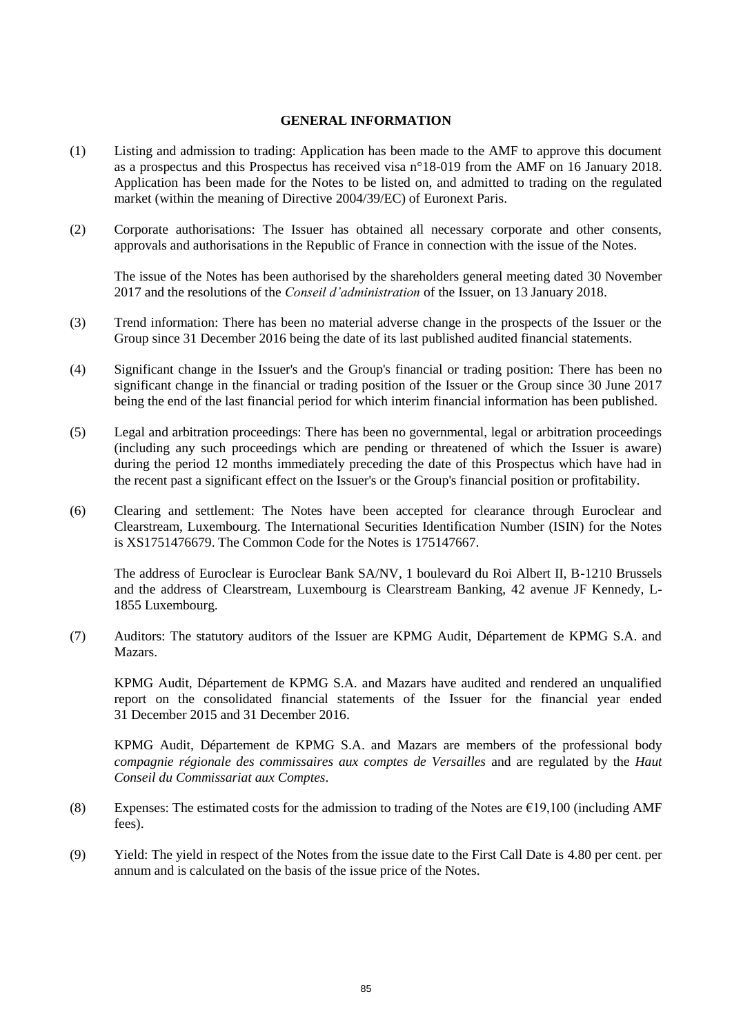# GENERAL INFORMATION

(1) Listing and admission to trading: Application has been made to the AMF to approve this document as a prospectus and this Prospectus has received visa n°18-019 from the AMF on 16 January 2018. Application has been made for the Notes to be listed on, and admitted to trading on the regulated market (within the meaning of Directive 2004/39/EC) of Euronext Paris.

(2) Corporate authorisations: The Issuer has obtained all necessary corporate and other consents, approvals and authorisations in the Republic of France in connection with the issue of the Notes.

The issue of the Notes has been authorised by the shareholders general meeting dated 30 November 2017 and the resolutions of the *Conseil d'administration* of the Issuer, on 13 January 2018.

(3) Trend information: There has been no material adverse change in the prospects of the Issuer or the Group since 31 December 2016 being the date of its last published audited financial statements.

(4) Significant change in the Issuer's and the Group's financial or trading position: There has been no significant change in the financial or trading position of the Issuer or the Group since 30 June 2017 being the end of the last financial period for which interim financial information has been published.

(5) Legal and arbitration proceedings: There has been no governmental, legal or arbitration proceedings (including any such proceedings which are pending or threatened of which the Issuer is aware) during the period 12 months immediately preceding the date of this Prospectus which have had in the recent past a significant effect on the Issuer's or the Group's financial position or profitability.

(6) Clearing and settlement: The Notes have been accepted for clearance through Euroclear and Clearstream, Luxembourg. The International Securities Identification Number (ISIN) for the Notes is XS1751476679. The Common Code for the Notes is 175147667.

The address of Euroclear is Euroclear Bank SA/NV, 1 boulevard du Roi Albert II, B-1210 Brussels and the address of Clearstream, Luxembourg is Clearstream Banking, 42 avenue JF Kennedy, L-1855 Luxembourg.

(7) Auditors: The statutory auditors of the Issuer are KPMG Audit, Département de KPMG S.A. and Mazars.

KPMG Audit, Département de KPMG S.A. and Mazars have audited and rendered an unqualified report on the consolidated financial statements of the Issuer for the financial year ended 31 December 2015 and 31 December 2016.

KPMG Audit, Département de KPMG S.A. and Mazars are members of the professional body *compagnie régionale des commissaires aux comptes de Versailles* and are regulated by the *Haut Conseil du Commissariat aux Comptes*.

(8) Expenses: The estimated costs for the admission to trading of the Notes are €19,100 (including AMF fees).

(9) Yield: The yield in respect of the Notes from the issue date to the First Call Date is 4.80 per cent. per annum and is calculated on the basis of the issue price of the Notes.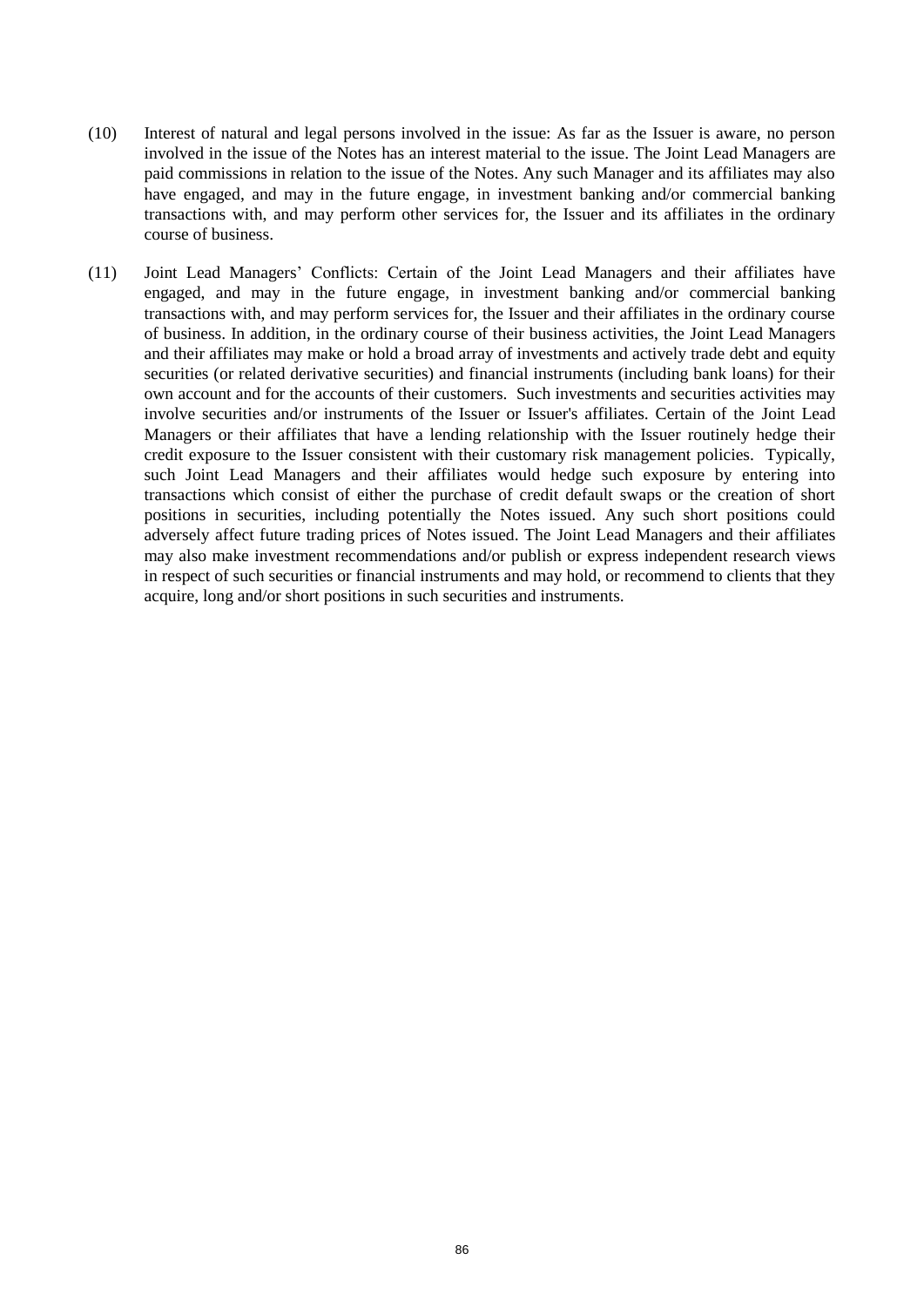(10) Interest of natural and legal persons involved in the issue: As far as the Issuer is aware, no person involved in the issue of the Notes has an interest material to the issue. The Joint Lead Managers are paid commissions in relation to the issue of the Notes. Any such Manager and its affiliates may also have engaged, and may in the future engage, in investment banking and/or commercial banking transactions with, and may perform other services for, the Issuer and its affiliates in the ordinary course of business.

(11) Joint Lead Managers' Conflicts: Certain of the Joint Lead Managers and their affiliates have engaged, and may in the future engage, in investment banking and/or commercial banking transactions with, and may perform services for, the Issuer and their affiliates in the ordinary course of business. In addition, in the ordinary course of their business activities, the Joint Lead Managers and their affiliates may make or hold a broad array of investments and actively trade debt and equity securities (or related derivative securities) and financial instruments (including bank loans) for their own account and for the accounts of their customers. Such investments and securities activities may involve securities and/or instruments of the Issuer or Issuer's affiliates. Certain of the Joint Lead Managers or their affiliates that have a lending relationship with the Issuer routinely hedge their credit exposure to the Issuer consistent with their customary risk management policies. Typically, such Joint Lead Managers and their affiliates would hedge such exposure by entering into transactions which consist of either the purchase of credit default swaps or the creation of short positions in securities, including potentially the Notes issued. Any such short positions could adversely affect future trading prices of Notes issued. The Joint Lead Managers and their affiliates may also make investment recommendations and/or publish or express independent research views in respect of such securities or financial instruments and may hold, or recommend to clients that they acquire, long and/or short positions in such securities and instruments.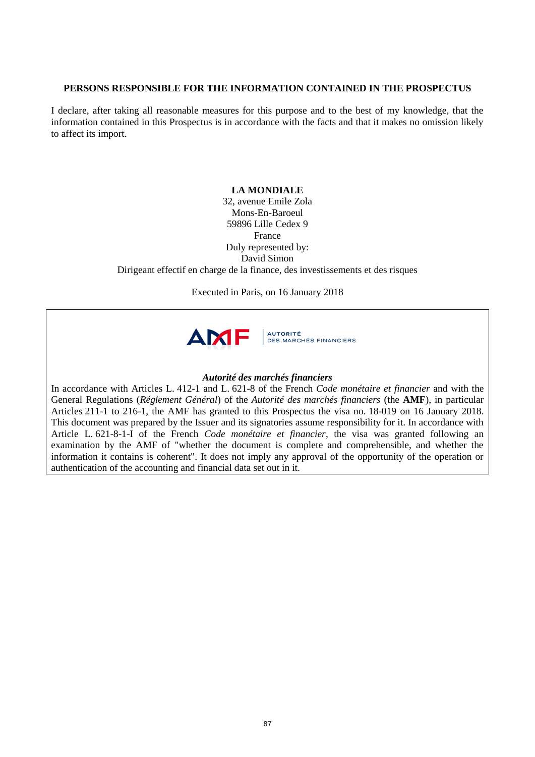## PERSONS RESPONSIBLE FOR THE INFORMATION CONTAINED IN THE PROSPECTUS

I declare, after taking all reasonable measures for this purpose and to the best of my knowledge, that the information contained in this Prospectus is in accordance with the facts and that it makes no omission likely to affect its import.

**LA MONDIALE**
32, avenue Emile Zola
Mons-En-Baroeul
59896 Lille Cedex 9
France
Duly represented by:
David Simon
Dirigeant effectif en charge de la finance, des investissements et des risques

Executed in Paris, on 16 January 2018

AMF | AUTORITÉ DES MARCHÉS FINANCIERS

***Autorité des marchés financiers***

In accordance with Articles L. 412-1 and L. 621-8 of the French *Code monétaire et financier* and with the General Regulations (*Réglement Général*) of the *Autorité des marchés financiers* (the **AMF**), in particular Articles 211-1 to 216-1, the AMF has granted to this Prospectus the visa no. 18-019 on 16 January 2018. This document was prepared by the Issuer and its signatories assume responsibility for it. In accordance with Article L. 621-8-1-I of the French *Code monétaire et financier*, the visa was granted following an examination by the AMF of "whether the document is complete and comprehensible, and whether the information it contains is coherent". It does not imply any approval of the opportunity of the operation or authentication of the accounting and financial data set out in it.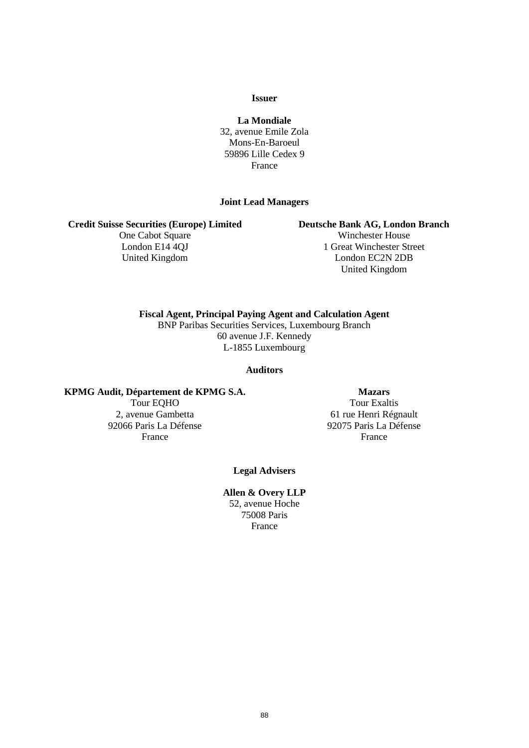**Issuer**

**La Mondiale**
32, avenue Emile Zola
Mons-En-Baroeul
59896 Lille Cedex 9
France

**Joint Lead Managers**

**Credit Suisse Securities (Europe) Limited**
One Cabot Square
London E14 4QJ
United Kingdom

**Deutsche Bank AG, London Branch**
Winchester House
1 Great Winchester Street
London EC2N 2DB
United Kingdom

**Fiscal Agent, Principal Paying Agent and Calculation Agent**
BNP Paribas Securities Services, Luxembourg Branch
60 avenue J.F. Kennedy
L-1855 Luxembourg

**Auditors**

**KPMG Audit, Département de KPMG S.A.**
Tour EQHO
2, avenue Gambetta
92066 Paris La Défense
France

**Mazars**
Tour Exaltis
61 rue Henri Régnault
92075 Paris La Défense
France

**Legal Advisers**

**Allen & Overy LLP**
52, avenue Hoche
75008 Paris
France